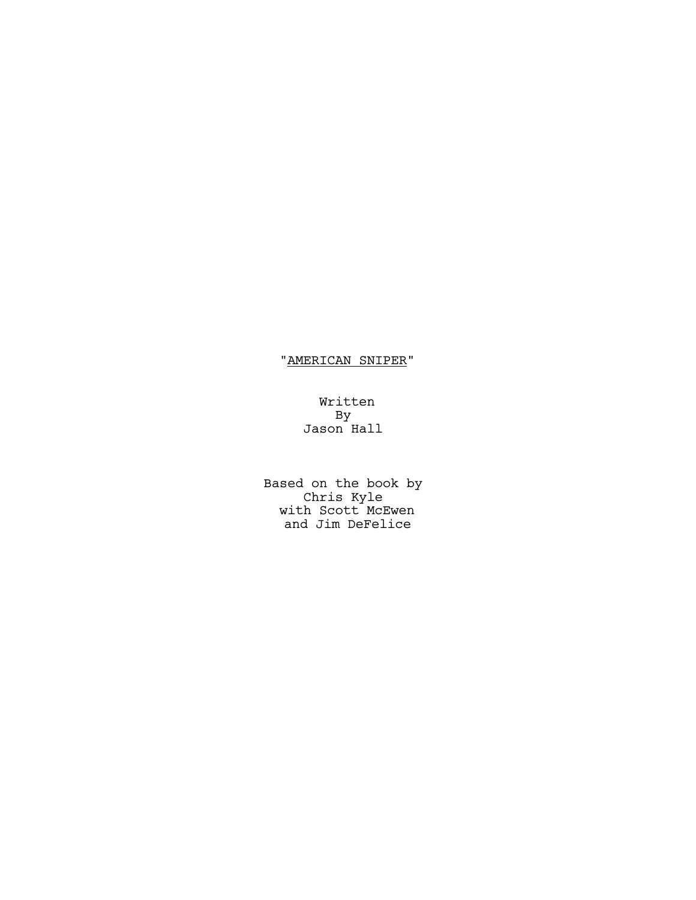"<u>AMERICAN SNIPER</u>"

Written
By
Jason Hall

Based on the book by
Chris Kyle
with Scott McEwen
and Jim DeFelice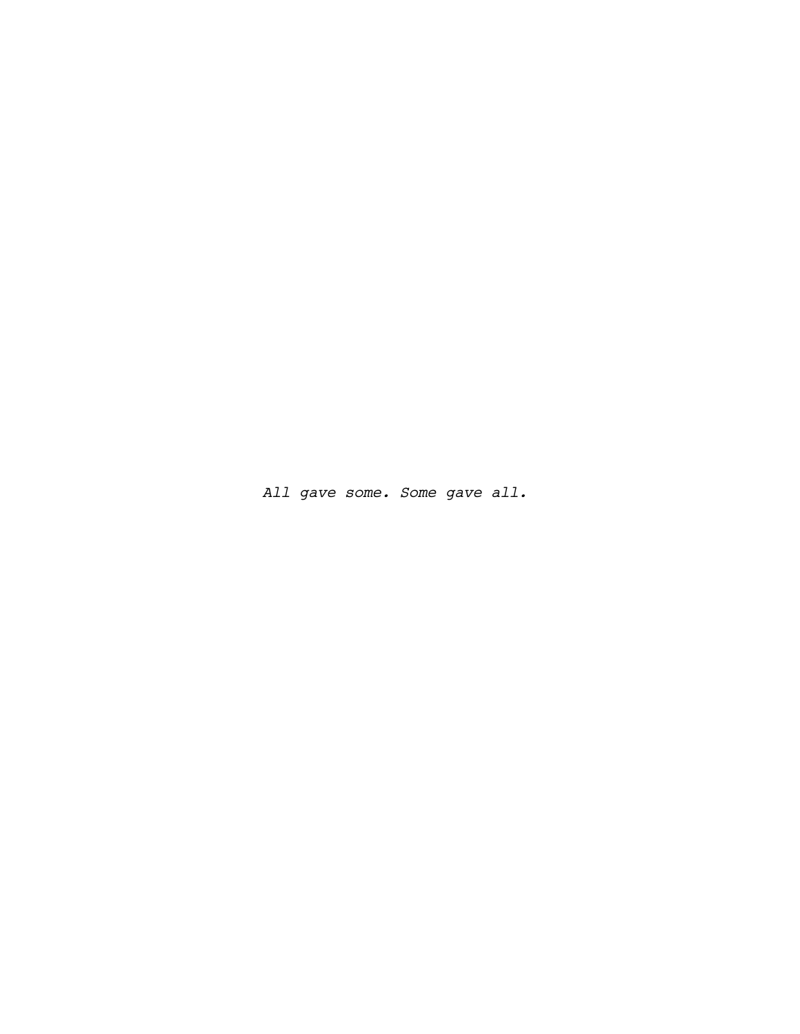*All gave some. Some gave all.*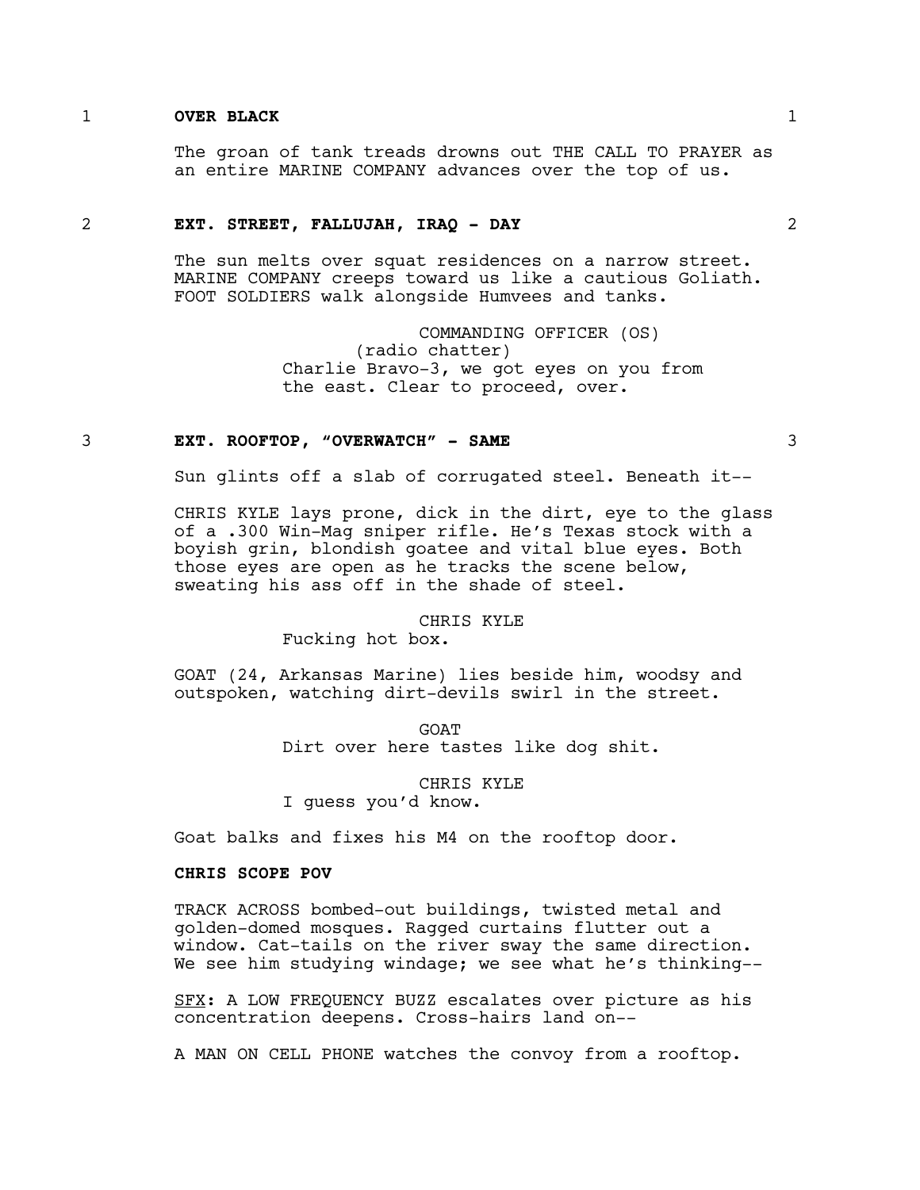1 **OVER BLACK** 1

The groan of tank treads drowns out THE CALL TO PRAYER as an entire MARINE COMPANY advances over the top of us.

2 **EXT. STREET, FALLUJAH, IRAQ - DAY** 2

The sun melts over squat residences on a narrow street. MARINE COMPANY creeps toward us like a cautious Goliath. FOOT SOLDIERS walk alongside Humvees and tanks.

COMMANDING OFFICER (OS)
(radio chatter)
Charlie Bravo-3, we got eyes on you from the east. Clear to proceed, over.

3 **EXT. ROOFTOP, "OVERWATCH" - SAME** 3

Sun glints off a slab of corrugated steel. Beneath it--

CHRIS KYLE lays prone, dick in the dirt, eye to the glass of a .300 Win-Mag sniper rifle. He's Texas stock with a boyish grin, blondish goatee and vital blue eyes. Both those eyes are open as he tracks the scene below, sweating his ass off in the shade of steel.

CHRIS KYLE
Fucking hot box.

GOAT (24, Arkansas Marine) lies beside him, woodsy and outspoken, watching dirt-devils swirl in the street.

GOAT
Dirt over here tastes like dog shit.

CHRIS KYLE
I guess you'd know.

Goat balks and fixes his M4 on the rooftop door.

**CHRIS SCOPE POV**

TRACK ACROSS bombed-out buildings, twisted metal and golden-domed mosques. Ragged curtains flutter out a window. Cat-tails on the river sway the same direction. We see him studying windage; we see what he's thinking--

SFX: A LOW FREQUENCY BUZZ escalates over picture as his concentration deepens. Cross-hairs land on--

A MAN ON CELL PHONE watches the convoy from a rooftop.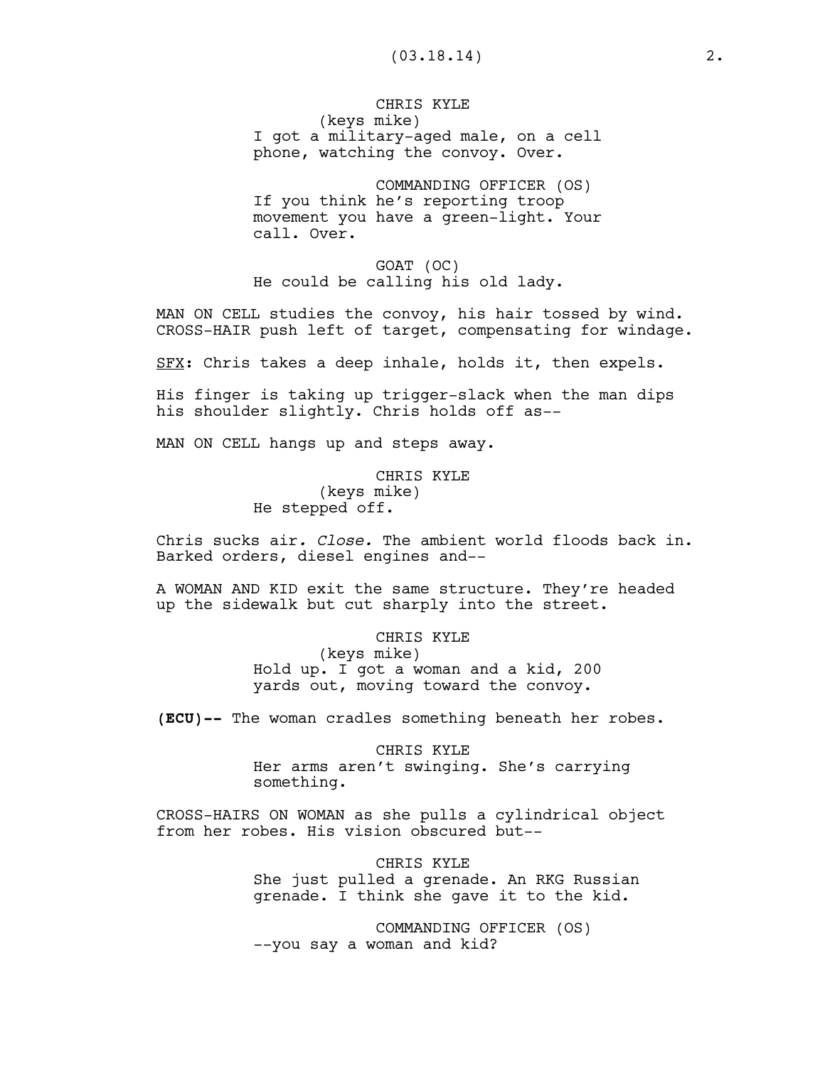CHRIS KYLE
(keys mike)
I got a military-aged male, on a cell phone, watching the convoy. Over.

COMMANDING OFFICER (OS)
If you think he's reporting troop movement you have a green-light. Your call. Over.

GOAT (OC)
He could be calling his old lady.

MAN ON CELL studies the convoy, his hair tossed by wind. CROSS-HAIR push left of target, compensating for windage.

<u>SFX</u>**:** Chris takes a deep inhale, holds it, then expels.

His finger is taking up trigger-slack when the man dips his shoulder slightly. Chris holds off as--

MAN ON CELL hangs up and steps away.

CHRIS KYLE
(keys mike)
He stepped off.

Chris sucks air*. Close.* The ambient world floods back in. Barked orders, diesel engines and--

A WOMAN AND KID exit the same structure. They're headed up the sidewalk but cut sharply into the street.

CHRIS KYLE
(keys mike)
Hold up. I got a woman and a kid, 200 yards out, moving toward the convoy.

**(ECU)--** The woman cradles something beneath her robes.

CHRIS KYLE
Her arms aren't swinging. She's carrying something.

CROSS-HAIRS ON WOMAN as she pulls a cylindrical object from her robes. His vision obscured but--

CHRIS KYLE
She just pulled a grenade. An RKG Russian grenade. I think she gave it to the kid.

COMMANDING OFFICER (OS)
--you say a woman and kid?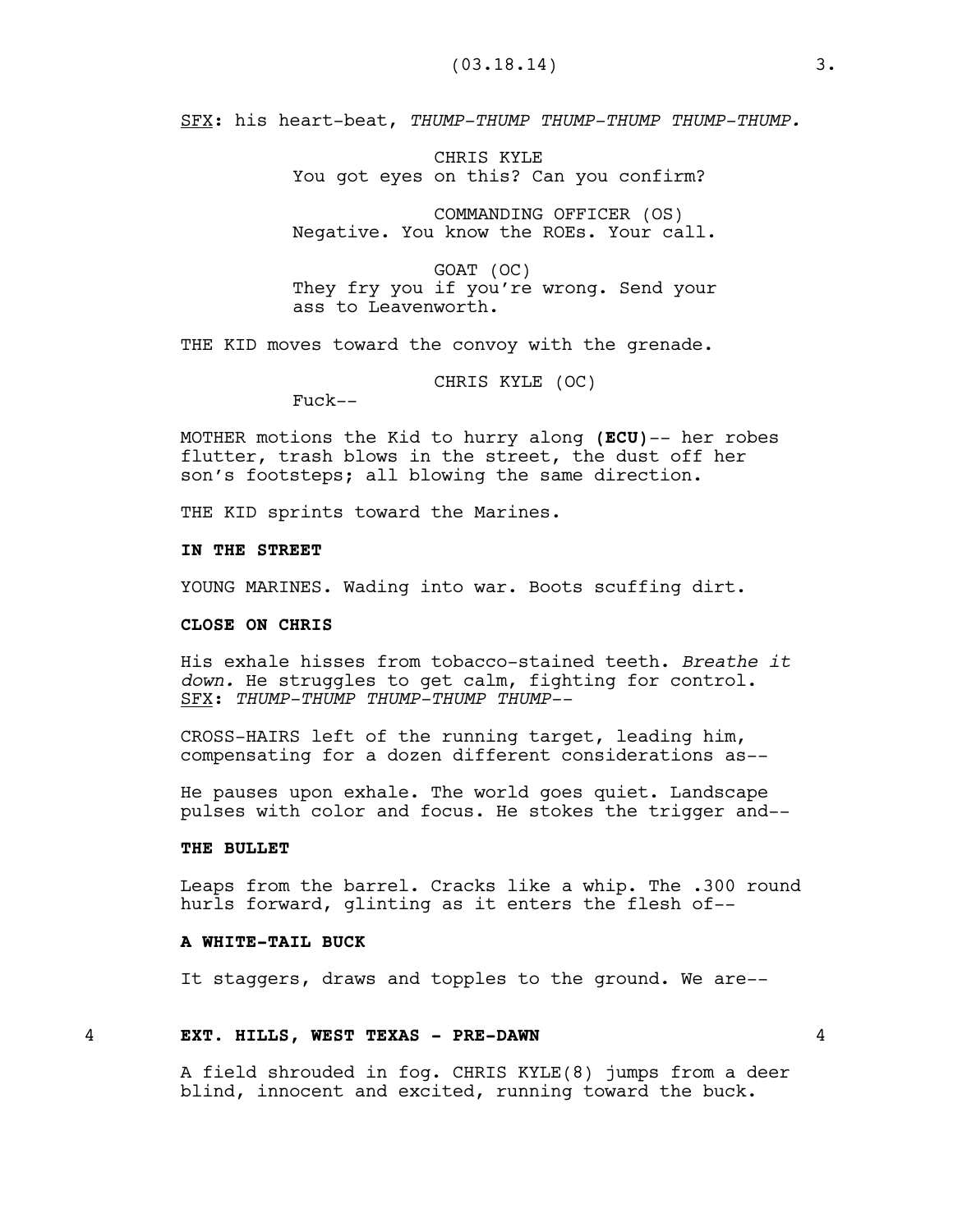<u>SFX</u>: his heart-beat, *THUMP-THUMP THUMP-THUMP THUMP-THUMP.*

CHRIS KYLE
You got eyes on this? Can you confirm?

COMMANDING OFFICER (OS)
Negative. You know the ROEs. Your call.

GOAT (OC)
They fry you if you're wrong. Send your ass to Leavenworth.

THE KID moves toward the convoy with the grenade.

CHRIS KYLE (OC)
Fuck--

MOTHER motions the Kid to hurry along **(ECU)**-- her robes flutter, trash blows in the street, the dust off her son's footsteps; all blowing the same direction.

THE KID sprints toward the Marines.

**IN THE STREET**

YOUNG MARINES. Wading into war. Boots scuffing dirt.

**CLOSE ON CHRIS**

His exhale hisses from tobacco-stained teeth. *Breathe it down.* He struggles to get calm, fighting for control. <u>SFX</u>: *THUMP-THUMP THUMP-THUMP THUMP--*

CROSS-HAIRS left of the running target, leading him, compensating for a dozen different considerations as--

He pauses upon exhale. The world goes quiet. Landscape pulses with color and focus. He stokes the trigger and--

**THE BULLET**

Leaps from the barrel. Cracks like a whip. The .300 round hurls forward, glinting as it enters the flesh of--

**A WHITE-TAIL BUCK**

It staggers, draws and topples to the ground. We are--

4 **EXT. HILLS, WEST TEXAS - PRE-DAWN** 4

A field shrouded in fog. CHRIS KYLE(8) jumps from a deer blind, innocent and excited, running toward the buck.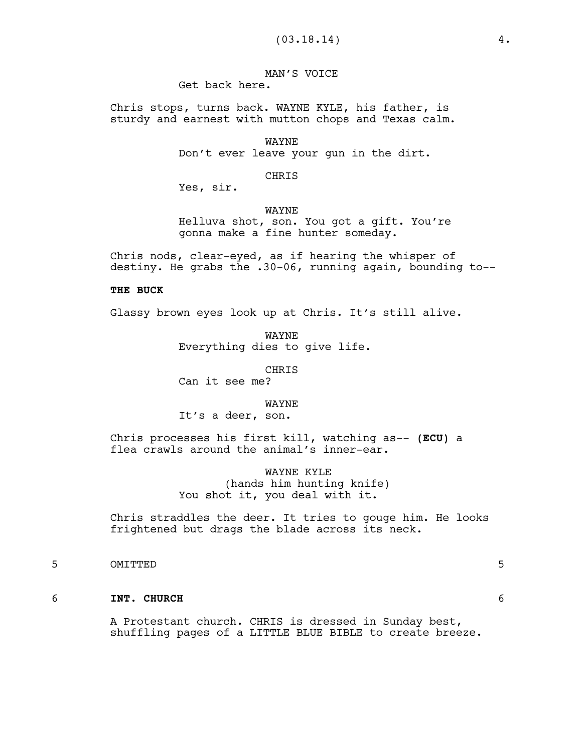MAN'S VOICE
Get back here.

Chris stops, turns back. WAYNE KYLE, his father, is sturdy and earnest with mutton chops and Texas calm.

WAYNE
Don't ever leave your gun in the dirt.

CHRIS
Yes, sir.

WAYNE
Helluva shot, son. You got a gift. You're gonna make a fine hunter someday.

Chris nods, clear-eyed, as if hearing the whisper of destiny. He grabs the .30-06, running again, bounding to--

**THE BUCK**

Glassy brown eyes look up at Chris. It's still alive.

WAYNE
Everything dies to give life.

CHRIS
Can it see me?

WAYNE
It's a deer, son.

Chris processes his first kill, watching as-- **(ECU)** a flea crawls around the animal's inner-ear.

WAYNE KYLE
(hands him hunting knife)
You shot it, you deal with it.

Chris straddles the deer. It tries to gouge him. He looks frightened but drags the blade across its neck.

5 OMITTED 5

6 **INT. CHURCH** 6

A Protestant church. CHRIS is dressed in Sunday best, shuffling pages of a LITTLE BLUE BIBLE to create breeze.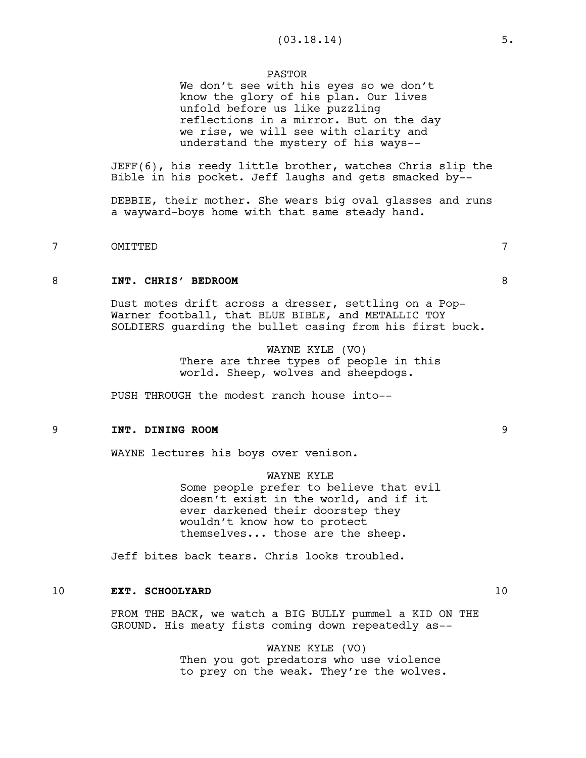PASTOR

We don't see with his eyes so we don't know the glory of his plan. Our lives unfold before us like puzzling reflections in a mirror. But on the day we rise, we will see with clarity and understand the mystery of his ways--

JEFF(6), his reedy little brother, watches Chris slip the Bible in his pocket. Jeff laughs and gets smacked by--

DEBBIE, their mother. She wears big oval glasses and runs a wayward-boys home with that same steady hand.

7 OMITTED 7

8 **INT. CHRIS' BEDROOM** 8

Dust motes drift across a dresser, settling on a Pop-Warner football, that BLUE BIBLE, and METALLIC TOY SOLDIERS guarding the bullet casing from his first buck.

WAYNE KYLE (VO)

There are three types of people in this world. Sheep, wolves and sheepdogs.

PUSH THROUGH the modest ranch house into--

9 **INT. DINING ROOM** 9

WAYNE lectures his boys over venison.

WAYNE KYLE

Some people prefer to believe that evil doesn't exist in the world, and if it ever darkened their doorstep they wouldn't know how to protect themselves... those are the sheep.

Jeff bites back tears. Chris looks troubled.

10 **EXT. SCHOOLYARD** 10

FROM THE BACK, we watch a BIG BULLY pummel a KID ON THE GROUND. His meaty fists coming down repeatedly as--

WAYNE KYLE (VO)

Then you got predators who use violence to prey on the weak. They're the wolves.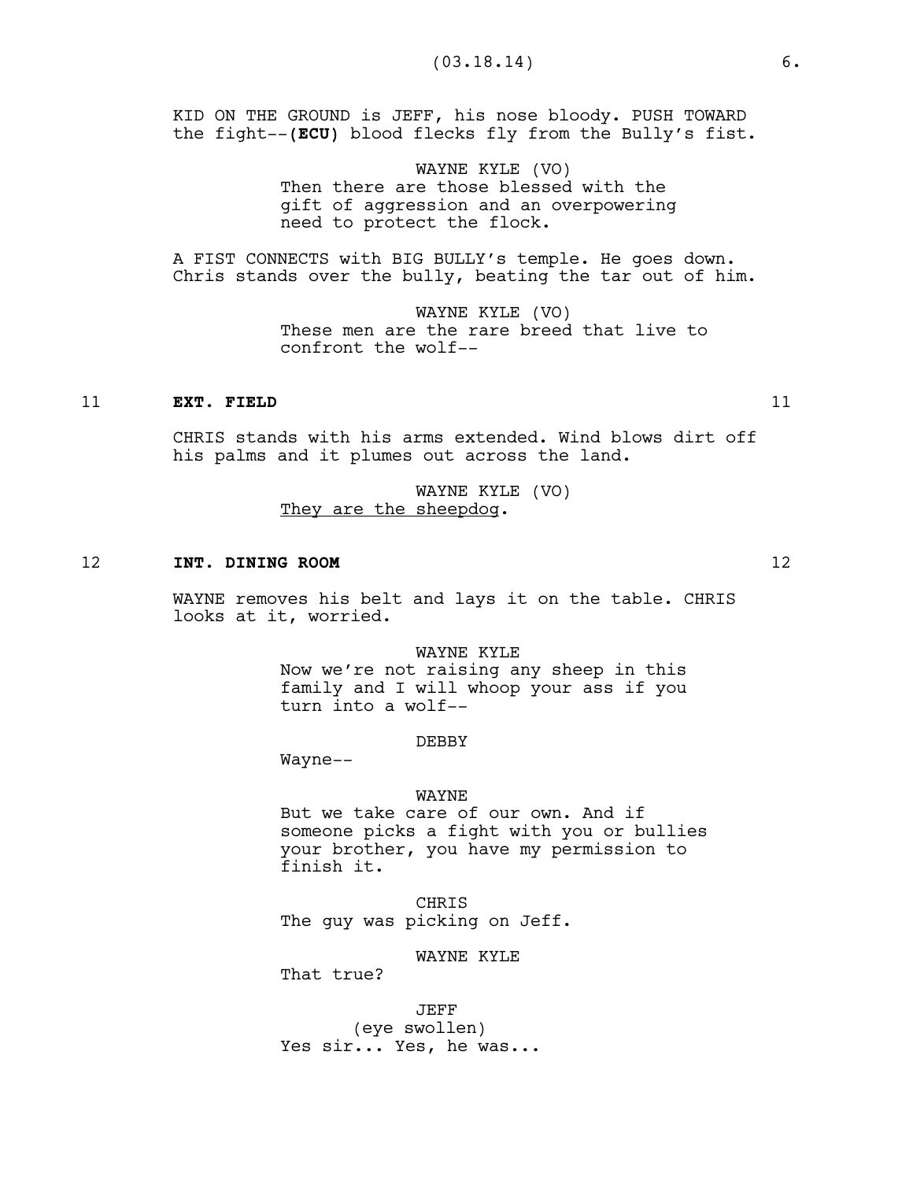KID ON THE GROUND is JEFF, his nose bloody. PUSH TOWARD the fight--**(ECU)** blood flecks fly from the Bully's fist.

WAYNE KYLE (VO)
Then there are those blessed with the gift of aggression and an overpowering need to protect the flock.

A FIST CONNECTS with BIG BULLY's temple. He goes down. Chris stands over the bully, beating the tar out of him.

WAYNE KYLE (VO)
These men are the rare breed that live to confront the wolf--

11 **EXT. FIELD** 11

CHRIS stands with his arms extended. Wind blows dirt off his palms and it plumes out across the land.

WAYNE KYLE (VO)
<u>They are the sheepdog</u>.

12 **INT. DINING ROOM** 12

WAYNE removes his belt and lays it on the table. CHRIS looks at it, worried.

WAYNE KYLE
Now we're not raising any sheep in this family and I will whoop your ass if you turn into a wolf--

DEBBY
Wayne--

WAYNE
But we take care of our own. And if someone picks a fight with you or bullies your brother, you have my permission to finish it.

CHRIS
The guy was picking on Jeff.

WAYNE KYLE
That true?

JEFF
(eye swollen)
Yes sir... Yes, he was...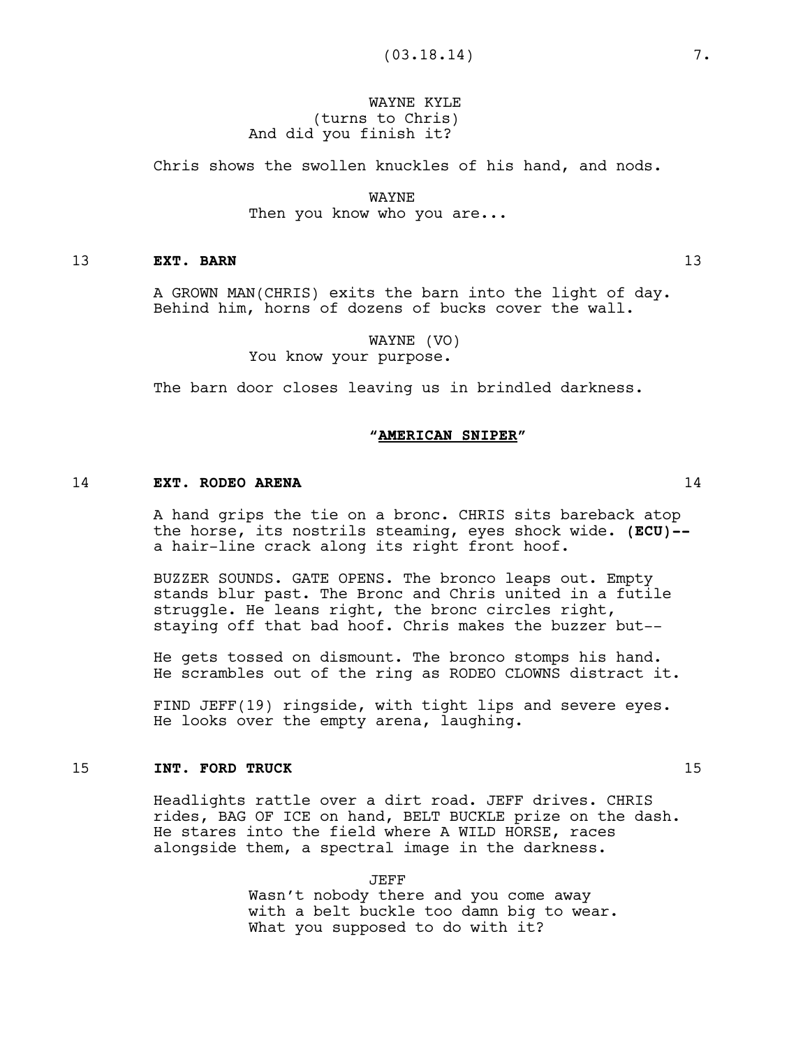WAYNE KYLE
(turns to Chris)
And did you finish it?

Chris shows the swollen knuckles of his hand, and nods.

WAYNE
Then you know who you are...

13 **EXT. BARN** 13

A GROWN MAN(CHRIS) exits the barn into the light of day. Behind him, horns of dozens of bucks cover the wall.

WAYNE (VO)
You know your purpose.

The barn door closes leaving us in brindled darkness.

**"<u>AMERICAN SNIPER</u>"**

14 **EXT. RODEO ARENA** 14

A hand grips the tie on a bronc. CHRIS sits bareback atop the horse, its nostrils steaming, eyes shock wide. **(ECU)--** a hair-line crack along its right front hoof.

BUZZER SOUNDS. GATE OPENS. The bronco leaps out. Empty stands blur past. The Bronc and Chris united in a futile struggle. He leans right, the bronc circles right, staying off that bad hoof. Chris makes the buzzer but--

He gets tossed on dismount. The bronco stomps his hand. He scrambles out of the ring as RODEO CLOWNS distract it.

FIND JEFF(19) ringside, with tight lips and severe eyes. He looks over the empty arena, laughing.

15 **INT. FORD TRUCK** 15

Headlights rattle over a dirt road. JEFF drives. CHRIS rides, BAG OF ICE on hand, BELT BUCKLE prize on the dash. He stares into the field where A WILD HORSE, races alongside them, a spectral image in the darkness.

JEFF
Wasn't nobody there and you come away with a belt buckle too damn big to wear. What you supposed to do with it?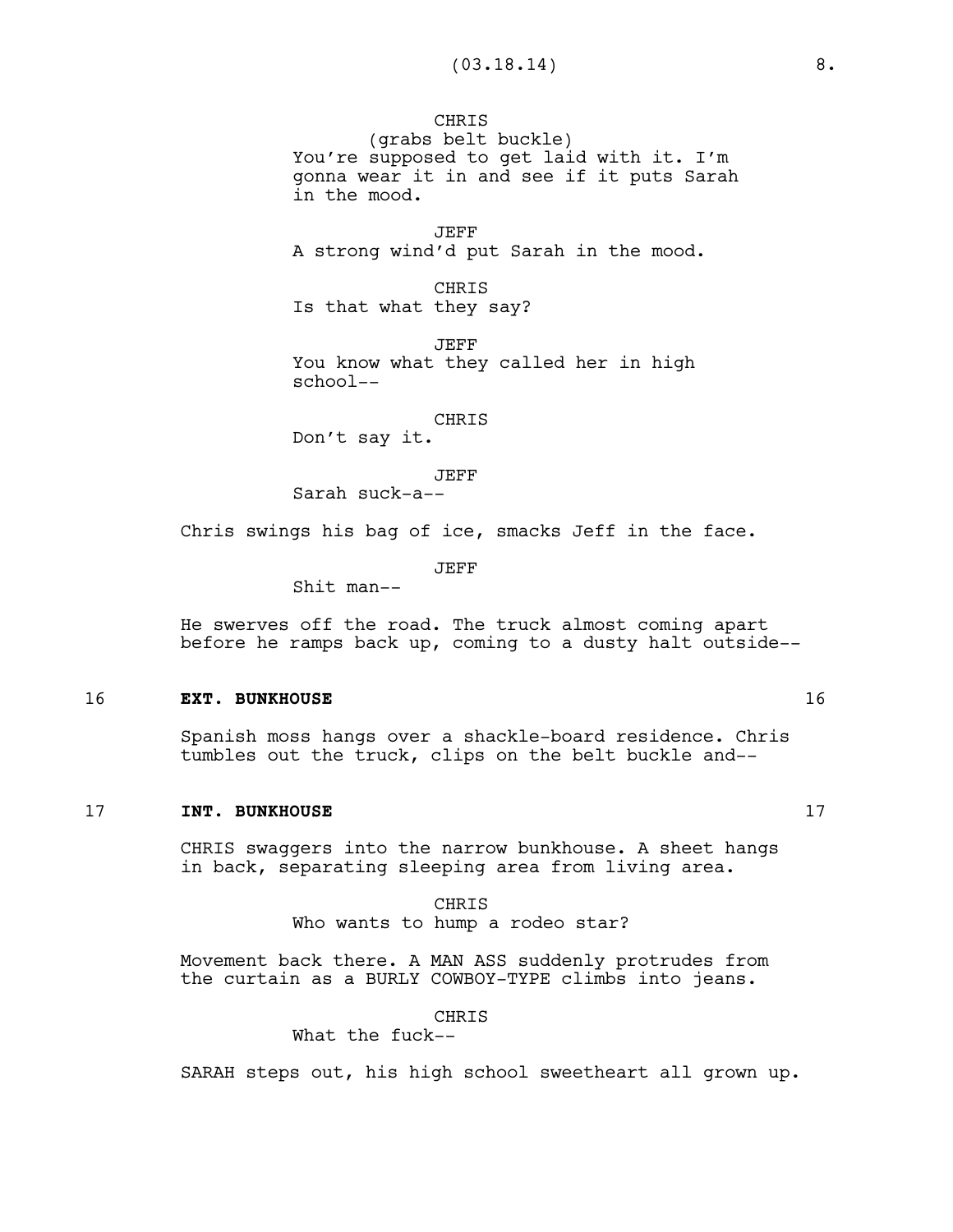CHRIS
(grabs belt buckle)
You're supposed to get laid with it. I'm gonna wear it in and see if it puts Sarah in the mood.

JEFF
A strong wind'd put Sarah in the mood.

CHRIS
Is that what they say?

JEFF
You know what they called her in high school--

CHRIS
Don't say it.

JEFF
Sarah suck-a--

Chris swings his bag of ice, smacks Jeff in the face.

JEFF
Shit man--

He swerves off the road. The truck almost coming apart before he ramps back up, coming to a dusty halt outside--

16 **EXT. BUNKHOUSE** 16

Spanish moss hangs over a shackle-board residence. Chris tumbles out the truck, clips on the belt buckle and--

17 **INT. BUNKHOUSE** 17

CHRIS swaggers into the narrow bunkhouse. A sheet hangs in back, separating sleeping area from living area.

CHRIS
Who wants to hump a rodeo star?

Movement back there. A MAN ASS suddenly protrudes from the curtain as a BURLY COWBOY-TYPE climbs into jeans.

CHRIS
What the fuck--

SARAH steps out, his high school sweetheart all grown up.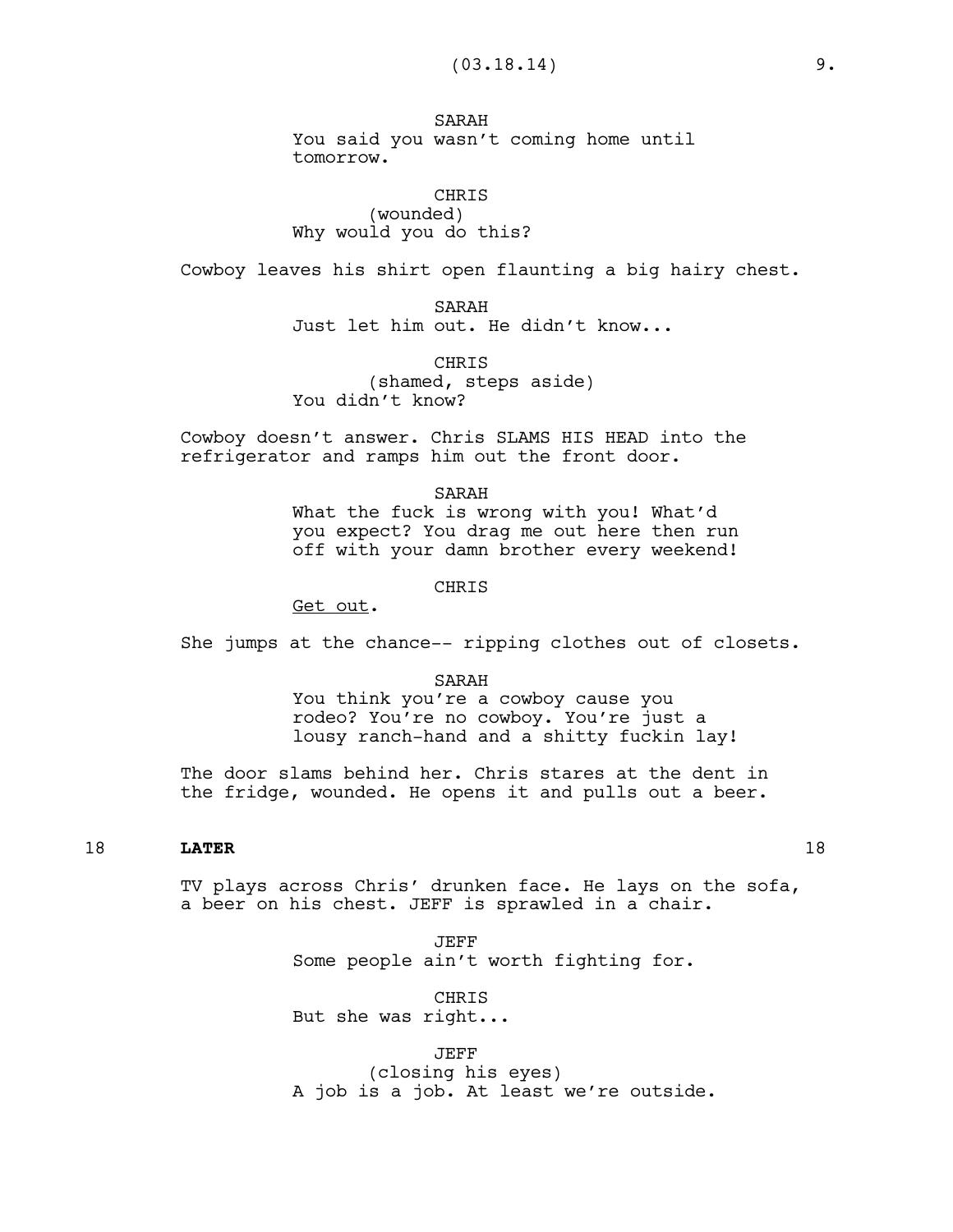SARAH
You said you wasn't coming home until tomorrow.

CHRIS
(wounded)
Why would you do this?

Cowboy leaves his shirt open flaunting a big hairy chest.

SARAH
Just let him out. He didn't know...

CHRIS
(shamed, steps aside)
You didn't know?

Cowboy doesn't answer. Chris SLAMS HIS HEAD into the refrigerator and ramps him out the front door.

SARAH
What the fuck is wrong with you! What'd you expect? You drag me out here then run off with your damn brother every weekend!

CHRIS
Get out.

She jumps at the chance-- ripping clothes out of closets.

SARAH
You think you're a cowboy cause you rodeo? You're no cowboy. You're just a lousy ranch-hand and a shitty fuckin lay!

The door slams behind her. Chris stares at the dent in the fridge, wounded. He opens it and pulls out a beer.

18 **LATER** 18

TV plays across Chris' drunken face. He lays on the sofa, a beer on his chest. JEFF is sprawled in a chair.

JEFF
Some people ain't worth fighting for.

CHRIS
But she was right...

JEFF
(closing his eyes)
A job is a job. At least we're outside.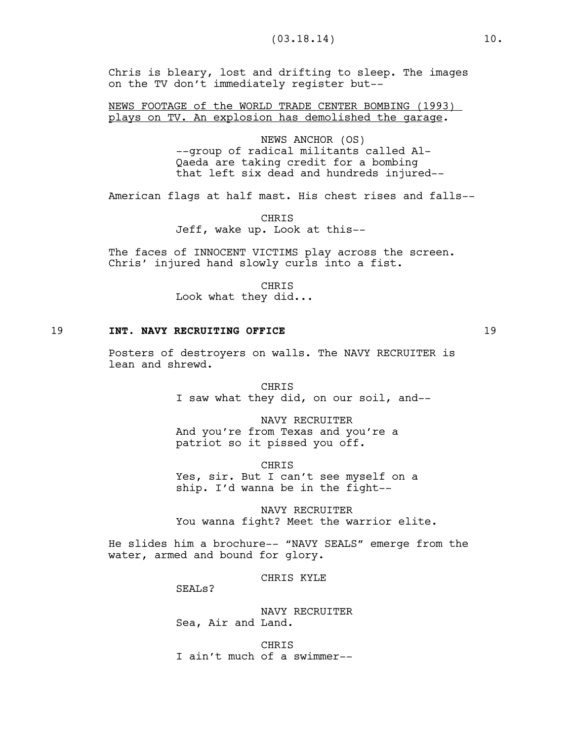Chris is bleary, lost and drifting to sleep. The images on the TV don't immediately register but--

NEWS FOOTAGE of the WORLD TRADE CENTER BOMBING (1993) plays on TV. An explosion has demolished the garage.

NEWS ANCHOR (OS)
--group of radical militants called Al-Qaeda are taking credit for a bombing that left six dead and hundreds injured--

American flags at half mast. His chest rises and falls--

CHRIS
Jeff, wake up. Look at this--

The faces of INNOCENT VICTIMS play across the screen. Chris' injured hand slowly curls into a fist.

CHRIS
Look what they did...

19 **INT. NAVY RECRUITING OFFICE** 19

Posters of destroyers on walls. The NAVY RECRUITER is lean and shrewd.

CHRIS
I saw what they did, on our soil, and--

NAVY RECRUITER
And you're from Texas and you're a patriot so it pissed you off.

CHRIS
Yes, sir. But I can't see myself on a ship. I'd wanna be in the fight--

NAVY RECRUITER
You wanna fight? Meet the warrior elite.

He slides him a brochure-- "NAVY SEALS" emerge from the water, armed and bound for glory.

CHRIS KYLE
SEALs?

NAVY RECRUITER
Sea, Air and Land.

CHRIS
I ain't much of a swimmer--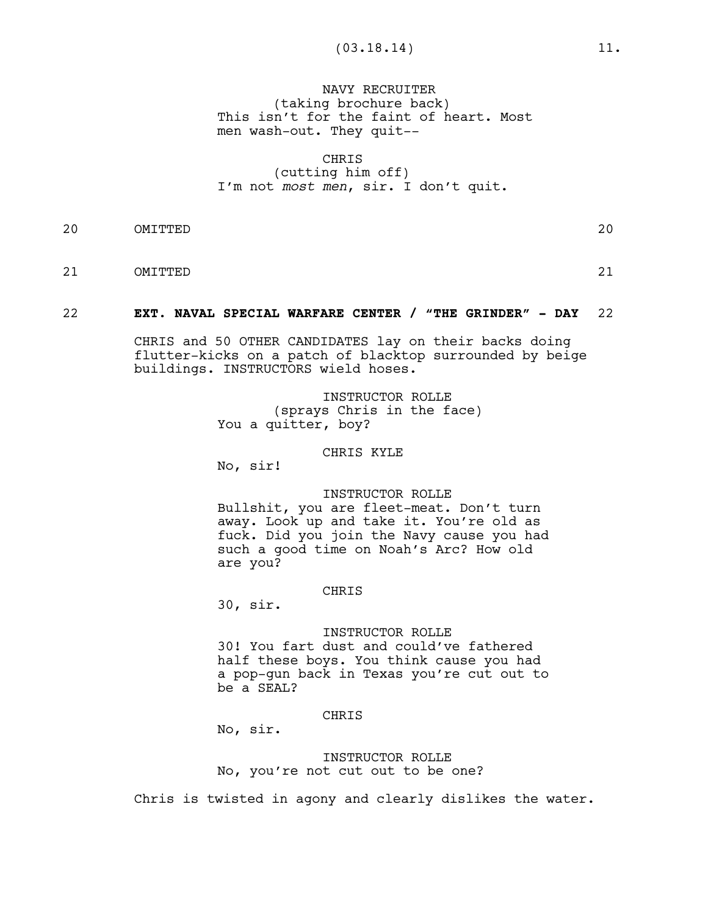NAVY RECRUITER
(taking brochure back)
This isn't for the faint of heart. Most men wash-out. They quit--

CHRIS
(cutting him off)
I'm not *most men*, sir. I don't quit.

20 OMITTED 20

21 OMITTED 21

22 **EXT. NAVAL SPECIAL WARFARE CENTER / "THE GRINDER" - DAY** 22

CHRIS and 50 OTHER CANDIDATES lay on their backs doing flutter-kicks on a patch of blacktop surrounded by beige buildings. INSTRUCTORS wield hoses.

INSTRUCTOR ROLLE
(sprays Chris in the face)
You a quitter, boy?

CHRIS KYLE
No, sir!

INSTRUCTOR ROLLE
Bullshit, you are fleet-meat. Don't turn away. Look up and take it. You're old as fuck. Did you join the Navy cause you had such a good time on Noah's Arc? How old are you?

CHRIS
30, sir.

INSTRUCTOR ROLLE
30! You fart dust and could've fathered half these boys. You think cause you had a pop-gun back in Texas you're cut out to be a SEAL?

CHRIS
No, sir.

INSTRUCTOR ROLLE
No, you're not cut out to be one?

Chris is twisted in agony and clearly dislikes the water.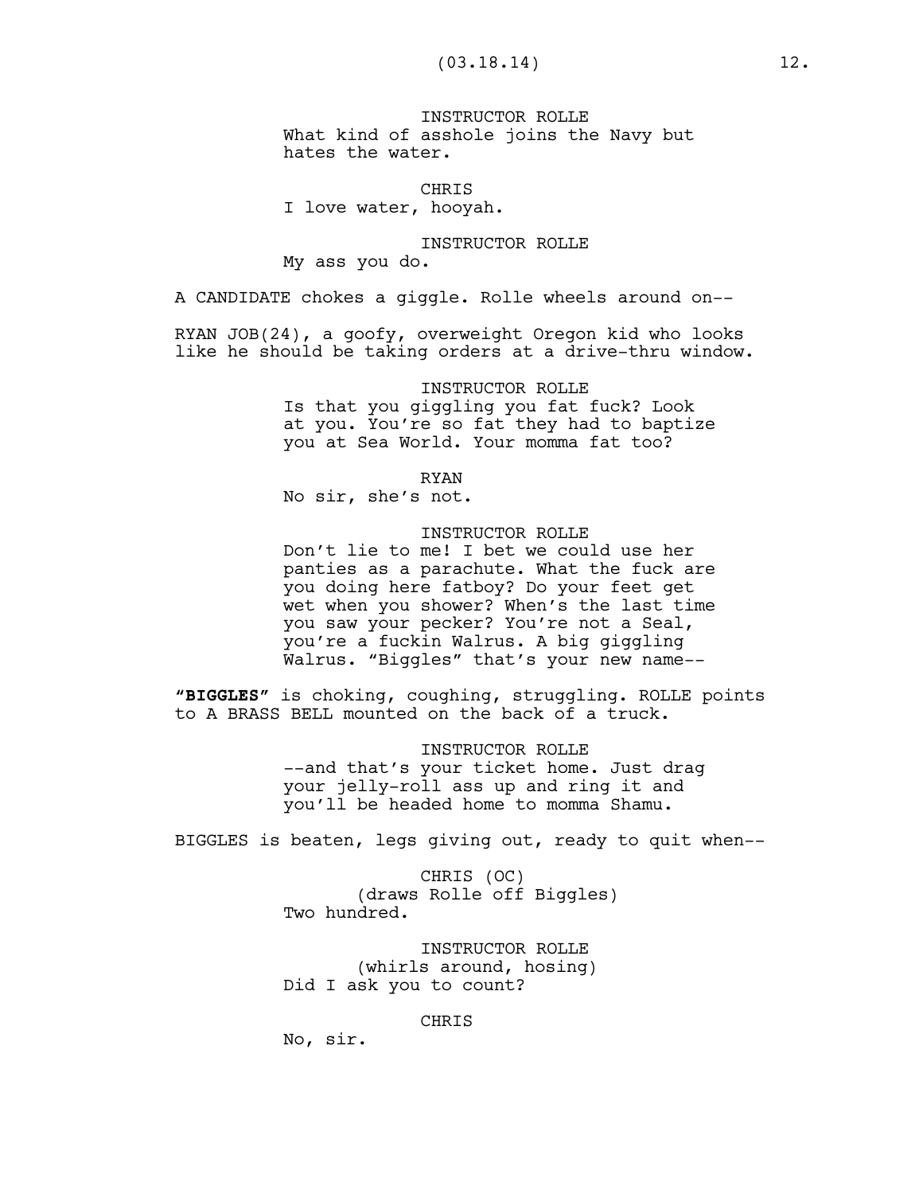INSTRUCTOR ROLLE
What kind of asshole joins the Navy but hates the water.

CHRIS
I love water, hooyah.

INSTRUCTOR ROLLE
My ass you do.

A CANDIDATE chokes a giggle. Rolle wheels around on--

RYAN JOB(24), a goofy, overweight Oregon kid who looks like he should be taking orders at a drive-thru window.

INSTRUCTOR ROLLE
Is that you giggling you fat fuck? Look at you. You're so fat they had to baptize you at Sea World. Your momma fat too?

RYAN
No sir, she's not.

INSTRUCTOR ROLLE
Don't lie to me! I bet we could use her panties as a parachute. What the fuck are you doing here fatboy? Do your feet get wet when you shower? When's the last time you saw your pecker? You're not a Seal, you're a fuckin Walrus. A big giggling Walrus. "Biggles" that's your new name--

**"BIGGLES"** is choking, coughing, struggling. ROLLE points to A BRASS BELL mounted on the back of a truck.

INSTRUCTOR ROLLE
--and that's your ticket home. Just drag your jelly-roll ass up and ring it and you'll be headed home to momma Shamu.

BIGGLES is beaten, legs giving out, ready to quit when--

CHRIS (OC)
(draws Rolle off Biggles)
Two hundred.

INSTRUCTOR ROLLE
(whirls around, hosing)
Did I ask you to count?

CHRIS
No, sir.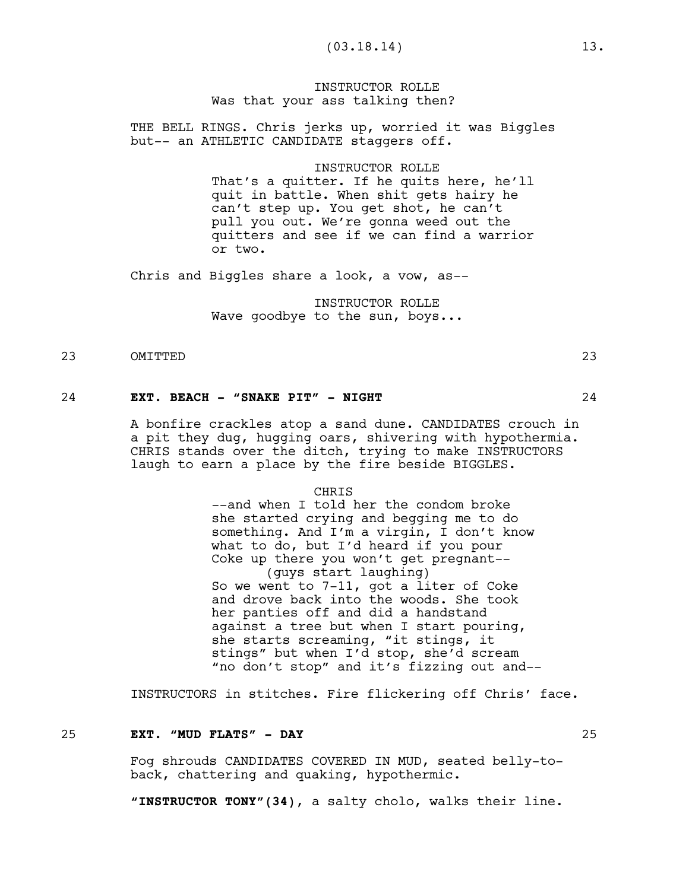INSTRUCTOR ROLLE
Was that your ass talking then?

THE BELL RINGS. Chris jerks up, worried it was Biggles but-- an ATHLETIC CANDIDATE staggers off.

INSTRUCTOR ROLLE
That's a quitter. If he quits here, he'll quit in battle. When shit gets hairy he can't step up. You get shot, he can't pull you out. We're gonna weed out the quitters and see if we can find a warrior or two.

Chris and Biggles share a look, a vow, as--

INSTRUCTOR ROLLE
Wave goodbye to the sun, boys...

23 OMITTED 23

24 **EXT. BEACH - "SNAKE PIT" - NIGHT** 24

A bonfire crackles atop a sand dune. CANDIDATES crouch in a pit they dug, hugging oars, shivering with hypothermia. CHRIS stands over the ditch, trying to make INSTRUCTORS laugh to earn a place by the fire beside BIGGLES.

CHRIS
--and when I told her the condom broke she started crying and begging me to do something. And I'm a virgin, I don't know what to do, but I'd heard if you pour Coke up there you won't get pregnant--
(guys start laughing)
So we went to 7-11, got a liter of Coke and drove back into the woods. She took her panties off and did a handstand against a tree but when I start pouring, she starts screaming, "it stings, it stings" but when I'd stop, she'd scream "no don't stop" and it's fizzing out and--

INSTRUCTORS in stitches. Fire flickering off Chris' face.

25 **EXT. "MUD FLATS" - DAY** 25

Fog shrouds CANDIDATES COVERED IN MUD, seated belly-to-back, chattering and quaking, hypothermic.

**"INSTRUCTOR TONY"(34)**, a salty cholo, walks their line.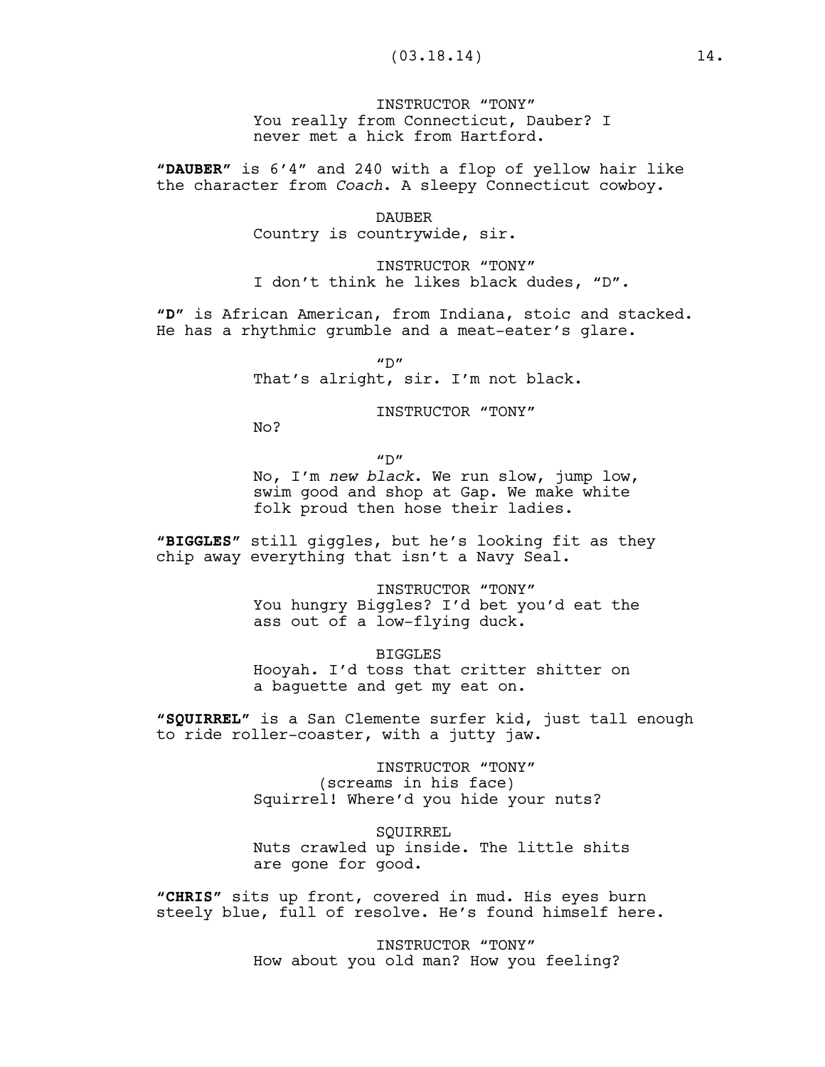INSTRUCTOR "TONY"
You really from Connecticut, Dauber? I never met a hick from Hartford.

"**DAUBER**" is 6'4" and 240 with a flop of yellow hair like the character from *Coach*. A sleepy Connecticut cowboy.

DAUBER
Country is countrywide, sir.

INSTRUCTOR "TONY"
I don't think he likes black dudes, "D".

"**D**" is African American, from Indiana, stoic and stacked. He has a rhythmic grumble and a meat-eater's glare.

"D"
That's alright, sir. I'm not black.

INSTRUCTOR "TONY"
No?

"D"
No, I'm *new black*. We run slow, jump low, swim good and shop at Gap. We make white folk proud then hose their ladies.

"**BIGGLES**" still giggles, but he's looking fit as they chip away everything that isn't a Navy Seal.

INSTRUCTOR "TONY"
You hungry Biggles? I'd bet you'd eat the ass out of a low-flying duck.

BIGGLES
Hooyah. I'd toss that critter shitter on a baguette and get my eat on.

"**SQUIRREL**" is a San Clemente surfer kid, just tall enough to ride roller-coaster, with a jutty jaw.

INSTRUCTOR "TONY"
(screams in his face)
Squirrel! Where'd you hide your nuts?

SQUIRREL
Nuts crawled up inside. The little shits are gone for good.

"**CHRIS**" sits up front, covered in mud. His eyes burn steely blue, full of resolve. He's found himself here.

INSTRUCTOR "TONY"
How about you old man? How you feeling?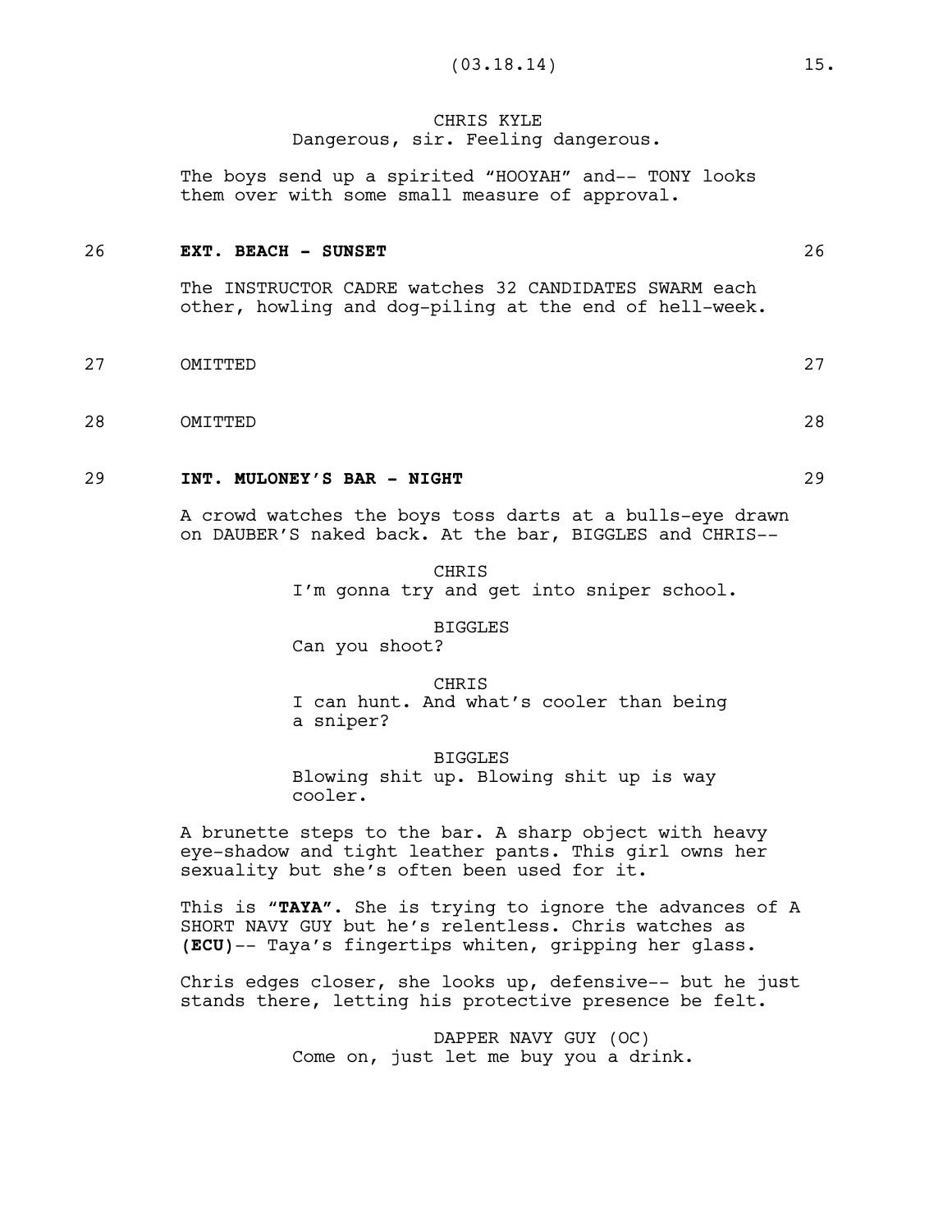CHRIS KYLE
Dangerous, sir. Feeling dangerous.

The boys send up a spirited "HOOYAH" and-- TONY looks them over with some small measure of approval.

26 **EXT. BEACH - SUNSET** 26

The INSTRUCTOR CADRE watches 32 CANDIDATES SWARM each other, howling and dog-piling at the end of hell-week.

27 OMITTED 27

28 OMITTED 28

29 **INT. MULONEY'S BAR - NIGHT** 29

A crowd watches the boys toss darts at a bulls-eye drawn on DAUBER'S naked back. At the bar, BIGGLES and CHRIS--

CHRIS
I'm gonna try and get into sniper school.

BIGGLES
Can you shoot?

CHRIS
I can hunt. And what's cooler than being a sniper?

BIGGLES
Blowing shit up. Blowing shit up is way cooler.

A brunette steps to the bar. A sharp object with heavy eye-shadow and tight leather pants. This girl owns her sexuality but she's often been used for it.

This is "**TAYA**". She is trying to ignore the advances of A SHORT NAVY GUY but he's relentless. Chris watches as **(ECU)**-- Taya's fingertips whiten, gripping her glass.

Chris edges closer, she looks up, defensive-- but he just stands there, letting his protective presence be felt.

DAPPER NAVY GUY (OC)
Come on, just let me buy you a drink.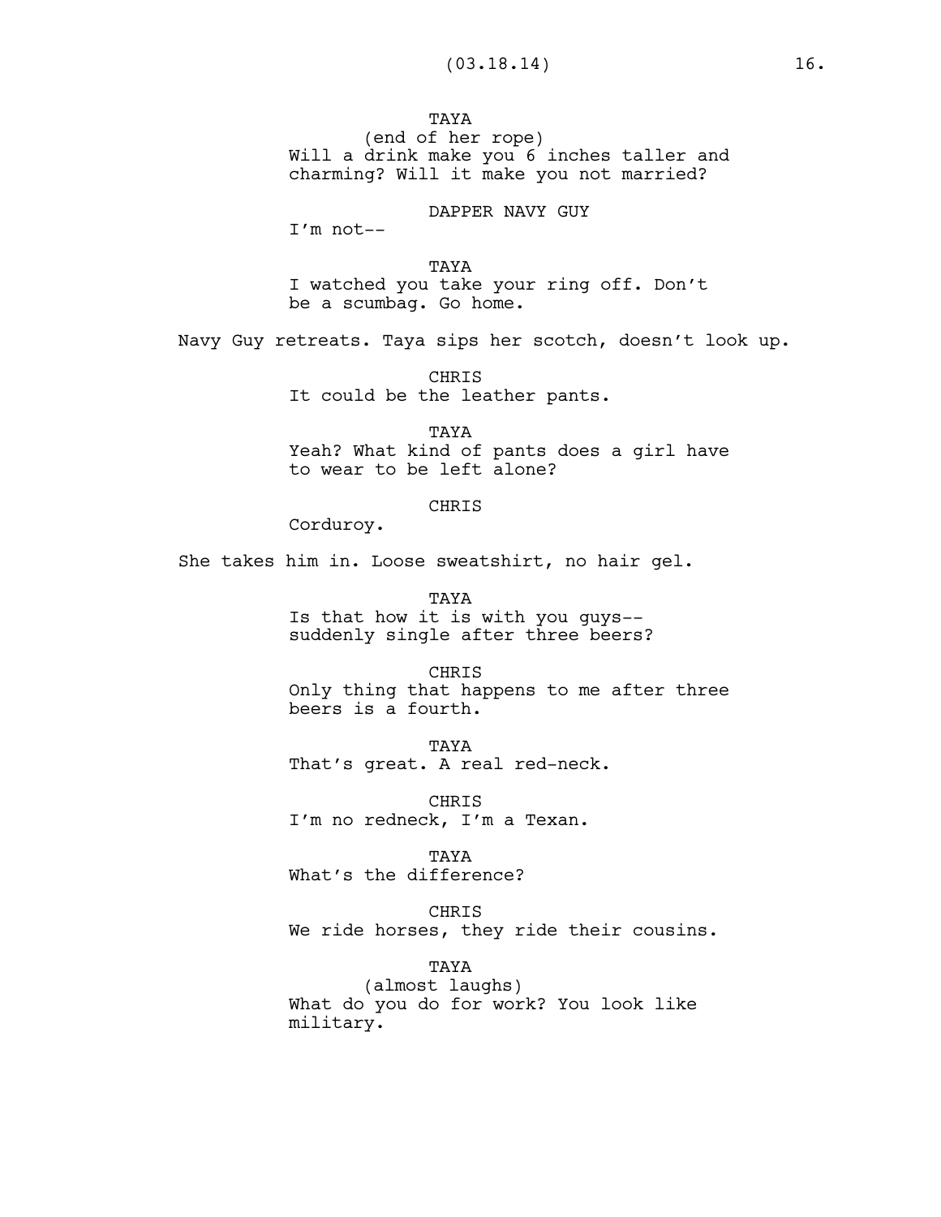TAYA
(end of her rope)
Will a drink make you 6 inches taller and charming? Will it make you not married?

DAPPER NAVY GUY
I'm not--

TAYA
I watched you take your ring off. Don't be a scumbag. Go home.

Navy Guy retreats. Taya sips her scotch, doesn't look up.

CHRIS
It could be the leather pants.

TAYA
Yeah? What kind of pants does a girl have to wear to be left alone?

CHRIS
Corduroy.

She takes him in. Loose sweatshirt, no hair gel.

TAYA
Is that how it is with you guys-- suddenly single after three beers?

CHRIS
Only thing that happens to me after three beers is a fourth.

TAYA
That's great. A real red-neck.

CHRIS
I'm no redneck, I'm a Texan.

TAYA
What's the difference?

CHRIS
We ride horses, they ride their cousins.

TAYA
(almost laughs)
What do you do for work? You look like military.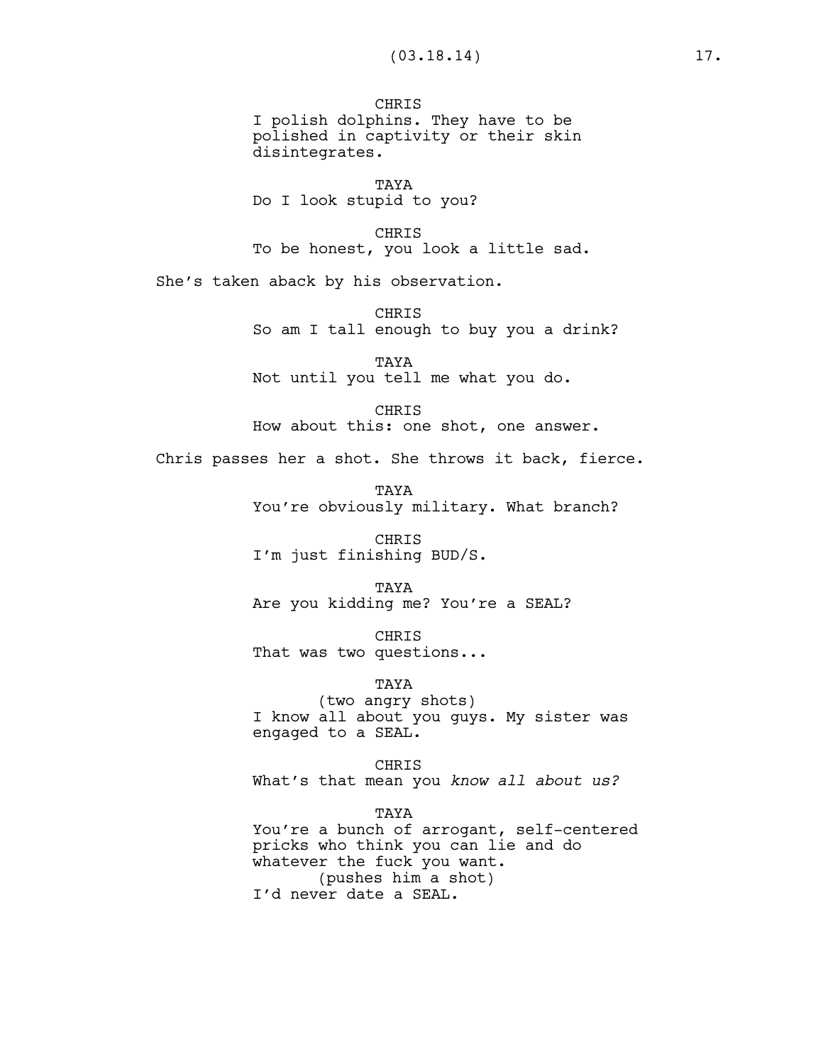CHRIS
I polish dolphins. They have to be polished in captivity or their skin disintegrates.

TAYA
Do I look stupid to you?

CHRIS
To be honest, you look a little sad.

She's taken aback by his observation.

CHRIS
So am I tall enough to buy you a drink?

TAYA
Not until you tell me what you do.

CHRIS
How about this: one shot, one answer.

Chris passes her a shot. She throws it back, fierce.

TAYA
You're obviously military. What branch?

CHRIS
I'm just finishing BUD/S.

TAYA
Are you kidding me? You're a SEAL?

CHRIS
That was two questions...

TAYA
(two angry shots)
I know all about you guys. My sister was engaged to a SEAL.

CHRIS
What's that mean you *know all about us?*

TAYA
You're a bunch of arrogant, self-centered pricks who think you can lie and do whatever the fuck you want.
(pushes him a shot)
I'd never date a SEAL.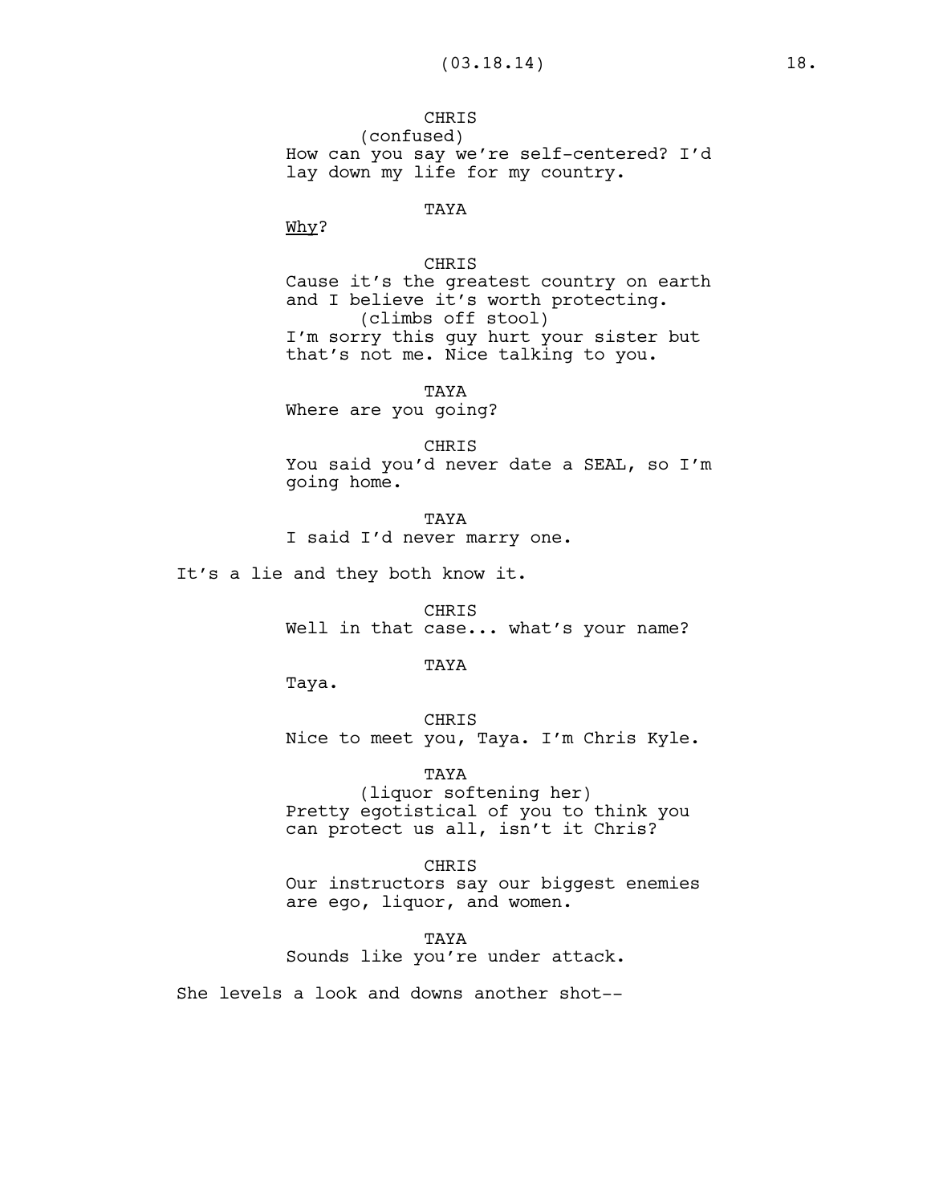CHRIS
(confused)
How can you say we're self-centered? I'd lay down my life for my country.

TAYA
Why?

CHRIS
Cause it's the greatest country on earth and I believe it's worth protecting.
(climbs off stool)
I'm sorry this guy hurt your sister but that's not me. Nice talking to you.

TAYA
Where are you going?

CHRIS
You said you'd never date a SEAL, so I'm going home.

TAYA
I said I'd never marry one.

It's a lie and they both know it.

CHRIS
Well in that case... what's your name?

TAYA
Taya.

CHRIS
Nice to meet you, Taya. I'm Chris Kyle.

TAYA
(liquor softening her)
Pretty egotistical of you to think you can protect us all, isn't it Chris?

CHRIS
Our instructors say our biggest enemies are ego, liquor, and women.

TAYA
Sounds like you're under attack.

She levels a look and downs another shot--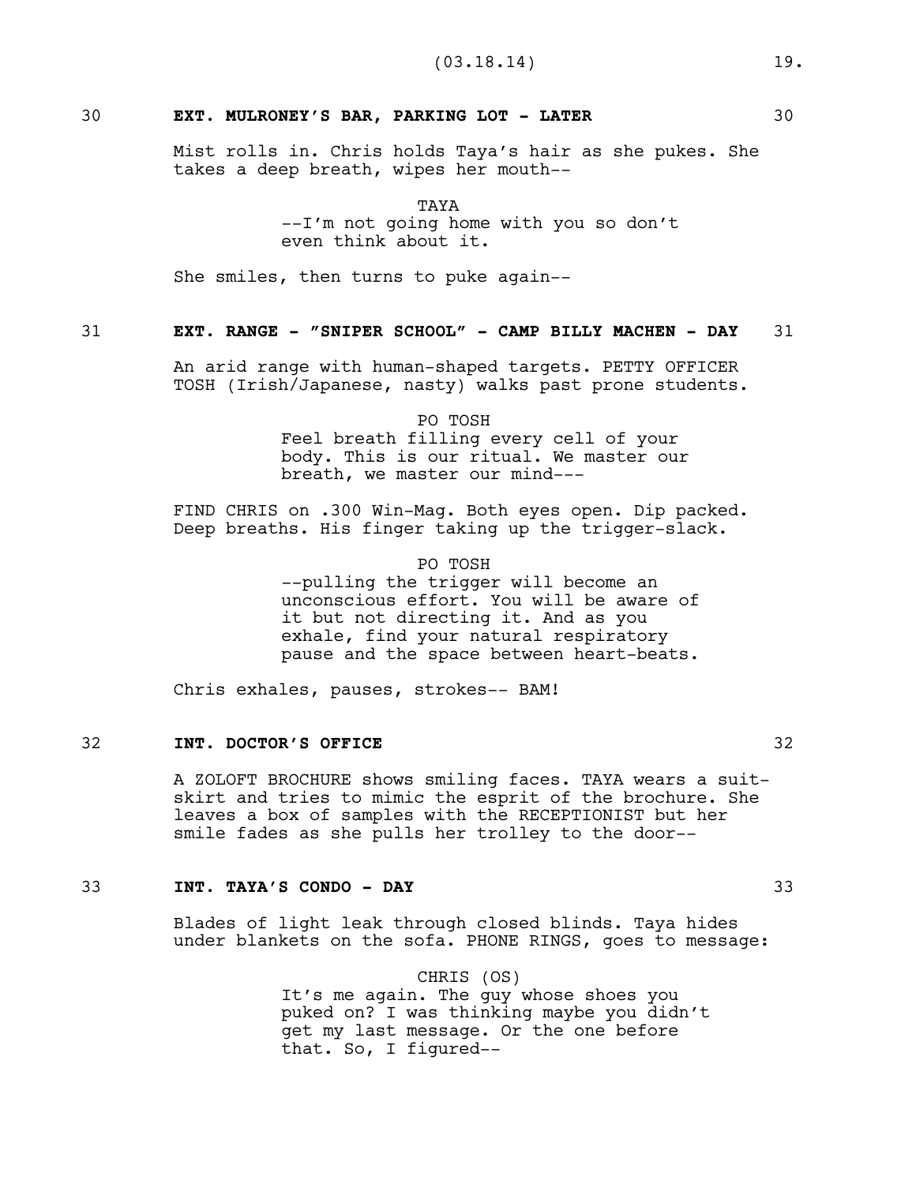**30 EXT. MULRONEY'S BAR, PARKING LOT - LATER 30**

Mist rolls in. Chris holds Taya's hair as she pukes. She takes a deep breath, wipes her mouth--

TAYA
--I'm not going home with you so don't even think about it.

She smiles, then turns to puke again--

**31 EXT. RANGE - "SNIPER SCHOOL" - CAMP BILLY MACHEN - DAY 31**

An arid range with human-shaped targets. PETTY OFFICER TOSH (Irish/Japanese, nasty) walks past prone students.

PO TOSH
Feel breath filling every cell of your body. This is our ritual. We master our breath, we master our mind---

FIND CHRIS on .300 Win-Mag. Both eyes open. Dip packed. Deep breaths. His finger taking up the trigger-slack.

PO TOSH
--pulling the trigger will become an unconscious effort. You will be aware of it but not directing it. And as you exhale, find your natural respiratory pause and the space between heart-beats.

Chris exhales, pauses, strokes-- BAM!

**32 INT. DOCTOR'S OFFICE 32**

A ZOLOFT BROCHURE shows smiling faces. TAYA wears a suit-skirt and tries to mimic the esprit of the brochure. She leaves a box of samples with the RECEPTIONIST but her smile fades as she pulls her trolley to the door--

**33 INT. TAYA'S CONDO - DAY 33**

Blades of light leak through closed blinds. Taya hides under blankets on the sofa. PHONE RINGS, goes to message:

CHRIS (OS)
It's me again. The guy whose shoes you puked on? I was thinking maybe you didn't get my last message. Or the one before that. So, I figured--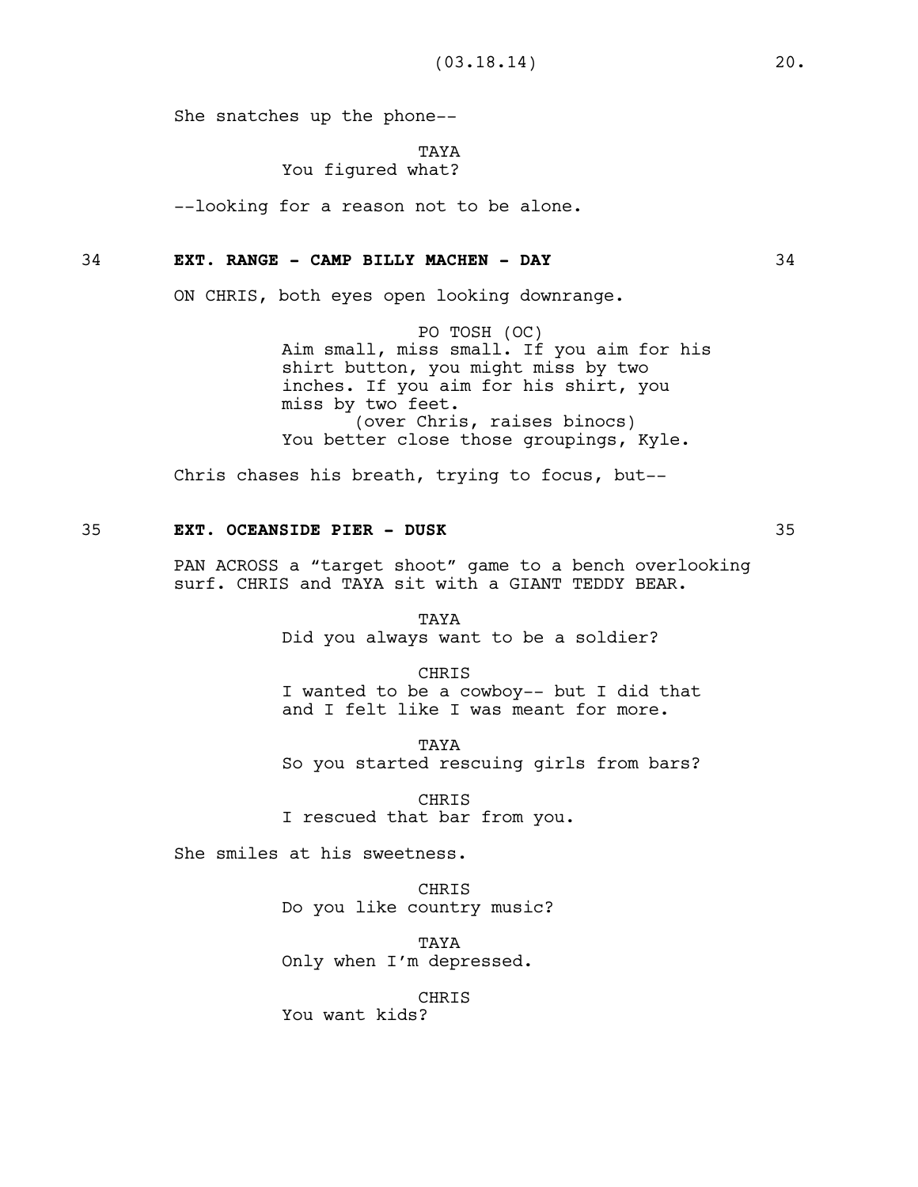She snatches up the phone--

TAYA
You figured what?

--looking for a reason not to be alone.

34 **EXT. RANGE - CAMP BILLY MACHEN - DAY** 34

ON CHRIS, both eyes open looking downrange.

PO TOSH (OC)
Aim small, miss small. If you aim for his shirt button, you might miss by two inches. If you aim for his shirt, you miss by two feet.
(over Chris, raises binocs)
You better close those groupings, Kyle.

Chris chases his breath, trying to focus, but--

35 **EXT. OCEANSIDE PIER - DUSK** 35

PAN ACROSS a "target shoot" game to a bench overlooking surf. CHRIS and TAYA sit with a GIANT TEDDY BEAR.

TAYA
Did you always want to be a soldier?

CHRIS
I wanted to be a cowboy-- but I did that and I felt like I was meant for more.

TAYA
So you started rescuing girls from bars?

CHRIS
I rescued that bar from you.

She smiles at his sweetness.

CHRIS
Do you like country music?

TAYA
Only when I'm depressed.

CHRIS
You want kids?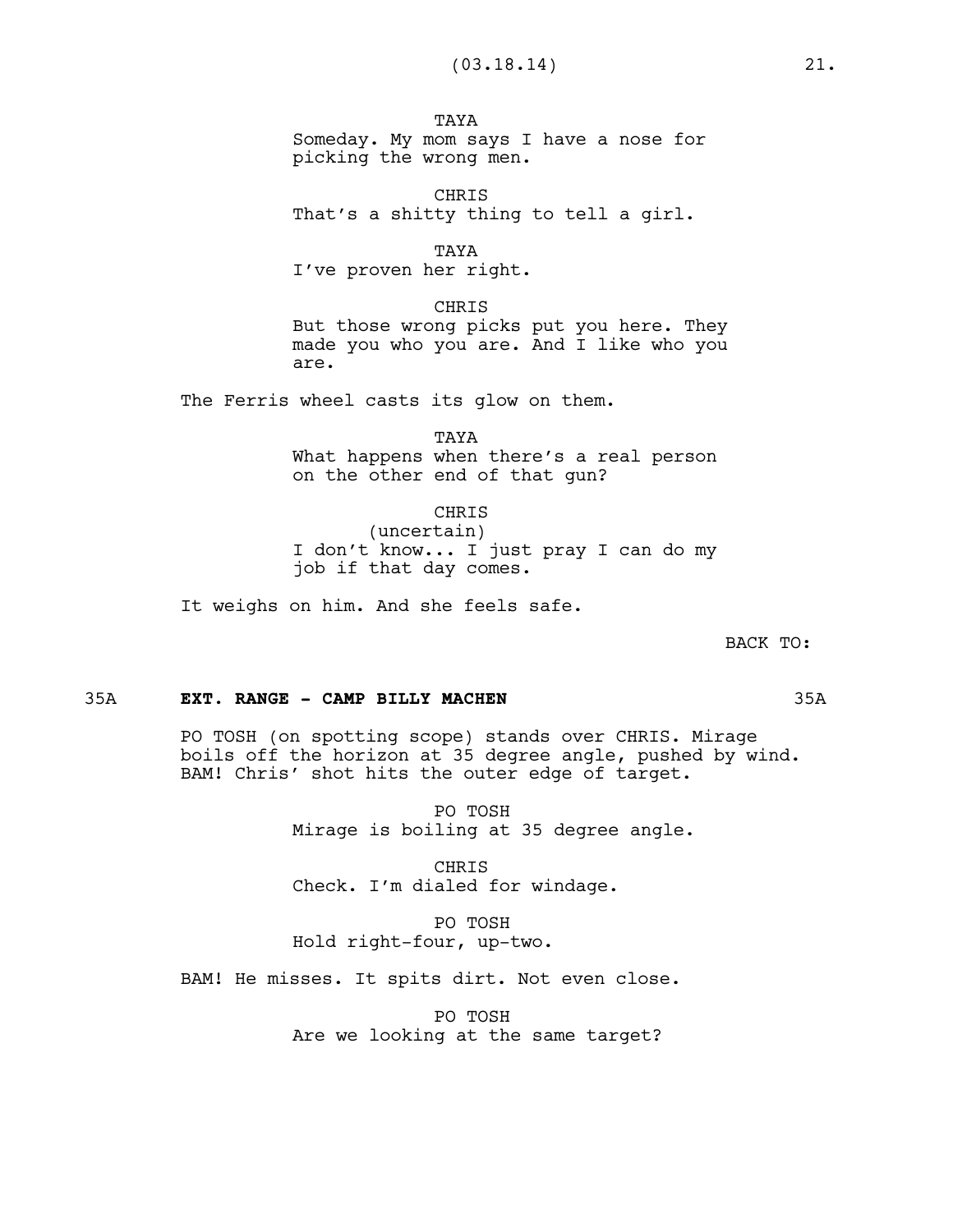TAYA
Someday. My mom says I have a nose for picking the wrong men.

CHRIS
That's a shitty thing to tell a girl.

TAYA
I've proven her right.

CHRIS
But those wrong picks put you here. They made you who you are. And I like who you are.

The Ferris wheel casts its glow on them.

TAYA
What happens when there's a real person on the other end of that gun?

CHRIS
(uncertain)
I don't know... I just pray I can do my job if that day comes.

It weighs on him. And she feels safe.

BACK TO:

35A **EXT. RANGE - CAMP BILLY MACHEN** 35A

PO TOSH (on spotting scope) stands over CHRIS. Mirage boils off the horizon at 35 degree angle, pushed by wind. BAM! Chris' shot hits the outer edge of target.

PO TOSH
Mirage is boiling at 35 degree angle.

CHRIS
Check. I'm dialed for windage.

PO TOSH
Hold right-four, up-two.

BAM! He misses. It spits dirt. Not even close.

PO TOSH
Are we looking at the same target?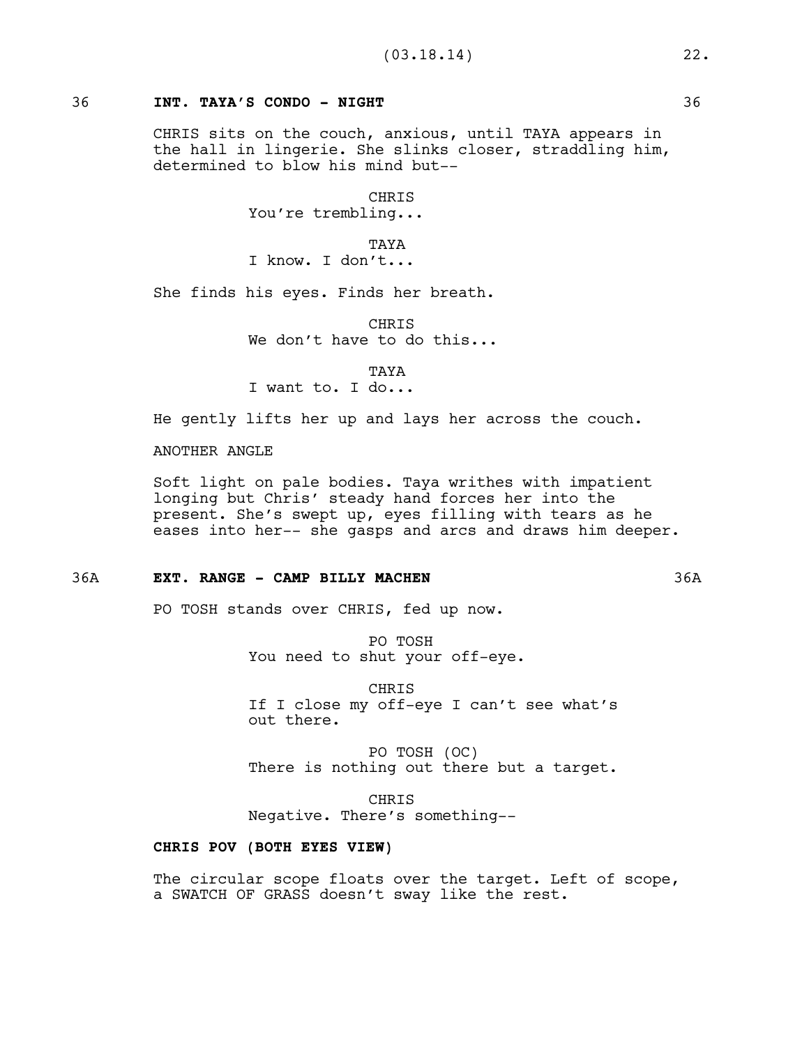36 **INT. TAYA'S CONDO - NIGHT** 36

CHRIS sits on the couch, anxious, until TAYA appears in the hall in lingerie. She slinks closer, straddling him, determined to blow his mind but--

CHRIS
You're trembling...

TAYA
I know. I don't...

She finds his eyes. Finds her breath.

CHRIS
We don't have to do this...

TAYA
I want to. I do...

He gently lifts her up and lays her across the couch.

ANOTHER ANGLE

Soft light on pale bodies. Taya writhes with impatient longing but Chris' steady hand forces her into the present. She's swept up, eyes filling with tears as he eases into her-- she gasps and arcs and draws him deeper.

36A **EXT. RANGE - CAMP BILLY MACHEN** 36A

PO TOSH stands over CHRIS, fed up now.

PO TOSH
You need to shut your off-eye.

CHRIS
If I close my off-eye I can't see what's out there.

PO TOSH (OC)
There is nothing out there but a target.

CHRIS
Negative. There's something--

**CHRIS POV (BOTH EYES VIEW)**

The circular scope floats over the target. Left of scope, a SWATCH OF GRASS doesn't sway like the rest.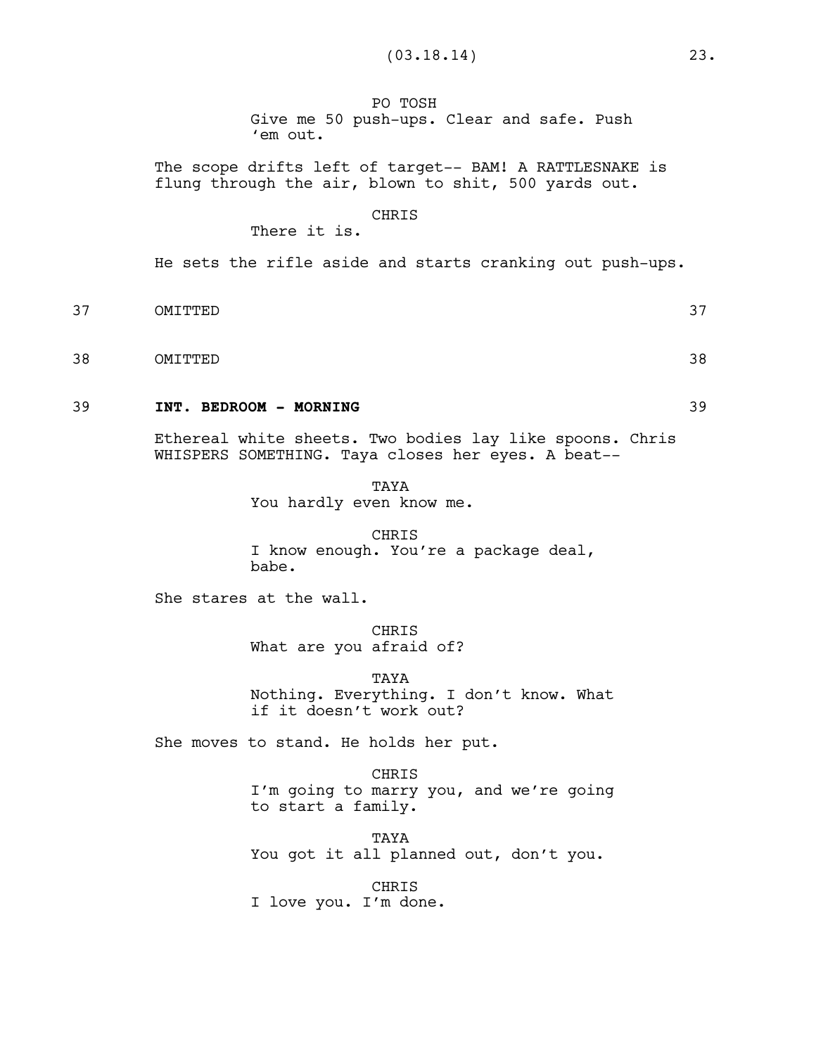PO TOSH
Give me 50 push-ups. Clear and safe. Push 'em out.

The scope drifts left of target-- BAM! A RATTLESNAKE is flung through the air, blown to shit, 500 yards out.

CHRIS
There it is.

He sets the rifle aside and starts cranking out push-ups.

37 OMITTED 37

38 OMITTED 38

39 **INT. BEDROOM - MORNING** 39

Ethereal white sheets. Two bodies lay like spoons. Chris WHISPERS SOMETHING. Taya closes her eyes. A beat--

TAYA
You hardly even know me.

CHRIS
I know enough. You're a package deal, babe.

She stares at the wall.

CHRIS
What are you afraid of?

TAYA
Nothing. Everything. I don't know. What if it doesn't work out?

She moves to stand. He holds her put.

CHRIS
I'm going to marry you, and we're going to start a family.

TAYA
You got it all planned out, don't you.

CHRIS
I love you. I'm done.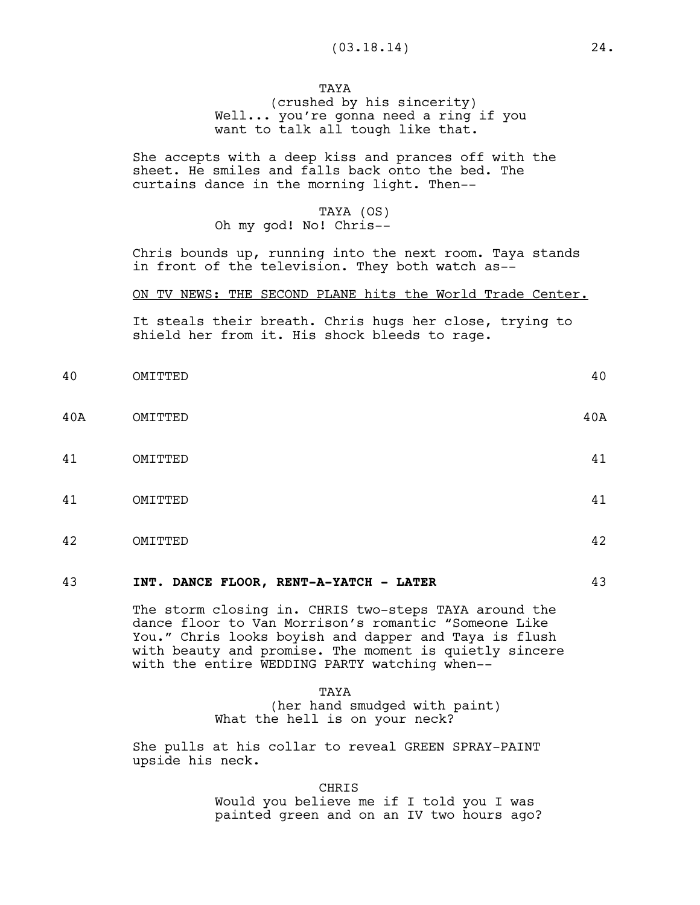TAYA
(crushed by his sincerity)
Well... you're gonna need a ring if you want to talk all tough like that.

She accepts with a deep kiss and prances off with the sheet. He smiles and falls back onto the bed. The curtains dance in the morning light. Then--

TAYA (OS)
Oh my god! No! Chris--

Chris bounds up, running into the next room. Taya stands in front of the television. They both watch as--

<u>ON TV NEWS: THE SECOND PLANE hits the World Trade Center.</u>

It steals their breath. Chris hugs her close, trying to shield her from it. His shock bleeds to rage.

40 OMITTED 40

40A OMITTED 40A

41 OMITTED 41

41 OMITTED 41

42 OMITTED 42

43 **INT. DANCE FLOOR, RENT-A-YATCH - LATER** 43

The storm closing in. CHRIS two-steps TAYA around the dance floor to Van Morrison's romantic "Someone Like You." Chris looks boyish and dapper and Taya is flush with beauty and promise. The moment is quietly sincere with the entire WEDDING PARTY watching when--

TAYA
(her hand smudged with paint)
What the hell is on your neck?

She pulls at his collar to reveal GREEN SPRAY-PAINT upside his neck.

CHRIS
Would you believe me if I told you I was painted green and on an IV two hours ago?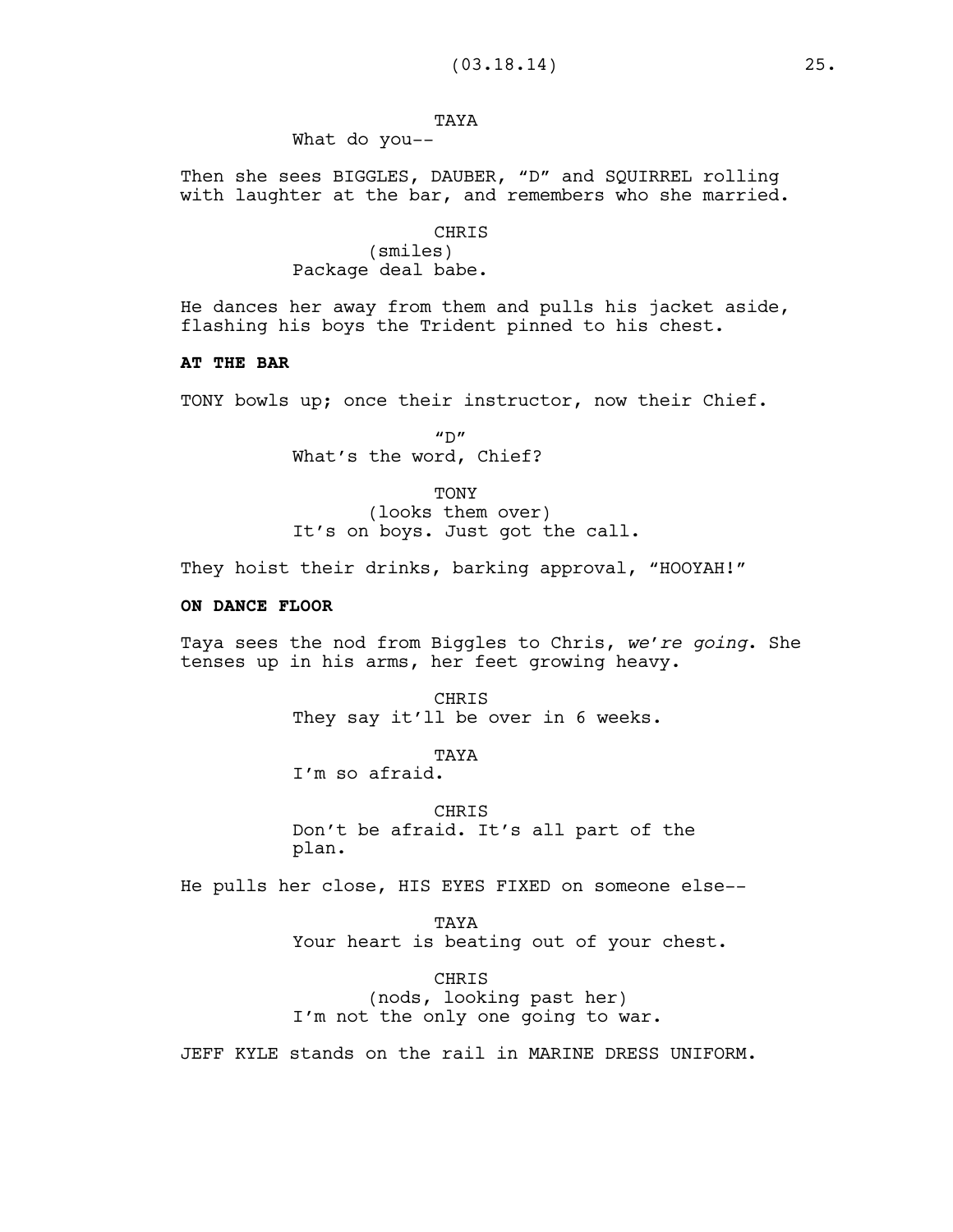TAYA

What do you--

Then she sees BIGGLES, DAUBER, “D” and SQUIRREL rolling with laughter at the bar, and remembers who she married.

CHRIS

(smiles)

Package deal babe.

He dances her away from them and pulls his jacket aside, flashing his boys the Trident pinned to his chest.

**AT THE BAR**

TONY bowls up; once their instructor, now their Chief.

“D”

What’s the word, Chief?

TONY

(looks them over)

It’s on boys. Just got the call.

They hoist their drinks, barking approval, “HOOYAH!”

**ON DANCE FLOOR**

Taya sees the nod from Biggles to Chris, *we’re going*. She tenses up in his arms, her feet growing heavy.

CHRIS

They say it’ll be over in 6 weeks.

TAYA

I’m so afraid.

CHRIS

Don’t be afraid. It’s all part of the plan.

He pulls her close, HIS EYES FIXED on someone else--

TAYA

Your heart is beating out of your chest.

CHRIS

(nods, looking past her)

I’m not the only one going to war.

JEFF KYLE stands on the rail in MARINE DRESS UNIFORM.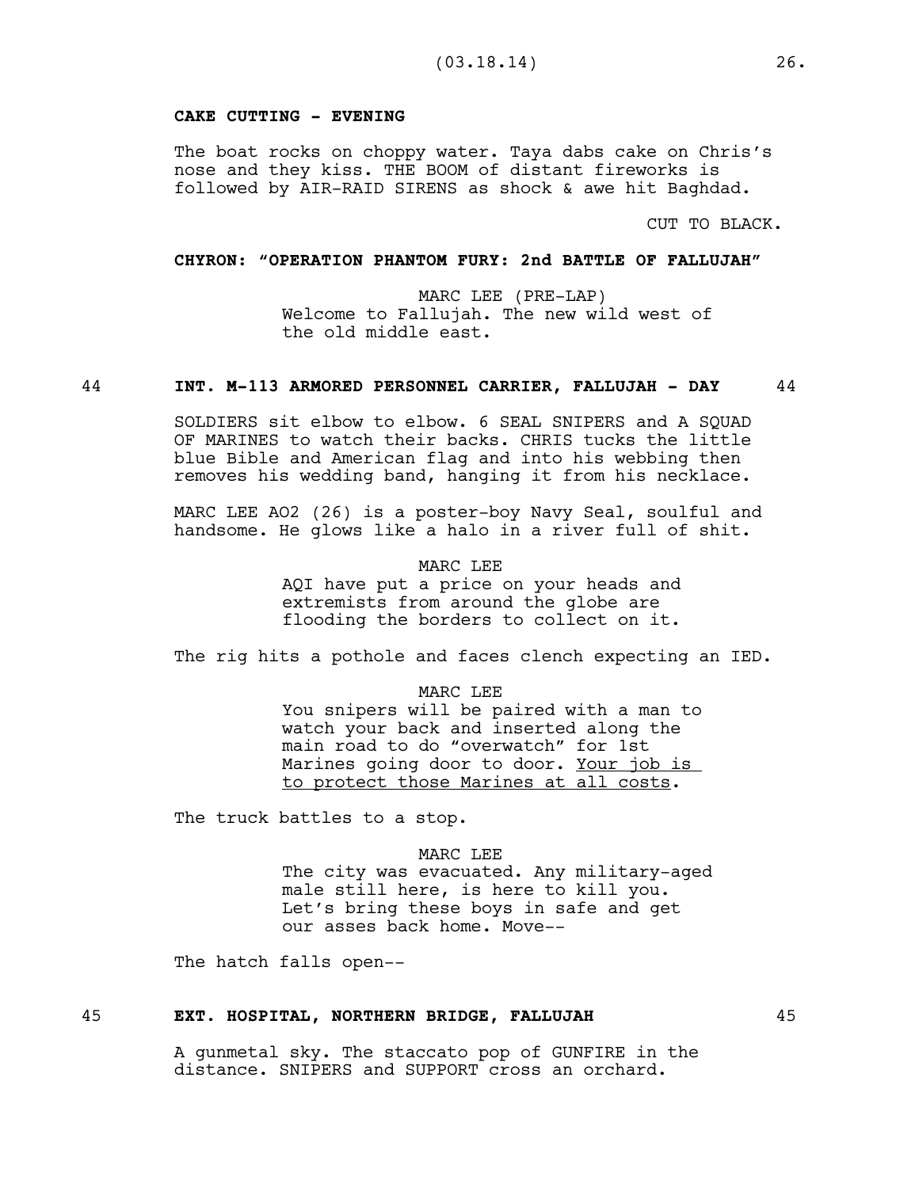**CAKE CUTTING - EVENING**

The boat rocks on choppy water. Taya dabs cake on Chris's nose and they kiss. THE BOOM of distant fireworks is followed by AIR-RAID SIRENS as shock & awe hit Baghdad.

CUT TO BLACK.

**CHYRON: "OPERATION PHANTOM FURY: 2nd BATTLE OF FALLUJAH"**

MARC LEE (PRE-LAP)
Welcome to Fallujah. The new wild west of the old middle east.

44 **INT. M-113 ARMORED PERSONNEL CARRIER, FALLUJAH - DAY** 44

SOLDIERS sit elbow to elbow. 6 SEAL SNIPERS and A SQUAD OF MARINES to watch their backs. CHRIS tucks the little blue Bible and American flag and into his webbing then removes his wedding band, hanging it from his necklace.

MARC LEE AO2 (26) is a poster-boy Navy Seal, soulful and handsome. He glows like a halo in a river full of shit.

MARC LEE
AQI have put a price on your heads and extremists from around the globe are flooding the borders to collect on it.

The rig hits a pothole and faces clench expecting an IED.

MARC LEE
You snipers will be paired with a man to watch your back and inserted along the main road to do "overwatch" for 1st Marines going door to door. <u>Your job is to protect those Marines at all costs</u>.

The truck battles to a stop.

MARC LEE
The city was evacuated. Any military-aged male still here, is here to kill you. Let's bring these boys in safe and get our asses back home. Move--

The hatch falls open--

45 **EXT. HOSPITAL, NORTHERN BRIDGE, FALLUJAH** 45

A gunmetal sky. The staccato pop of GUNFIRE in the distance. SNIPERS and SUPPORT cross an orchard.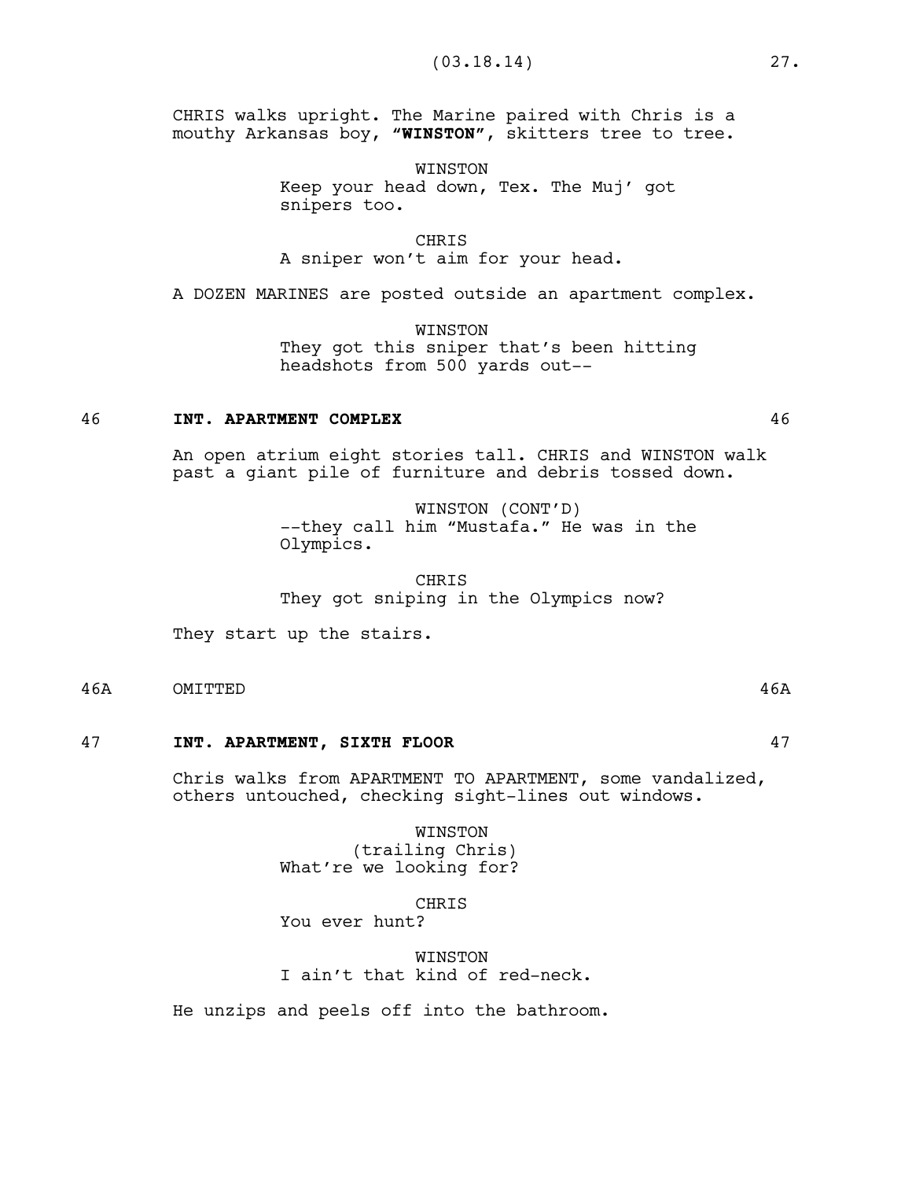CHRIS walks upright. The Marine paired with Chris is a mouthy Arkansas boy, **"WINSTON"**, skitters tree to tree.

WINSTON
Keep your head down, Tex. The Muj' got snipers too.

CHRIS
A sniper won't aim for your head.

A DOZEN MARINES are posted outside an apartment complex.

WINSTON
They got this sniper that's been hitting headshots from 500 yards out--

46 **INT. APARTMENT COMPLEX** 46

An open atrium eight stories tall. CHRIS and WINSTON walk past a giant pile of furniture and debris tossed down.

WINSTON (CONT'D)
--they call him "Mustafa." He was in the Olympics.

CHRIS
They got sniping in the Olympics now?

They start up the stairs.

46A OMITTED 46A

47 **INT. APARTMENT, SIXTH FLOOR** 47

Chris walks from APARTMENT TO APARTMENT, some vandalized, others untouched, checking sight-lines out windows.

WINSTON
(trailing Chris)
What're we looking for?

CHRIS
You ever hunt?

WINSTON
I ain't that kind of red-neck.

He unzips and peels off into the bathroom.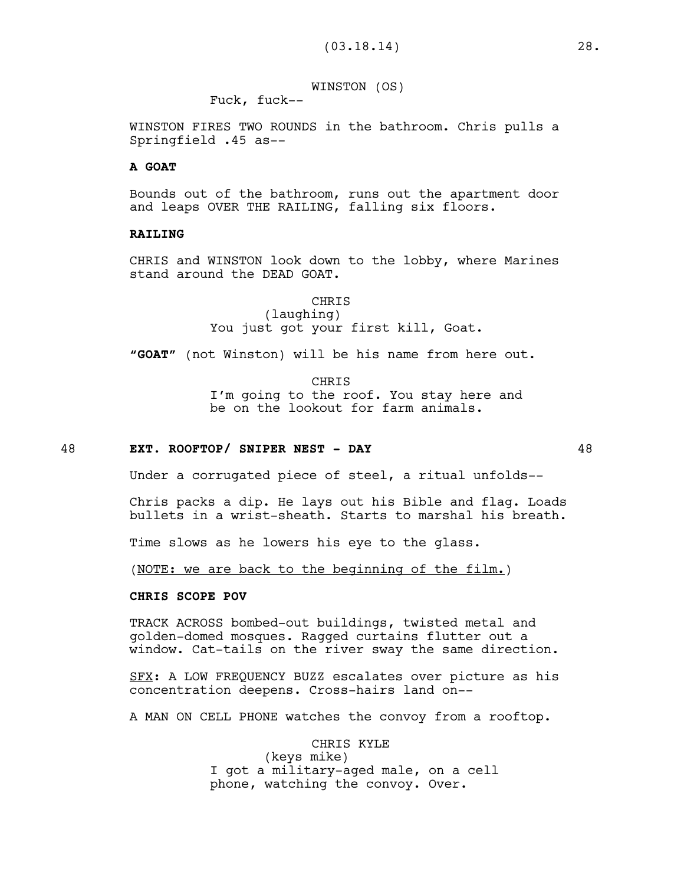WINSTON (OS)
Fuck, fuck--

WINSTON FIRES TWO ROUNDS in the bathroom. Chris pulls a Springfield .45 as--

**A GOAT**

Bounds out of the bathroom, runs out the apartment door and leaps OVER THE RAILING, falling six floors.

**RAILING**

CHRIS and WINSTON look down to the lobby, where Marines stand around the DEAD GOAT.

CHRIS
(laughing)
You just got your first kill, Goat.

**"GOAT"** (not Winston) will be his name from here out.

CHRIS
I'm going to the roof. You stay here and be on the lookout for farm animals.

48 **EXT. ROOFTOP/ SNIPER NEST - DAY** 48

Under a corrugated piece of steel, a ritual unfolds--

Chris packs a dip. He lays out his Bible and flag. Loads bullets in a wrist-sheath. Starts to marshal his breath.

Time slows as he lowers his eye to the glass.

(<u>NOTE: we are back to the beginning of the film.</u>)

**CHRIS SCOPE POV**

TRACK ACROSS bombed-out buildings, twisted metal and golden-domed mosques. Ragged curtains flutter out a window. Cat-tails on the river sway the same direction.

<u>SFX</u>: A LOW FREQUENCY BUZZ escalates over picture as his concentration deepens. Cross-hairs land on--

A MAN ON CELL PHONE watches the convoy from a rooftop.

CHRIS KYLE
(keys mike)
I got a military-aged male, on a cell phone, watching the convoy. Over.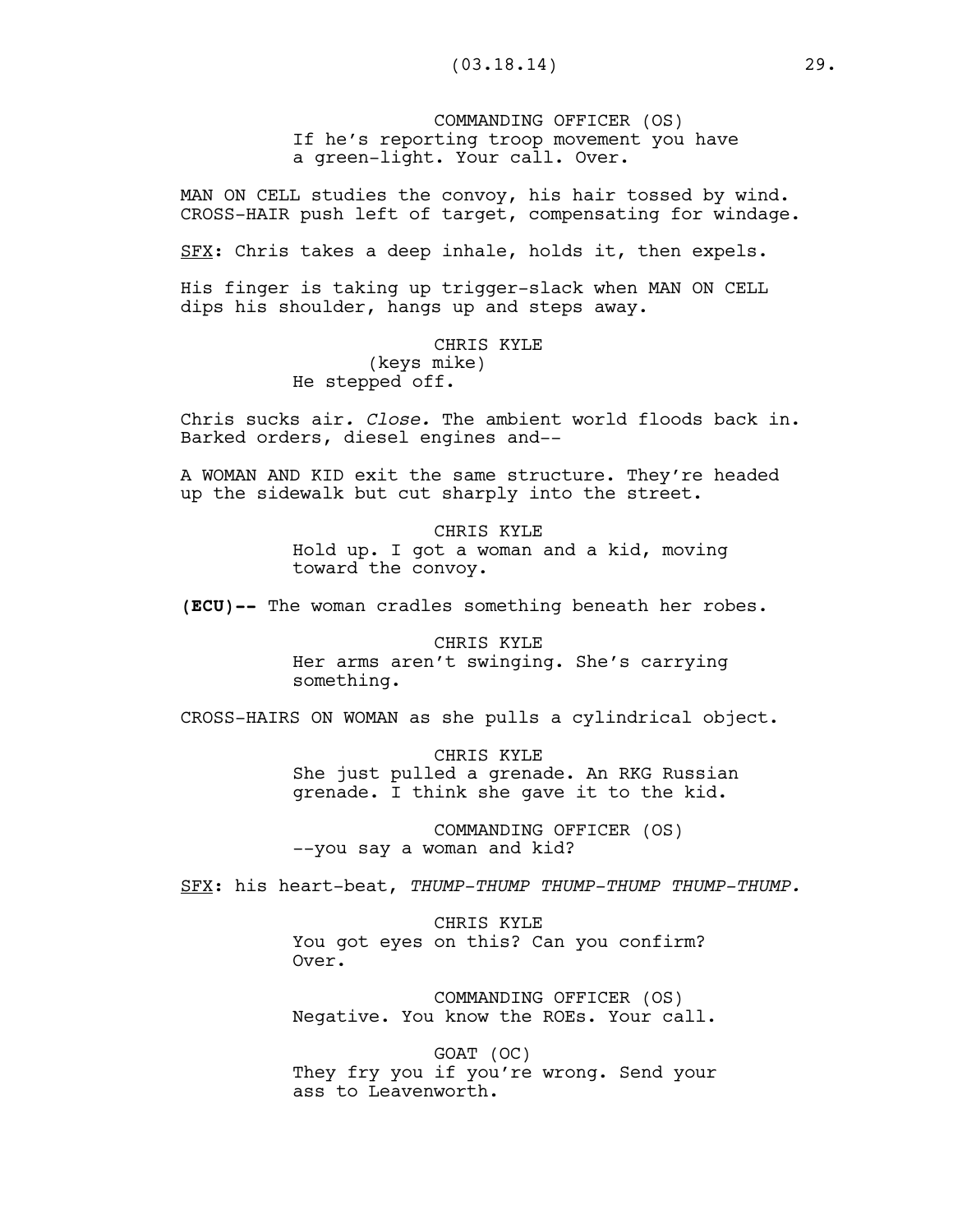COMMANDING OFFICER (OS)
If he's reporting troop movement you have a green-light. Your call. Over.

MAN ON CELL studies the convoy, his hair tossed by wind. CROSS-HAIR push left of target, compensating for windage.

<u>SFX</u>: Chris takes a deep inhale, holds it, then expels.

His finger is taking up trigger-slack when MAN ON CELL dips his shoulder, hangs up and steps away.

CHRIS KYLE
(keys mike)
He stepped off.

Chris sucks air*. Close.* The ambient world floods back in. Barked orders, diesel engines and--

A WOMAN AND KID exit the same structure. They're headed up the sidewalk but cut sharply into the street.

CHRIS KYLE
Hold up. I got a woman and a kid, moving toward the convoy.

**(ECU)--** The woman cradles something beneath her robes.

CHRIS KYLE
Her arms aren't swinging. She's carrying something.

CROSS-HAIRS ON WOMAN as she pulls a cylindrical object.

CHRIS KYLE
She just pulled a grenade. An RKG Russian grenade. I think she gave it to the kid.

COMMANDING OFFICER (OS)
--you say a woman and kid?

<u>SFX</u>: his heart-beat, *THUMP-THUMP THUMP-THUMP THUMP-THUMP.*

CHRIS KYLE
You got eyes on this? Can you confirm? Over.

COMMANDING OFFICER (OS)
Negative. You know the ROEs. Your call.

GOAT (OC)
They fry you if you're wrong. Send your ass to Leavenworth.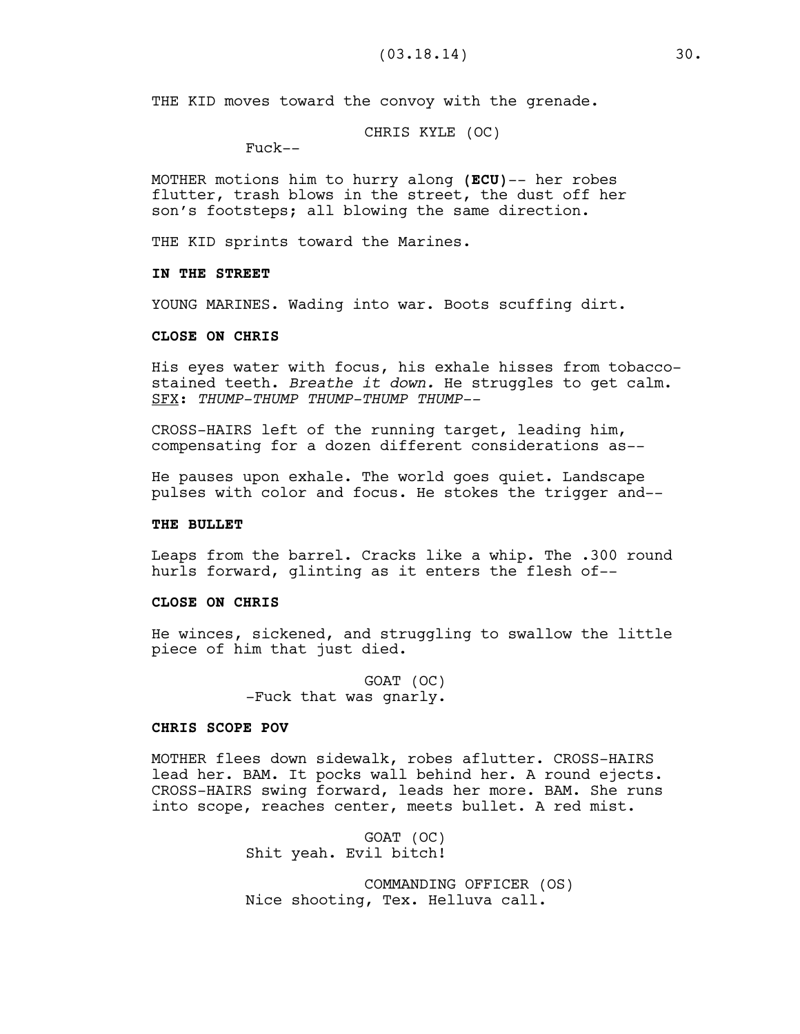THE KID moves toward the convoy with the grenade.

CHRIS KYLE (OC)
Fuck--

MOTHER motions him to hurry along **(ECU)**-- her robes flutter, trash blows in the street, the dust off her son's footsteps; all blowing the same direction.

THE KID sprints toward the Marines.

**IN THE STREET**

YOUNG MARINES. Wading into war. Boots scuffing dirt.

**CLOSE ON CHRIS**

His eyes water with focus, his exhale hisses from tobacco-stained teeth. *Breathe it down.* He struggles to get calm. SFX: *THUMP-THUMP THUMP-THUMP THUMP--*

CROSS-HAIRS left of the running target, leading him, compensating for a dozen different considerations as--

He pauses upon exhale. The world goes quiet. Landscape pulses with color and focus. He stokes the trigger and--

**THE BULLET**

Leaps from the barrel. Cracks like a whip. The .300 round hurls forward, glinting as it enters the flesh of--

**CLOSE ON CHRIS**

He winces, sickened, and struggling to swallow the little piece of him that just died.

GOAT (OC)
-Fuck that was gnarly.

**CHRIS SCOPE POV**

MOTHER flees down sidewalk, robes aflutter. CROSS-HAIRS lead her. BAM. It pocks wall behind her. A round ejects. CROSS-HAIRS swing forward, leads her more. BAM. She runs into scope, reaches center, meets bullet. A red mist.

GOAT (OC)
Shit yeah. Evil bitch!

COMMANDING OFFICER (OS)
Nice shooting, Tex. Helluva call.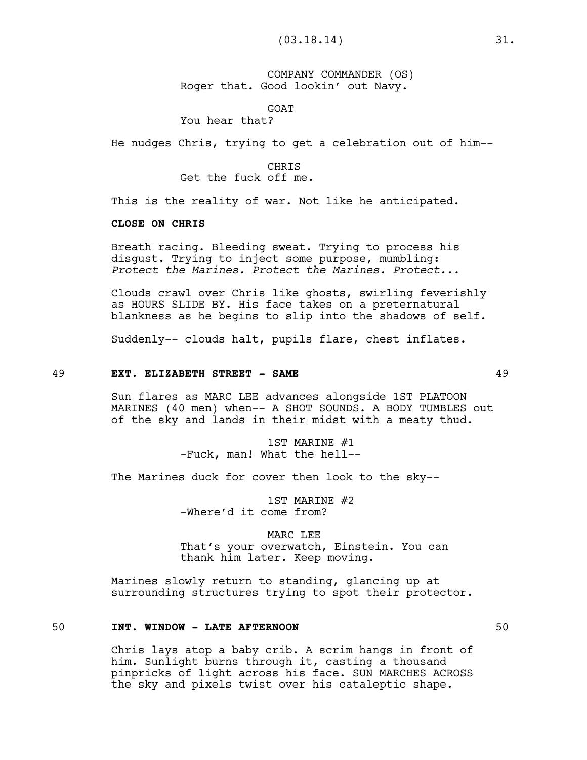COMPANY COMMANDER (OS)
Roger that. Good lookin' out Navy.

GOAT
You hear that?

He nudges Chris, trying to get a celebration out of him--

CHRIS
Get the fuck off me.

This is the reality of war. Not like he anticipated.

**CLOSE ON CHRIS**

Breath racing. Bleeding sweat. Trying to process his disgust. Trying to inject some purpose, mumbling: *Protect the Marines. Protect the Marines. Protect...*

Clouds crawl over Chris like ghosts, swirling feverishly as HOURS SLIDE BY. His face takes on a preternatural blankness as he begins to slip into the shadows of self.

Suddenly-- clouds halt, pupils flare, chest inflates.

49 **EXT. ELIZABETH STREET - SAME** 49

Sun flares as MARC LEE advances alongside 1ST PLATOON MARINES (40 men) when-- A SHOT SOUNDS. A BODY TUMBLES out of the sky and lands in their midst with a meaty thud.

1ST MARINE #1
-Fuck, man! What the hell--

The Marines duck for cover then look to the sky--

1ST MARINE #2
-Where'd it come from?

MARC LEE
That's your overwatch, Einstein. You can thank him later. Keep moving.

Marines slowly return to standing, glancing up at surrounding structures trying to spot their protector.

50 **INT. WINDOW - LATE AFTERNOON** 50

Chris lays atop a baby crib. A scrim hangs in front of him. Sunlight burns through it, casting a thousand pinpricks of light across his face. SUN MARCHES ACROSS the sky and pixels twist over his cataleptic shape.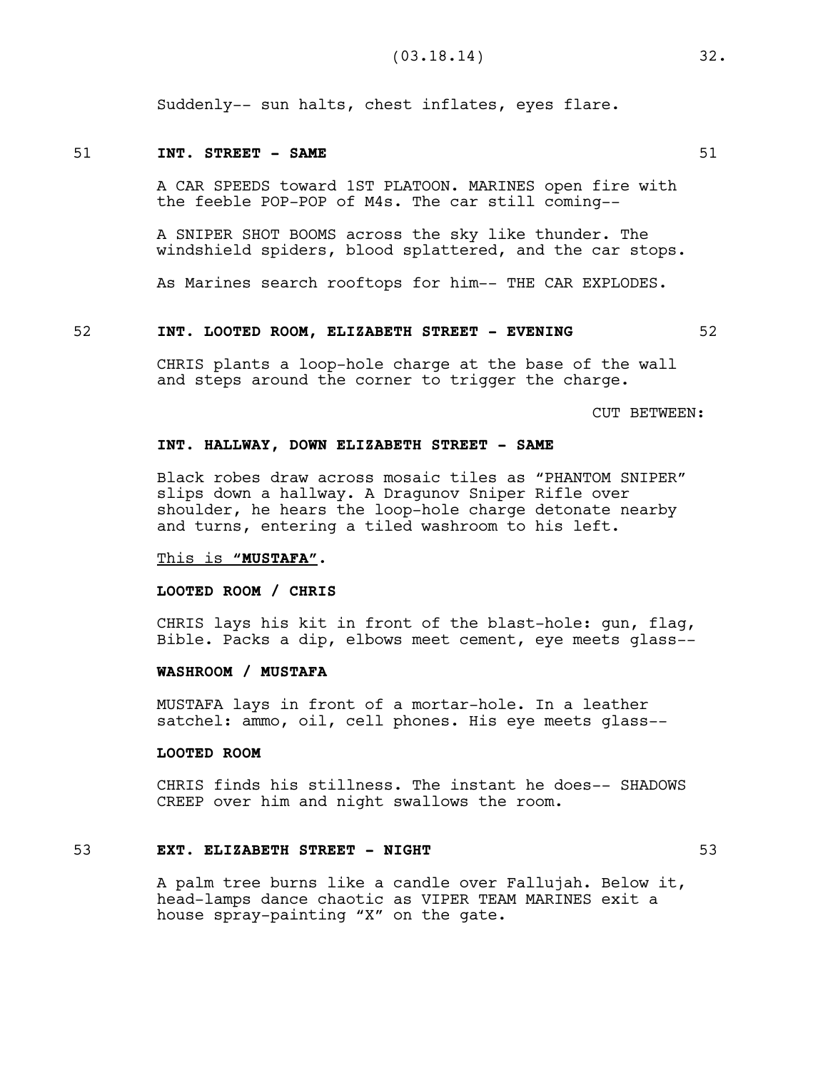Suddenly-- sun halts, chest inflates, eyes flare.

51 **INT. STREET - SAME** 51

A CAR SPEEDS toward 1ST PLATOON. MARINES open fire with the feeble POP-POP of M4s. The car still coming--

A SNIPER SHOT BOOMS across the sky like thunder. The windshield spiders, blood splattered, and the car stops.

As Marines search rooftops for him-- THE CAR EXPLODES.

52 **INT. LOOTED ROOM, ELIZABETH STREET - EVENING** 52

CHRIS plants a loop-hole charge at the base of the wall and steps around the corner to trigger the charge.

CUT BETWEEN:

**INT. HALLWAY, DOWN ELIZABETH STREET - SAME**

Black robes draw across mosaic tiles as "PHANTOM SNIPER" slips down a hallway. A Dragunov Sniper Rifle over shoulder, he hears the loop-hole charge detonate nearby and turns, entering a tiled washroom to his left.

<u>This is "**MUSTAFA**".</u>

**LOOTED ROOM / CHRIS**

CHRIS lays his kit in front of the blast-hole: gun, flag, Bible. Packs a dip, elbows meet cement, eye meets glass--

**WASHROOM / MUSTAFA**

MUSTAFA lays in front of a mortar-hole. In a leather satchel: ammo, oil, cell phones. His eye meets glass--

**LOOTED ROOM**

CHRIS finds his stillness. The instant he does-- SHADOWS CREEP over him and night swallows the room.

53 **EXT. ELIZABETH STREET - NIGHT** 53

A palm tree burns like a candle over Fallujah. Below it, head-lamps dance chaotic as VIPER TEAM MARINES exit a house spray-painting "X" on the gate.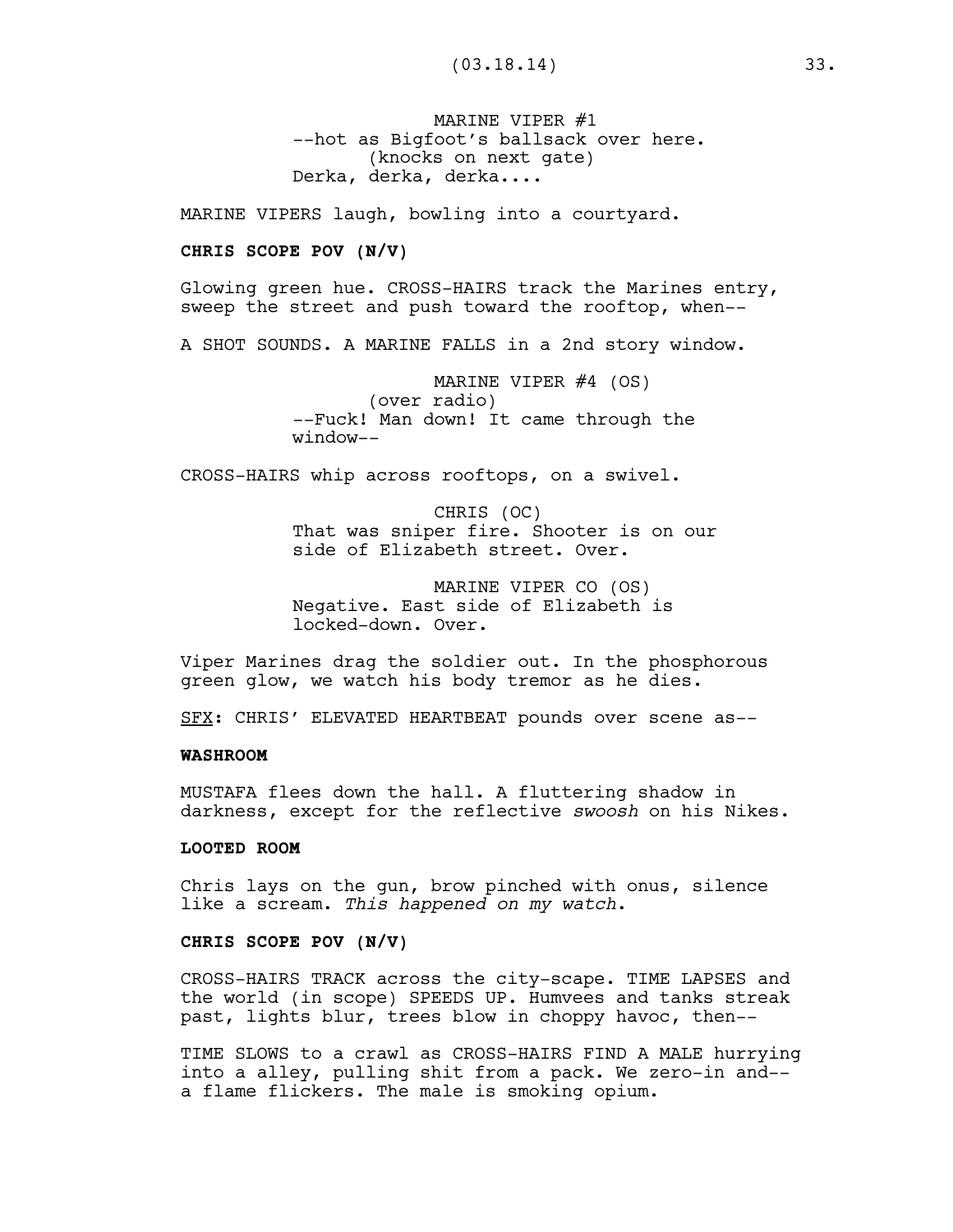MARINE VIPER #1
--hot as Bigfoot's ballsack over here.
(knocks on next gate)
Derka, derka, derka....

MARINE VIPERS laugh, bowling into a courtyard.

**CHRIS SCOPE POV (N/V)**

Glowing green hue. CROSS-HAIRS track the Marines entry, sweep the street and push toward the rooftop, when--

A SHOT SOUNDS. A MARINE FALLS in a 2nd story window.

MARINE VIPER #4 (OS)
(over radio)
--Fuck! Man down! It came through the window--

CROSS-HAIRS whip across rooftops, on a swivel.

CHRIS (OC)
That was sniper fire. Shooter is on our side of Elizabeth street. Over.

MARINE VIPER CO (OS)
Negative. East side of Elizabeth is locked-down. Over.

Viper Marines drag the soldier out. In the phosphorous green glow, we watch his body tremor as he dies.

<u>SFX</u>: CHRIS' ELEVATED HEARTBEAT pounds over scene as--

**WASHROOM**

MUSTAFA flees down the hall. A fluttering shadow in darkness, except for the reflective *swoosh* on his Nikes.

**LOOTED ROOM**

Chris lays on the gun, brow pinched with onus, silence like a scream. *This happened on my watch*.

**CHRIS SCOPE POV (N/V)**

CROSS-HAIRS TRACK across the city-scape. TIME LAPSES and the world (in scope) SPEEDS UP. Humvees and tanks streak past, lights blur, trees blow in choppy havoc, then--

TIME SLOWS to a crawl as CROSS-HAIRS FIND A MALE hurrying into a alley, pulling shit from a pack. We zero-in and-- a flame flickers. The male is smoking opium.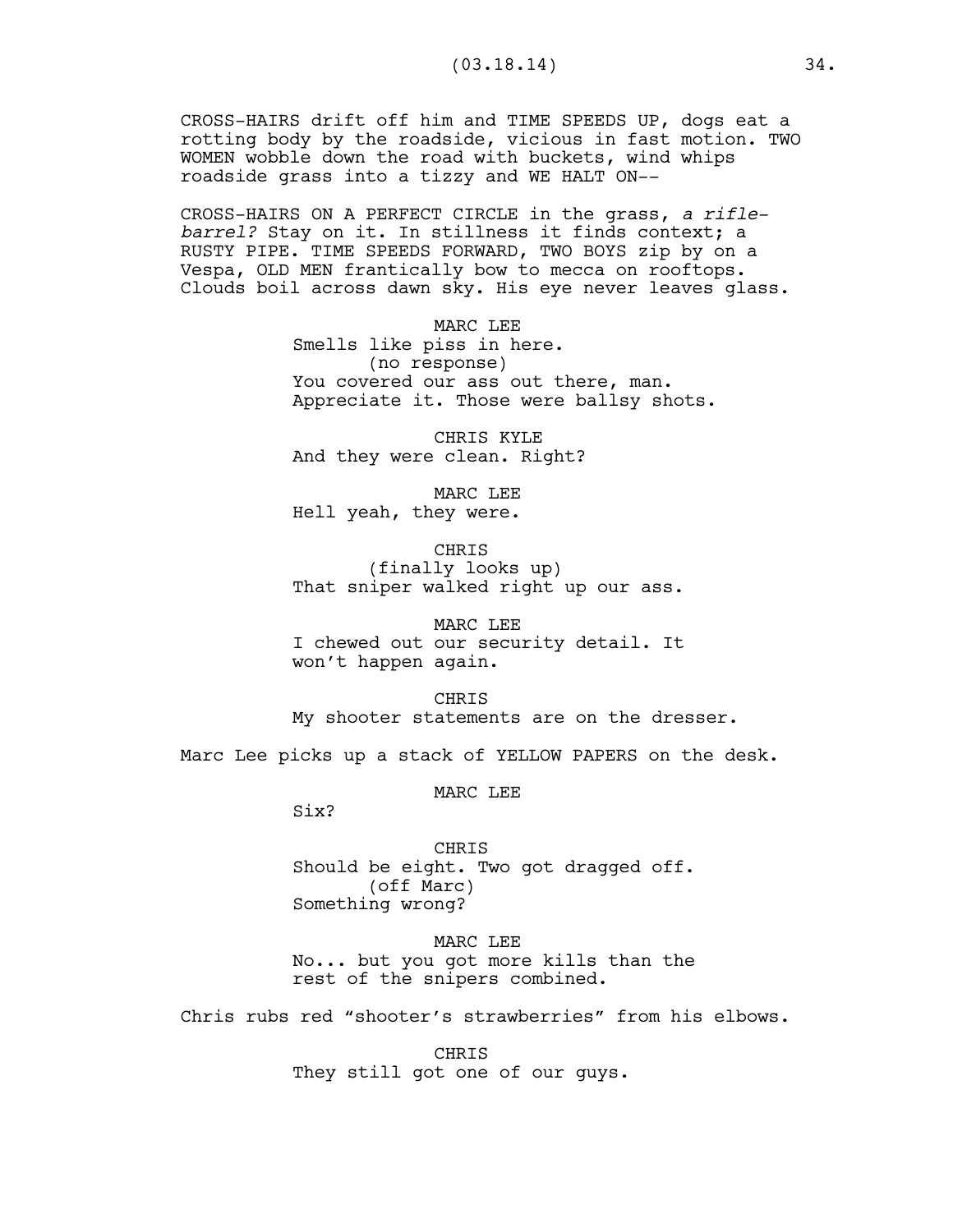CROSS-HAIRS drift off him and TIME SPEEDS UP, dogs eat a rotting body by the roadside, vicious in fast motion. TWO WOMEN wobble down the road with buckets, wind whips roadside grass into a tizzy and WE HALT ON--

CROSS-HAIRS ON A PERFECT CIRCLE in the grass, *a rifle-barrel?* Stay on it. In stillness it finds context; a RUSTY PIPE. TIME SPEEDS FORWARD, TWO BOYS zip by on a Vespa, OLD MEN frantically bow to mecca on rooftops. Clouds boil across dawn sky. His eye never leaves glass.

MARC LEE
Smells like piss in here.
(no response)
You covered our ass out there, man. Appreciate it. Those were ballsy shots.

CHRIS KYLE
And they were clean. Right?

MARC LEE
Hell yeah, they were.

CHRIS
(finally looks up)
That sniper walked right up our ass.

MARC LEE
I chewed out our security detail. It won't happen again.

CHRIS
My shooter statements are on the dresser.

Marc Lee picks up a stack of YELLOW PAPERS on the desk.

MARC LEE
Six?

CHRIS
Should be eight. Two got dragged off.
(off Marc)
Something wrong?

MARC LEE
No... but you got more kills than the rest of the snipers combined.

Chris rubs red "shooter's strawberries" from his elbows.

CHRIS
They still got one of our guys.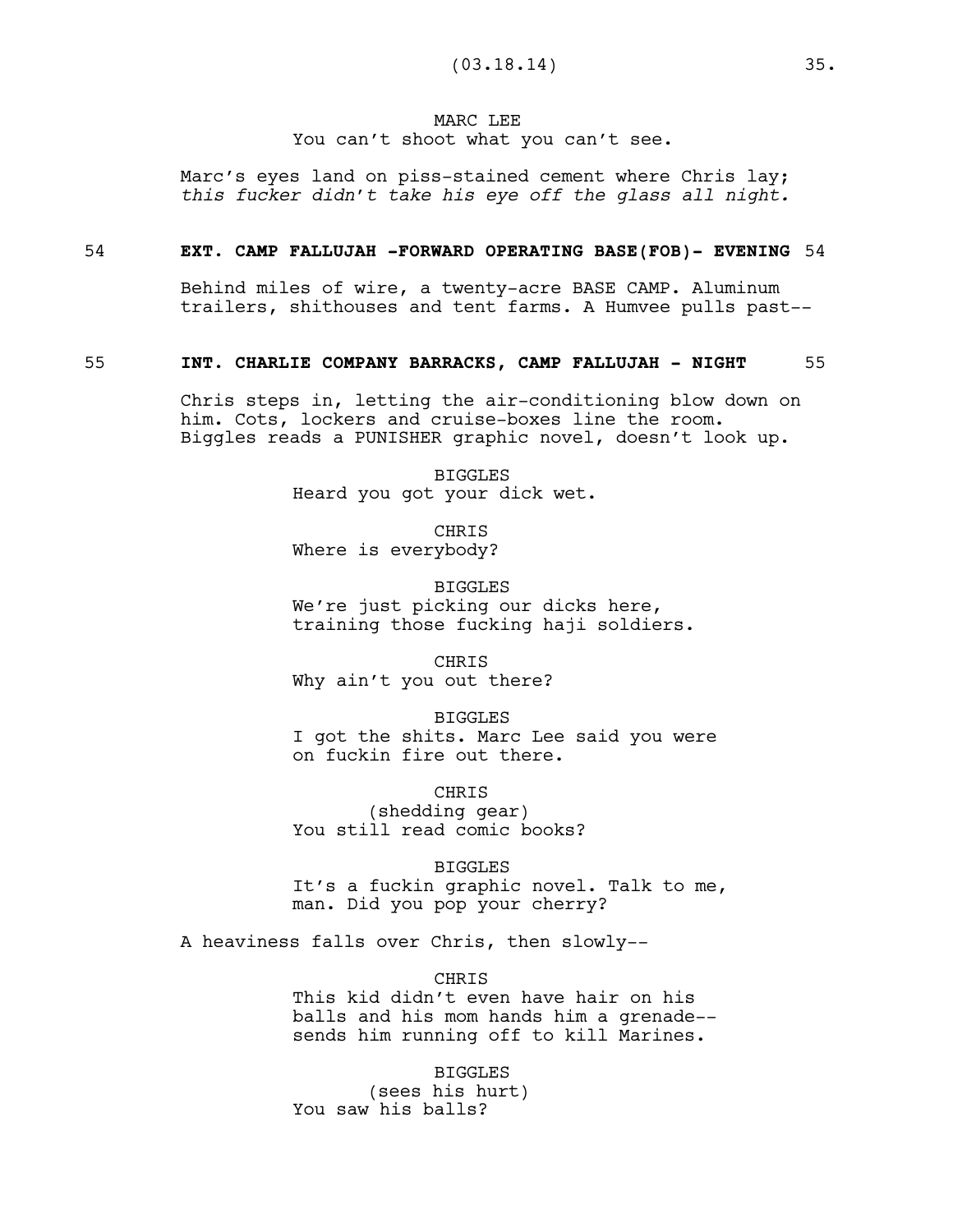MARC LEE
You can't shoot what you can't see.

Marc's eyes land on piss-stained cement where Chris lay; *this fucker didn't take his eye off the glass all night.*

54 **EXT. CAMP FALLUJAH -FORWARD OPERATING BASE(FOB)- EVENING** 54

Behind miles of wire, a twenty-acre BASE CAMP. Aluminum trailers, shithouses and tent farms. A Humvee pulls past--

55 **INT. CHARLIE COMPANY BARRACKS, CAMP FALLUJAH - NIGHT** 55

Chris steps in, letting the air-conditioning blow down on him. Cots, lockers and cruise-boxes line the room. Biggles reads a PUNISHER graphic novel, doesn't look up.

BIGGLES
Heard you got your dick wet.

CHRIS
Where is everybody?

BIGGLES
We're just picking our dicks here, training those fucking haji soldiers.

CHRIS
Why ain't you out there?

BIGGLES
I got the shits. Marc Lee said you were on fuckin fire out there.

CHRIS
(shedding gear)
You still read comic books?

BIGGLES
It's a fuckin graphic novel. Talk to me, man. Did you pop your cherry?

A heaviness falls over Chris, then slowly--

CHRIS
This kid didn't even have hair on his balls and his mom hands him a grenade-- sends him running off to kill Marines.

BIGGLES
(sees his hurt)
You saw his balls?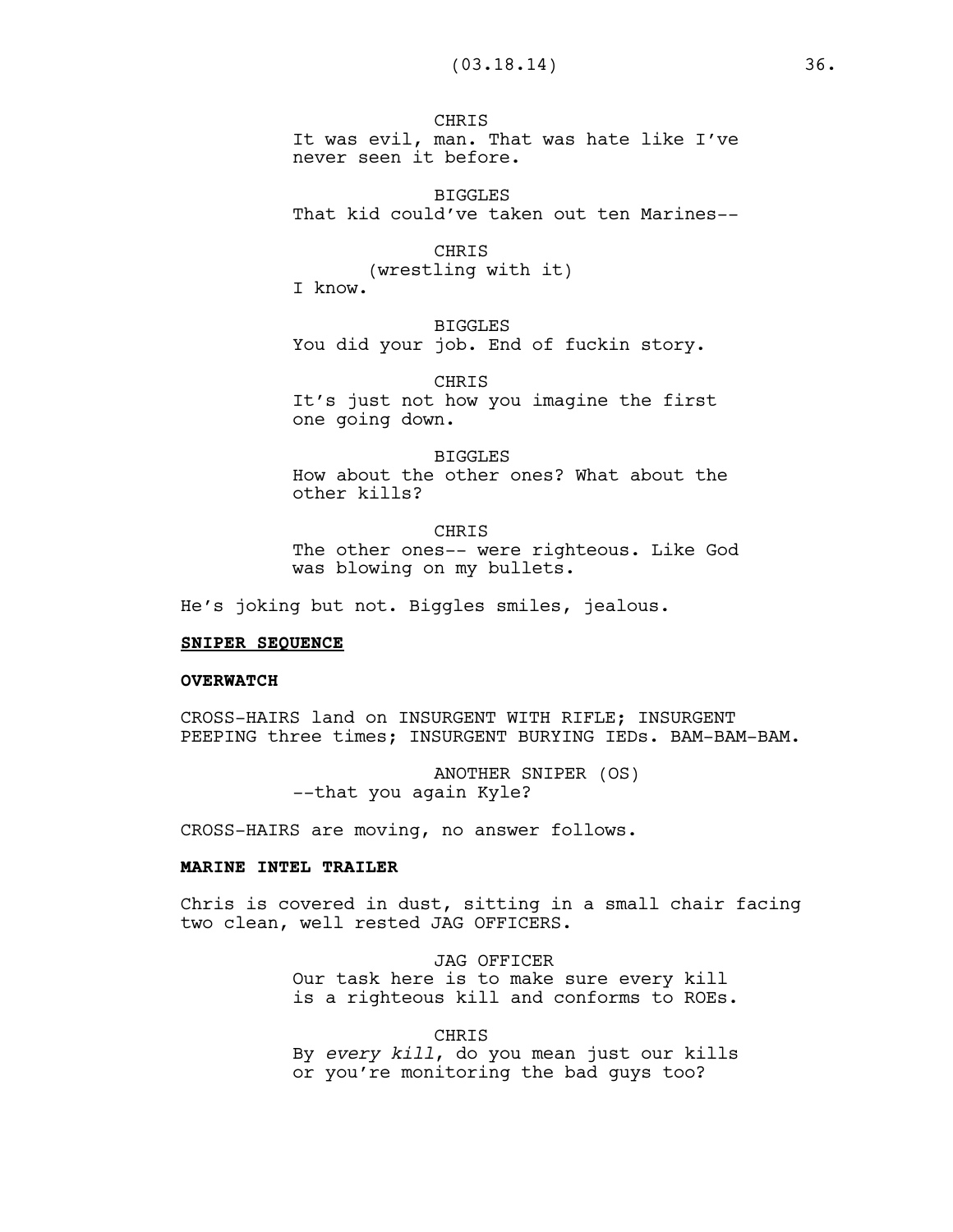CHRIS
It was evil, man. That was hate like I've never seen it before.

BIGGLES
That kid could've taken out ten Marines--

CHRIS
(wrestling with it)
I know.

BIGGLES
You did your job. End of fuckin story.

CHRIS
It's just not how you imagine the first one going down.

BIGGLES
How about the other ones? What about the other kills?

CHRIS
The other ones-- were righteous. Like God was blowing on my bullets.

He's joking but not. Biggles smiles, jealous.

**<u>SNIPER SEQUENCE</u>**

**OVERWATCH**

CROSS-HAIRS land on INSURGENT WITH RIFLE; INSURGENT PEEPING three times; INSURGENT BURYING IEDs. BAM-BAM-BAM.

ANOTHER SNIPER (OS)
--that you again Kyle?

CROSS-HAIRS are moving, no answer follows.

**MARINE INTEL TRAILER**

Chris is covered in dust, sitting in a small chair facing two clean, well rested JAG OFFICERS.

JAG OFFICER
Our task here is to make sure every kill is a righteous kill and conforms to ROEs.

CHRIS
By *every kill*, do you mean just our kills or you're monitoring the bad guys too?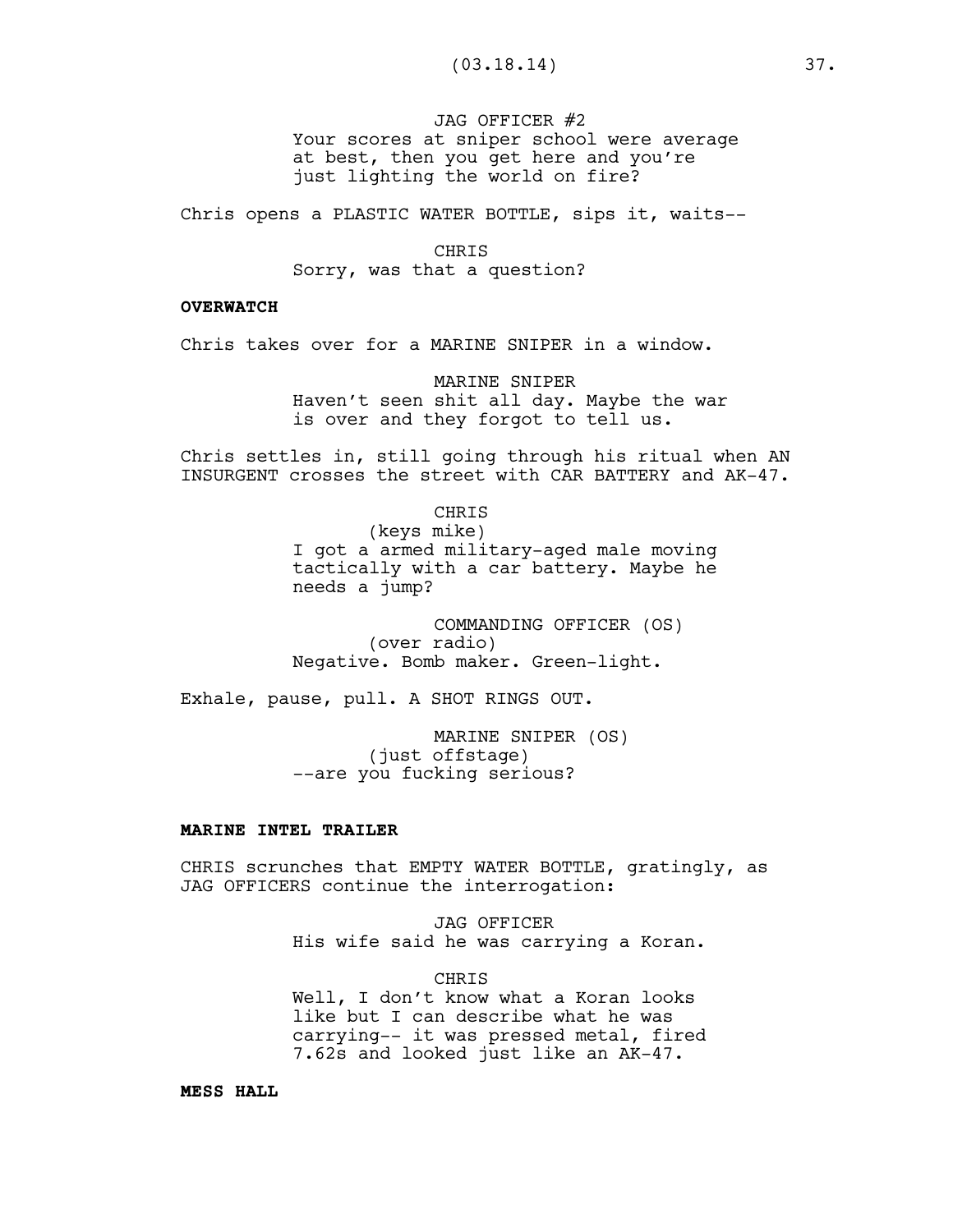JAG OFFICER #2
Your scores at sniper school were average at best, then you get here and you're just lighting the world on fire?

Chris opens a PLASTIC WATER BOTTLE, sips it, waits--

CHRIS
Sorry, was that a question?

**OVERWATCH**

Chris takes over for a MARINE SNIPER in a window.

MARINE SNIPER
Haven't seen shit all day. Maybe the war is over and they forgot to tell us.

Chris settles in, still going through his ritual when AN INSURGENT crosses the street with CAR BATTERY and AK-47.

CHRIS
(keys mike)
I got a armed military-aged male moving tactically with a car battery. Maybe he needs a jump?

COMMANDING OFFICER (OS)
(over radio)
Negative. Bomb maker. Green-light.

Exhale, pause, pull. A SHOT RINGS OUT.

MARINE SNIPER (OS)
(just offstage)
--are you fucking serious?

**MARINE INTEL TRAILER**

CHRIS scrunches that EMPTY WATER BOTTLE, gratingly, as JAG OFFICERS continue the interrogation:

JAG OFFICER
His wife said he was carrying a Koran.

CHRIS
Well, I don't know what a Koran looks like but I can describe what he was carrying-- it was pressed metal, fired 7.62s and looked just like an AK-47.

**MESS HALL**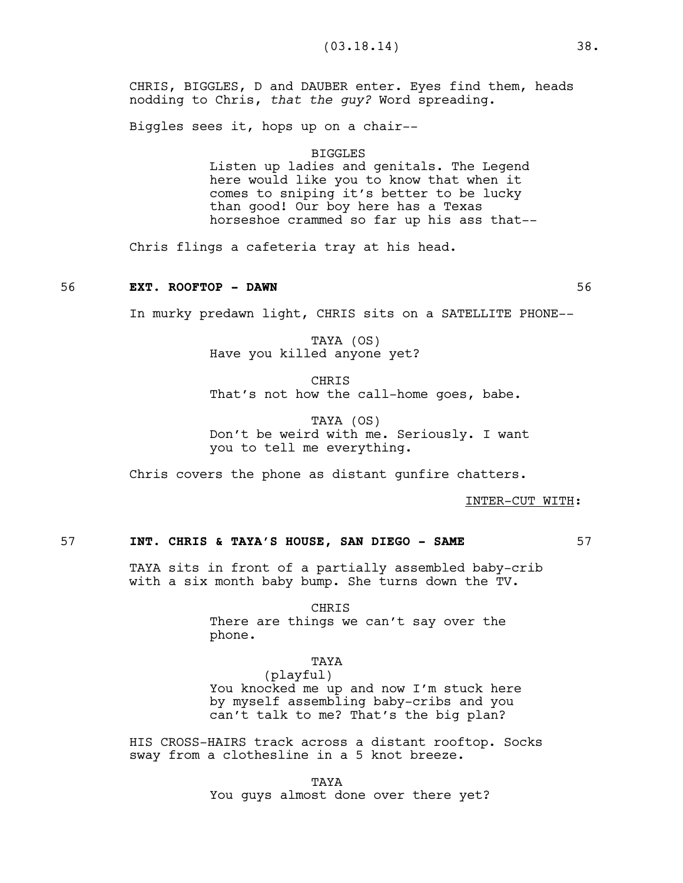CHRIS, BIGGLES, D and DAUBER enter. Eyes find them, heads nodding to Chris, *that the guy?* Word spreading.

Biggles sees it, hops up on a chair--

BIGGLES
Listen up ladies and genitals. The Legend here would like you to know that when it comes to sniping it's better to be lucky than good! Our boy here has a Texas horseshoe crammed so far up his ass that--

Chris flings a cafeteria tray at his head.

56 **EXT. ROOFTOP - DAWN** 56

In murky predawn light, CHRIS sits on a SATELLITE PHONE--

TAYA (OS)
Have you killed anyone yet?

CHRIS
That's not how the call-home goes, babe.

TAYA (OS)
Don't be weird with me. Seriously. I want you to tell me everything.

Chris covers the phone as distant gunfire chatters.

INTER-CUT WITH:

57 **INT. CHRIS & TAYA'S HOUSE, SAN DIEGO - SAME** 57

TAYA sits in front of a partially assembled baby-crib with a six month baby bump. She turns down the TV.

CHRIS
There are things we can't say over the phone.

TAYA
(playful)
You knocked me up and now I'm stuck here by myself assembling baby-cribs and you can't talk to me? That's the big plan?

HIS CROSS-HAIRS track across a distant rooftop. Socks sway from a clothesline in a 5 knot breeze.

TAYA
You guys almost done over there yet?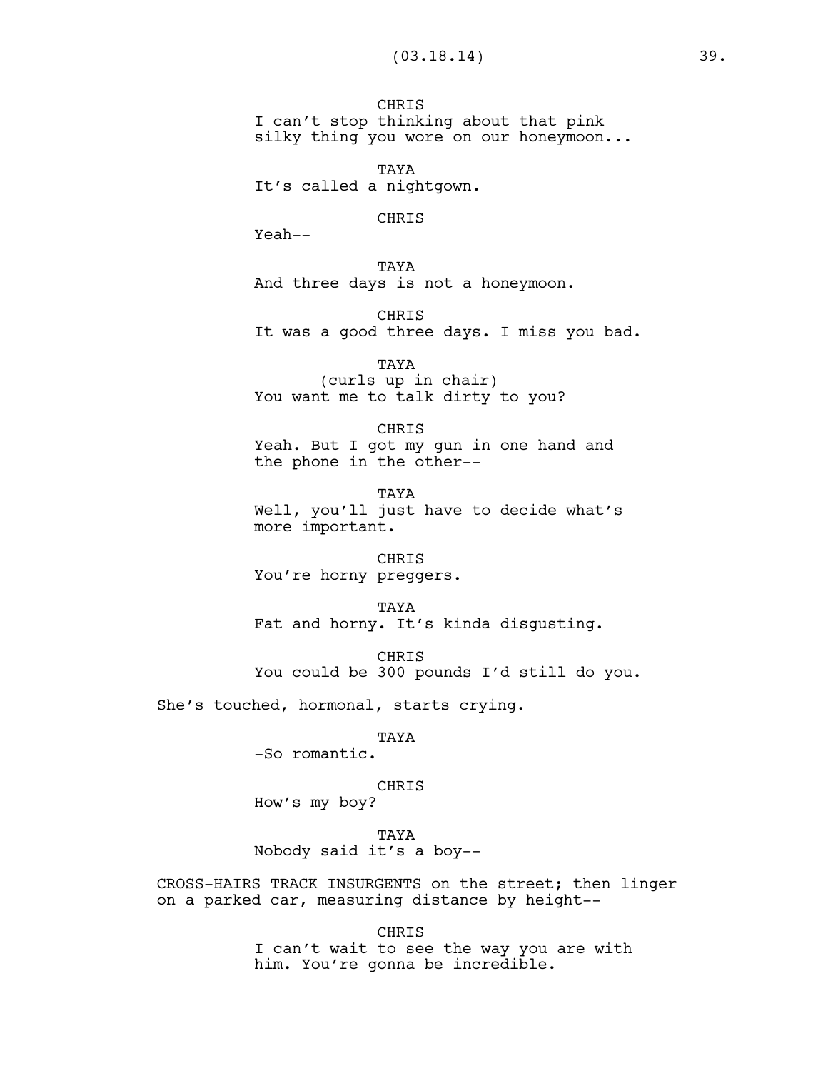CHRIS
I can't stop thinking about that pink silky thing you wore on our honeymoon...

TAYA
It's called a nightgown.

CHRIS
Yeah--

TAYA
And three days is not a honeymoon.

CHRIS
It was a good three days. I miss you bad.

TAYA
(curls up in chair)
You want me to talk dirty to you?

CHRIS
Yeah. But I got my gun in one hand and the phone in the other--

TAYA
Well, you'll just have to decide what's more important.

CHRIS
You're horny preggers.

TAYA
Fat and horny. It's kinda disgusting.

CHRIS
You could be 300 pounds I'd still do you.

She's touched, hormonal, starts crying.

TAYA
-So romantic.

CHRIS
How's my boy?

TAYA
Nobody said it's a boy--

CROSS-HAIRS TRACK INSURGENTS on the street; then linger on a parked car, measuring distance by height--

CHRIS
I can't wait to see the way you are with him. You're gonna be incredible.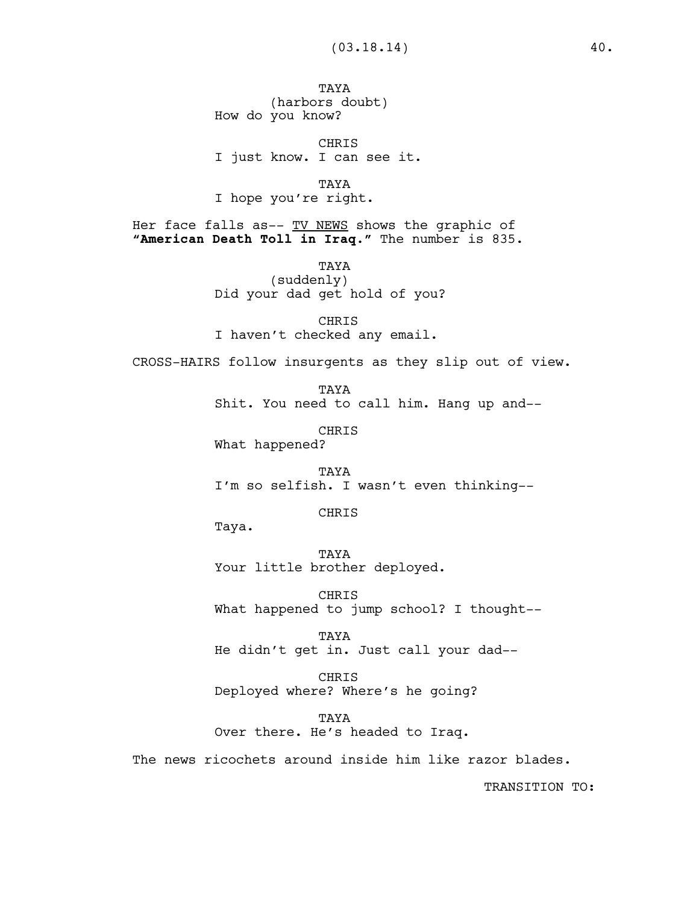TAYA
(harbors doubt)
How do you know?

CHRIS
I just know. I can see it.

TAYA
I hope you're right.

Her face falls as-- TV NEWS shows the graphic of **"American Death Toll in Iraq."** The number is 835.

TAYA
(suddenly)
Did your dad get hold of you?

CHRIS
I haven't checked any email.

CROSS-HAIRS follow insurgents as they slip out of view.

TAYA
Shit. You need to call him. Hang up and--

CHRIS
What happened?

TAYA
I'm so selfish. I wasn't even thinking--

CHRIS
Taya.

TAYA
Your little brother deployed.

CHRIS
What happened to jump school? I thought--

TAYA
He didn't get in. Just call your dad--

CHRIS
Deployed where? Where's he going?

TAYA
Over there. He's headed to Iraq.

The news ricochets around inside him like razor blades.

TRANSITION TO: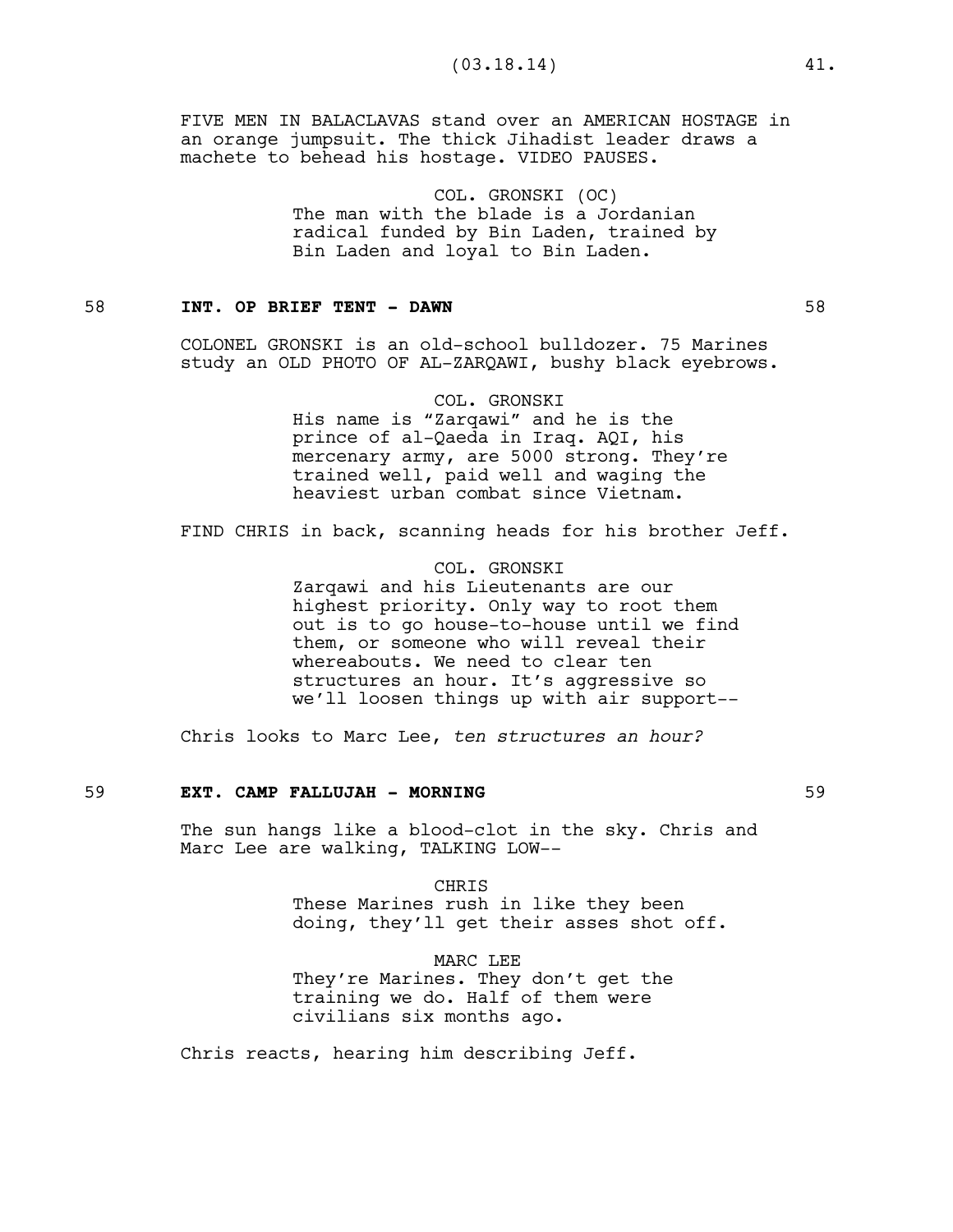FIVE MEN IN BALACLAVAS stand over an AMERICAN HOSTAGE in an orange jumpsuit. The thick Jihadist leader draws a machete to behead his hostage. VIDEO PAUSES.

COL. GRONSKI (OC)
The man with the blade is a Jordanian radical funded by Bin Laden, trained by Bin Laden and loyal to Bin Laden.

**58 INT. OP BRIEF TENT - DAWN 58**

COLONEL GRONSKI is an old-school bulldozer. 75 Marines study an OLD PHOTO OF AL-ZARQAWI, bushy black eyebrows.

COL. GRONSKI
His name is “Zarqawi” and he is the prince of al-Qaeda in Iraq. AQI, his mercenary army, are 5000 strong. They’re trained well, paid well and waging the heaviest urban combat since Vietnam.

FIND CHRIS in back, scanning heads for his brother Jeff.

COL. GRONSKI
Zarqawi and his Lieutenants are our highest priority. Only way to root them out is to go house-to-house until we find them, or someone who will reveal their whereabouts. We need to clear ten structures an hour. It’s aggressive so we’ll loosen things up with air support--

Chris looks to Marc Lee, *ten structures an hour?*

**59 EXT. CAMP FALLUJAH - MORNING 59**

The sun hangs like a blood-clot in the sky. Chris and Marc Lee are walking, TALKING LOW--

CHRIS
These Marines rush in like they been doing, they’ll get their asses shot off.

MARC LEE
They’re Marines. They don’t get the training we do. Half of them were civilians six months ago.

Chris reacts, hearing him describing Jeff.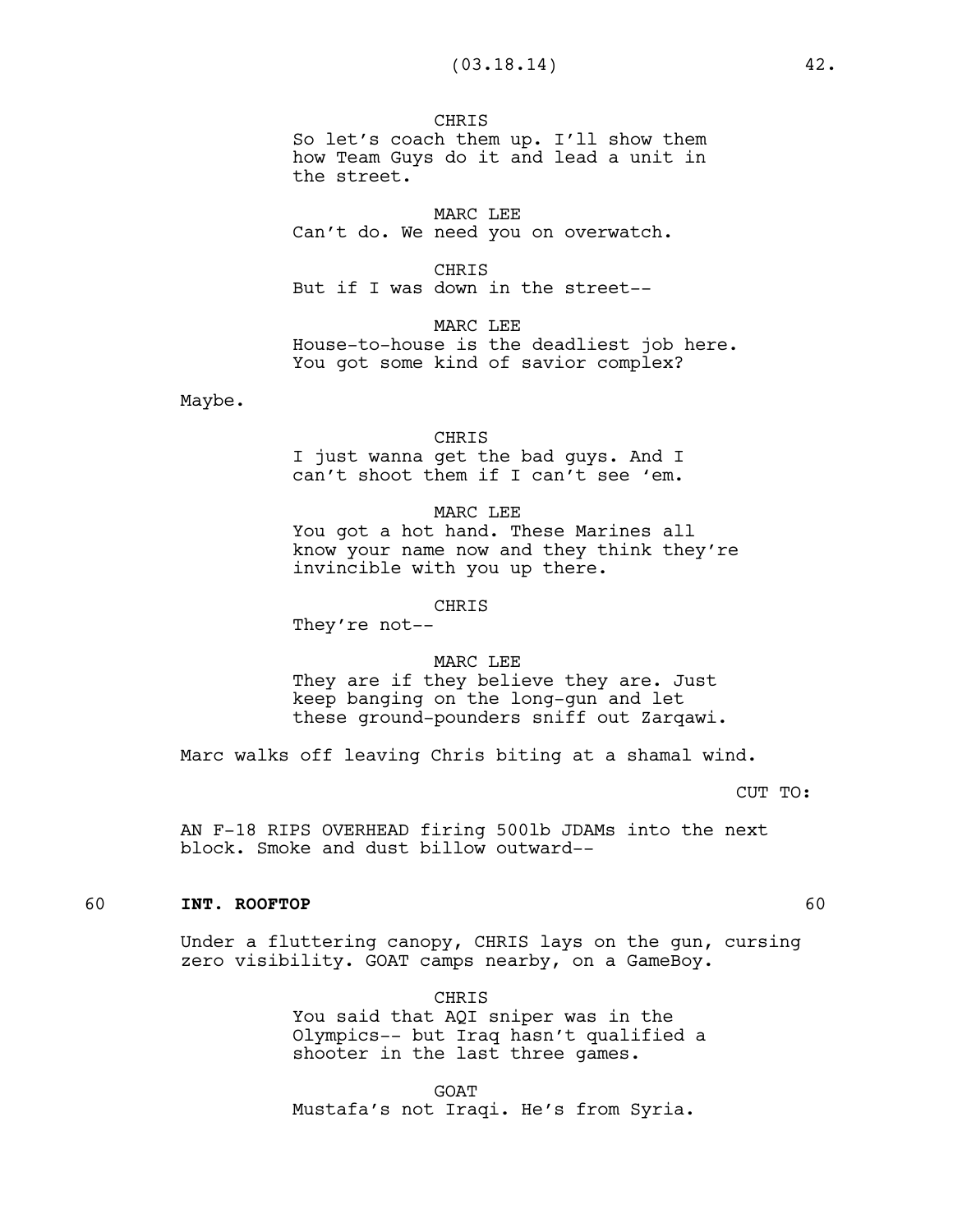CHRIS
So let's coach them up. I'll show them how Team Guys do it and lead a unit in the street.

MARC LEE
Can't do. We need you on overwatch.

CHRIS
But if I was down in the street--

MARC LEE
House-to-house is the deadliest job here. You got some kind of savior complex?

Maybe.

CHRIS
I just wanna get the bad guys. And I can't shoot them if I can't see 'em.

MARC LEE
You got a hot hand. These Marines all know your name now and they think they're invincible with you up there.

CHRIS
They're not--

MARC LEE
They are if they believe they are. Just keep banging on the long-gun and let these ground-pounders sniff out Zarqawi.

Marc walks off leaving Chris biting at a shamal wind.

CUT TO:

AN F-18 RIPS OVERHEAD firing 500lb JDAMs into the next block. Smoke and dust billow outward--

60 **INT. ROOFTOP** 60

Under a fluttering canopy, CHRIS lays on the gun, cursing zero visibility. GOAT camps nearby, on a GameBoy.

CHRIS
You said that AQI sniper was in the Olympics-- but Iraq hasn't qualified a shooter in the last three games.

GOAT
Mustafa's not Iraqi. He's from Syria.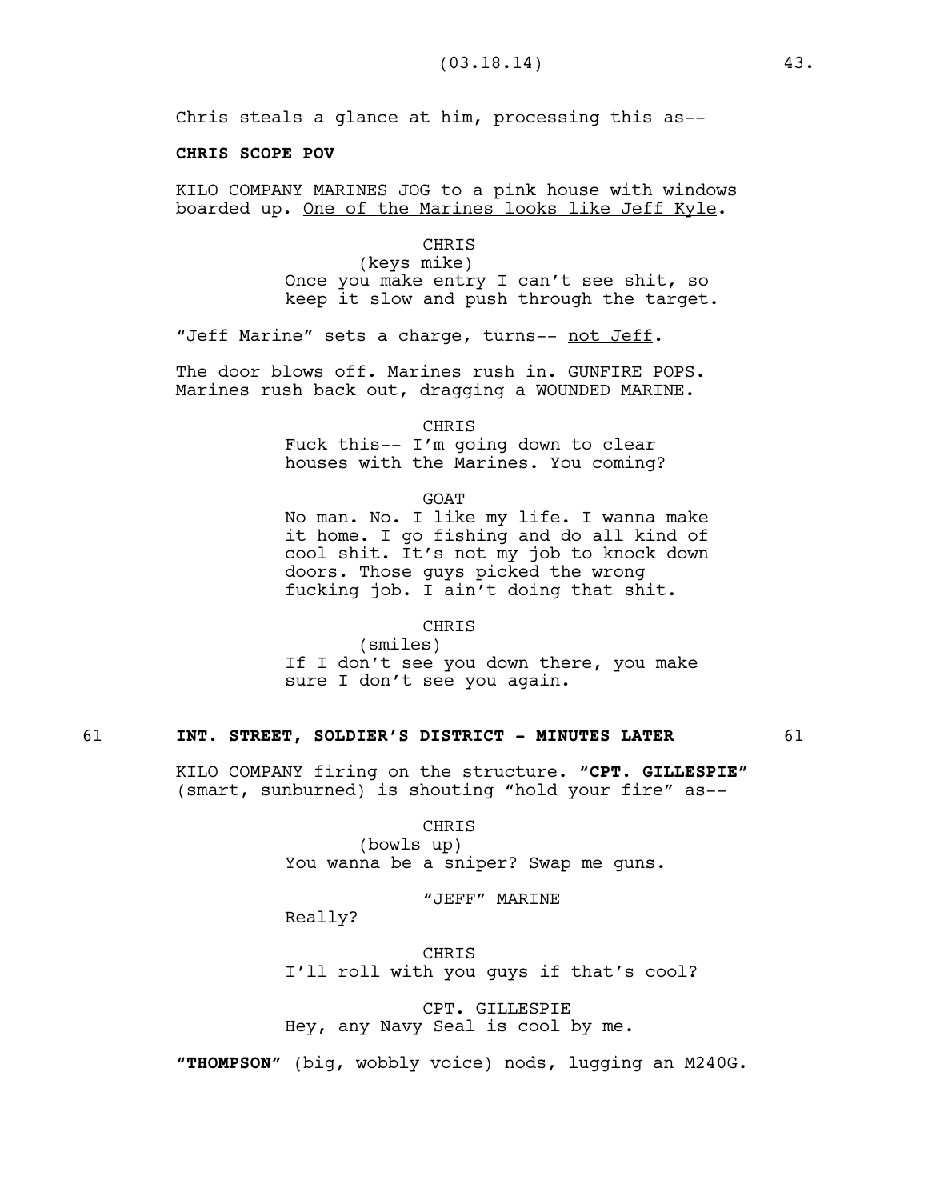Chris steals a glance at him, processing this as--

**CHRIS SCOPE POV**

KILO COMPANY MARINES JOG to a pink house with windows boarded up. <u>One of the Marines looks like Jeff Kyle</u>.

CHRIS
(keys mike)
Once you make entry I can't see shit, so keep it slow and push through the target.

"Jeff Marine" sets a charge, turns-- <u>not Jeff</u>.

The door blows off. Marines rush in. GUNFIRE POPS. Marines rush back out, dragging a WOUNDED MARINE.

CHRIS
Fuck this-- I'm going down to clear houses with the Marines. You coming?

GOAT
No man. No. I like my life. I wanna make it home. I go fishing and do all kind of cool shit. It's not my job to knock down doors. Those guys picked the wrong fucking job. I ain't doing that shit.

CHRIS
(smiles)
If I don't see you down there, you make sure I don't see you again.

**61 INT. STREET, SOLDIER'S DISTRICT - MINUTES LATER 61**

KILO COMPANY firing on the structure. **"CPT. GILLESPIE"** (smart, sunburned) is shouting "hold your fire" as--

CHRIS
(bowls up)
You wanna be a sniper? Swap me guns.

"JEFF" MARINE
Really?

CHRIS
I'll roll with you guys if that's cool?

CPT. GILLESPIE
Hey, any Navy Seal is cool by me.

**"THOMPSON"** (big, wobbly voice) nods, lugging an M240G.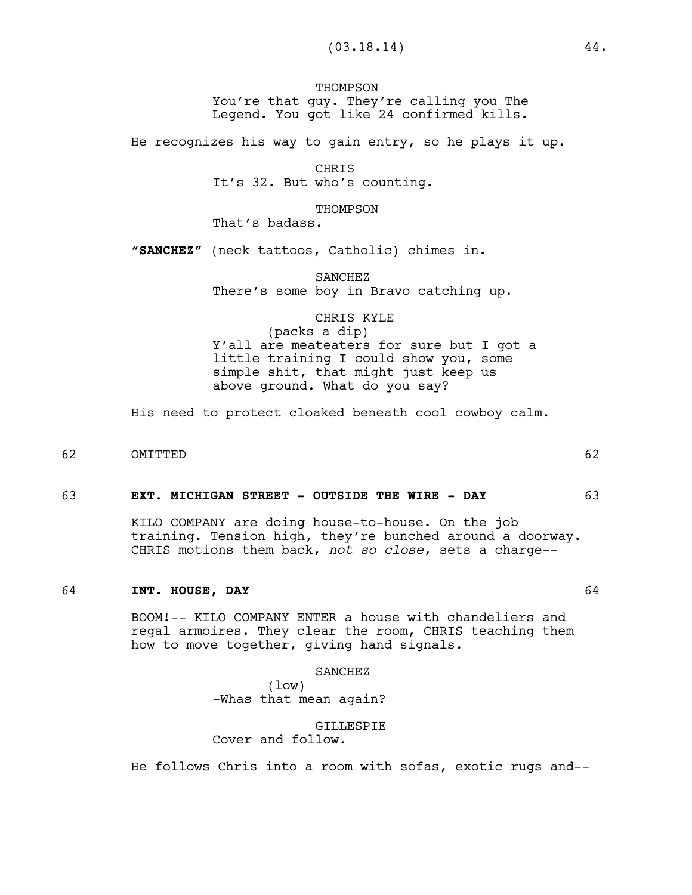THOMPSON
You're that guy. They're calling you The Legend. You got like 24 confirmed kills.

He recognizes his way to gain entry, so he plays it up.

CHRIS
It's 32. But who's counting.

THOMPSON
That's badass.

**"SANCHEZ"** (neck tattoos, Catholic) chimes in.

SANCHEZ
There's some boy in Bravo catching up.

CHRIS KYLE
(packs a dip)
Y'all are meateaters for sure but I got a little training I could show you, some simple shit, that might just keep us above ground. What do you say?

His need to protect cloaked beneath cool cowboy calm.

62 OMITTED 62

**63 EXT. MICHIGAN STREET - OUTSIDE THE WIRE - DAY 63**

KILO COMPANY are doing house-to-house. On the job training. Tension high, they're bunched around a doorway. CHRIS motions them back, *not so close*, sets a charge--

**64 INT. HOUSE, DAY 64**

BOOM!-- KILO COMPANY ENTER a house with chandeliers and regal armoires. They clear the room, CHRIS teaching them how to move together, giving hand signals.

SANCHEZ
(low)
-Whas that mean again?

GILLESPIE
Cover and follow.

He follows Chris into a room with sofas, exotic rugs and--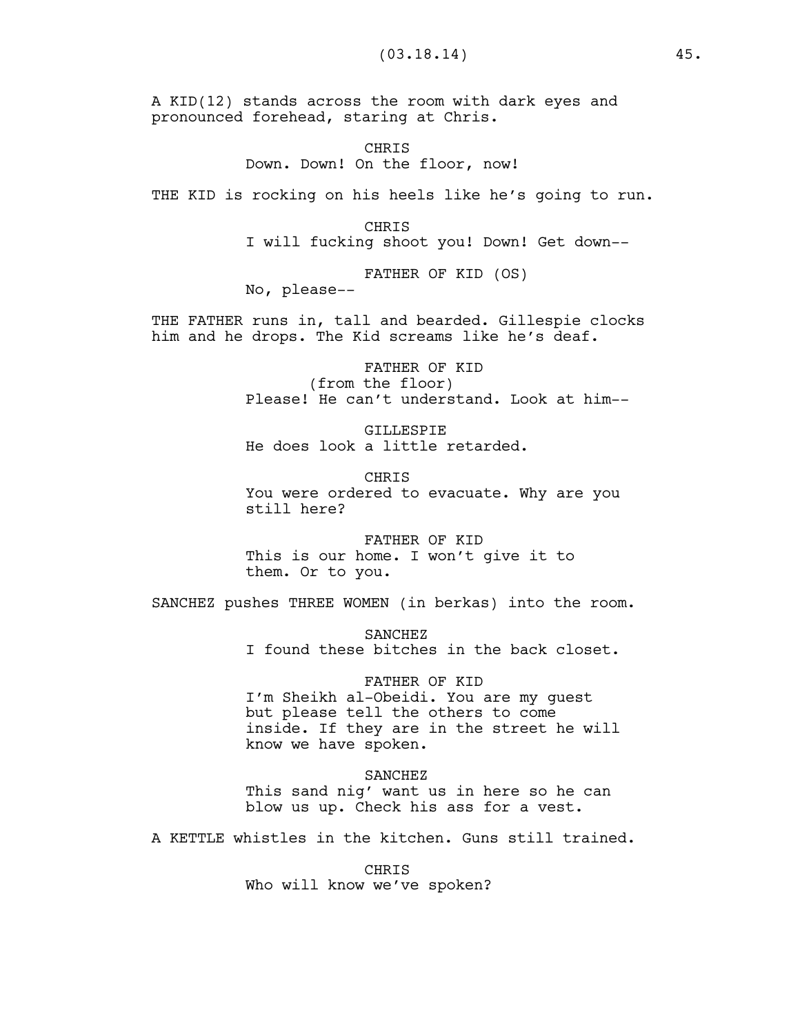A KID(12) stands across the room with dark eyes and pronounced forehead, staring at Chris.

CHRIS
Down. Down! On the floor, now!

THE KID is rocking on his heels like he's going to run.

CHRIS
I will fucking shoot you! Down! Get down--

FATHER OF KID (OS)
No, please--

THE FATHER runs in, tall and bearded. Gillespie clocks him and he drops. The Kid screams like he's deaf.

FATHER OF KID
(from the floor)
Please! He can't understand. Look at him--

GILLESPIE
He does look a little retarded.

CHRIS
You were ordered to evacuate. Why are you still here?

FATHER OF KID
This is our home. I won't give it to them. Or to you.

SANCHEZ pushes THREE WOMEN (in berkas) into the room.

SANCHEZ
I found these bitches in the back closet.

FATHER OF KID
I'm Sheikh al-Obeidi. You are my guest but please tell the others to come inside. If they are in the street he will know we have spoken.

SANCHEZ
This sand nig' want us in here so he can blow us up. Check his ass for a vest.

A KETTLE whistles in the kitchen. Guns still trained.

CHRIS
Who will know we've spoken?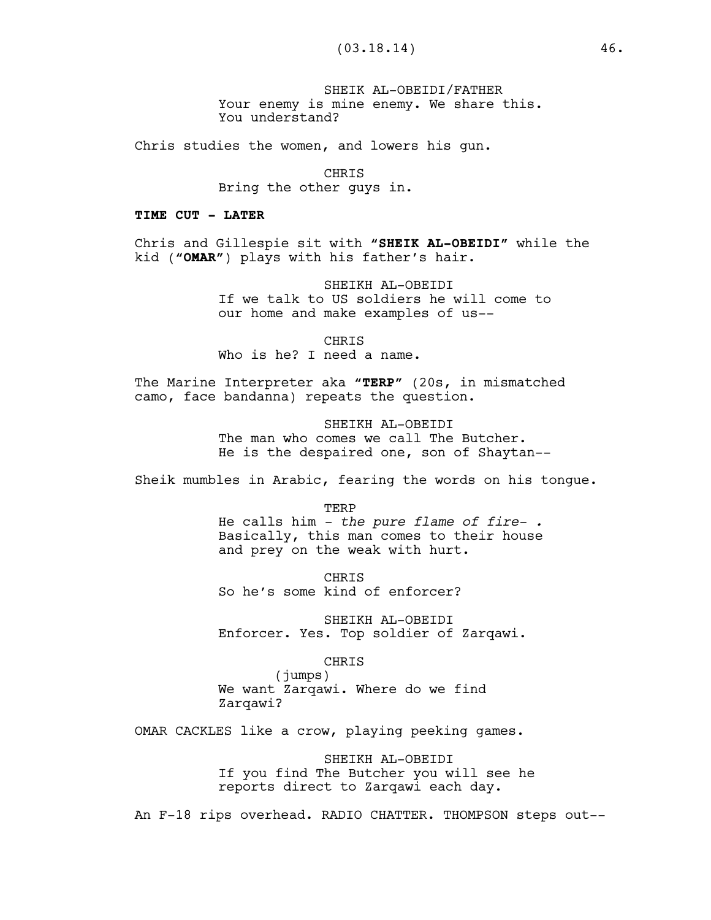SHEIK AL-OBEIDI/FATHER
Your enemy is mine enemy. We share this.
You understand?

Chris studies the women, and lowers his gun.

CHRIS
Bring the other guys in.

**TIME CUT - LATER**

Chris and Gillespie sit with **"SHEIK AL-OBEIDI"** while the kid (**"OMAR"**) plays with his father's hair.

SHEIKH AL-OBEIDI
If we talk to US soldiers he will come to our home and make examples of us--

CHRIS
Who is he? I need a name.

The Marine Interpreter aka **"TERP"** (20s, in mismatched camo, face bandanna) repeats the question.

SHEIKH AL-OBEIDI
The man who comes we call The Butcher.
He is the despaired one, son of Shaytan--

Sheik mumbles in Arabic, fearing the words on his tongue.

TERP
He calls him - *the pure flame of fire- .*
Basically, this man comes to their house and prey on the weak with hurt.

CHRIS
So he's some kind of enforcer?

SHEIKH AL-OBEIDI
Enforcer. Yes. Top soldier of Zarqawi.

CHRIS
(jumps)
We want Zarqawi. Where do we find Zarqawi?

OMAR CACKLES like a crow, playing peeking games.

SHEIKH AL-OBEIDI
If you find The Butcher you will see he reports direct to Zarqawi each day.

An F-18 rips overhead. RADIO CHATTER. THOMPSON steps out--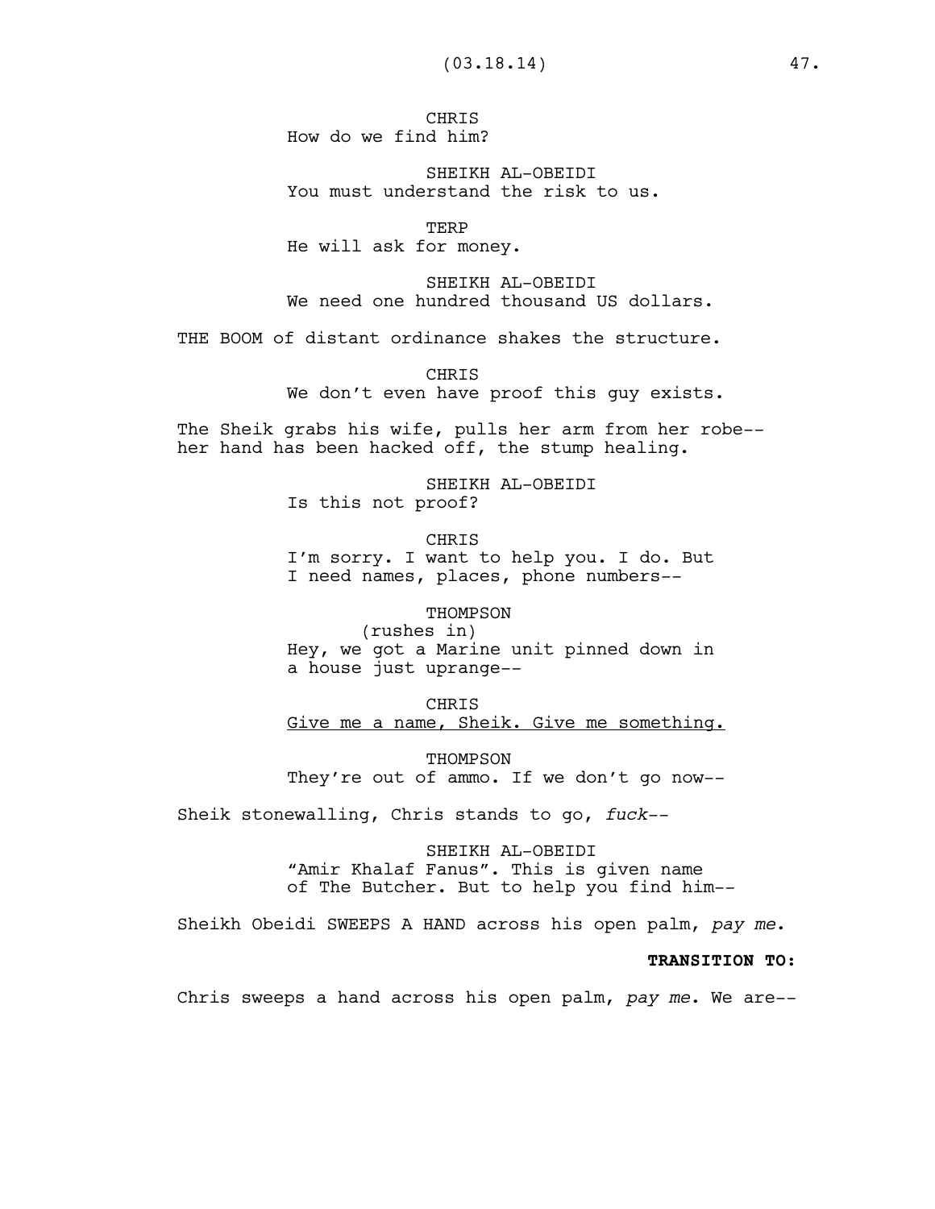CHRIS
How do we find him?

SHEIKH AL-OBEIDI
You must understand the risk to us.

TERP
He will ask for money.

SHEIKH AL-OBEIDI
We need one hundred thousand US dollars.

THE BOOM of distant ordinance shakes the structure.

CHRIS
We don't even have proof this guy exists.

The Sheik grabs his wife, pulls her arm from her robe--
her hand has been hacked off, the stump healing.

SHEIKH AL-OBEIDI
Is this not proof?

CHRIS
I'm sorry. I want to help you. I do. But
I need names, places, phone numbers--

THOMPSON
(rushes in)
Hey, we got a Marine unit pinned down in
a house just uprange--

CHRIS
<u>Give me a name, Sheik. Give me something.</u>

THOMPSON
They're out of ammo. If we don't go now--

Sheik stonewalling, Chris stands to go, *fuck*--

SHEIKH AL-OBEIDI
"Amir Khalaf Fanus". This is given name
of The Butcher. But to help you find him--

Sheikh Obeidi SWEEPS A HAND across his open palm, *pay me*.

**TRANSITION TO:**

Chris sweeps a hand across his open palm, *pay me*. We are--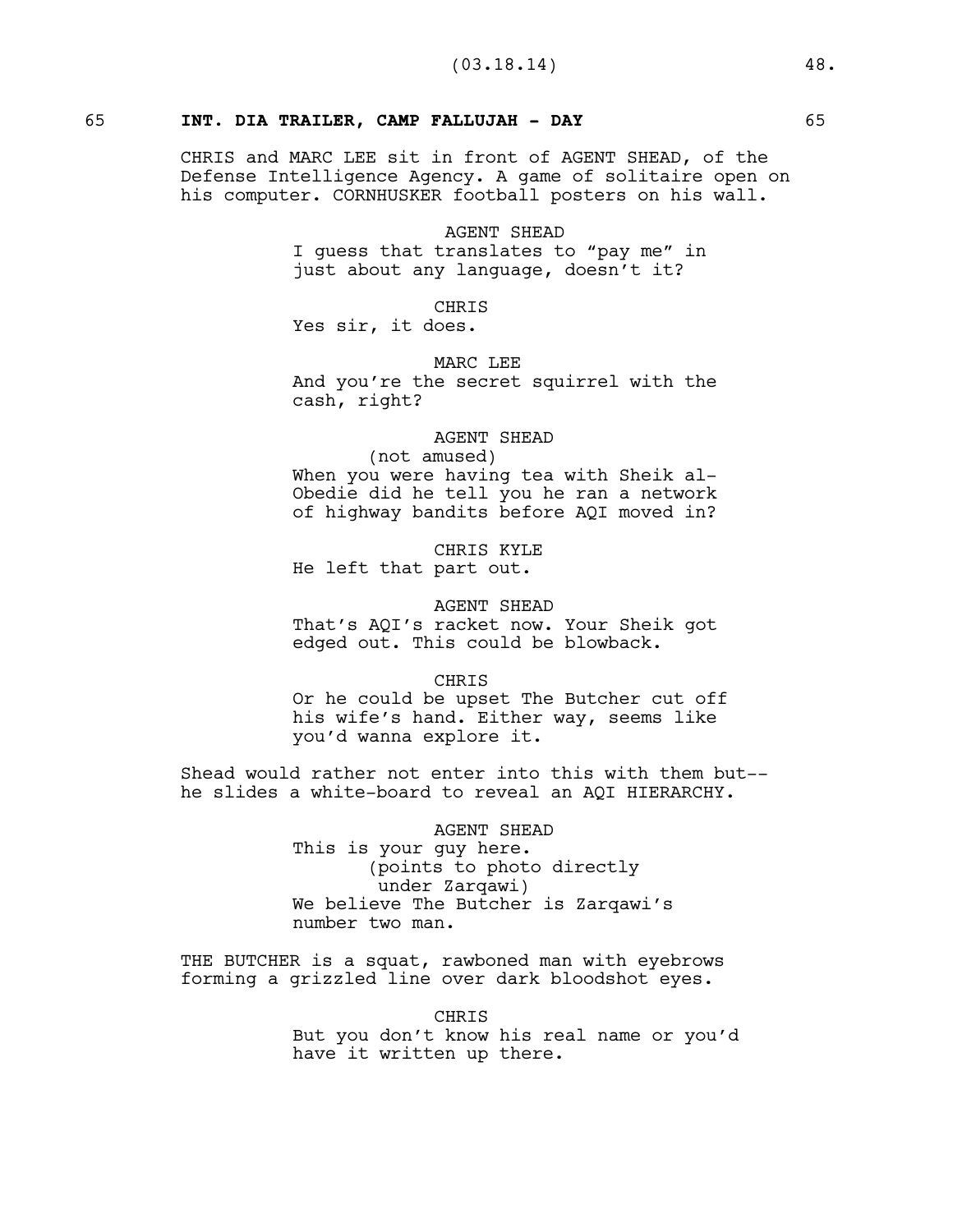## 65 INT. DIA TRAILER, CAMP FALLUJAH - DAY 65

CHRIS and MARC LEE sit in front of AGENT SHEAD, of the Defense Intelligence Agency. A game of solitaire open on his computer. CORNHUSKER football posters on his wall.

AGENT SHEAD
I guess that translates to "pay me" in just about any language, doesn't it?

CHRIS
Yes sir, it does.

MARC LEE
And you're the secret squirrel with the cash, right?

AGENT SHEAD
(not amused)
When you were having tea with Sheik al-Obedie did he tell you he ran a network of highway bandits before AQI moved in?

CHRIS KYLE
He left that part out.

AGENT SHEAD
That's AQI's racket now. Your Sheik got edged out. This could be blowback.

CHRIS
Or he could be upset The Butcher cut off his wife's hand. Either way, seems like you'd wanna explore it.

Shead would rather not enter into this with them but-- he slides a white-board to reveal an AQI HIERARCHY.

AGENT SHEAD
This is your guy here.
(points to photo directly under Zarqawi)
We believe The Butcher is Zarqawi's number two man.

THE BUTCHER is a squat, rawboned man with eyebrows forming a grizzled line over dark bloodshot eyes.

CHRIS
But you don't know his real name or you'd have it written up there.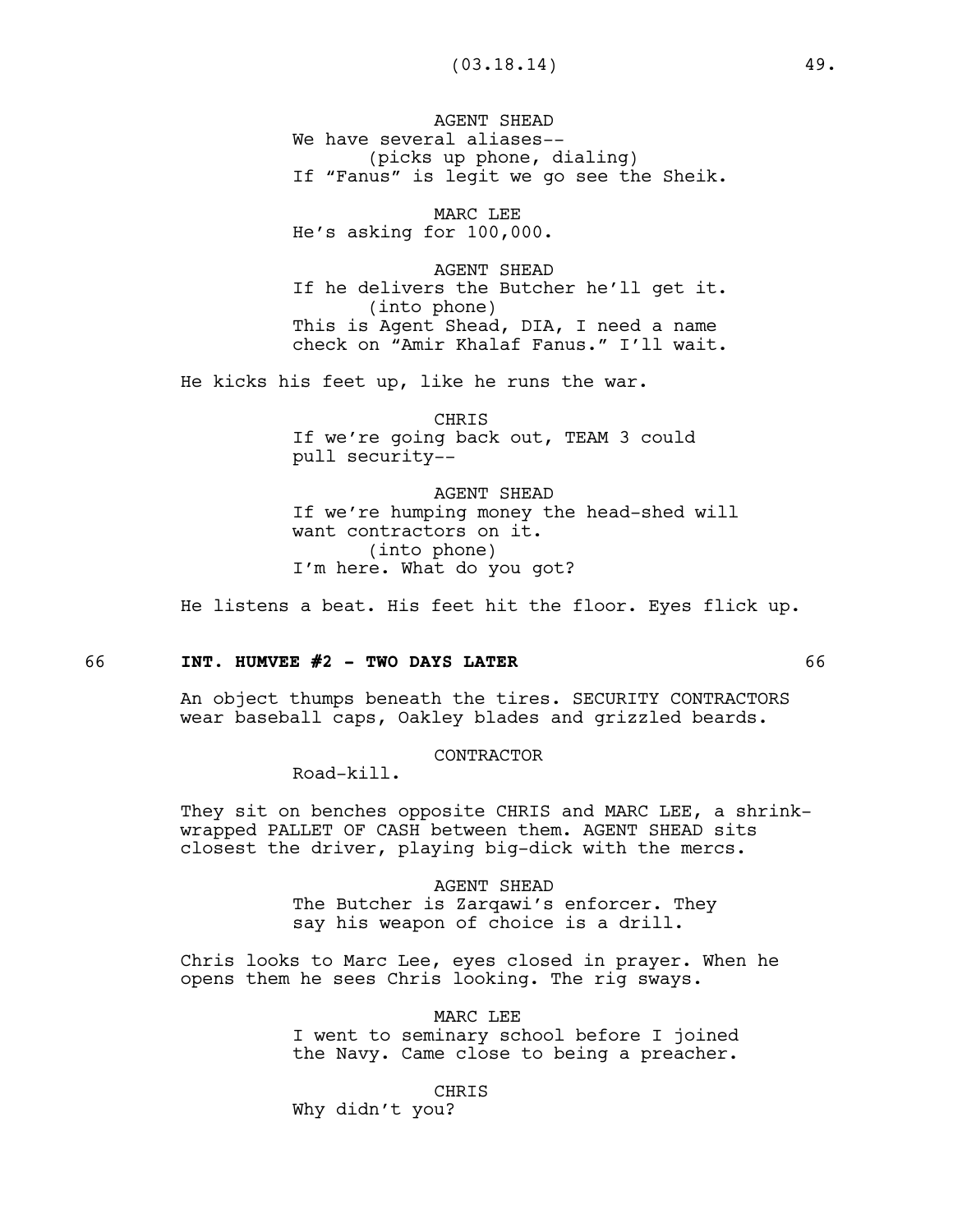AGENT SHEAD
We have several aliases--
(picks up phone, dialing)
If "Fanus" is legit we go see the Sheik.

MARC LEE
He's asking for 100,000.

AGENT SHEAD
If he delivers the Butcher he'll get it.
(into phone)
This is Agent Shead, DIA, I need a name check on "Amir Khalaf Fanus." I'll wait.

He kicks his feet up, like he runs the war.

CHRIS
If we're going back out, TEAM 3 could pull security--

AGENT SHEAD
If we're humping money the head-shed will want contractors on it.
(into phone)
I'm here. What do you got?

He listens a beat. His feet hit the floor. Eyes flick up.

**66 INT. HUMVEE #2 - TWO DAYS LATER 66**

An object thumps beneath the tires. SECURITY CONTRACTORS wear baseball caps, Oakley blades and grizzled beards.

CONTRACTOR
Road-kill.

They sit on benches opposite CHRIS and MARC LEE, a shrink-wrapped PALLET OF CASH between them. AGENT SHEAD sits closest the driver, playing big-dick with the mercs.

AGENT SHEAD
The Butcher is Zarqawi's enforcer. They say his weapon of choice is a drill.

Chris looks to Marc Lee, eyes closed in prayer. When he opens them he sees Chris looking. The rig sways.

MARC LEE
I went to seminary school before I joined the Navy. Came close to being a preacher.

CHRIS
Why didn't you?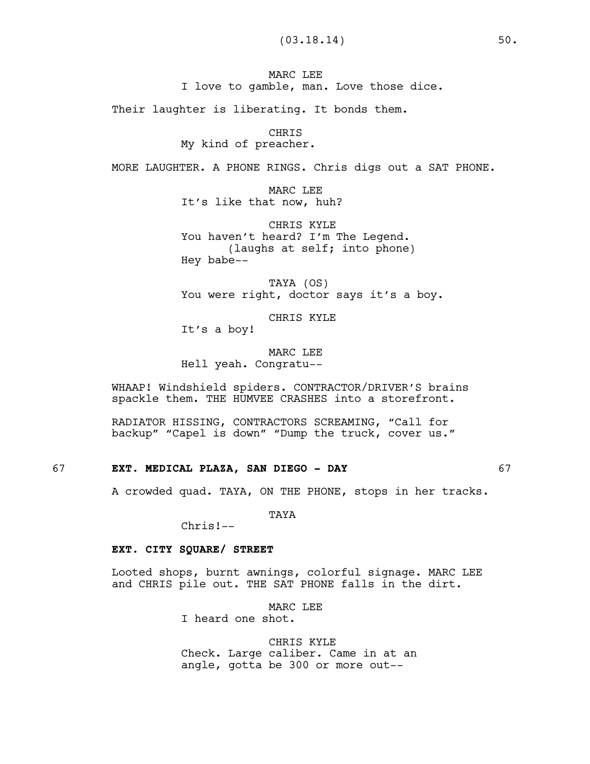MARC LEE
I love to gamble, man. Love those dice.

Their laughter is liberating. It bonds them.

CHRIS
My kind of preacher.

MORE LAUGHTER. A PHONE RINGS. Chris digs out a SAT PHONE.

MARC LEE
It's like that now, huh?

CHRIS KYLE
You haven't heard? I'm The Legend.
(laughs at self; into phone)
Hey babe--

TAYA (OS)
You were right, doctor says it's a boy.

CHRIS KYLE
It's a boy!

MARC LEE
Hell yeah. Congratu--

WHAAP! Windshield spiders. CONTRACTOR/DRIVER'S brains spackle them. THE HUMVEE CRASHES into a storefront.

RADIATOR HISSING, CONTRACTORS SCREAMING, "Call for backup" "Capel is down" "Dump the truck, cover us."

67 **EXT. MEDICAL PLAZA, SAN DIEGO - DAY** 67

A crowded quad. TAYA, ON THE PHONE, stops in her tracks.

TAYA
Chris!--

**EXT. CITY SQUARE/ STREET**

Looted shops, burnt awnings, colorful signage. MARC LEE and CHRIS pile out. THE SAT PHONE falls in the dirt.

MARC LEE
I heard one shot.

CHRIS KYLE
Check. Large caliber. Came in at an angle, gotta be 300 or more out--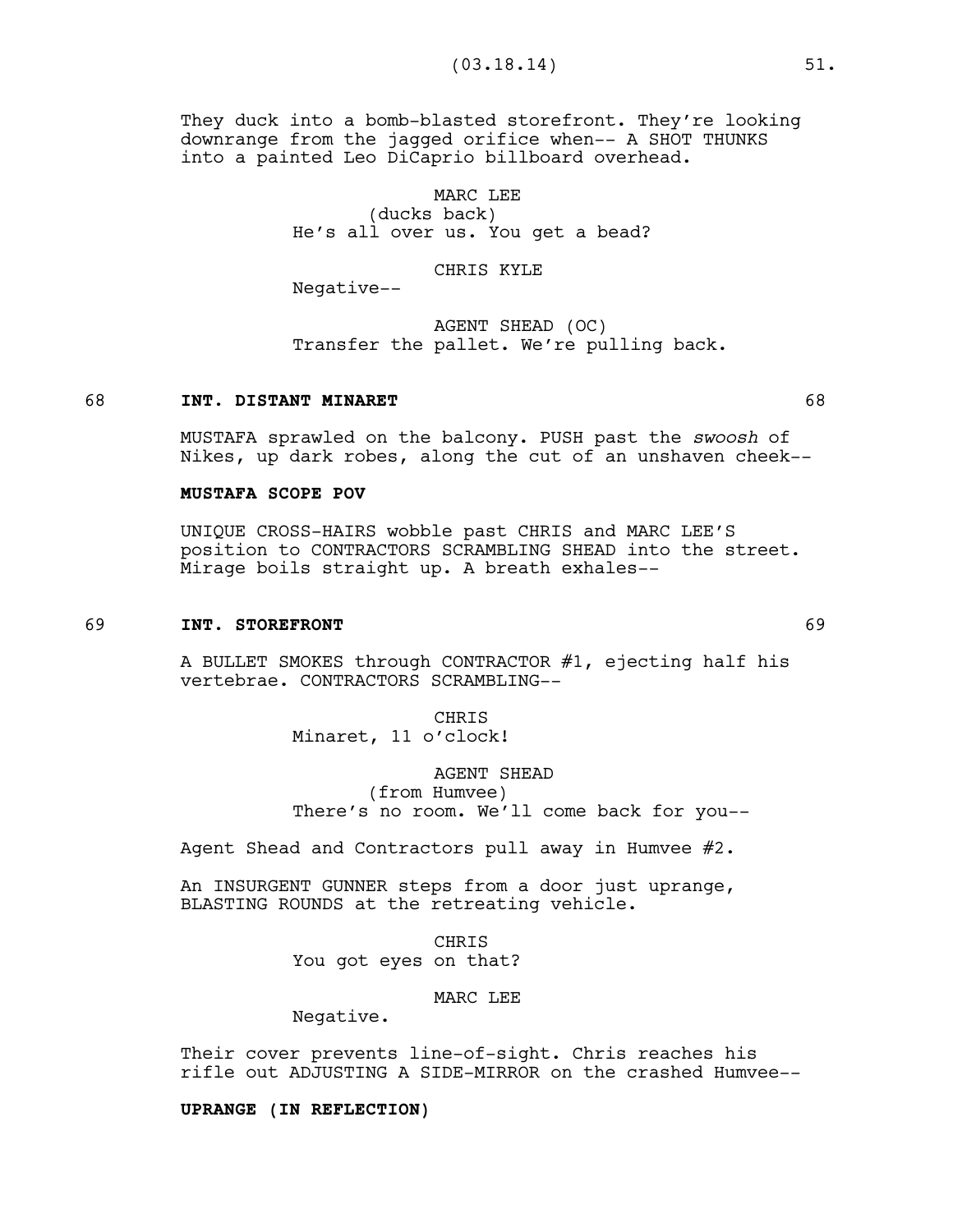They duck into a bomb-blasted storefront. They're looking downrange from the jagged orifice when-- A SHOT THUNKS into a painted Leo DiCaprio billboard overhead.

MARC LEE
(ducks back)
He's all over us. You get a bead?

CHRIS KYLE
Negative--

AGENT SHEAD (OC)
Transfer the pallet. We're pulling back.

68 **INT. DISTANT MINARET** 68

MUSTAFA sprawled on the balcony. PUSH past the *swoosh* of Nikes, up dark robes, along the cut of an unshaven cheek--

**MUSTAFA SCOPE POV**

UNIQUE CROSS-HAIRS wobble past CHRIS and MARC LEE'S position to CONTRACTORS SCRAMBLING SHEAD into the street. Mirage boils straight up. A breath exhales--

69 **INT. STOREFRONT** 69

A BULLET SMOKES through CONTRACTOR #1, ejecting half his vertebrae. CONTRACTORS SCRAMBLING--

CHRIS
Minaret, 11 o'clock!

AGENT SHEAD
(from Humvee)
There's no room. We'll come back for you--

Agent Shead and Contractors pull away in Humvee #2.

An INSURGENT GUNNER steps from a door just uprange, BLASTING ROUNDS at the retreating vehicle.

CHRIS
You got eyes on that?

MARC LEE
Negative.

Their cover prevents line-of-sight. Chris reaches his rifle out ADJUSTING A SIDE-MIRROR on the crashed Humvee--

**UPRANGE (IN REFLECTION)**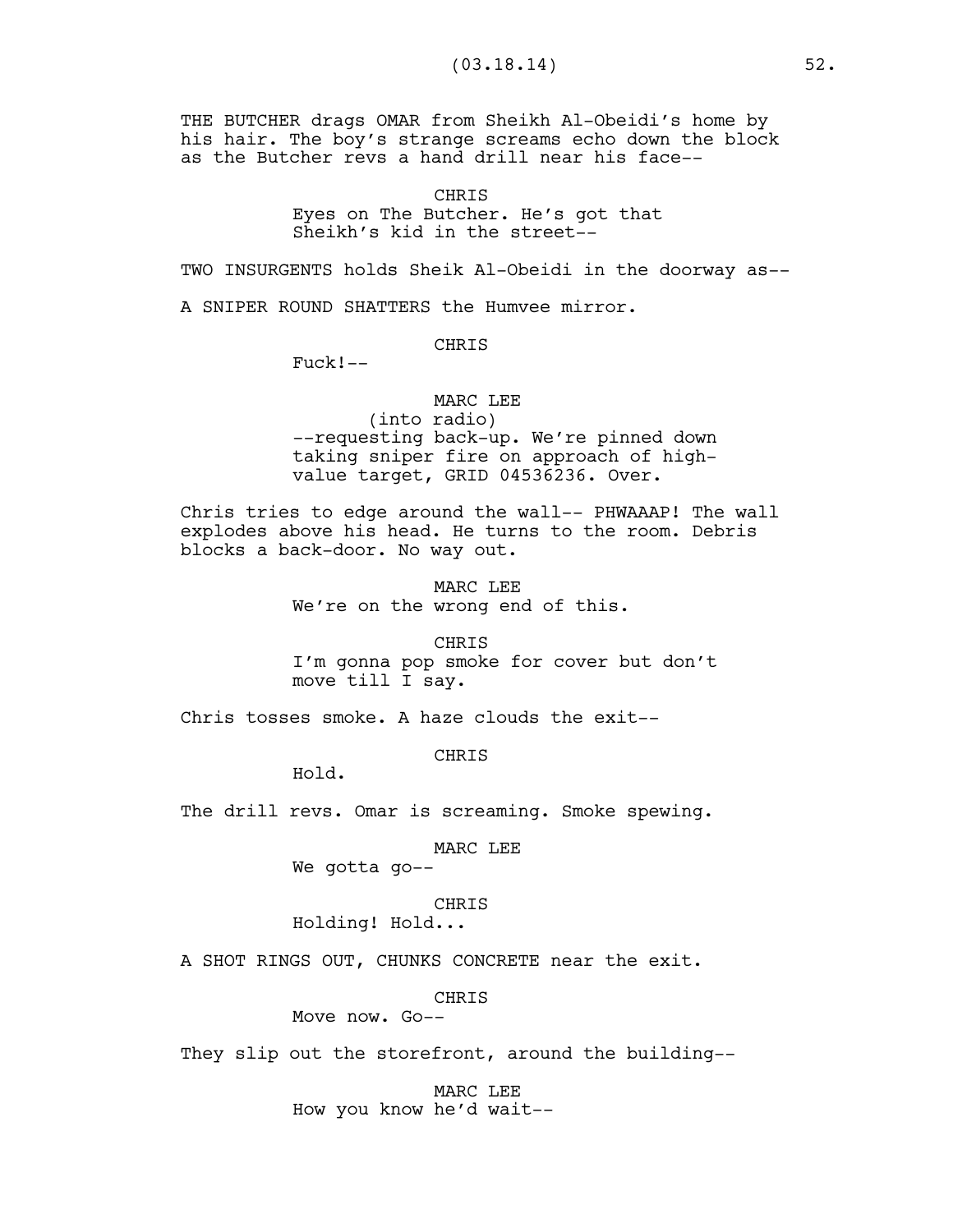THE BUTCHER drags OMAR from Sheikh Al-Obeidi's home by his hair. The boy's strange screams echo down the block as the Butcher revs a hand drill near his face--

CHRIS
Eyes on The Butcher. He's got that Sheikh's kid in the street--

TWO INSURGENTS holds Sheik Al-Obeidi in the doorway as--

A SNIPER ROUND SHATTERS the Humvee mirror.

CHRIS
Fuck!--

MARC LEE
(into radio)
--requesting back-up. We're pinned down taking sniper fire on approach of high-value target, GRID 04536236. Over.

Chris tries to edge around the wall-- PHWAAAP! The wall explodes above his head. He turns to the room. Debris blocks a back-door. No way out.

MARC LEE
We're on the wrong end of this.

CHRIS
I'm gonna pop smoke for cover but don't move till I say.

Chris tosses smoke. A haze clouds the exit--

CHRIS
Hold.

The drill revs. Omar is screaming. Smoke spewing.

MARC LEE
We gotta go--

CHRIS
Holding! Hold...

A SHOT RINGS OUT, CHUNKS CONCRETE near the exit.

CHRIS
Move now. Go--

They slip out the storefront, around the building--

MARC LEE
How you know he'd wait--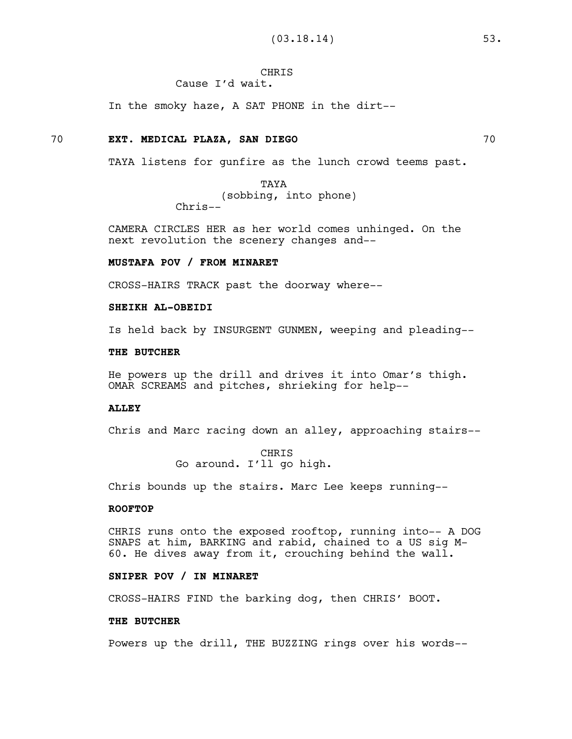CHRIS
Cause I'd wait.

In the smoky haze, A SAT PHONE in the dirt--

70 **EXT. MEDICAL PLAZA, SAN DIEGO** 70

TAYA listens for gunfire as the lunch crowd teems past.

TAYA
(sobbing, into phone)
Chris--

CAMERA CIRCLES HER as her world comes unhinged. On the next revolution the scenery changes and--

**MUSTAFA POV / FROM MINARET**

CROSS-HAIRS TRACK past the doorway where--

**SHEIKH AL-OBEIDI**

Is held back by INSURGENT GUNMEN, weeping and pleading--

**THE BUTCHER**

He powers up the drill and drives it into Omar's thigh. OMAR SCREAMS and pitches, shrieking for help--

**ALLEY**

Chris and Marc racing down an alley, approaching stairs--

CHRIS
Go around. I'll go high.

Chris bounds up the stairs. Marc Lee keeps running--

**ROOFTOP**

CHRIS runs onto the exposed rooftop, running into-- A DOG SNAPS at him, BARKING and rabid, chained to a US sig M-60. He dives away from it, crouching behind the wall.

**SNIPER POV / IN MINARET**

CROSS-HAIRS FIND the barking dog, then CHRIS' BOOT.

**THE BUTCHER**

Powers up the drill, THE BUZZING rings over his words--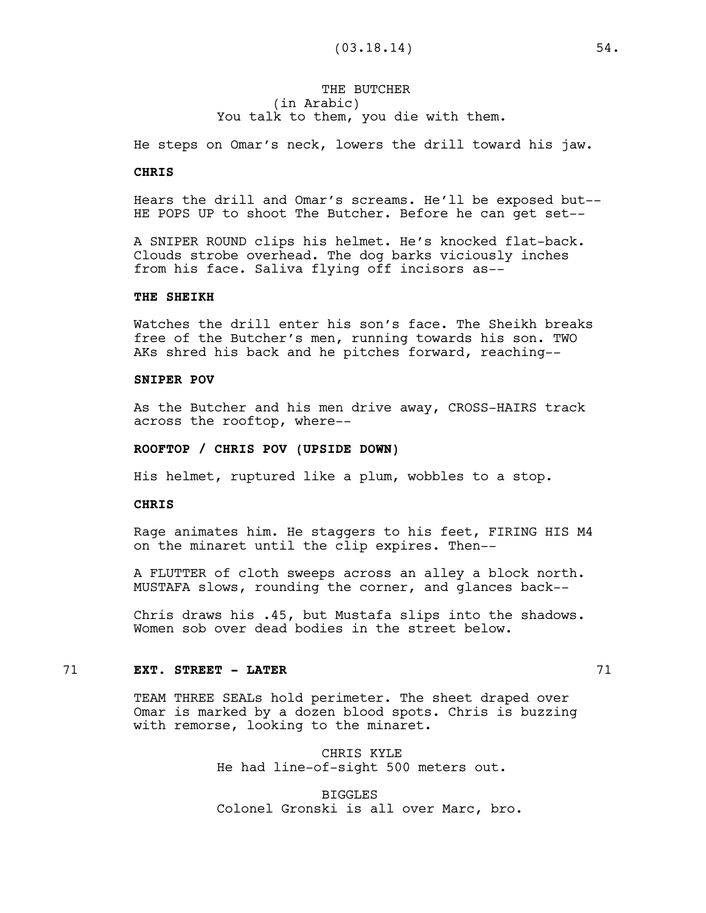THE BUTCHER
(in Arabic)
You talk to them, you die with them.

He steps on Omar's neck, lowers the drill toward his jaw.

**CHRIS**

Hears the drill and Omar's screams. He'll be exposed but--
HE POPS UP to shoot The Butcher. Before he can get set--

A SNIPER ROUND clips his helmet. He's knocked flat-back.
Clouds strobe overhead. The dog barks viciously inches
from his face. Saliva flying off incisors as--

**THE SHEIKH**

Watches the drill enter his son's face. The Sheikh breaks
free of the Butcher's men, running towards his son. TWO
AKs shred his back and he pitches forward, reaching--

**SNIPER POV**

As the Butcher and his men drive away, CROSS-HAIRS track
across the rooftop, where--

**ROOFTOP / CHRIS POV (UPSIDE DOWN)**

His helmet, ruptured like a plum, wobbles to a stop.

**CHRIS**

Rage animates him. He staggers to his feet, FIRING HIS M4
on the minaret until the clip expires. Then--

A FLUTTER of cloth sweeps across an alley a block north.
MUSTAFA slows, rounding the corner, and glances back--

Chris draws his .45, but Mustafa slips into the shadows.
Women sob over dead bodies in the street below.

71 **EXT. STREET - LATER** 71

TEAM THREE SEALs hold perimeter. The sheet draped over
Omar is marked by a dozen blood spots. Chris is buzzing
with remorse, looking to the minaret.

CHRIS KYLE
He had line-of-sight 500 meters out.

BIGGLES
Colonel Gronski is all over Marc, bro.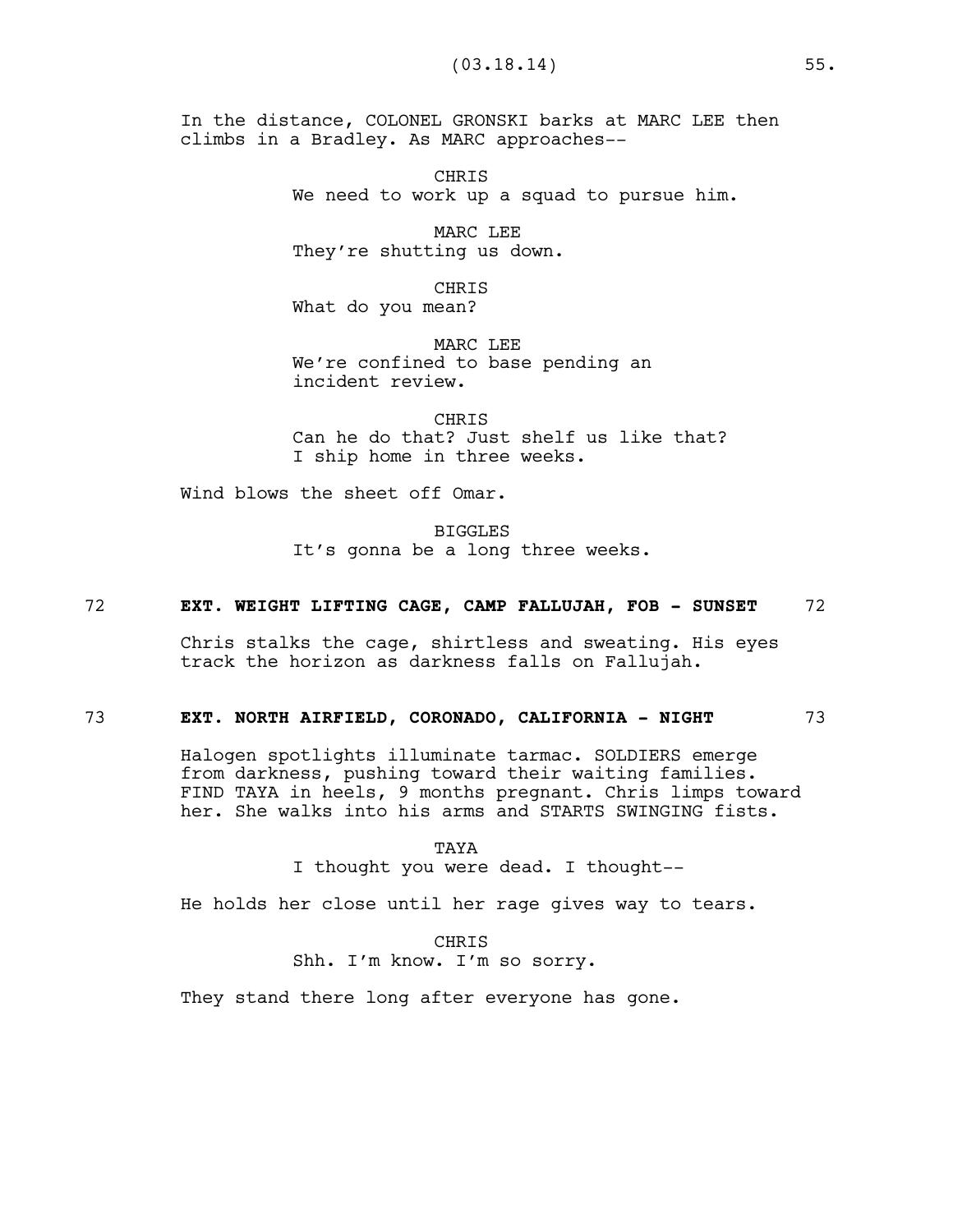In the distance, COLONEL GRONSKI barks at MARC LEE then climbs in a Bradley. As MARC approaches--

CHRIS
We need to work up a squad to pursue him.

MARC LEE
They're shutting us down.

CHRIS
What do you mean?

MARC LEE
We're confined to base pending an incident review.

CHRIS
Can he do that? Just shelf us like that? I ship home in three weeks.

Wind blows the sheet off Omar.

BIGGLES
It's gonna be a long three weeks.

**72 EXT. WEIGHT LIFTING CAGE, CAMP FALLUJAH, FOB - SUNSET 72**

Chris stalks the cage, shirtless and sweating. His eyes track the horizon as darkness falls on Fallujah.

**73 EXT. NORTH AIRFIELD, CORONADO, CALIFORNIA - NIGHT 73**

Halogen spotlights illuminate tarmac. SOLDIERS emerge from darkness, pushing toward their waiting families. FIND TAYA in heels, 9 months pregnant. Chris limps toward her. She walks into his arms and STARTS SWINGING fists.

TAYA
I thought you were dead. I thought--

He holds her close until her rage gives way to tears.

CHRIS
Shh. I'm know. I'm so sorry.

They stand there long after everyone has gone.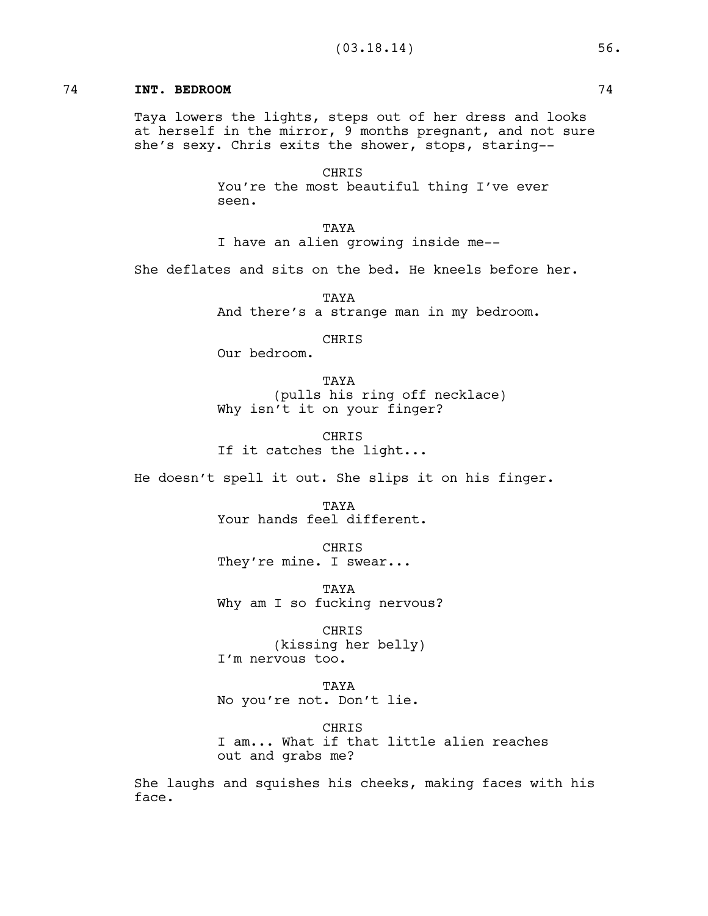## 74 INT. BEDROOM 74

Taya lowers the lights, steps out of her dress and looks at herself in the mirror, 9 months pregnant, and not sure she's sexy. Chris exits the shower, stops, staring--

CHRIS
You're the most beautiful thing I've ever seen.

TAYA
I have an alien growing inside me--

She deflates and sits on the bed. He kneels before her.

TAYA
And there's a strange man in my bedroom.

CHRIS
Our bedroom.

TAYA
(pulls his ring off necklace)
Why isn't it on your finger?

CHRIS
If it catches the light...

He doesn't spell it out. She slips it on his finger.

TAYA
Your hands feel different.

CHRIS
They're mine. I swear...

TAYA
Why am I so fucking nervous?

CHRIS
(kissing her belly)
I'm nervous too.

TAYA
No you're not. Don't lie.

CHRIS
I am... What if that little alien reaches out and grabs me?

She laughs and squishes his cheeks, making faces with his face.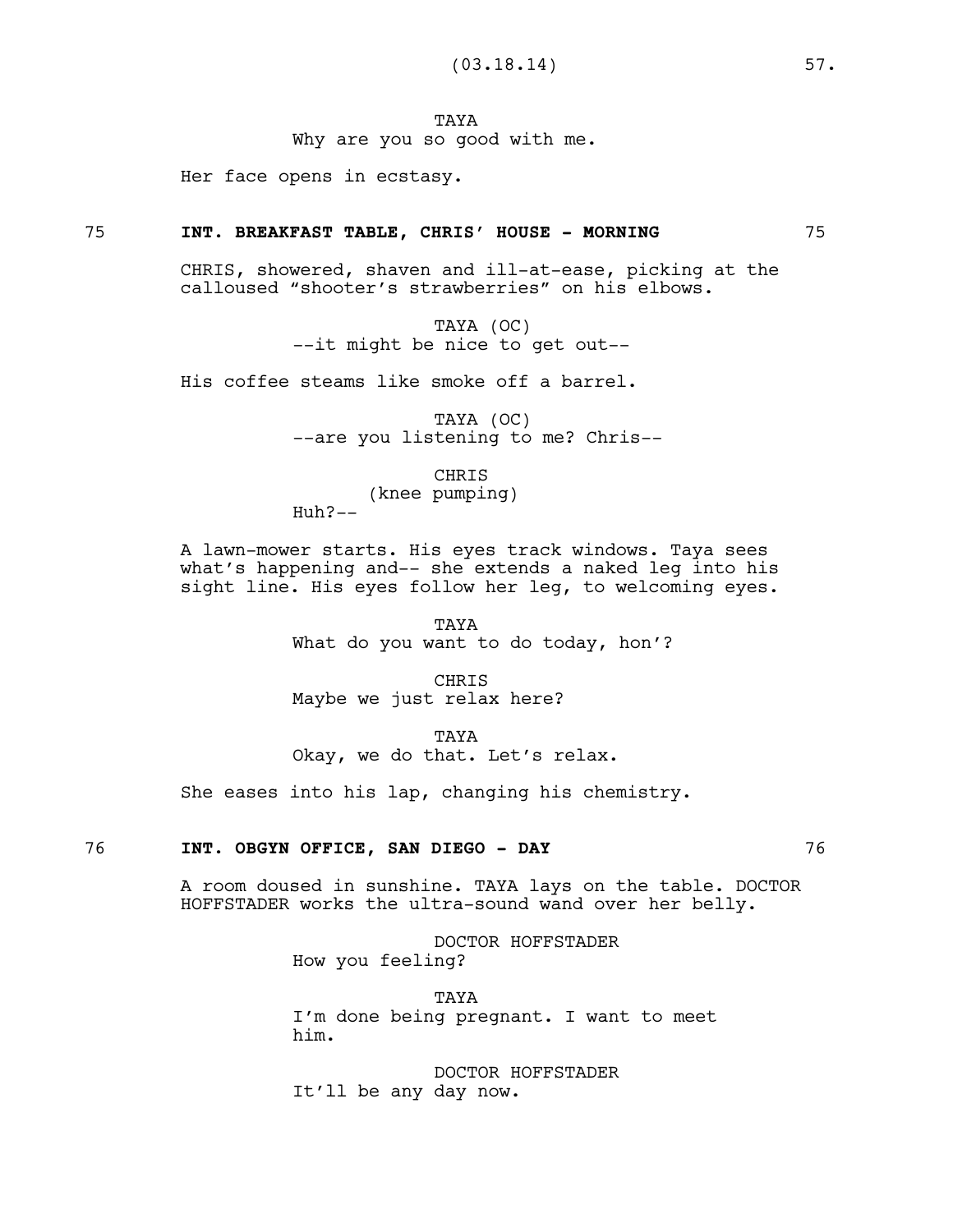TAYA
Why are you so good with me.

Her face opens in ecstasy.

75 **INT. BREAKFAST TABLE, CHRIS' HOUSE - MORNING** 75

CHRIS, showered, shaven and ill-at-ease, picking at the calloused "shooter's strawberries" on his elbows.

TAYA (OC)
--it might be nice to get out--

His coffee steams like smoke off a barrel.

TAYA (OC)
--are you listening to me? Chris--

CHRIS
(knee pumping)
Huh?--

A lawn-mower starts. His eyes track windows. Taya sees what's happening and-- she extends a naked leg into his sight line. His eyes follow her leg, to welcoming eyes.

TAYA
What do you want to do today, hon'?

CHRIS
Maybe we just relax here?

TAYA
Okay, we do that. Let's relax.

She eases into his lap, changing his chemistry.

76 **INT. OBGYN OFFICE, SAN DIEGO - DAY** 76

A room doused in sunshine. TAYA lays on the table. DOCTOR HOFFSTADER works the ultra-sound wand over her belly.

DOCTOR HOFFSTADER
How you feeling?

TAYA
I'm done being pregnant. I want to meet him.

DOCTOR HOFFSTADER
It'll be any day now.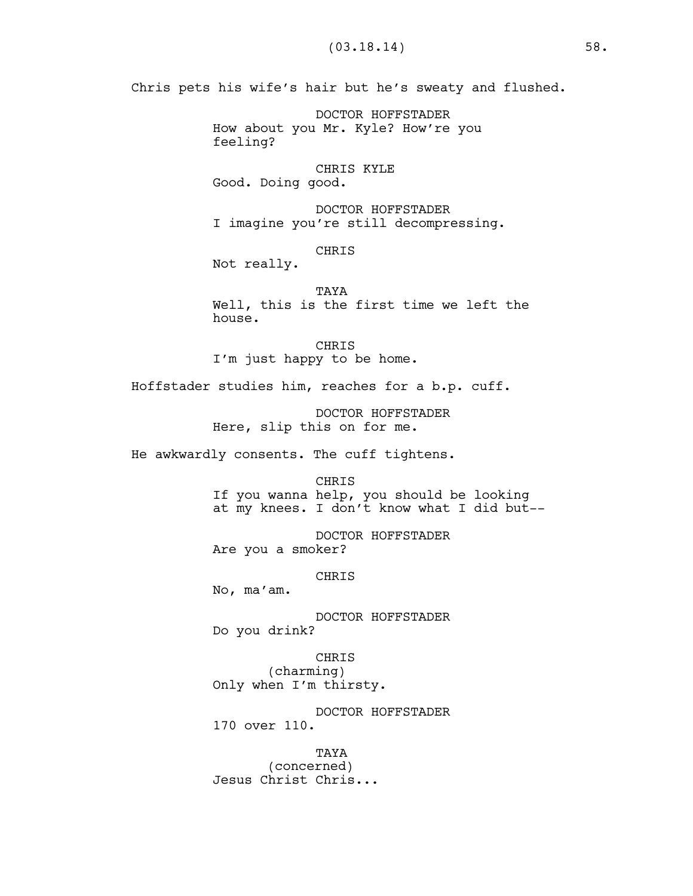Chris pets his wife's hair but he's sweaty and flushed.

DOCTOR HOFFSTADER
How about you Mr. Kyle? How're you feeling?

CHRIS KYLE
Good. Doing good.

DOCTOR HOFFSTADER
I imagine you're still decompressing.

CHRIS
Not really.

TAYA
Well, this is the first time we left the house.

CHRIS
I'm just happy to be home.

Hoffstader studies him, reaches for a b.p. cuff.

DOCTOR HOFFSTADER
Here, slip this on for me.

He awkwardly consents. The cuff tightens.

CHRIS
If you wanna help, you should be looking at my knees. I don't know what I did but--

DOCTOR HOFFSTADER
Are you a smoker?

CHRIS
No, ma'am.

DOCTOR HOFFSTADER
Do you drink?

CHRIS
(charming)
Only when I'm thirsty.

DOCTOR HOFFSTADER
170 over 110.

TAYA
(concerned)
Jesus Christ Chris...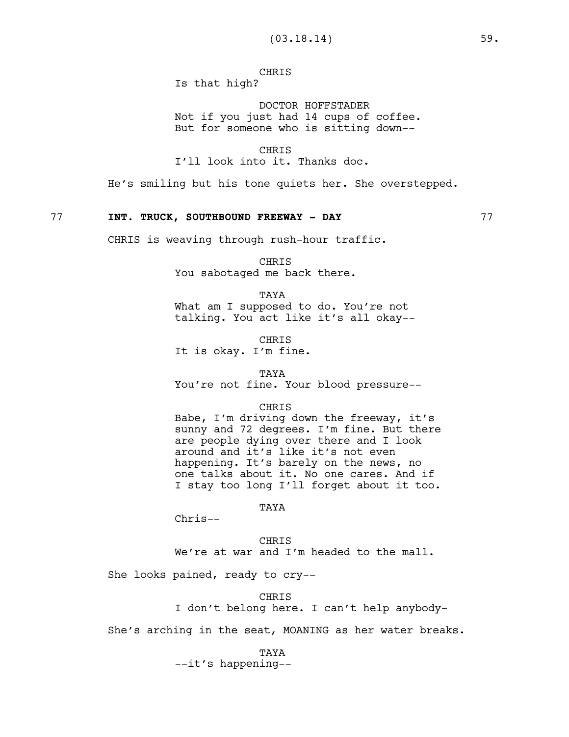CHRIS
Is that high?

DOCTOR HOFFSTADER
Not if you just had 14 cups of coffee.
But for someone who is sitting down--

CHRIS
I'll look into it. Thanks doc.

He's smiling but his tone quiets her. She overstepped.

77 **INT. TRUCK, SOUTHBOUND FREEWAY - DAY** 77

CHRIS is weaving through rush-hour traffic.

CHRIS
You sabotaged me back there.

TAYA
What am I supposed to do. You're not
talking. You act like it's all okay--

CHRIS
It is okay. I'm fine.

TAYA
You're not fine. Your blood pressure--

CHRIS
Babe, I'm driving down the freeway, it's
sunny and 72 degrees. I'm fine. But there
are people dying over there and I look
around and it's like it's not even
happening. It's barely on the news, no
one talks about it. No one cares. And if
I stay too long I'll forget about it too.

TAYA
Chris--

CHRIS
We're at war and I'm headed to the mall.

She looks pained, ready to cry--

CHRIS
I don't belong here. I can't help anybody-

She's arching in the seat, MOANING as her water breaks.

TAYA
--it's happening--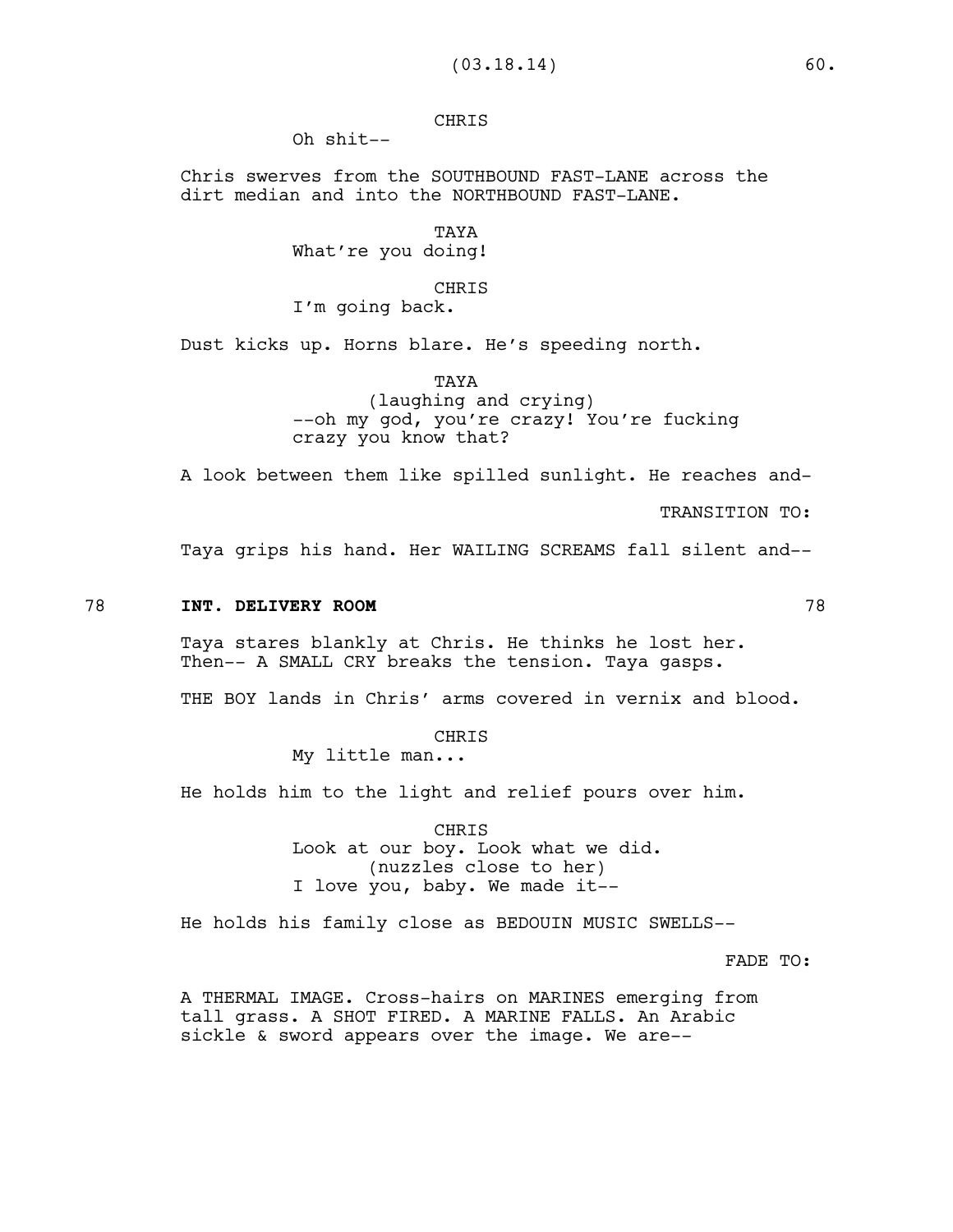CHRIS
Oh shit--

Chris swerves from the SOUTHBOUND FAST-LANE across the dirt median and into the NORTHBOUND FAST-LANE.

TAYA
What're you doing!

CHRIS
I'm going back.

Dust kicks up. Horns blare. He's speeding north.

TAYA
(laughing and crying)
--oh my god, you're crazy! You're fucking crazy you know that?

A look between them like spilled sunlight. He reaches and-

TRANSITION TO:

Taya grips his hand. Her WAILING SCREAMS fall silent and--

78 **INT. DELIVERY ROOM** 78

Taya stares blankly at Chris. He thinks he lost her. Then-- A SMALL CRY breaks the tension. Taya gasps.

THE BOY lands in Chris' arms covered in vernix and blood.

CHRIS
My little man...

He holds him to the light and relief pours over him.

CHRIS
Look at our boy. Look what we did.
(nuzzles close to her)
I love you, baby. We made it--

He holds his family close as BEDOUIN MUSIC SWELLS--

FADE TO:

A THERMAL IMAGE. Cross-hairs on MARINES emerging from tall grass. A SHOT FIRED. A MARINE FALLS. An Arabic sickle & sword appears over the image. We are--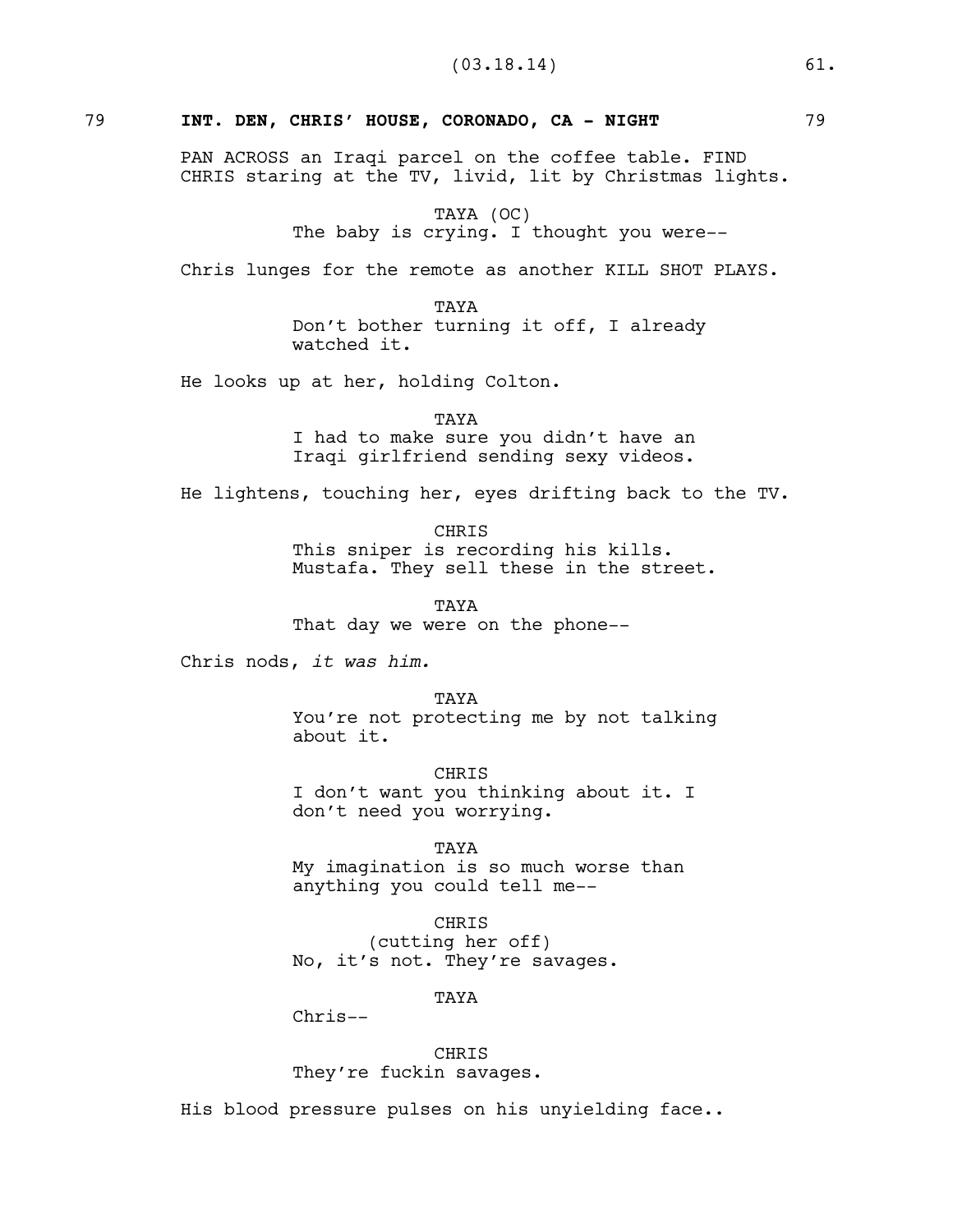79 **INT. DEN, CHRIS' HOUSE, CORONADO, CA - NIGHT** 79

PAN ACROSS an Iraqi parcel on the coffee table. FIND CHRIS staring at the TV, livid, lit by Christmas lights.

TAYA (OC)
The baby is crying. I thought you were--

Chris lunges for the remote as another KILL SHOT PLAYS.

TAYA
Don't bother turning it off, I already watched it.

He looks up at her, holding Colton.

TAYA
I had to make sure you didn't have an Iraqi girlfriend sending sexy videos.

He lightens, touching her, eyes drifting back to the TV.

CHRIS
This sniper is recording his kills. Mustafa. They sell these in the street.

TAYA
That day we were on the phone--

Chris nods, *it was him.*

TAYA
You're not protecting me by not talking about it.

CHRIS
I don't want you thinking about it. I don't need you worrying.

TAYA
My imagination is so much worse than anything you could tell me--

CHRIS
(cutting her off)
No, it's not. They're savages.

TAYA
Chris--

CHRIS
They're fuckin savages.

His blood pressure pulses on his unyielding face..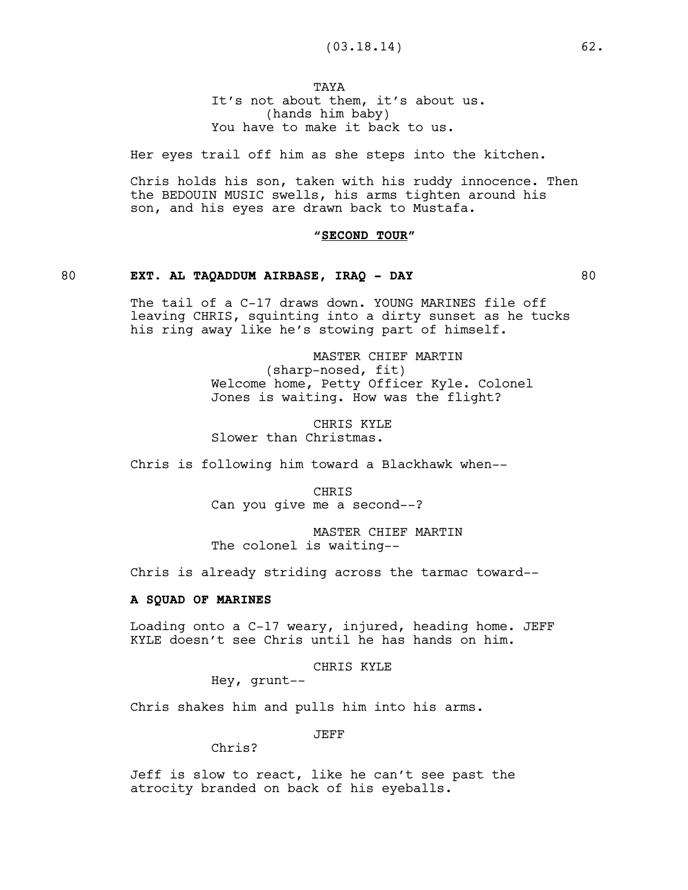TAYA
It's not about them, it's about us.
(hands him baby)
You have to make it back to us.

Her eyes trail off him as she steps into the kitchen.

Chris holds his son, taken with his ruddy innocence. Then the BEDOUIN MUSIC swells, his arms tighten around his son, and his eyes are drawn back to Mustafa.

**"SECOND TOUR"**

80 **EXT. AL TAQADDUM AIRBASE, IRAQ - DAY** 80

The tail of a C-17 draws down. YOUNG MARINES file off leaving CHRIS, squinting into a dirty sunset as he tucks his ring away like he's stowing part of himself.

MASTER CHIEF MARTIN
(sharp-nosed, fit)
Welcome home, Petty Officer Kyle. Colonel Jones is waiting. How was the flight?

CHRIS KYLE
Slower than Christmas.

Chris is following him toward a Blackhawk when--

CHRIS
Can you give me a second--?

MASTER CHIEF MARTIN
The colonel is waiting--

Chris is already striding across the tarmac toward--

**A SQUAD OF MARINES**

Loading onto a C-17 weary, injured, heading home. JEFF KYLE doesn't see Chris until he has hands on him.

CHRIS KYLE
Hey, grunt--

Chris shakes him and pulls him into his arms.

JEFF
Chris?

Jeff is slow to react, like he can't see past the atrocity branded on back of his eyeballs.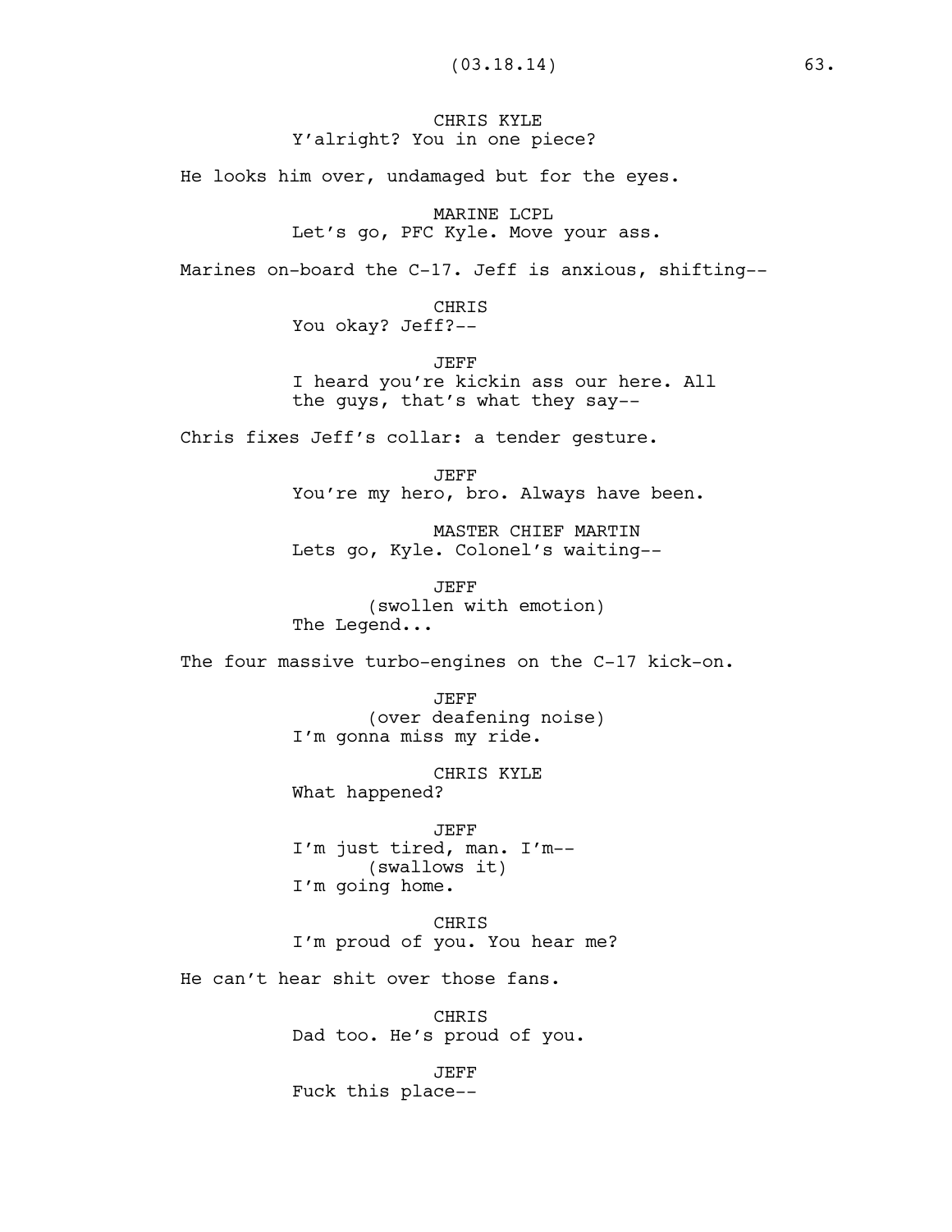CHRIS KYLE
Y'alright? You in one piece?

He looks him over, undamaged but for the eyes.

MARINE LCPL
Let's go, PFC Kyle. Move your ass.

Marines on-board the C-17. Jeff is anxious, shifting--

CHRIS
You okay? Jeff?--

JEFF
I heard you're kickin ass our here. All the guys, that's what they say--

Chris fixes Jeff's collar: a tender gesture.

JEFF
You're my hero, bro. Always have been.

MASTER CHIEF MARTIN
Lets go, Kyle. Colonel's waiting--

JEFF
(swollen with emotion)
The Legend...

The four massive turbo-engines on the C-17 kick-on.

JEFF
(over deafening noise)
I'm gonna miss my ride.

CHRIS KYLE
What happened?

JEFF
I'm just tired, man. I'm--
(swallows it)
I'm going home.

CHRIS
I'm proud of you. You hear me?

He can't hear shit over those fans.

CHRIS
Dad too. He's proud of you.

JEFF
Fuck this place--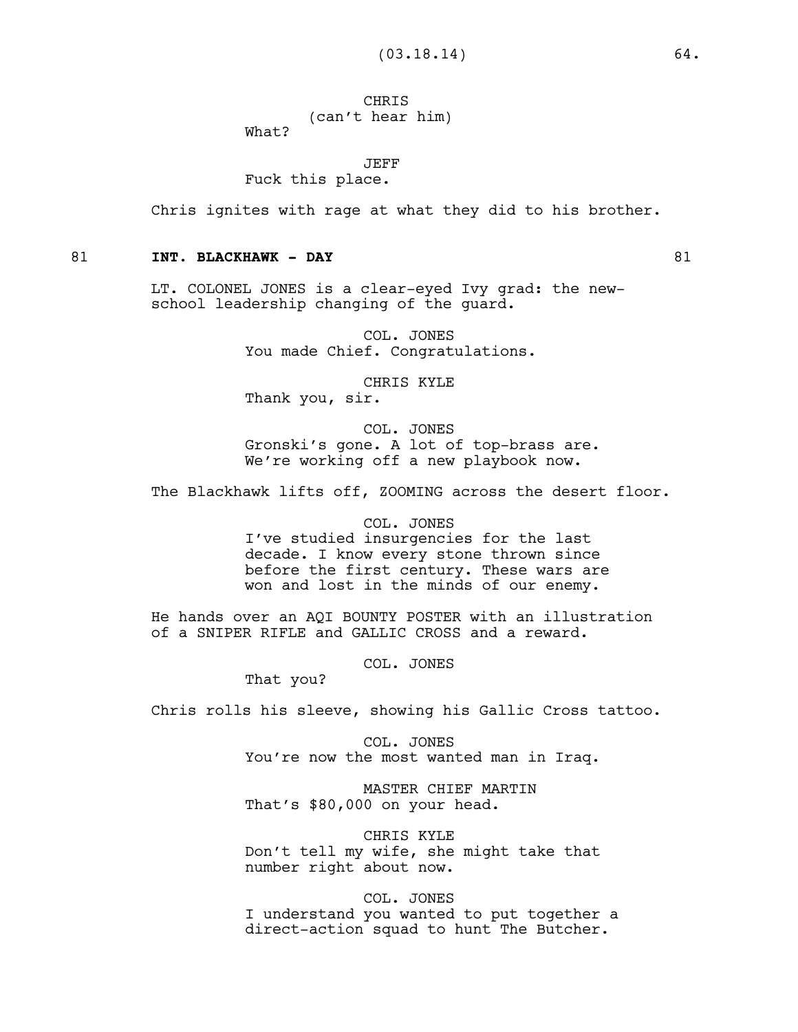CHRIS
(can't hear him)
What?

JEFF
Fuck this place.

Chris ignites with rage at what they did to his brother.

81 **INT. BLACKHAWK - DAY** 81

LT. COLONEL JONES is a clear-eyed Ivy grad: the new-school leadership changing of the guard.

COL. JONES
You made Chief. Congratulations.

CHRIS KYLE
Thank you, sir.

COL. JONES
Gronski's gone. A lot of top-brass are. We're working off a new playbook now.

The Blackhawk lifts off, ZOOMING across the desert floor.

COL. JONES
I've studied insurgencies for the last decade. I know every stone thrown since before the first century. These wars are won and lost in the minds of our enemy.

He hands over an AQI BOUNTY POSTER with an illustration of a SNIPER RIFLE and GALLIC CROSS and a reward.

COL. JONES
That you?

Chris rolls his sleeve, showing his Gallic Cross tattoo.

COL. JONES
You're now the most wanted man in Iraq.

MASTER CHIEF MARTIN
That's $80,000 on your head.

CHRIS KYLE
Don't tell my wife, she might take that number right about now.

COL. JONES
I understand you wanted to put together a direct-action squad to hunt The Butcher.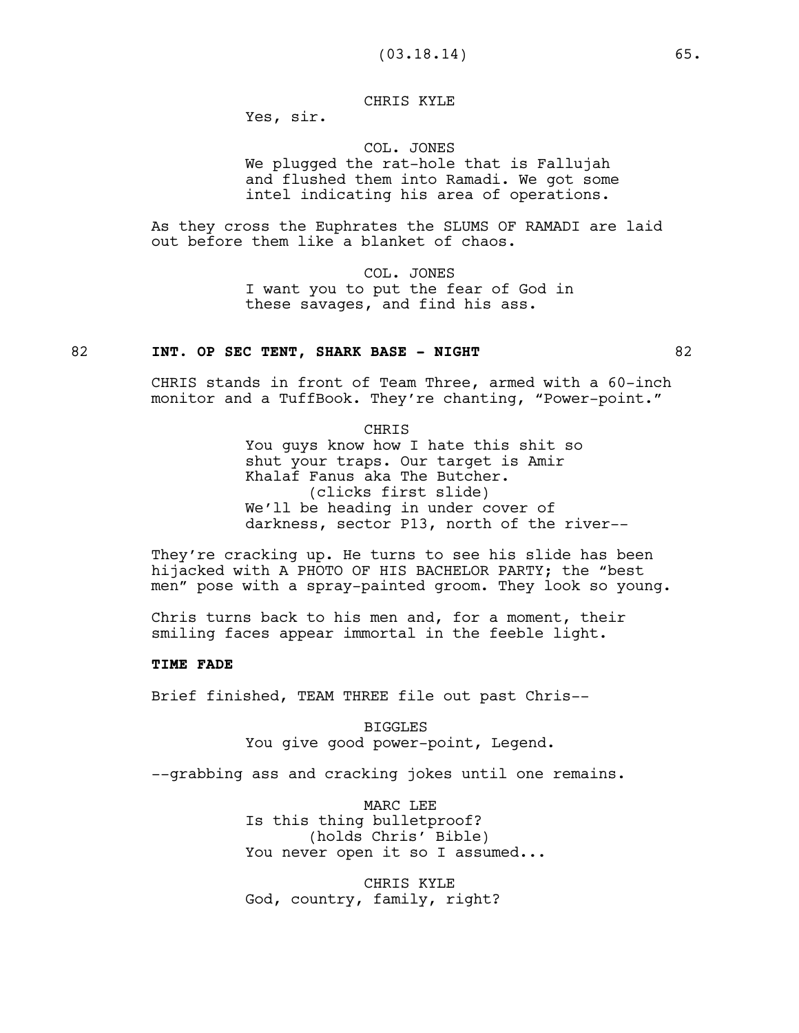CHRIS KYLE
Yes, sir.

COL. JONES
We plugged the rat-hole that is Fallujah and flushed them into Ramadi. We got some intel indicating his area of operations.

As they cross the Euphrates the SLUMS OF RAMADI are laid out before them like a blanket of chaos.

COL. JONES
I want you to put the fear of God in these savages, and find his ass.

82 **INT. OP SEC TENT, SHARK BASE - NIGHT** 82

CHRIS stands in front of Team Three, armed with a 60-inch monitor and a TuffBook. They're chanting, "Power-point."

CHRIS
You guys know how I hate this shit so shut your traps. Our target is Amir Khalaf Fanus aka The Butcher.
(clicks first slide)
We'll be heading in under cover of darkness, sector P13, north of the river--

They're cracking up. He turns to see his slide has been hijacked with A PHOTO OF HIS BACHELOR PARTY; the "best men" pose with a spray-painted groom. They look so young.

Chris turns back to his men and, for a moment, their smiling faces appear immortal in the feeble light.

**TIME FADE**

Brief finished, TEAM THREE file out past Chris--

BIGGLES
You give good power-point, Legend.

--grabbing ass and cracking jokes until one remains.

MARC LEE
Is this thing bulletproof?
(holds Chris' Bible)
You never open it so I assumed...

CHRIS KYLE
God, country, family, right?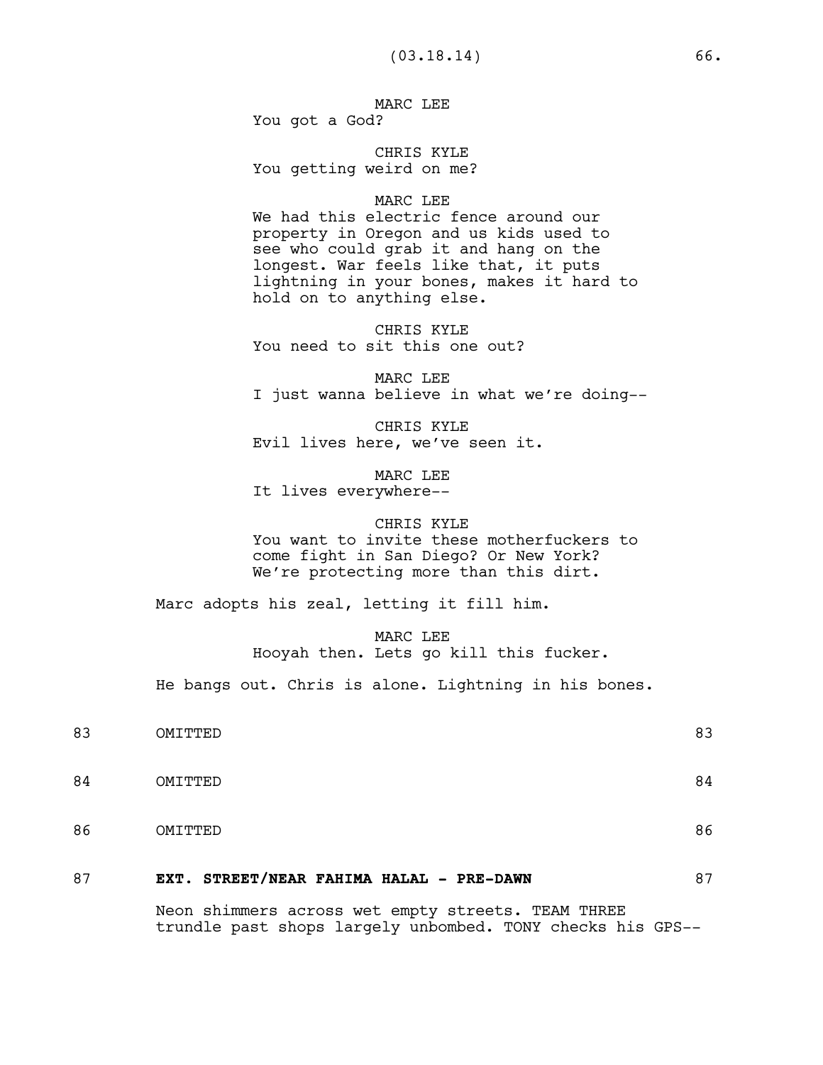MARC LEE
You got a God?

CHRIS KYLE
You getting weird on me?

MARC LEE
We had this electric fence around our property in Oregon and us kids used to see who could grab it and hang on the longest. War feels like that, it puts lightning in your bones, makes it hard to hold on to anything else.

CHRIS KYLE
You need to sit this one out?

MARC LEE
I just wanna believe in what we're doing--

CHRIS KYLE
Evil lives here, we've seen it.

MARC LEE
It lives everywhere--

CHRIS KYLE
You want to invite these motherfuckers to come fight in San Diego? Or New York? We're protecting more than this dirt.

Marc adopts his zeal, letting it fill him.

MARC LEE
Hooyah then. Lets go kill this fucker.

He bangs out. Chris is alone. Lightning in his bones.

83 OMITTED 83

84 OMITTED 84

86 OMITTED 86

87 **EXT. STREET/NEAR FAHIMA HALAL - PRE-DAWN** 87

Neon shimmers across wet empty streets. TEAM THREE trundle past shops largely unbombed. TONY checks his GPS--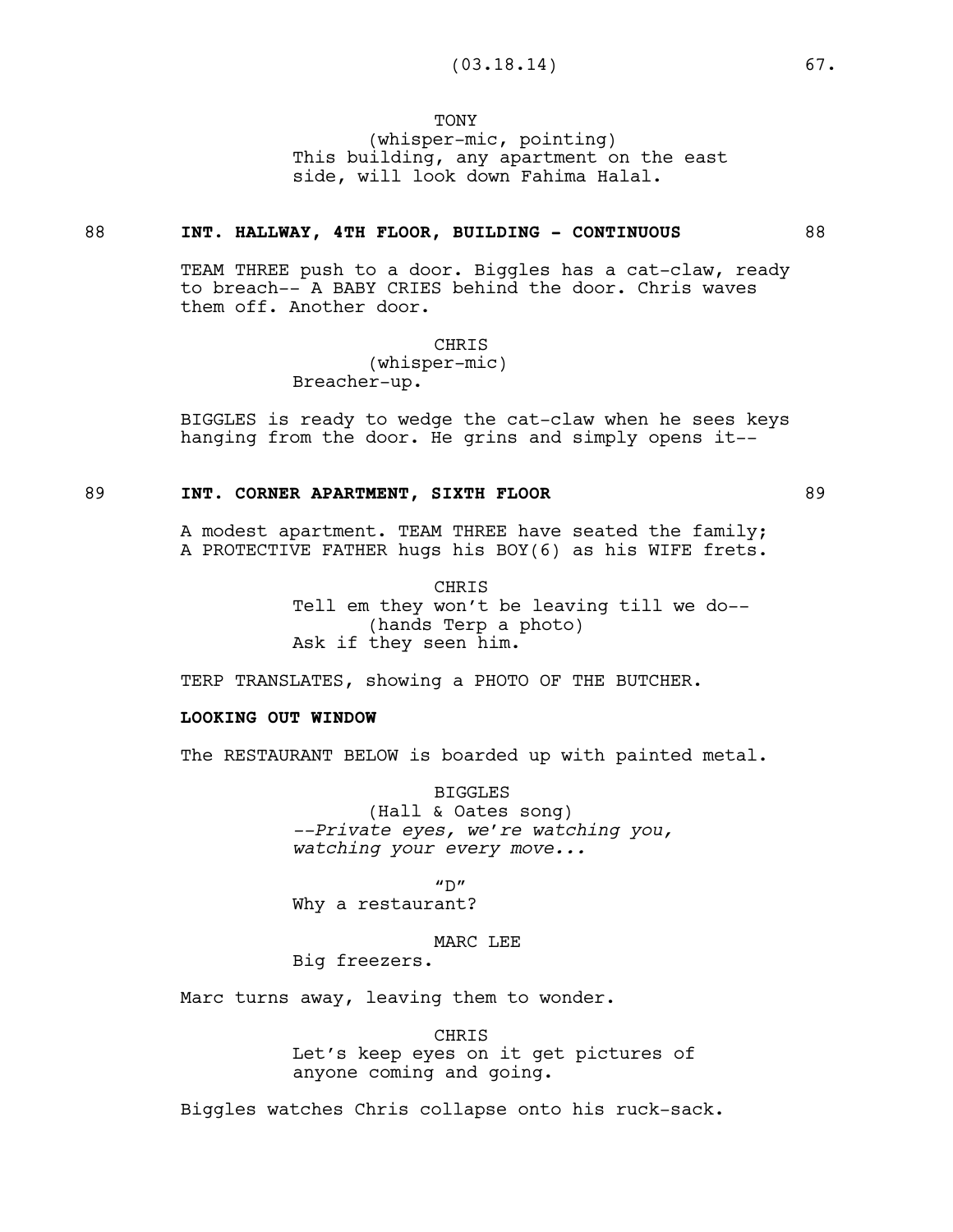TONY
(whisper-mic, pointing)
This building, any apartment on the east side, will look down Fahima Halal.

88 **INT. HALLWAY, 4TH FLOOR, BUILDING - CONTINUOUS** 88

TEAM THREE push to a door. Biggles has a cat-claw, ready to breach-- A BABY CRIES behind the door. Chris waves them off. Another door.

CHRIS
(whisper-mic)
Breacher-up.

BIGGLES is ready to wedge the cat-claw when he sees keys hanging from the door. He grins and simply opens it--

89 **INT. CORNER APARTMENT, SIXTH FLOOR** 89

A modest apartment. TEAM THREE have seated the family; A PROTECTIVE FATHER hugs his BOY(6) as his WIFE frets.

CHRIS
Tell em they won't be leaving till we do--
(hands Terp a photo)
Ask if they seen him.

TERP TRANSLATES, showing a PHOTO OF THE BUTCHER.

**LOOKING OUT WINDOW**

The RESTAURANT BELOW is boarded up with painted metal.

BIGGLES
(Hall & Oates song)
*--Private eyes, we're watching you, watching your every move...*

"D"
Why a restaurant?

MARC LEE
Big freezers.

Marc turns away, leaving them to wonder.

CHRIS
Let's keep eyes on it get pictures of anyone coming and going.

Biggles watches Chris collapse onto his ruck-sack.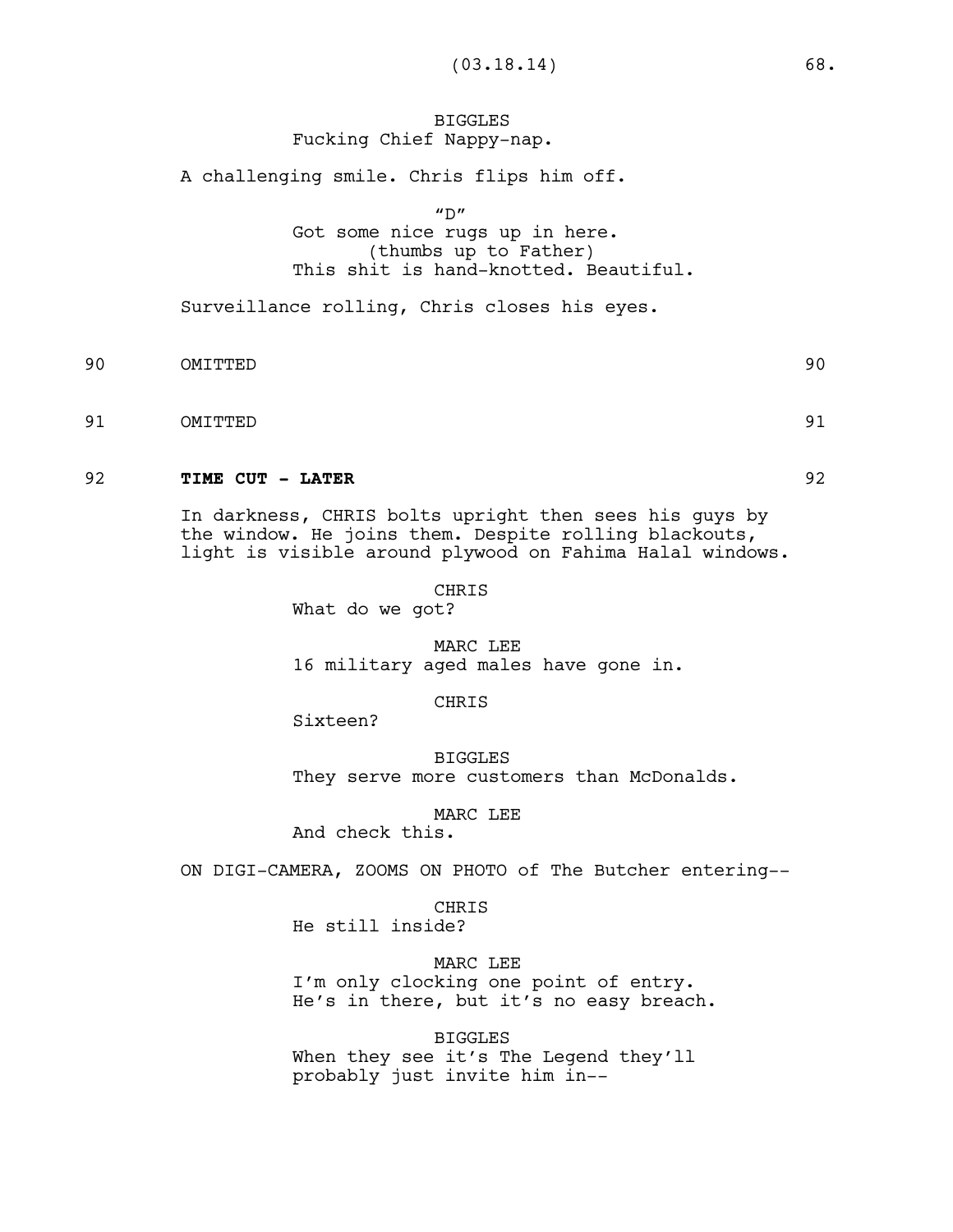BIGGLES
Fucking Chief Nappy-nap.

A challenging smile. Chris flips him off.

"D"
Got some nice rugs up in here.
(thumbs up to Father)
This shit is hand-knotted. Beautiful.

Surveillance rolling, Chris closes his eyes.

90 OMITTED 90

91 OMITTED 91

92 **TIME CUT - LATER** 92

In darkness, CHRIS bolts upright then sees his guys by the window. He joins them. Despite rolling blackouts, light is visible around plywood on Fahima Halal windows.

CHRIS
What do we got?

MARC LEE
16 military aged males have gone in.

CHRIS
Sixteen?

BIGGLES
They serve more customers than McDonalds.

MARC LEE
And check this.

ON DIGI-CAMERA, ZOOMS ON PHOTO of The Butcher entering--

CHRIS
He still inside?

MARC LEE
I'm only clocking one point of entry.
He's in there, but it's no easy breach.

BIGGLES
When they see it's The Legend they'll probably just invite him in--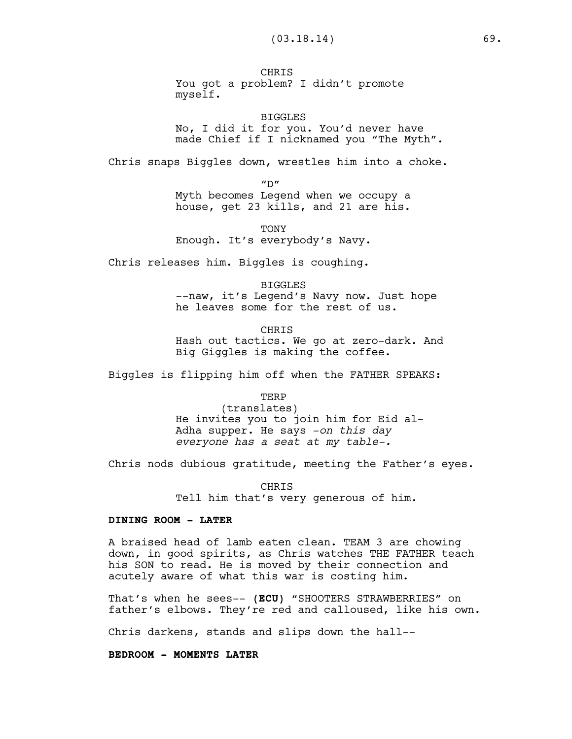CHRIS
You got a problem? I didn't promote myself.

BIGGLES
No, I did it for you. You'd never have made Chief if I nicknamed you "The Myth".

Chris snaps Biggles down, wrestles him into a choke.

"D"
Myth becomes Legend when we occupy a house, get 23 kills, and 21 are his.

TONY
Enough. It's everybody's Navy.

Chris releases him. Biggles is coughing.

BIGGLES
--naw, it's Legend's Navy now. Just hope he leaves some for the rest of us.

CHRIS
Hash out tactics. We go at zero-dark. And Big Giggles is making the coffee.

Biggles is flipping him off when the FATHER SPEAKS:

TERP
(translates)
He invites you to join him for Eid al-Adha supper. He says *-on this day everyone has a seat at my table-.*

Chris nods dubious gratitude, meeting the Father's eyes.

CHRIS
Tell him that's very generous of him.

**DINING ROOM - LATER**

A braised head of lamb eaten clean. TEAM 3 are chowing down, in good spirits, as Chris watches THE FATHER teach his SON to read. He is moved by their connection and acutely aware of what this war is costing him.

That's when he sees-- (**ECU**) "SHOOTERS STRAWBERRIES" on father's elbows. They're red and calloused, like his own.

Chris darkens, stands and slips down the hall--

**BEDROOM - MOMENTS LATER**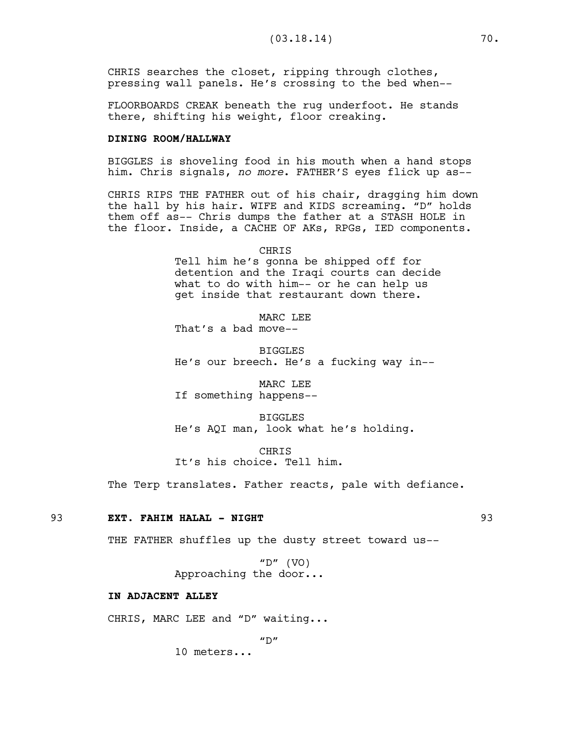CHRIS searches the closet, ripping through clothes, pressing wall panels. He's crossing to the bed when--

FLOORBOARDS CREAK beneath the rug underfoot. He stands there, shifting his weight, floor creaking.

**DINING ROOM/HALLWAY**

BIGGLES is shoveling food in his mouth when a hand stops him. Chris signals, *no more*. FATHER'S eyes flick up as--

CHRIS RIPS THE FATHER out of his chair, dragging him down the hall by his hair. WIFE and KIDS screaming. "D" holds them off as-- Chris dumps the father at a STASH HOLE in the floor. Inside, a CACHE OF AKs, RPGs, IED components.

CHRIS
Tell him he's gonna be shipped off for detention and the Iraqi courts can decide what to do with him-- or he can help us get inside that restaurant down there.

MARC LEE
That's a bad move--

BIGGLES
He's our breech. He's a fucking way in--

MARC LEE
If something happens--

BIGGLES
He's AQI man, look what he's holding.

CHRIS
It's his choice. Tell him.

The Terp translates. Father reacts, pale with defiance.

93 **EXT. FAHIM HALAL - NIGHT** 93

THE FATHER shuffles up the dusty street toward us--

"D" (VO)
Approaching the door...

**IN ADJACENT ALLEY**

CHRIS, MARC LEE and "D" waiting...

"D"
10 meters...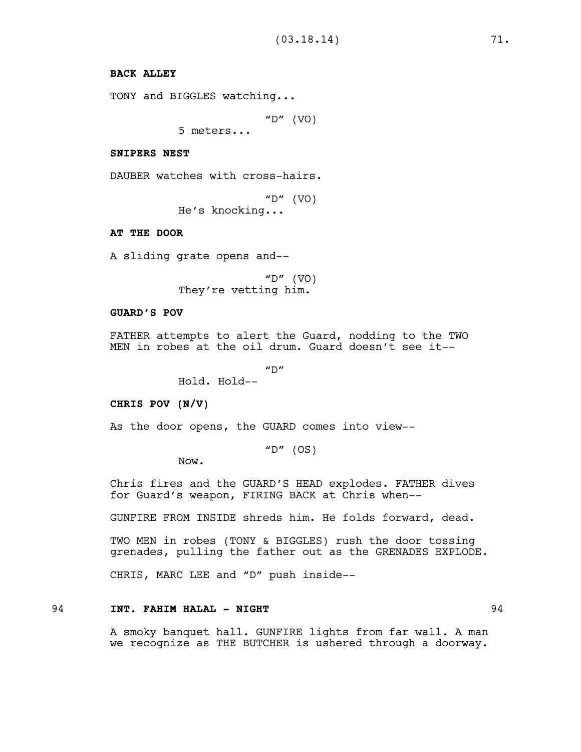**BACK ALLEY**

TONY and BIGGLES watching...

"D" (VO)
5 meters...

**SNIPERS NEST**

DAUBER watches with cross-hairs.

"D" (VO)
He's knocking...

**AT THE DOOR**

A sliding grate opens and--

"D" (VO)
They're vetting him.

**GUARD'S POV**

FATHER attempts to alert the Guard, nodding to the TWO MEN in robes at the oil drum. Guard doesn't see it--

"D"
Hold. Hold--

**CHRIS POV (N/V)**

As the door opens, the GUARD comes into view--

"D" (OS)
Now.

Chris fires and the GUARD'S HEAD explodes. FATHER dives for Guard's weapon, FIRING BACK at Chris when--

GUNFIRE FROM INSIDE shreds him. He folds forward, dead.

TWO MEN in robes (TONY & BIGGLES) rush the door tossing grenades, pulling the father out as the GRENADES EXPLODE.

CHRIS, MARC LEE and "D" push inside--

94 **INT. FAHIM HALAL - NIGHT** 94

A smoky banquet hall. GUNFIRE lights from far wall. A man we recognize as THE BUTCHER is ushered through a doorway.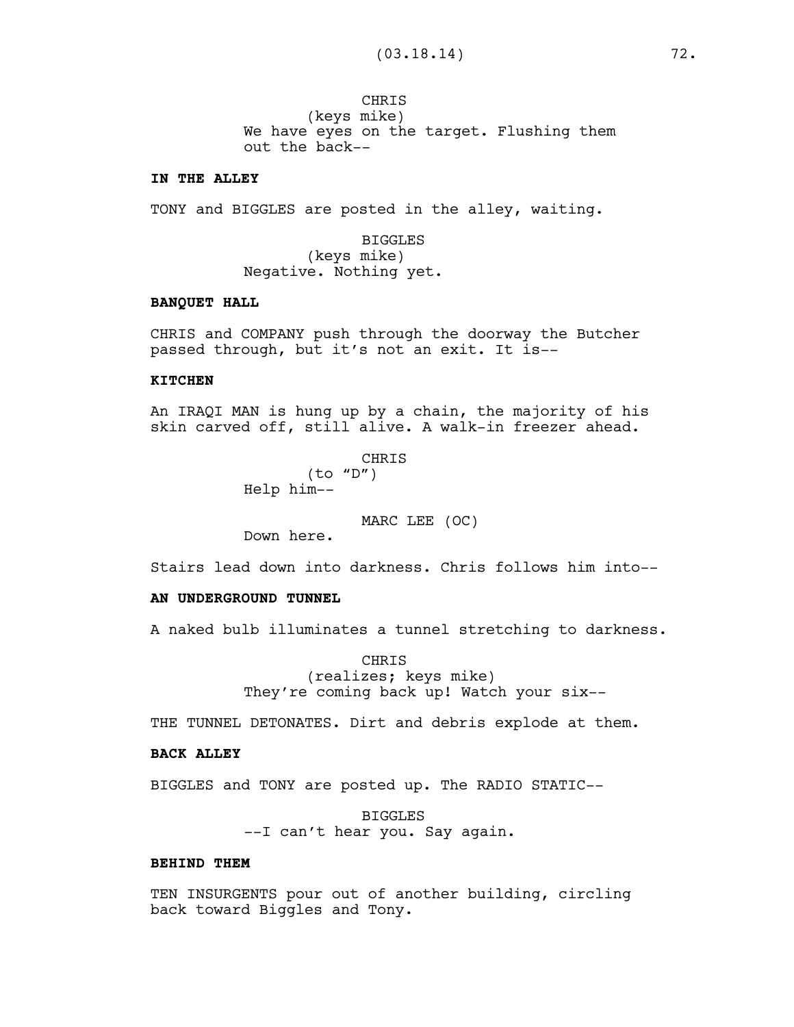CHRIS
(keys mike)
We have eyes on the target. Flushing them out the back--

**IN THE ALLEY**

TONY and BIGGLES are posted in the alley, waiting.

BIGGLES
(keys mike)
Negative. Nothing yet.

**BANQUET HALL**

CHRIS and COMPANY push through the doorway the Butcher passed through, but it's not an exit. It is--

**KITCHEN**

An IRAQI MAN is hung up by a chain, the majority of his skin carved off, still alive. A walk-in freezer ahead.

CHRIS
(to "D")
Help him--

MARC LEE (OC)
Down here.

Stairs lead down into darkness. Chris follows him into--

**AN UNDERGROUND TUNNEL**

A naked bulb illuminates a tunnel stretching to darkness.

CHRIS
(realizes; keys mike)
They're coming back up! Watch your six--

THE TUNNEL DETONATES. Dirt and debris explode at them.

**BACK ALLEY**

BIGGLES and TONY are posted up. The RADIO STATIC--

BIGGLES
--I can't hear you. Say again.

**BEHIND THEM**

TEN INSURGENTS pour out of another building, circling back toward Biggles and Tony.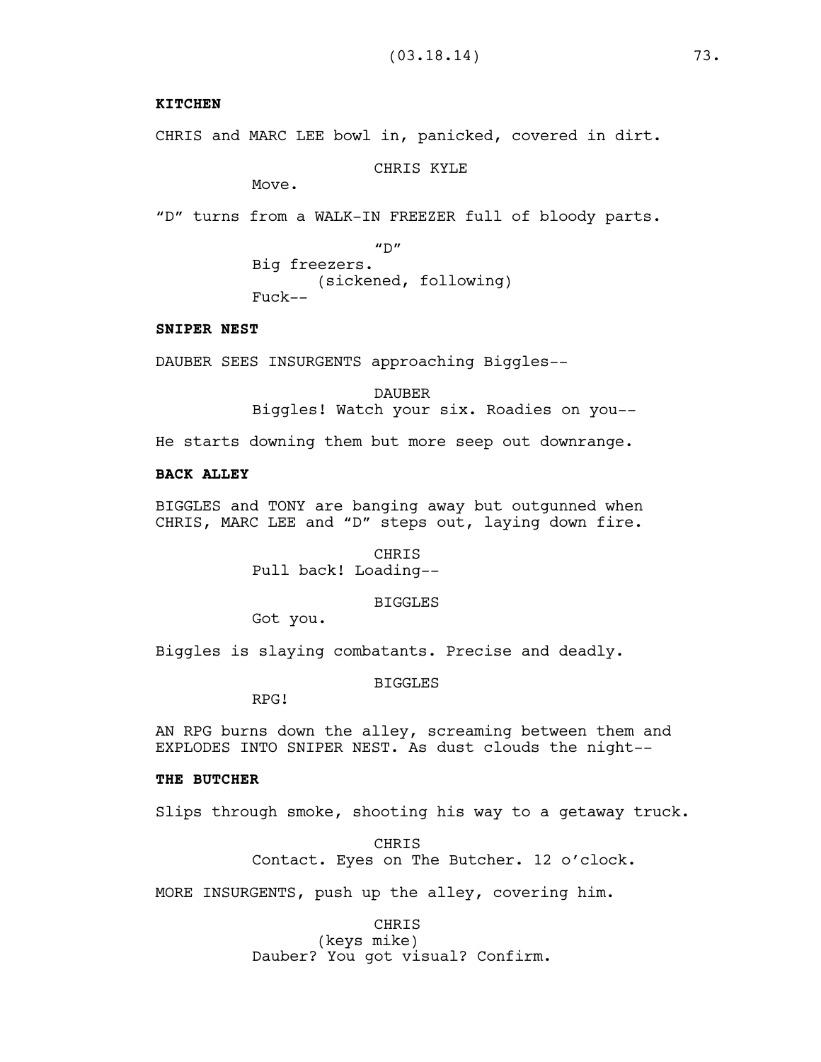**KITCHEN**

CHRIS and MARC LEE bowl in, panicked, covered in dirt.

CHRIS KYLE
Move.

"D" turns from a WALK-IN FREEZER full of bloody parts.

"D"
Big freezers.
(sickened, following)
Fuck--

**SNIPER NEST**

DAUBER SEES INSURGENTS approaching Biggles--

DAUBER
Biggles! Watch your six. Roadies on you--

He starts downing them but more seep out downrange.

**BACK ALLEY**

BIGGLES and TONY are banging away but outgunned when CHRIS, MARC LEE and "D" steps out, laying down fire.

CHRIS
Pull back! Loading--

BIGGLES
Got you.

Biggles is slaying combatants. Precise and deadly.

BIGGLES
RPG!

AN RPG burns down the alley, screaming between them and EXPLODES INTO SNIPER NEST. As dust clouds the night--

**THE BUTCHER**

Slips through smoke, shooting his way to a getaway truck.

CHRIS
Contact. Eyes on The Butcher. 12 o'clock.

MORE INSURGENTS, push up the alley, covering him.

CHRIS
(keys mike)
Dauber? You got visual? Confirm.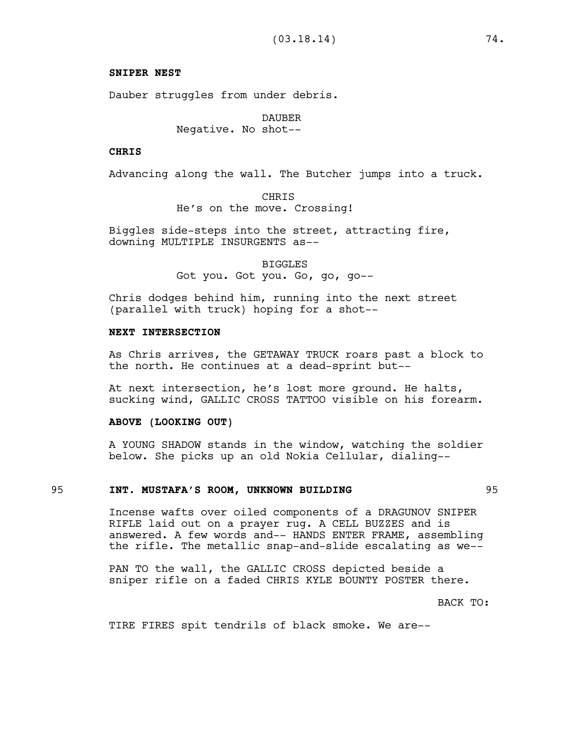**SNIPER NEST**

Dauber struggles from under debris.

DAUBER
Negative. No shot--

**CHRIS**

Advancing along the wall. The Butcher jumps into a truck.

CHRIS
He's on the move. Crossing!

Biggles side-steps into the street, attracting fire, downing MULTIPLE INSURGENTS as--

BIGGLES
Got you. Got you. Go, go, go--

Chris dodges behind him, running into the next street (parallel with truck) hoping for a shot--

**NEXT INTERSECTION**

As Chris arrives, the GETAWAY TRUCK roars past a block to the north. He continues at a dead-sprint but--

At next intersection, he's lost more ground. He halts, sucking wind, GALLIC CROSS TATTOO visible on his forearm.

**ABOVE (LOOKING OUT)**

A YOUNG SHADOW stands in the window, watching the soldier below. She picks up an old Nokia Cellular, dialing--

95 **INT. MUSTAFA'S ROOM, UNKNOWN BUILDING** 95

Incense wafts over oiled components of a DRAGUNOV SNIPER RIFLE laid out on a prayer rug. A CELL BUZZES and is answered. A few words and-- HANDS ENTER FRAME, assembling the rifle. The metallic snap-and-slide escalating as we--

PAN TO the wall, the GALLIC CROSS depicted beside a sniper rifle on a faded CHRIS KYLE BOUNTY POSTER there.

BACK TO:

TIRE FIRES spit tendrils of black smoke. We are--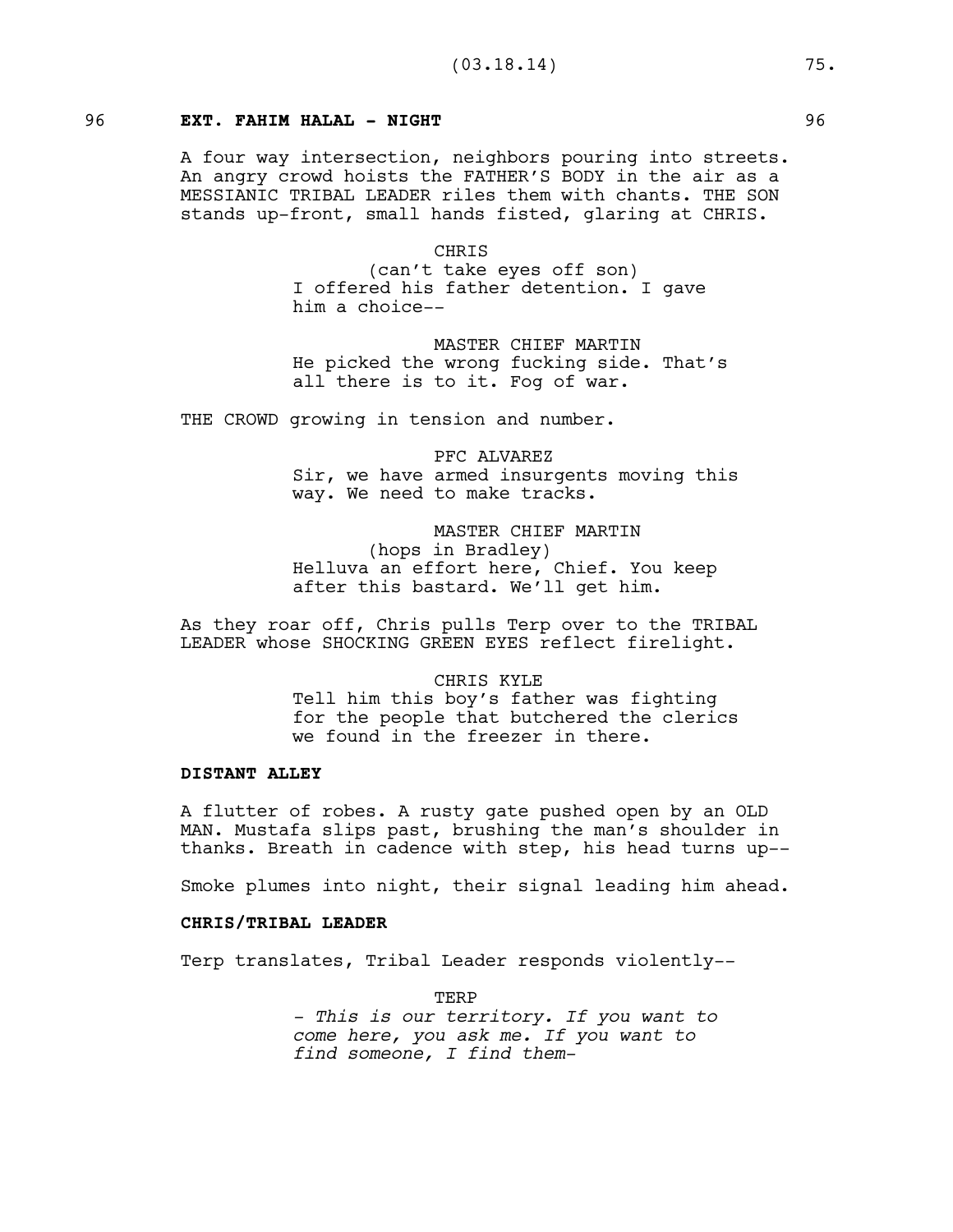96 **EXT. FAHIM HALAL - NIGHT** 96

A four way intersection, neighbors pouring into streets. An angry crowd hoists the FATHER'S BODY in the air as a MESSIANIC TRIBAL LEADER riles them with chants. THE SON stands up-front, small hands fisted, glaring at CHRIS.

CHRIS
(can't take eyes off son)
I offered his father detention. I gave him a choice--

MASTER CHIEF MARTIN
He picked the wrong fucking side. That's all there is to it. Fog of war.

THE CROWD growing in tension and number.

PFC ALVAREZ
Sir, we have armed insurgents moving this way. We need to make tracks.

MASTER CHIEF MARTIN
(hops in Bradley)
Helluva an effort here, Chief. You keep after this bastard. We'll get him.

As they roar off, Chris pulls Terp over to the TRIBAL LEADER whose SHOCKING GREEN EYES reflect firelight.

CHRIS KYLE
Tell him this boy's father was fighting for the people that butchered the clerics we found in the freezer in there.

**DISTANT ALLEY**

A flutter of robes. A rusty gate pushed open by an OLD MAN. Mustafa slips past, brushing the man's shoulder in thanks. Breath in cadence with step, his head turns up--

Smoke plumes into night, their signal leading him ahead.

**CHRIS/TRIBAL LEADER**

Terp translates, Tribal Leader responds violently--

TERP
*- This is our territory. If you want to come here, you ask me. If you want to find someone, I find them-*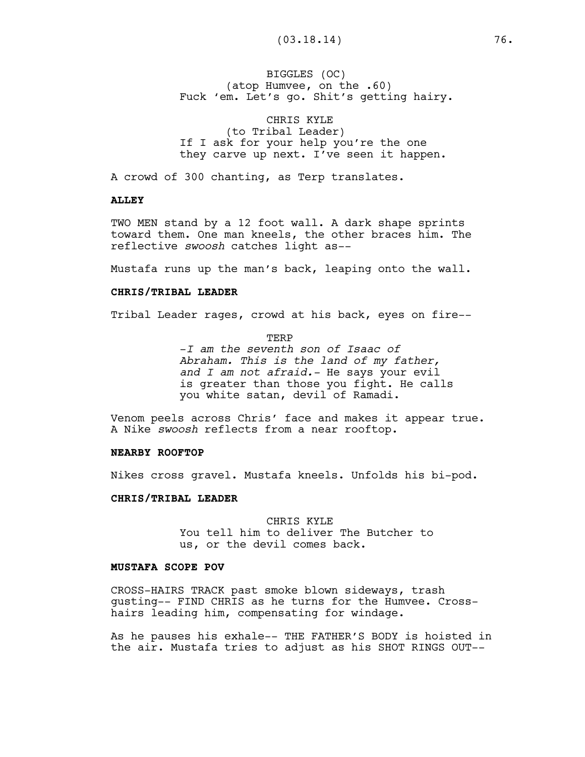BIGGLES (OC)
(atop Humvee, on the .60)
Fuck 'em. Let's go. Shit's getting hairy.

CHRIS KYLE
(to Tribal Leader)
If I ask for your help you're the one they carve up next. I've seen it happen.

A crowd of 300 chanting, as Terp translates.

**ALLEY**

TWO MEN stand by a 12 foot wall. A dark shape sprints toward them. One man kneels, the other braces him. The reflective *swoosh* catches light as--

Mustafa runs up the man's back, leaping onto the wall.

**CHRIS/TRIBAL LEADER**

Tribal Leader rages, crowd at his back, eyes on fire--

TERP
*-I am the seventh son of Isaac of Abraham. This is the land of my father, and I am not afraid.-* He says your evil is greater than those you fight. He calls you white satan, devil of Ramadi.

Venom peels across Chris' face and makes it appear true. A Nike *swoosh* reflects from a near rooftop.

**NEARBY ROOFTOP**

Nikes cross gravel. Mustafa kneels. Unfolds his bi-pod.

**CHRIS/TRIBAL LEADER**

CHRIS KYLE
You tell him to deliver The Butcher to us, or the devil comes back.

**MUSTAFA SCOPE POV**

CROSS-HAIRS TRACK past smoke blown sideways, trash gusting-- FIND CHRIS as he turns for the Humvee. Cross-hairs leading him, compensating for windage.

As he pauses his exhale-- THE FATHER'S BODY is hoisted in the air. Mustafa tries to adjust as his SHOT RINGS OUT--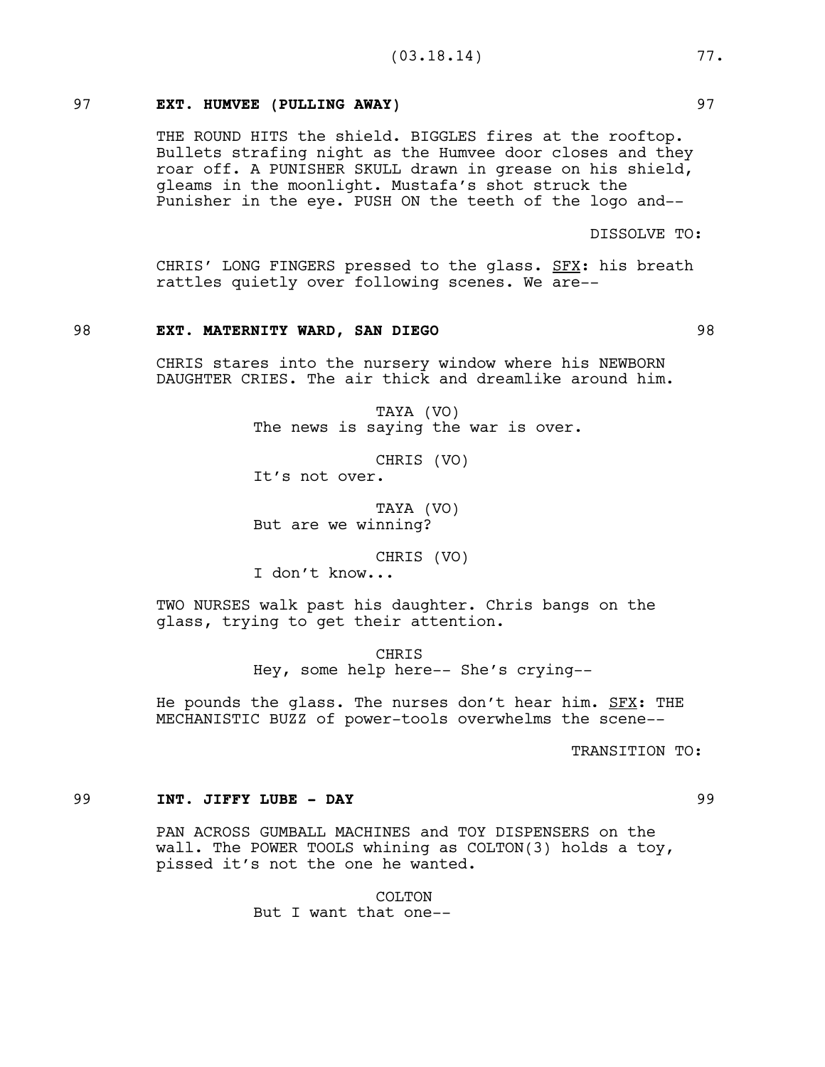97 **EXT. HUMVEE (PULLING AWAY)** 97

THE ROUND HITS the shield. BIGGLES fires at the rooftop. Bullets strafing night as the Humvee door closes and they roar off. A PUNISHER SKULL drawn in grease on his shield, gleams in the moonlight. Mustafa's shot struck the Punisher in the eye. PUSH ON the teeth of the logo and--

DISSOLVE TO:

CHRIS' LONG FINGERS pressed to the glass. SFX: his breath rattles quietly over following scenes. We are--

98 **EXT. MATERNITY WARD, SAN DIEGO** 98

CHRIS stares into the nursery window where his NEWBORN DAUGHTER CRIES. The air thick and dreamlike around him.

TAYA (VO)
The news is saying the war is over.

CHRIS (VO)
It's not over.

TAYA (VO)
But are we winning?

CHRIS (VO)
I don't know...

TWO NURSES walk past his daughter. Chris bangs on the glass, trying to get their attention.

CHRIS
Hey, some help here-- She's crying--

He pounds the glass. The nurses don't hear him. SFX: THE MECHANISTIC BUZZ of power-tools overwhelms the scene--

TRANSITION TO:

99 **INT. JIFFY LUBE - DAY** 99

PAN ACROSS GUMBALL MACHINES and TOY DISPENSERS on the wall. The POWER TOOLS whining as COLTON(3) holds a toy, pissed it's not the one he wanted.

COLTON
But I want that one--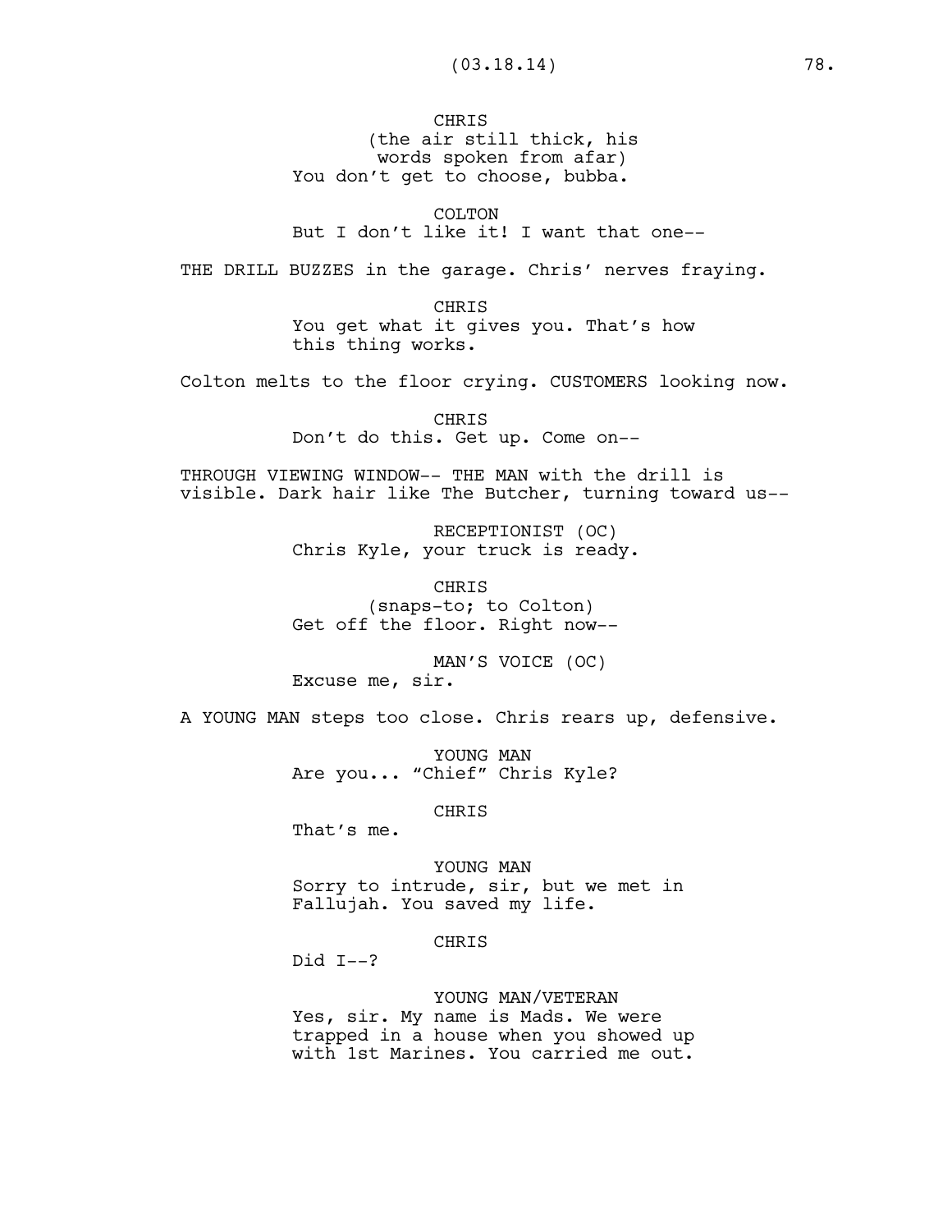CHRIS
(the air still thick, his words spoken from afar)
You don't get to choose, bubba.

COLTON
But I don't like it! I want that one--

THE DRILL BUZZES in the garage. Chris' nerves fraying.

CHRIS
You get what it gives you. That's how this thing works.

Colton melts to the floor crying. CUSTOMERS looking now.

CHRIS
Don't do this. Get up. Come on--

THROUGH VIEWING WINDOW-- THE MAN with the drill is visible. Dark hair like The Butcher, turning toward us--

RECEPTIONIST (OC)
Chris Kyle, your truck is ready.

CHRIS
(snaps-to; to Colton)
Get off the floor. Right now--

MAN'S VOICE (OC)
Excuse me, sir.

A YOUNG MAN steps too close. Chris rears up, defensive.

YOUNG MAN
Are you... "Chief" Chris Kyle?

CHRIS
That's me.

YOUNG MAN
Sorry to intrude, sir, but we met in Fallujah. You saved my life.

CHRIS
Did I--?

YOUNG MAN/VETERAN
Yes, sir. My name is Mads. We were trapped in a house when you showed up with 1st Marines. You carried me out.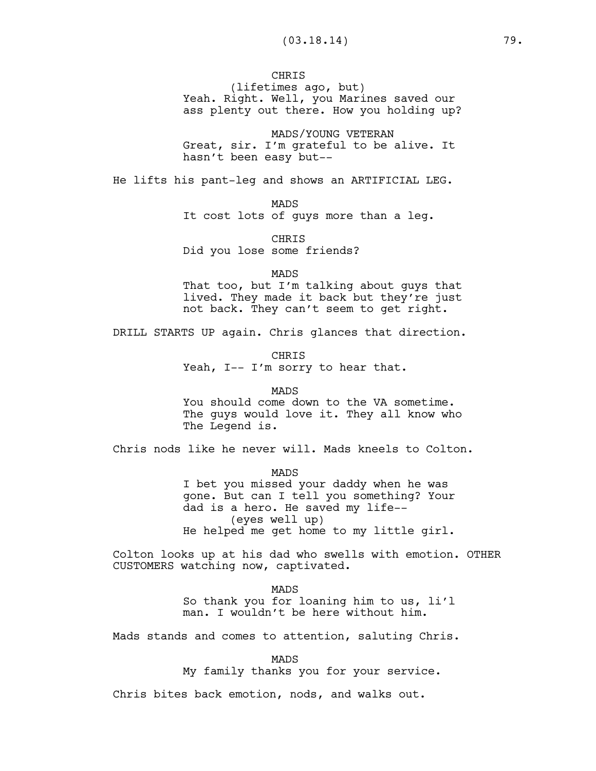CHRIS
(lifetimes ago, but)
Yeah. Right. Well, you Marines saved our ass plenty out there. How you holding up?

MADS/YOUNG VETERAN
Great, sir. I'm grateful to be alive. It hasn't been easy but--

He lifts his pant-leg and shows an ARTIFICIAL LEG.

MADS
It cost lots of guys more than a leg.

CHRIS
Did you lose some friends?

MADS
That too, but I'm talking about guys that lived. They made it back but they're just not back. They can't seem to get right.

DRILL STARTS UP again. Chris glances that direction.

CHRIS
Yeah, I-- I'm sorry to hear that.

MADS
You should come down to the VA sometime. The guys would love it. They all know who The Legend is.

Chris nods like he never will. Mads kneels to Colton.

MADS
I bet you missed your daddy when he was gone. But can I tell you something? Your dad is a hero. He saved my life--
(eyes well up)
He helped me get home to my little girl.

Colton looks up at his dad who swells with emotion. OTHER CUSTOMERS watching now, captivated.

MADS
So thank you for loaning him to us, li'l man. I wouldn't be here without him.

Mads stands and comes to attention, saluting Chris.

MADS
My family thanks you for your service.

Chris bites back emotion, nods, and walks out.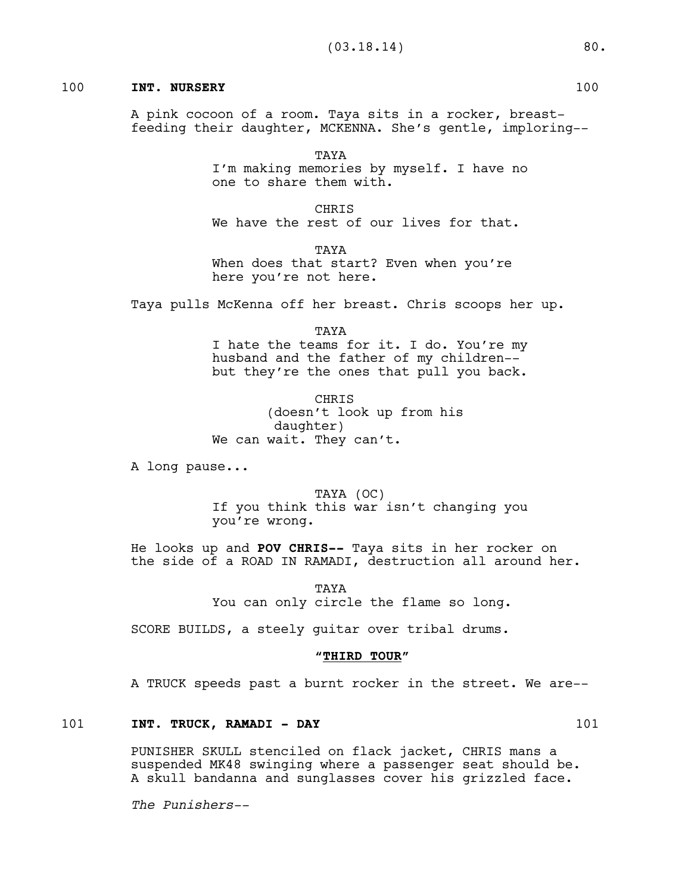100 **INT. NURSERY** 100

A pink cocoon of a room. Taya sits in a rocker, breast-feeding their daughter, MCKENNA. She's gentle, imploring--

TAYA
I'm making memories by myself. I have no one to share them with.

CHRIS
We have the rest of our lives for that.

TAYA
When does that start? Even when you're here you're not here.

Taya pulls McKenna off her breast. Chris scoops her up.

TAYA
I hate the teams for it. I do. You're my husband and the father of my children-- but they're the ones that pull you back.

CHRIS
(doesn't look up from his daughter)
We can wait. They can't.

A long pause...

TAYA (OC)
If you think this war isn't changing you you're wrong.

He looks up and **POV CHRIS--** Taya sits in her rocker on the side of a ROAD IN RAMADI, destruction all around her.

TAYA
You can only circle the flame so long.

SCORE BUILDS, a steely guitar over tribal drums.

**"THIRD TOUR"**

A TRUCK speeds past a burnt rocker in the street. We are--

101 **INT. TRUCK, RAMADI - DAY** 101

PUNISHER SKULL stenciled on flack jacket, CHRIS mans a suspended MK48 swinging where a passenger seat should be. A skull bandanna and sunglasses cover his grizzled face.

*The Punishers--*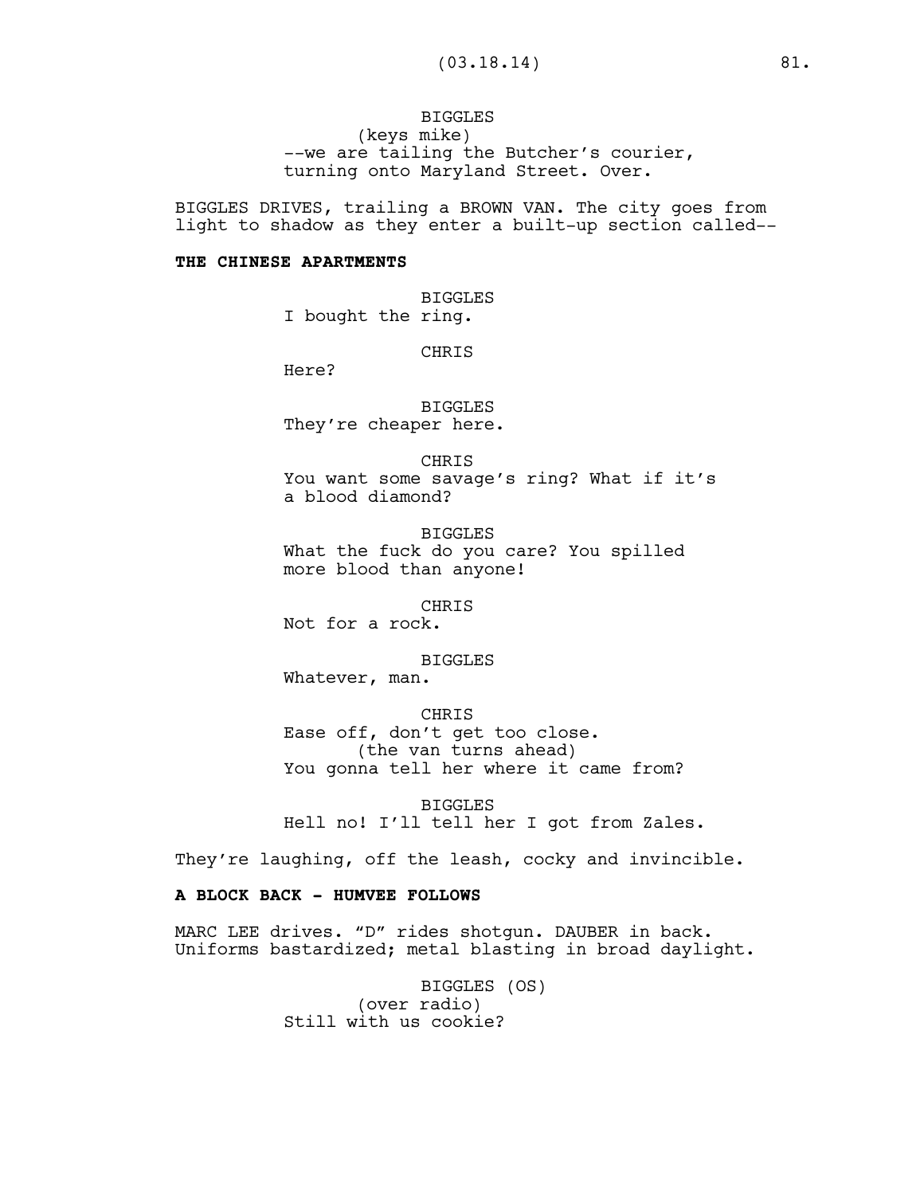BIGGLES
(keys mike)
--we are tailing the Butcher's courier, turning onto Maryland Street. Over.

BIGGLES DRIVES, trailing a BROWN VAN. The city goes from light to shadow as they enter a built-up section called--

**THE CHINESE APARTMENTS**

BIGGLES
I bought the ring.

CHRIS
Here?

BIGGLES
They're cheaper here.

CHRIS
You want some savage's ring? What if it's a blood diamond?

BIGGLES
What the fuck do you care? You spilled more blood than anyone!

CHRIS
Not for a rock.

BIGGLES
Whatever, man.

CHRIS
Ease off, don't get too close.
(the van turns ahead)
You gonna tell her where it came from?

BIGGLES
Hell no! I'll tell her I got from Zales.

They're laughing, off the leash, cocky and invincible.

**A BLOCK BACK - HUMVEE FOLLOWS**

MARC LEE drives. "D" rides shotgun. DAUBER in back. Uniforms bastardized; metal blasting in broad daylight.

BIGGLES (OS)
(over radio)
Still with us cookie?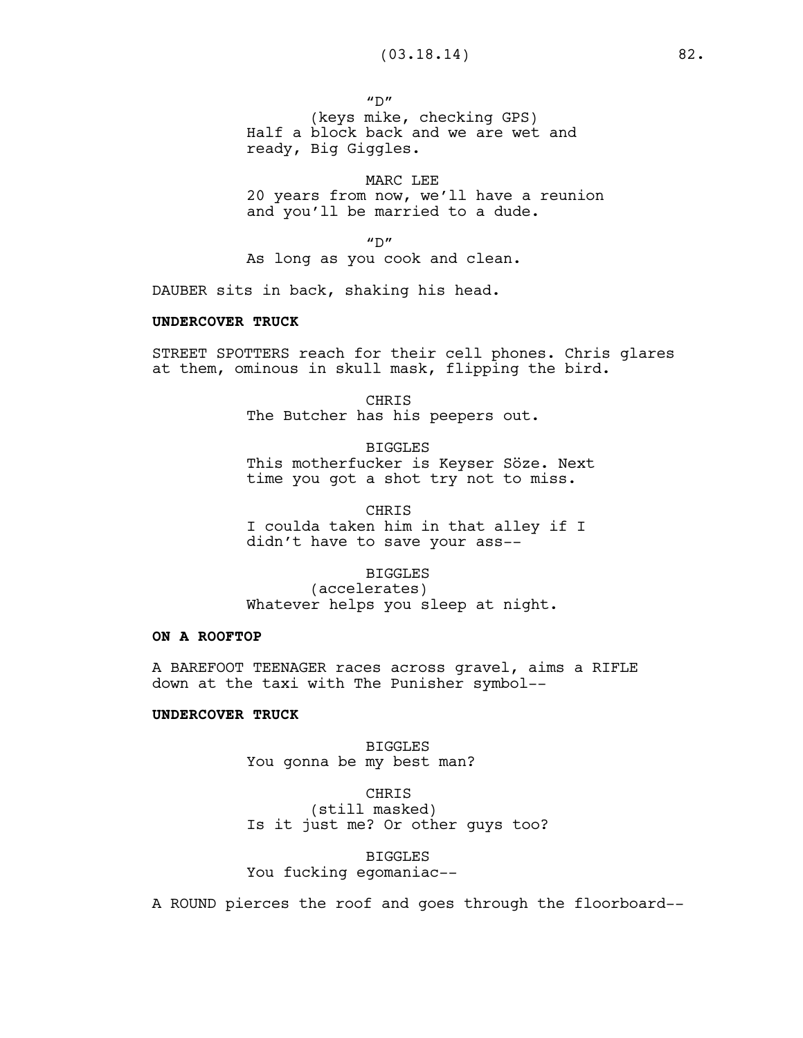"D"
(keys mike, checking GPS)
Half a block back and we are wet and ready, Big Giggles.

MARC LEE
20 years from now, we'll have a reunion and you'll be married to a dude.

"D"
As long as you cook and clean.

DAUBER sits in back, shaking his head.

**UNDERCOVER TRUCK**

STREET SPOTTERS reach for their cell phones. Chris glares at them, ominous in skull mask, flipping the bird.

CHRIS
The Butcher has his peepers out.

BIGGLES
This motherfucker is Keyser Söze. Next time you got a shot try not to miss.

CHRIS
I coulda taken him in that alley if I didn't have to save your ass--

BIGGLES
(accelerates)
Whatever helps you sleep at night.

**ON A ROOFTOP**

A BAREFOOT TEENAGER races across gravel, aims a RIFLE down at the taxi with The Punisher symbol--

**UNDERCOVER TRUCK**

BIGGLES
You gonna be my best man?

CHRIS
(still masked)
Is it just me? Or other guys too?

BIGGLES
You fucking egomaniac--

A ROUND pierces the roof and goes through the floorboard--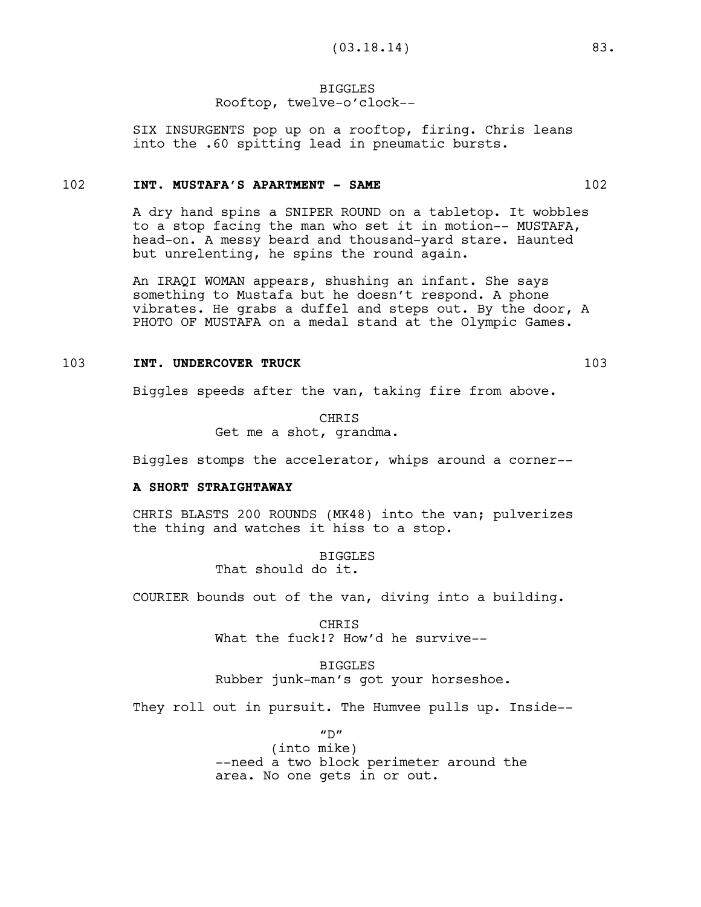BIGGLES
Rooftop, twelve-o'clock--

SIX INSURGENTS pop up on a rooftop, firing. Chris leans into the .60 spitting lead in pneumatic bursts.

**102 INT. MUSTAFA'S APARTMENT - SAME 102**

A dry hand spins a SNIPER ROUND on a tabletop. It wobbles to a stop facing the man who set it in motion-- MUSTAFA, head-on. A messy beard and thousand-yard stare. Haunted but unrelenting, he spins the round again.

An IRAQI WOMAN appears, shushing an infant. She says something to Mustafa but he doesn't respond. A phone vibrates. He grabs a duffel and steps out. By the door, A PHOTO OF MUSTAFA on a medal stand at the Olympic Games.

**103 INT. UNDERCOVER TRUCK 103**

Biggles speeds after the van, taking fire from above.

CHRIS
Get me a shot, grandma.

Biggles stomps the accelerator, whips around a corner--

**A SHORT STRAIGHTAWAY**

CHRIS BLASTS 200 ROUNDS (MK48) into the van; pulverizes the thing and watches it hiss to a stop.

BIGGLES
That should do it.

COURIER bounds out of the van, diving into a building.

CHRIS
What the fuck!? How'd he survive--

BIGGLES
Rubber junk-man's got your horseshoe.

They roll out in pursuit. The Humvee pulls up. Inside--

"D"
(into mike)
--need a two block perimeter around the area. No one gets in or out.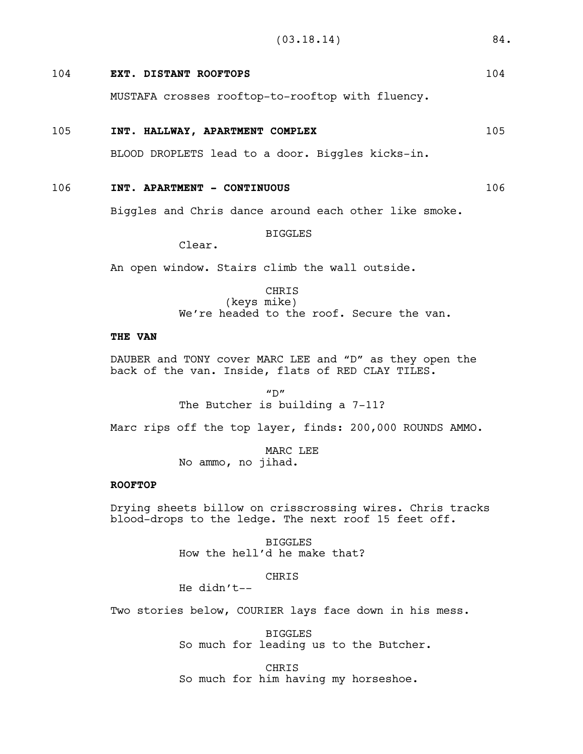104 **EXT. DISTANT ROOFTOPS** 104

MUSTAFA crosses rooftop-to-rooftop with fluency.

105 **INT. HALLWAY, APARTMENT COMPLEX** 105

BLOOD DROPLETS lead to a door. Biggles kicks-in.

106 **INT. APARTMENT - CONTINUOUS** 106

Biggles and Chris dance around each other like smoke.

BIGGLES
Clear.

An open window. Stairs climb the wall outside.

CHRIS
(keys mike)
We're headed to the roof. Secure the van.

**THE VAN**

DAUBER and TONY cover MARC LEE and "D" as they open the back of the van. Inside, flats of RED CLAY TILES.

"D"
The Butcher is building a 7-11?

Marc rips off the top layer, finds: 200,000 ROUNDS AMMO.

MARC LEE
No ammo, no jihad.

**ROOFTOP**

Drying sheets billow on crisscrossing wires. Chris tracks blood-drops to the ledge. The next roof 15 feet off.

BIGGLES
How the hell'd he make that?

CHRIS
He didn't--

Two stories below, COURIER lays face down in his mess.

BIGGLES
So much for leading us to the Butcher.

CHRIS
So much for him having my horseshoe.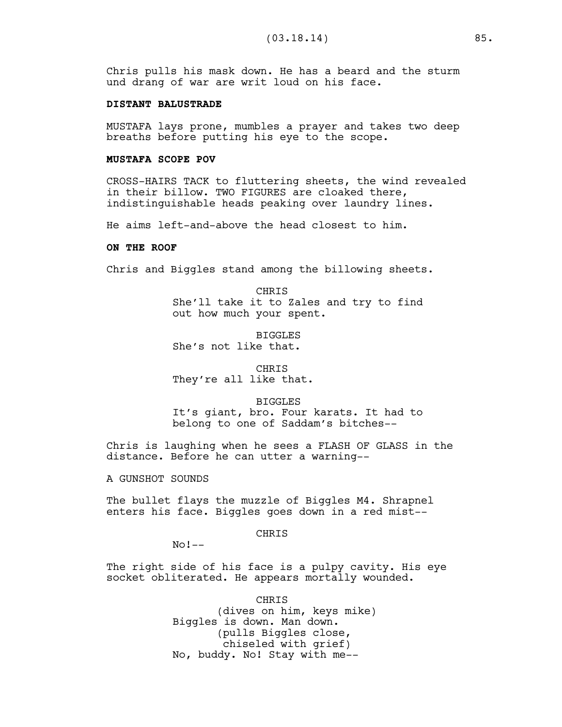Chris pulls his mask down. He has a beard and the sturm und drang of war are writ loud on his face.

**DISTANT BALUSTRADE**

MUSTAFA lays prone, mumbles a prayer and takes two deep breaths before putting his eye to the scope.

**MUSTAFA SCOPE POV**

CROSS-HAIRS TACK to fluttering sheets, the wind revealed in their billow. TWO FIGURES are cloaked there, indistinguishable heads peaking over laundry lines.

He aims left-and-above the head closest to him.

**ON THE ROOF**

Chris and Biggles stand among the billowing sheets.

CHRIS
She'll take it to Zales and try to find out how much your spent.

BIGGLES
She's not like that.

CHRIS
They're all like that.

BIGGLES
It's giant, bro. Four karats. It had to belong to one of Saddam's bitches--

Chris is laughing when he sees a FLASH OF GLASS in the distance. Before he can utter a warning--

A GUNSHOT SOUNDS

The bullet flays the muzzle of Biggles M4. Shrapnel enters his face. Biggles goes down in a red mist--

CHRIS
No!--

The right side of his face is a pulpy cavity. His eye socket obliterated. He appears mortally wounded.

CHRIS
(dives on him, keys mike)
Biggles is down. Man down.
(pulls Biggles close, chiseled with grief)
No, buddy. No! Stay with me--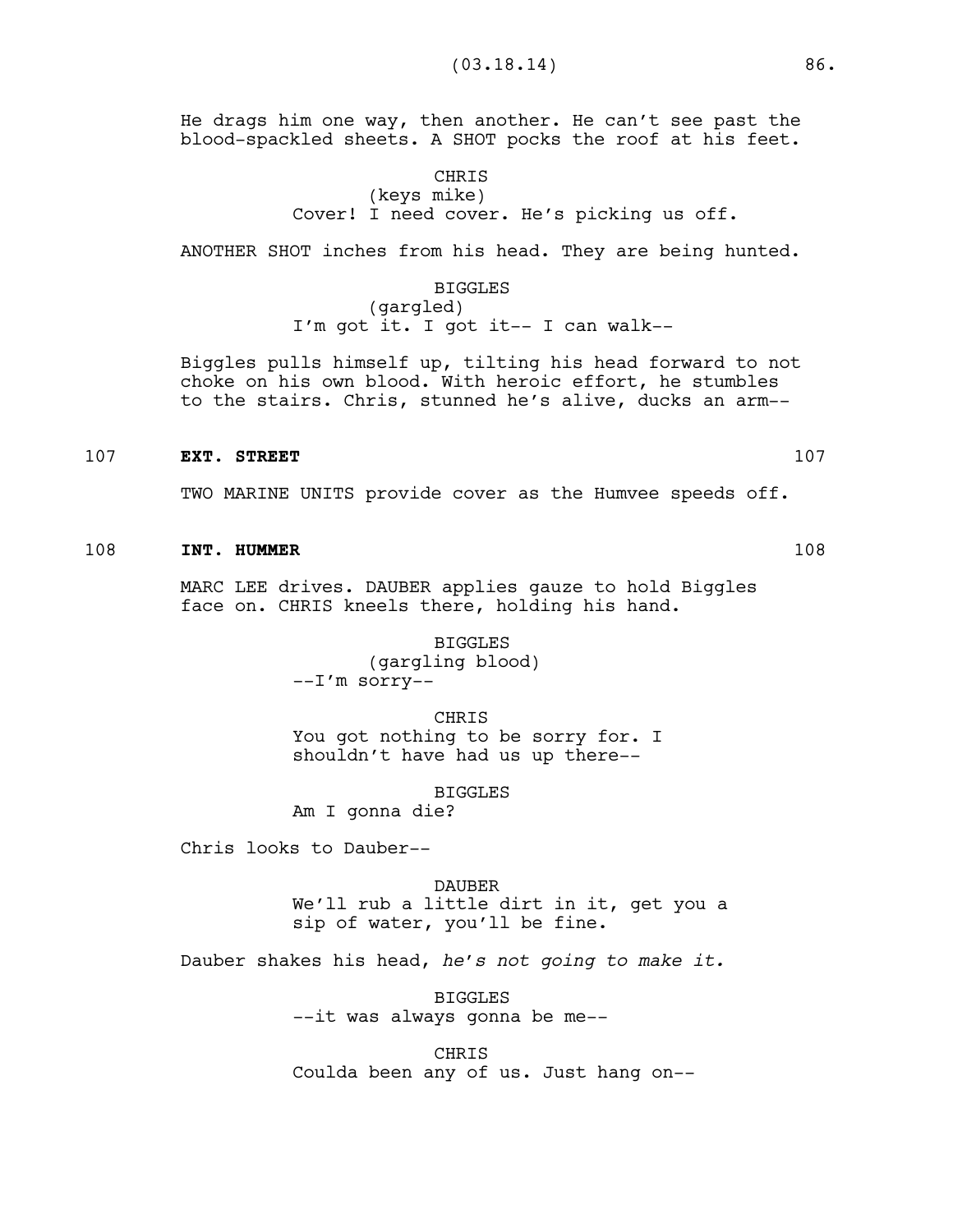He drags him one way, then another. He can't see past the blood-spackled sheets. A SHOT pocks the roof at his feet.

CHRIS
(keys mike)
Cover! I need cover. He's picking us off.

ANOTHER SHOT inches from his head. They are being hunted.

BIGGLES
(gargled)
I'm got it. I got it-- I can walk--

Biggles pulls himself up, tilting his head forward to not choke on his own blood. With heroic effort, he stumbles to the stairs. Chris, stunned he's alive, ducks an arm--

107 **EXT. STREET** 107

TWO MARINE UNITS provide cover as the Humvee speeds off.

108 **INT. HUMMER** 108

MARC LEE drives. DAUBER applies gauze to hold Biggles face on. CHRIS kneels there, holding his hand.

BIGGLES
(gargling blood)
--I'm sorry--

CHRIS
You got nothing to be sorry for. I shouldn't have had us up there--

BIGGLES
Am I gonna die?

Chris looks to Dauber--

DAUBER
We'll rub a little dirt in it, get you a sip of water, you'll be fine.

Dauber shakes his head, *he's not going to make it.*

BIGGLES
--it was always gonna be me--

CHRIS
Coulda been any of us. Just hang on--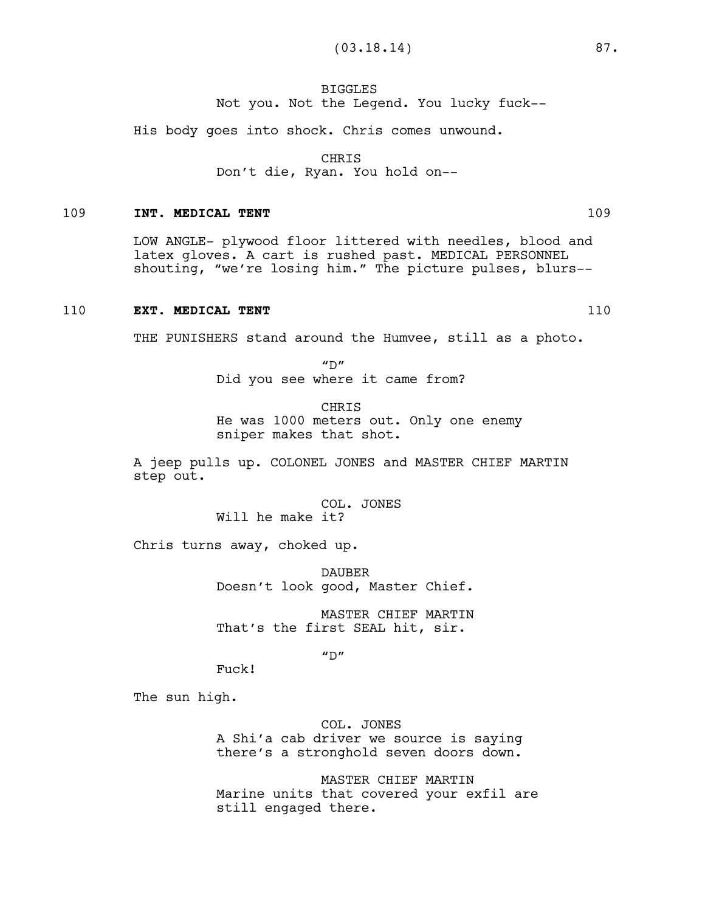BIGGLES
Not you. Not the Legend. You lucky fuck--

His body goes into shock. Chris comes unwound.

CHRIS
Don't die, Ryan. You hold on--

109 **INT. MEDICAL TENT** 109

LOW ANGLE- plywood floor littered with needles, blood and latex gloves. A cart is rushed past. MEDICAL PERSONNEL shouting, "we're losing him." The picture pulses, blurs--

110 **EXT. MEDICAL TENT** 110

THE PUNISHERS stand around the Humvee, still as a photo.

"D"
Did you see where it came from?

CHRIS
He was 1000 meters out. Only one enemy sniper makes that shot.

A jeep pulls up. COLONEL JONES and MASTER CHIEF MARTIN step out.

COL. JONES
Will he make it?

Chris turns away, choked up.

DAUBER
Doesn't look good, Master Chief.

MASTER CHIEF MARTIN
That's the first SEAL hit, sir.

"D"
Fuck!

The sun high.

COL. JONES
A Shi'a cab driver we source is saying there's a stronghold seven doors down.

MASTER CHIEF MARTIN
Marine units that covered your exfil are still engaged there.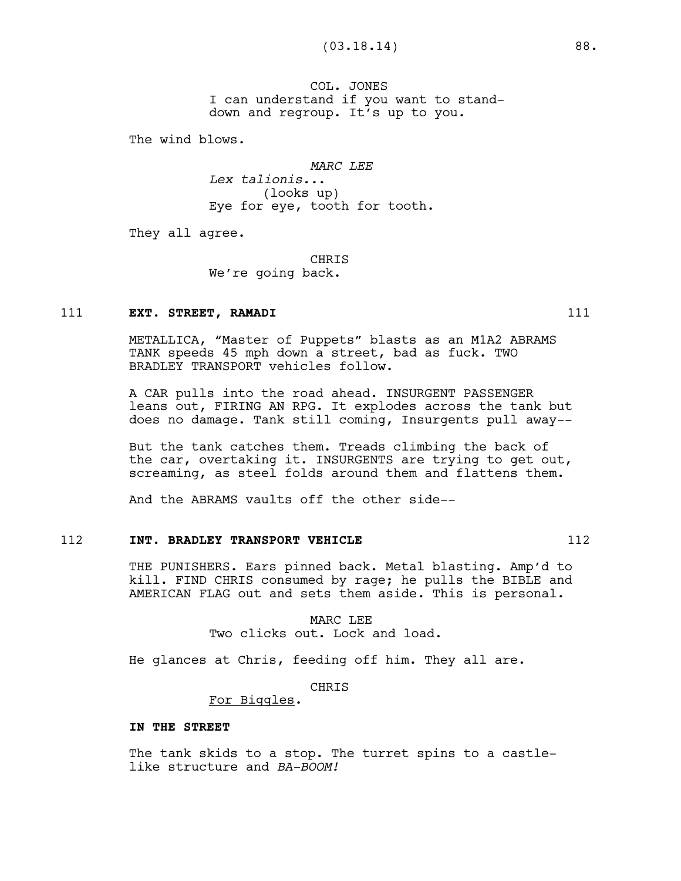COL. JONES
I can understand if you want to stand-down and regroup. It's up to you.

The wind blows.

*MARC LEE*
*Lex talionis...*
(looks up)
Eye for eye, tooth for tooth.

They all agree.

CHRIS
We're going back.

111 **EXT. STREET, RAMADI** 111

METALLICA, "Master of Puppets" blasts as an M1A2 ABRAMS TANK speeds 45 mph down a street, bad as fuck. TWO BRADLEY TRANSPORT vehicles follow.

A CAR pulls into the road ahead. INSURGENT PASSENGER leans out, FIRING AN RPG. It explodes across the tank but does no damage. Tank still coming, Insurgents pull away--

But the tank catches them. Treads climbing the back of the car, overtaking it. INSURGENTS are trying to get out, screaming, as steel folds around them and flattens them.

And the ABRAMS vaults off the other side--

112 **INT. BRADLEY TRANSPORT VEHICLE** 112

THE PUNISHERS. Ears pinned back. Metal blasting. Amp'd to kill. FIND CHRIS consumed by rage; he pulls the BIBLE and AMERICAN FLAG out and sets them aside. This is personal.

MARC LEE
Two clicks out. Lock and load.

He glances at Chris, feeding off him. They all are.

CHRIS
For Biggles.

**IN THE STREET**

The tank skids to a stop. The turret spins to a castle-like structure and *BA-BOOM!*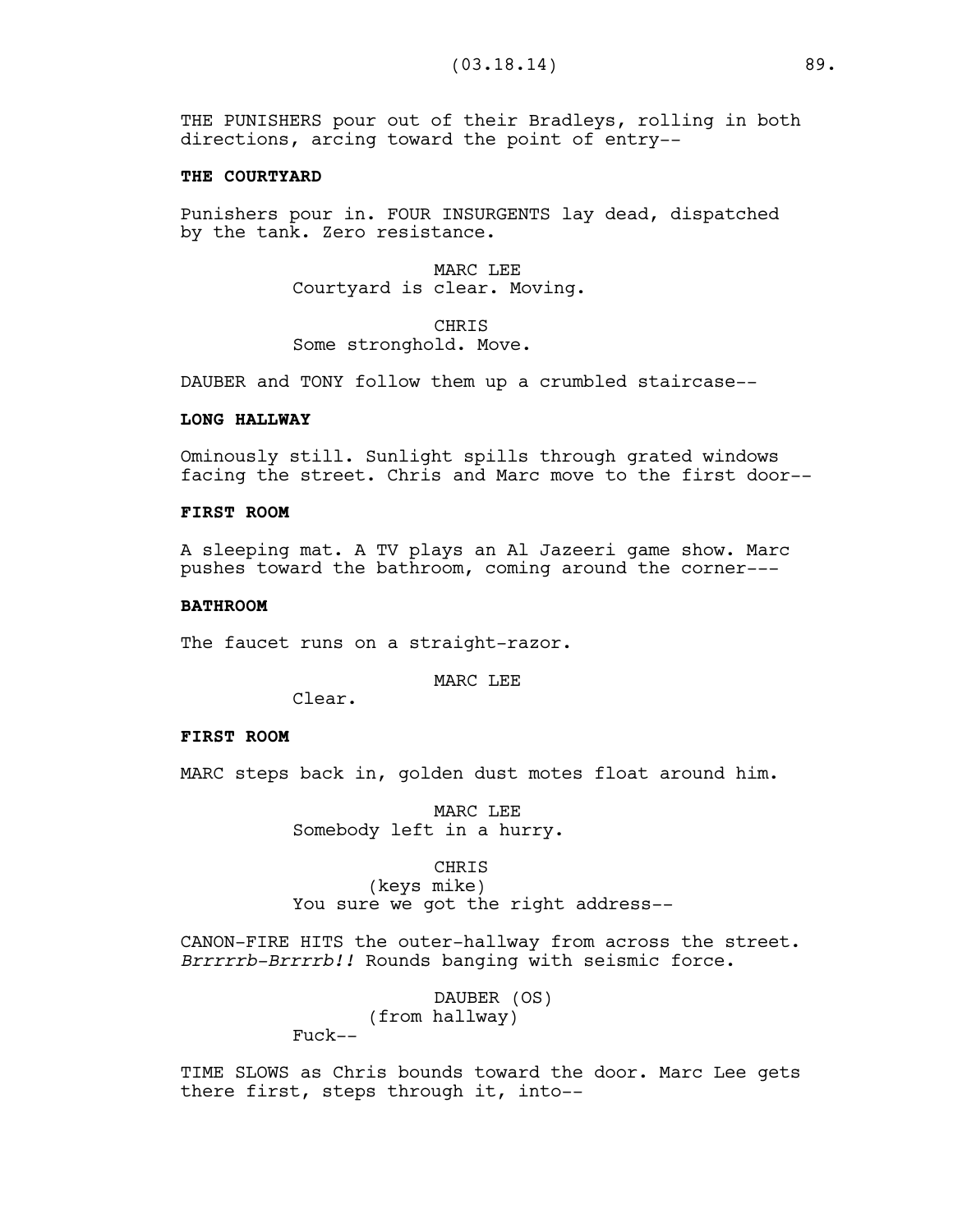THE PUNISHERS pour out of their Bradleys, rolling in both directions, arcing toward the point of entry--

**THE COURTYARD**

Punishers pour in. FOUR INSURGENTS lay dead, dispatched by the tank. Zero resistance.

MARC LEE
Courtyard is clear. Moving.

CHRIS
Some stronghold. Move.

DAUBER and TONY follow them up a crumbled staircase--

**LONG HALLWAY**

Ominously still. Sunlight spills through grated windows facing the street. Chris and Marc move to the first door--

**FIRST ROOM**

A sleeping mat. A TV plays an Al Jazeeri game show. Marc pushes toward the bathroom, coming around the corner---

**BATHROOM**

The faucet runs on a straight-razor.

MARC LEE
Clear.

**FIRST ROOM**

MARC steps back in, golden dust motes float around him.

MARC LEE
Somebody left in a hurry.

CHRIS
(keys mike)
You sure we got the right address--

CANON-FIRE HITS the outer-hallway from across the street. *Brrrrrb-Brrrrb!!* Rounds banging with seismic force.

DAUBER (OS)
(from hallway)
Fuck--

TIME SLOWS as Chris bounds toward the door. Marc Lee gets there first, steps through it, into--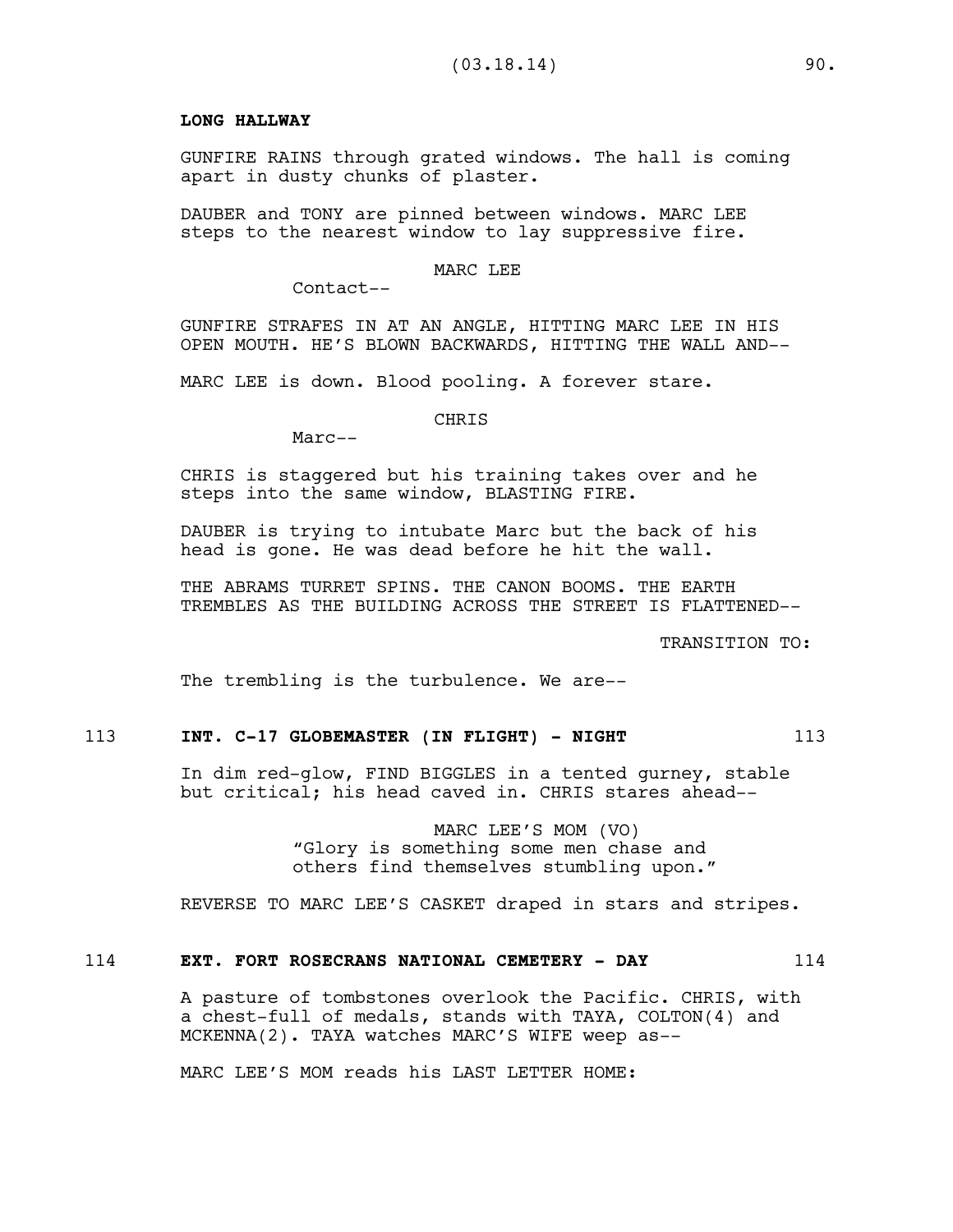**LONG HALLWAY**

GUNFIRE RAINS through grated windows. The hall is coming apart in dusty chunks of plaster.

DAUBER and TONY are pinned between windows. MARC LEE steps to the nearest window to lay suppressive fire.

MARC LEE
Contact--

GUNFIRE STRAFES IN AT AN ANGLE, HITTING MARC LEE IN HIS OPEN MOUTH. HE'S BLOWN BACKWARDS, HITTING THE WALL AND--

MARC LEE is down. Blood pooling. A forever stare.

CHRIS
Marc--

CHRIS is staggered but his training takes over and he steps into the same window, BLASTING FIRE.

DAUBER is trying to intubate Marc but the back of his head is gone. He was dead before he hit the wall.

THE ABRAMS TURRET SPINS. THE CANON BOOMS. THE EARTH TREMBLES AS THE BUILDING ACROSS THE STREET IS FLATTENED--

TRANSITION TO:

The trembling is the turbulence. We are--

113 **INT. C-17 GLOBEMASTER (IN FLIGHT) - NIGHT** 113

In dim red-glow, FIND BIGGLES in a tented gurney, stable but critical; his head caved in. CHRIS stares ahead--

MARC LEE'S MOM (VO)
"Glory is something some men chase and others find themselves stumbling upon."

REVERSE TO MARC LEE'S CASKET draped in stars and stripes.

114 **EXT. FORT ROSECRANS NATIONAL CEMETERY - DAY** 114

A pasture of tombstones overlook the Pacific. CHRIS, with a chest-full of medals, stands with TAYA, COLTON(4) and MCKENNA(2). TAYA watches MARC'S WIFE weep as--

MARC LEE'S MOM reads his LAST LETTER HOME: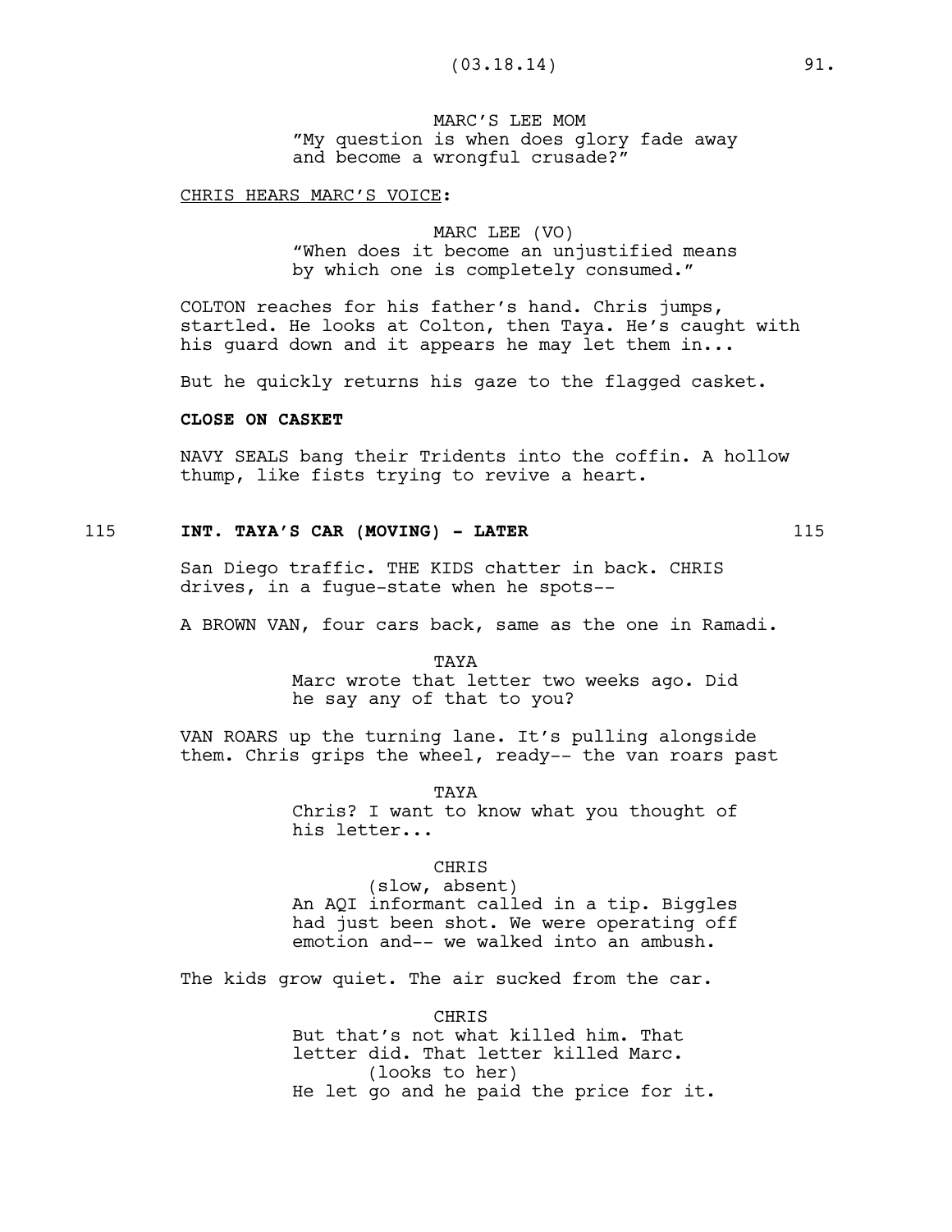MARC'S LEE MOM
"My question is when does glory fade away and become a wrongful crusade?"

CHRIS HEARS MARC'S VOICE:

MARC LEE (VO)
"When does it become an unjustified means by which one is completely consumed."

COLTON reaches for his father's hand. Chris jumps, startled. He looks at Colton, then Taya. He's caught with his guard down and it appears he may let them in...

But he quickly returns his gaze to the flagged casket.

**CLOSE ON CASKET**

NAVY SEALS bang their Tridents into the coffin. A hollow thump, like fists trying to revive a heart.

115 **INT. TAYA'S CAR (MOVING) - LATER** 115

San Diego traffic. THE KIDS chatter in back. CHRIS drives, in a fugue-state when he spots--

A BROWN VAN, four cars back, same as the one in Ramadi.

TAYA
Marc wrote that letter two weeks ago. Did he say any of that to you?

VAN ROARS up the turning lane. It's pulling alongside them. Chris grips the wheel, ready-- the van roars past

TAYA
Chris? I want to know what you thought of his letter...

CHRIS
(slow, absent)
An AQI informant called in a tip. Biggles had just been shot. We were operating off emotion and-- we walked into an ambush.

The kids grow quiet. The air sucked from the car.

CHRIS
But that's not what killed him. That letter did. That letter killed Marc.
(looks to her)
He let go and he paid the price for it.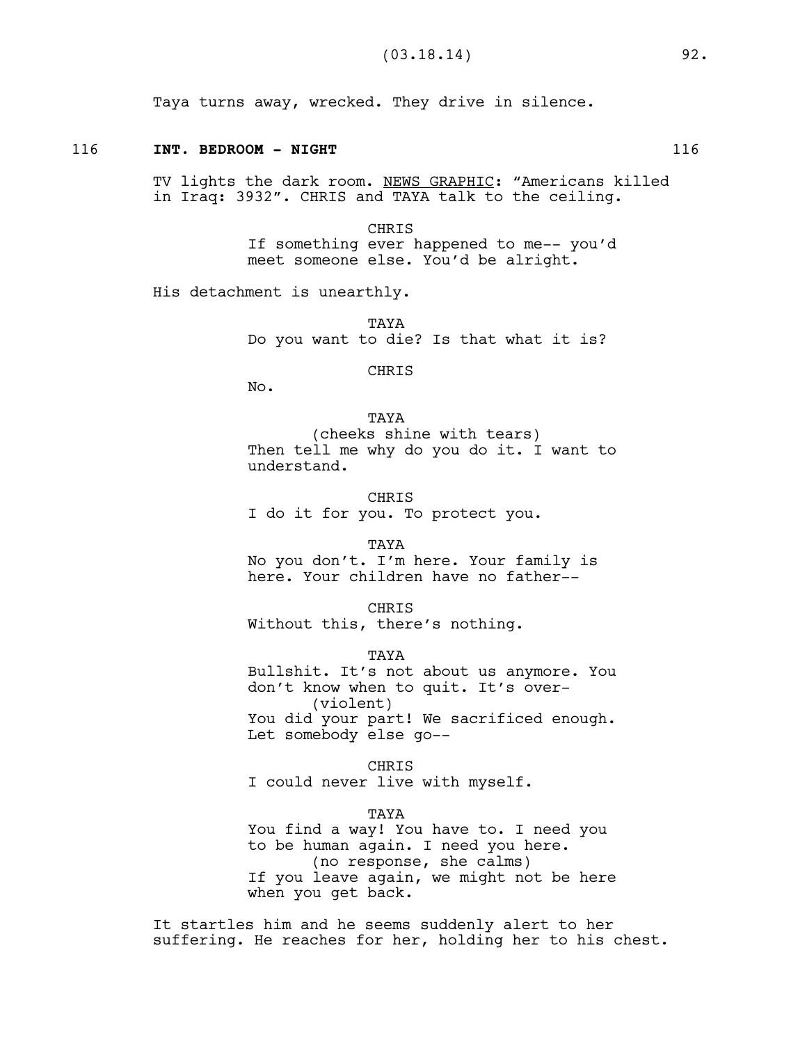Taya turns away, wrecked. They drive in silence.

116 **INT. BEDROOM - NIGHT** 116

TV lights the dark room. NEWS GRAPHIC: "Americans killed in Iraq: 3932". CHRIS and TAYA talk to the ceiling.

CHRIS
If something ever happened to me-- you'd meet someone else. You'd be alright.

His detachment is unearthly.

TAYA
Do you want to die? Is that what it is?

CHRIS
No.

TAYA
(cheeks shine with tears)
Then tell me why do you do it. I want to understand.

CHRIS
I do it for you. To protect you.

TAYA
No you don't. I'm here. Your family is here. Your children have no father--

CHRIS
Without this, there's nothing.

TAYA
Bullshit. It's not about us anymore. You don't know when to quit. It's over-
(violent)
You did your part! We sacrificed enough. Let somebody else go--

CHRIS
I could never live with myself.

TAYA
You find a way! You have to. I need you to be human again. I need you here.
(no response, she calms)
If you leave again, we might not be here when you get back.

It startles him and he seems suddenly alert to her suffering. He reaches for her, holding her to his chest.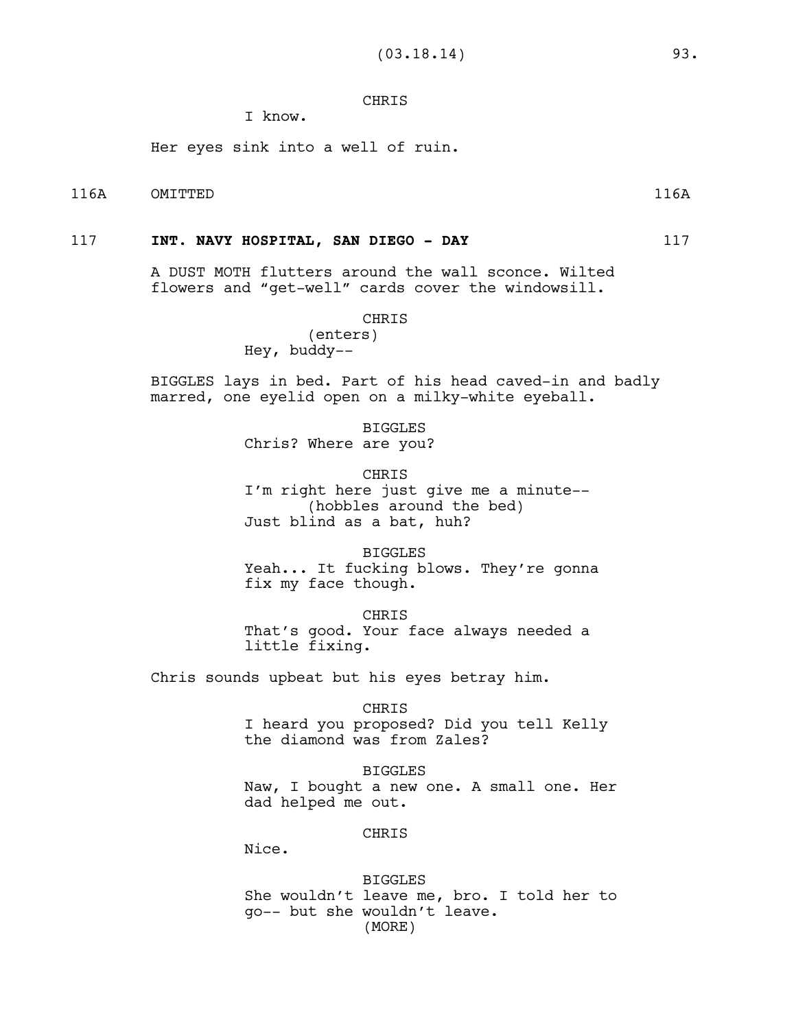CHRIS

I know.

Her eyes sink into a well of ruin.

116A OMITTED 116A

117 **INT. NAVY HOSPITAL, SAN DIEGO - DAY** 117

A DUST MOTH flutters around the wall sconce. Wilted flowers and "get-well" cards cover the windowsill.

CHRIS
(enters)
Hey, buddy--

BIGGLES lays in bed. Part of his head caved-in and badly marred, one eyelid open on a milky-white eyeball.

BIGGLES
Chris? Where are you?

CHRIS
I'm right here just give me a minute--
(hobbles around the bed)
Just blind as a bat, huh?

BIGGLES
Yeah... It fucking blows. They're gonna fix my face though.

CHRIS
That's good. Your face always needed a little fixing.

Chris sounds upbeat but his eyes betray him.

CHRIS
I heard you proposed? Did you tell Kelly the diamond was from Zales?

BIGGLES
Naw, I bought a new one. A small one. Her dad helped me out.

CHRIS
Nice.

BIGGLES
She wouldn't leave me, bro. I told her to go-- but she wouldn't leave.
(MORE)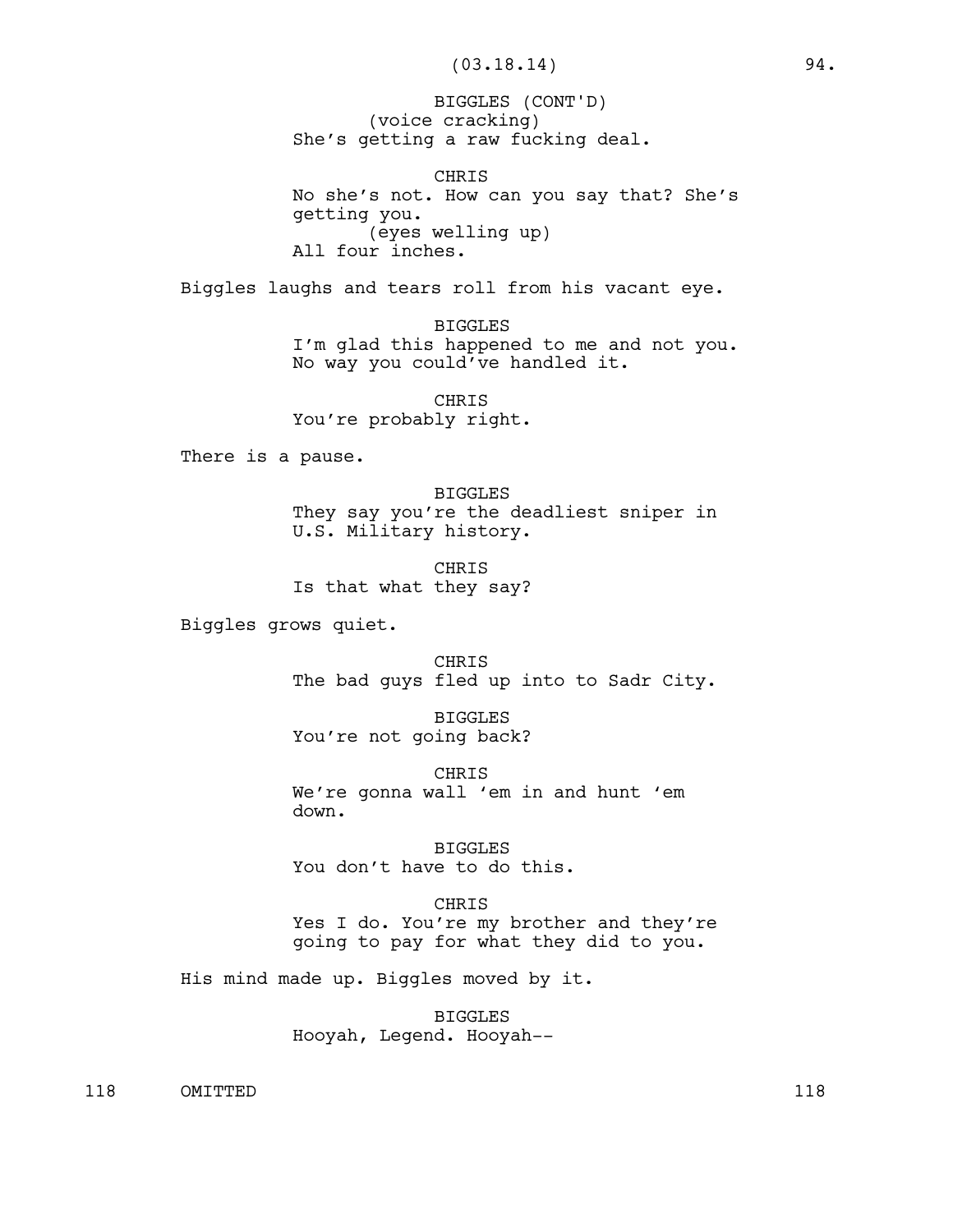BIGGLES (CONT'D)
(voice cracking)
She's getting a raw fucking deal.

CHRIS
No she's not. How can you say that? She's getting you.
(eyes welling up)
All four inches.

Biggles laughs and tears roll from his vacant eye.

BIGGLES
I'm glad this happened to me and not you. No way you could've handled it.

CHRIS
You're probably right.

There is a pause.

BIGGLES
They say you're the deadliest sniper in U.S. Military history.

CHRIS
Is that what they say?

Biggles grows quiet.

CHRIS
The bad guys fled up into to Sadr City.

BIGGLES
You're not going back?

CHRIS
We're gonna wall 'em in and hunt 'em down.

BIGGLES
You don't have to do this.

CHRIS
Yes I do. You're my brother and they're going to pay for what they did to you.

His mind made up. Biggles moved by it.

BIGGLES
Hooyah, Legend. Hooyah--

118 OMITTED 118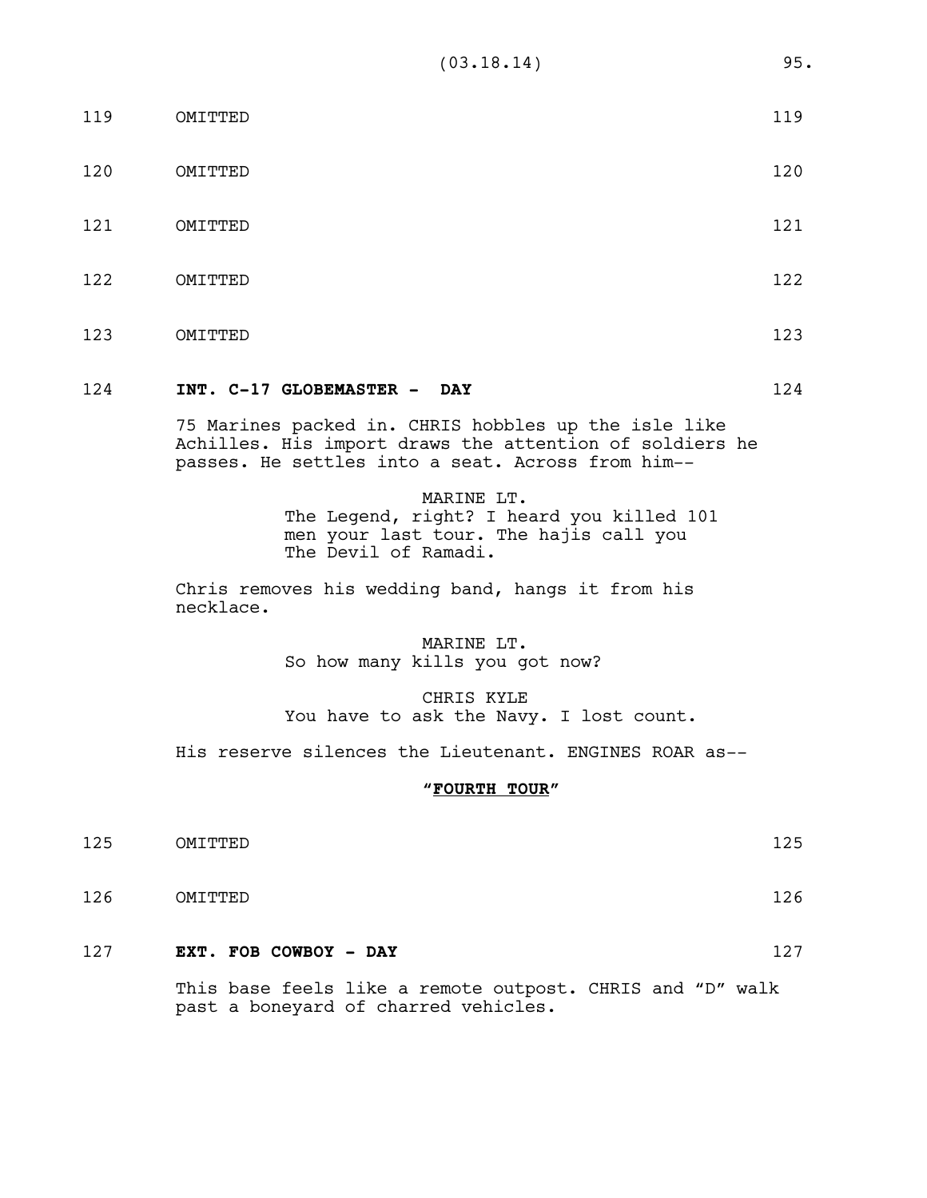119 OMITTED 119

120 OMITTED 120

121 OMITTED 121

122 OMITTED 122

123 OMITTED 123

124 **INT. C-17 GLOBEMASTER - DAY** 124

75 Marines packed in. CHRIS hobbles up the isle like Achilles. His import draws the attention of soldiers he passes. He settles into a seat. Across from him--

MARINE LT.
The Legend, right? I heard you killed 101 men your last tour. The hajis call you The Devil of Ramadi.

Chris removes his wedding band, hangs it from his necklace.

MARINE LT.
So how many kills you got now?

CHRIS KYLE
You have to ask the Navy. I lost count.

His reserve silences the Lieutenant. ENGINES ROAR as--

**"<u>FOURTH TOUR</u>"**

125 OMITTED 125

126 OMITTED 126

127 **EXT. FOB COWBOY - DAY** 127

This base feels like a remote outpost. CHRIS and "D" walk past a boneyard of charred vehicles.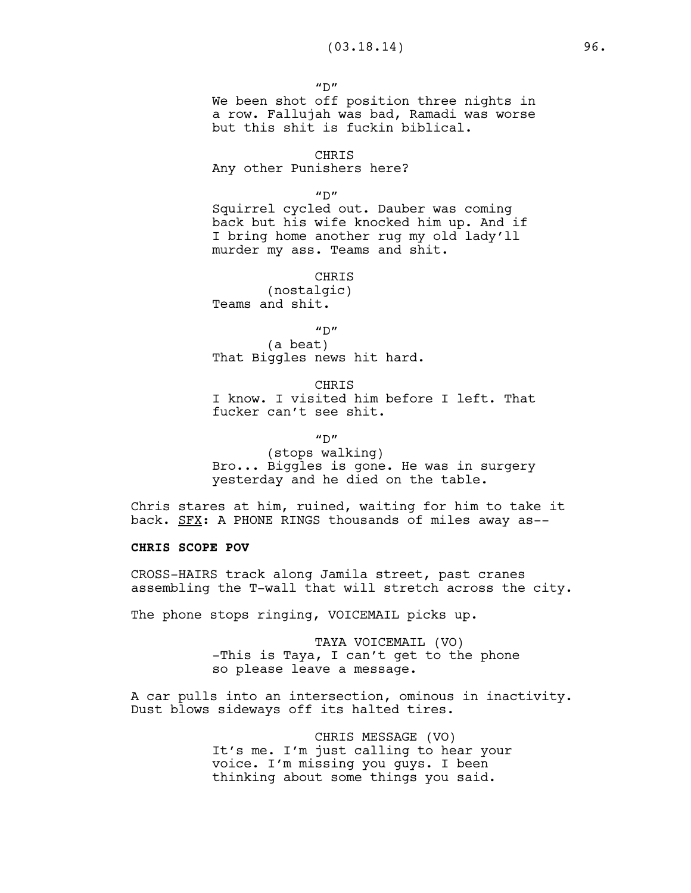"D"

We been shot off position three nights in a row. Fallujah was bad, Ramadi was worse but this shit is fuckin biblical.

CHRIS

Any other Punishers here?

"D"

Squirrel cycled out. Dauber was coming back but his wife knocked him up. And if I bring home another rug my old lady'll murder my ass. Teams and shit.

CHRIS

(nostalgic)

Teams and shit.

"D"

(a beat)

That Biggles news hit hard.

CHRIS

I know. I visited him before I left. That fucker can't see shit.

"D"

(stops walking)

Bro... Biggles is gone. He was in surgery yesterday and he died on the table.

Chris stares at him, ruined, waiting for him to take it back. SFX: A PHONE RINGS thousands of miles away as--

**CHRIS SCOPE POV**

CROSS-HAIRS track along Jamila street, past cranes assembling the T-wall that will stretch across the city.

The phone stops ringing, VOICEMAIL picks up.

TAYA VOICEMAIL (VO)

-This is Taya, I can't get to the phone so please leave a message.

A car pulls into an intersection, ominous in inactivity. Dust blows sideways off its halted tires.

CHRIS MESSAGE (VO)

It's me. I'm just calling to hear your voice. I'm missing you guys. I been thinking about some things you said.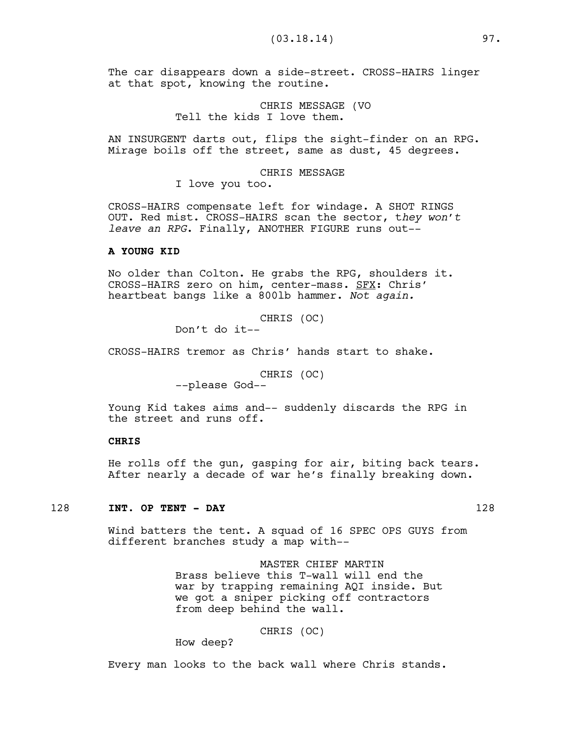The car disappears down a side-street. CROSS-HAIRS linger at that spot, knowing the routine.

CHRIS MESSAGE (VO
Tell the kids I love them.

AN INSURGENT darts out, flips the sight-finder on an RPG. Mirage boils off the street, same as dust, 45 degrees.

CHRIS MESSAGE
I love you too.

CROSS-HAIRS compensate left for windage. A SHOT RINGS OUT. Red mist. CROSS-HAIRS scan the sector, t*hey won't leave an RPG*. Finally, ANOTHER FIGURE runs out--

**A YOUNG KID**

No older than Colton. He grabs the RPG, shoulders it. CROSS-HAIRS zero on him, center-mass. SFX: Chris' heartbeat bangs like a 800lb hammer. *Not again.*

CHRIS (OC)
Don't do it--

CROSS-HAIRS tremor as Chris' hands start to shake.

CHRIS (OC)
--please God--

Young Kid takes aims and-- suddenly discards the RPG in the street and runs off.

**CHRIS**

He rolls off the gun, gasping for air, biting back tears. After nearly a decade of war he's finally breaking down.

128 **INT. OP TENT - DAY** 128

Wind batters the tent. A squad of 16 SPEC OPS GUYS from different branches study a map with--

MASTER CHIEF MARTIN
Brass believe this T-wall will end the war by trapping remaining AQI inside. But we got a sniper picking off contractors from deep behind the wall.

CHRIS (OC)
How deep?

Every man looks to the back wall where Chris stands.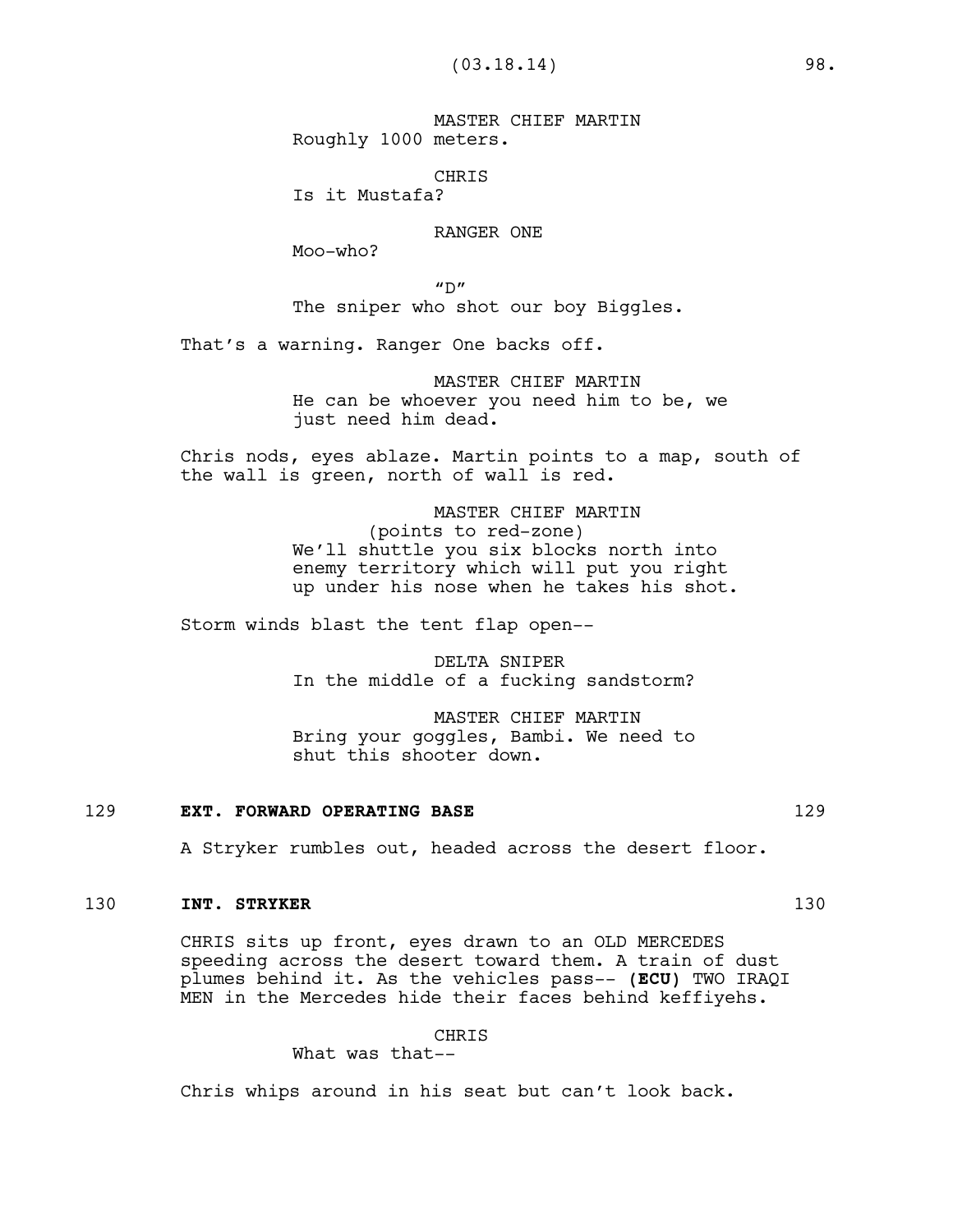MASTER CHIEF MARTIN
Roughly 1000 meters.

CHRIS
Is it Mustafa?

RANGER ONE
Moo-who?

"D"
The sniper who shot our boy Biggles.

That's a warning. Ranger One backs off.

MASTER CHIEF MARTIN
He can be whoever you need him to be, we just need him dead.

Chris nods, eyes ablaze. Martin points to a map, south of the wall is green, north of wall is red.

MASTER CHIEF MARTIN
(points to red-zone)
We'll shuttle you six blocks north into enemy territory which will put you right up under his nose when he takes his shot.

Storm winds blast the tent flap open--

DELTA SNIPER
In the middle of a fucking sandstorm?

MASTER CHIEF MARTIN
Bring your goggles, Bambi. We need to shut this shooter down.

129 **EXT. FORWARD OPERATING BASE** 129

A Stryker rumbles out, headed across the desert floor.

130 **INT. STRYKER** 130

CHRIS sits up front, eyes drawn to an OLD MERCEDES speeding across the desert toward them. A train of dust plumes behind it. As the vehicles pass-- **(ECU)** TWO IRAQI MEN in the Mercedes hide their faces behind keffiyehs.

CHRIS
What was that--

Chris whips around in his seat but can't look back.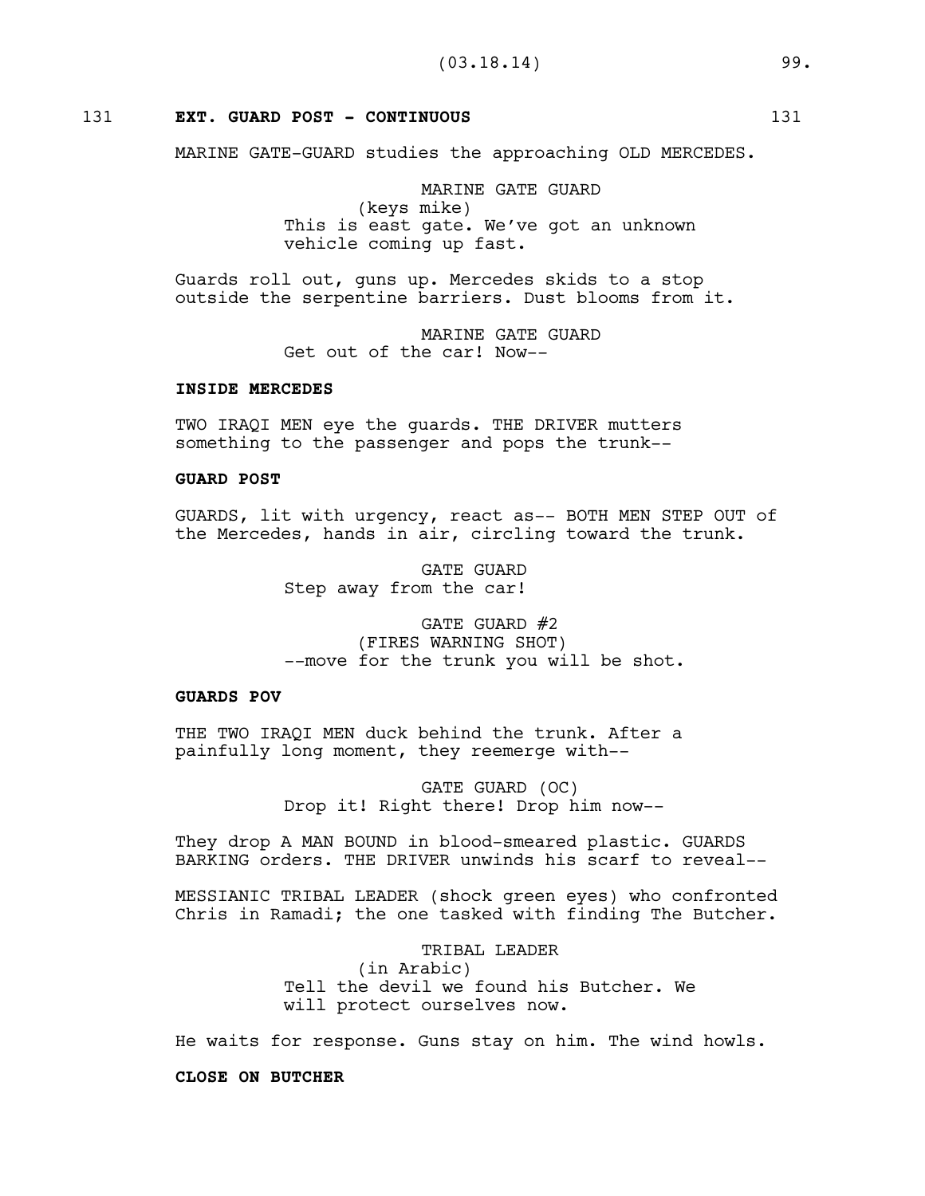131 **EXT. GUARD POST - CONTINUOUS** 131

MARINE GATE-GUARD studies the approaching OLD MERCEDES.

MARINE GATE GUARD
(keys mike)
This is east gate. We've got an unknown vehicle coming up fast.

Guards roll out, guns up. Mercedes skids to a stop outside the serpentine barriers. Dust blooms from it.

MARINE GATE GUARD
Get out of the car! Now--

**INSIDE MERCEDES**

TWO IRAQI MEN eye the guards. THE DRIVER mutters something to the passenger and pops the trunk--

**GUARD POST**

GUARDS, lit with urgency, react as-- BOTH MEN STEP OUT of the Mercedes, hands in air, circling toward the trunk.

GATE GUARD
Step away from the car!

GATE GUARD #2
(FIRES WARNING SHOT)
--move for the trunk you will be shot.

**GUARDS POV**

THE TWO IRAQI MEN duck behind the trunk. After a painfully long moment, they reemerge with--

GATE GUARD (OC)
Drop it! Right there! Drop him now--

They drop A MAN BOUND in blood-smeared plastic. GUARDS BARKING orders. THE DRIVER unwinds his scarf to reveal--

MESSIANIC TRIBAL LEADER (shock green eyes) who confronted Chris in Ramadi; the one tasked with finding The Butcher.

TRIBAL LEADER
(in Arabic)
Tell the devil we found his Butcher. We will protect ourselves now.

He waits for response. Guns stay on him. The wind howls.

**CLOSE ON BUTCHER**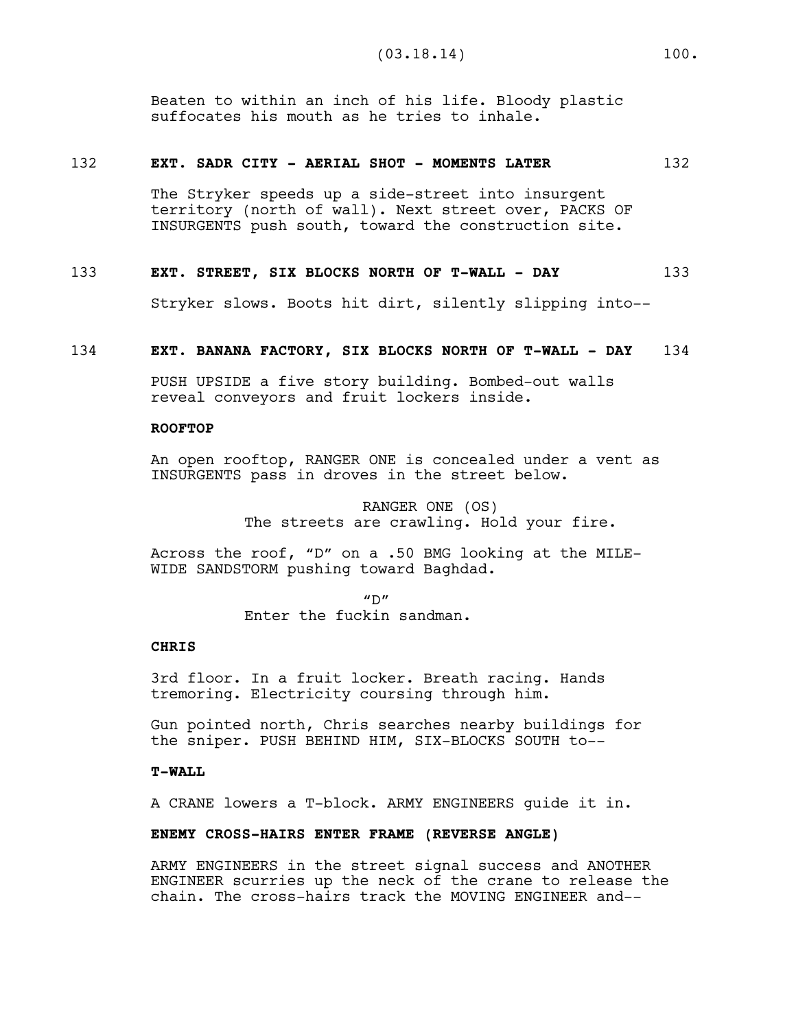Beaten to within an inch of his life. Bloody plastic suffocates his mouth as he tries to inhale.

132 **EXT. SADR CITY - AERIAL SHOT - MOMENTS LATER** 132

The Stryker speeds up a side-street into insurgent territory (north of wall). Next street over, PACKS OF INSURGENTS push south, toward the construction site.

133 **EXT. STREET, SIX BLOCKS NORTH OF T-WALL - DAY** 133

Stryker slows. Boots hit dirt, silently slipping into--

134 **EXT. BANANA FACTORY, SIX BLOCKS NORTH OF T-WALL - DAY** 134

PUSH UPSIDE a five story building. Bombed-out walls reveal conveyors and fruit lockers inside.

**ROOFTOP**

An open rooftop, RANGER ONE is concealed under a vent as INSURGENTS pass in droves in the street below.

RANGER ONE (OS)
The streets are crawling. Hold your fire.

Across the roof, "D" on a .50 BMG looking at the MILE-WIDE SANDSTORM pushing toward Baghdad.

"D"
Enter the fuckin sandman.

**CHRIS**

3rd floor. In a fruit locker. Breath racing. Hands tremoring. Electricity coursing through him.

Gun pointed north, Chris searches nearby buildings for the sniper. PUSH BEHIND HIM, SIX-BLOCKS SOUTH to--

**T-WALL**

A CRANE lowers a T-block. ARMY ENGINEERS guide it in.

**ENEMY CROSS-HAIRS ENTER FRAME (REVERSE ANGLE)**

ARMY ENGINEERS in the street signal success and ANOTHER ENGINEER scurries up the neck of the crane to release the chain. The cross-hairs track the MOVING ENGINEER and--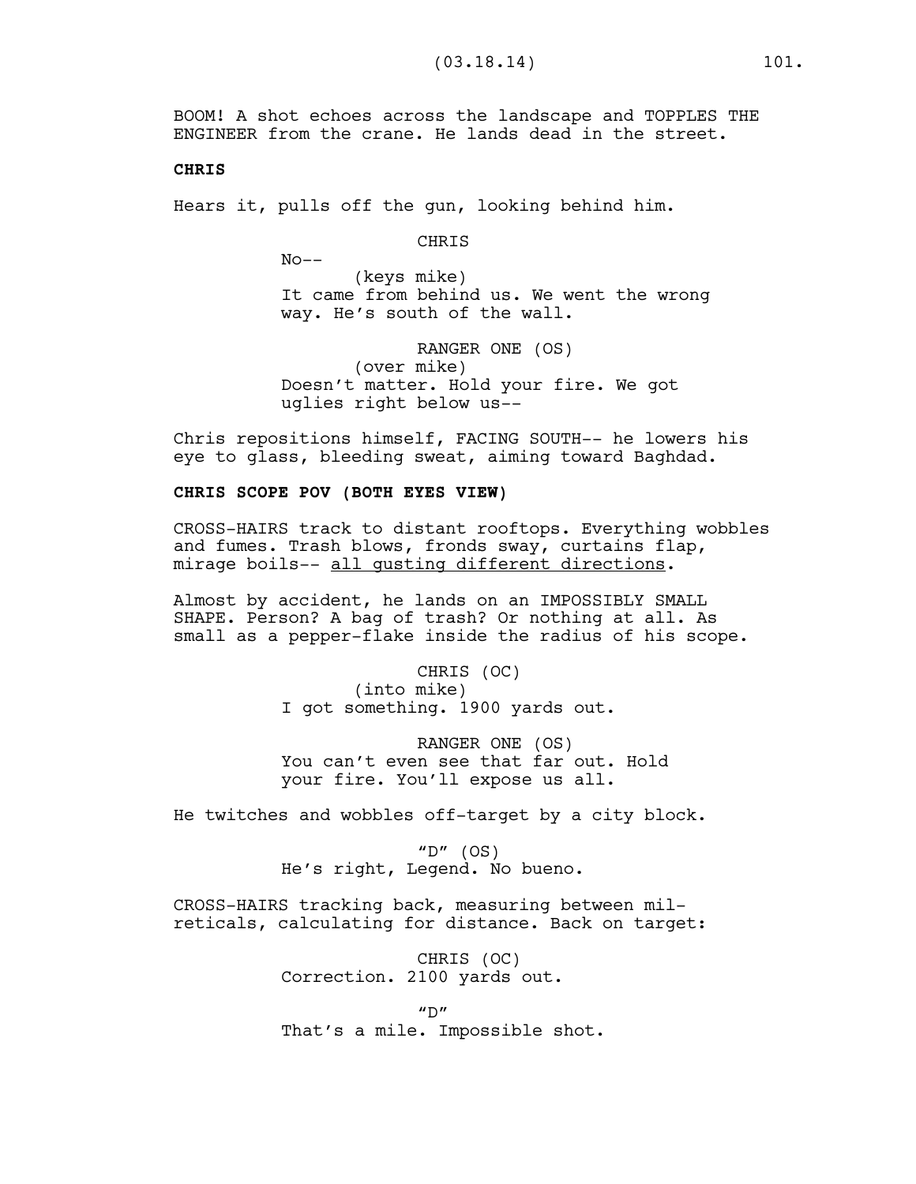BOOM! A shot echoes across the landscape and TOPPLES THE ENGINEER from the crane. He lands dead in the street.

**CHRIS**

Hears it, pulls off the gun, looking behind him.

CHRIS
No--
(keys mike)
It came from behind us. We went the wrong way. He's south of the wall.

RANGER ONE (OS)
(over mike)
Doesn't matter. Hold your fire. We got uglies right below us--

Chris repositions himself, FACING SOUTH-- he lowers his eye to glass, bleeding sweat, aiming toward Baghdad.

**CHRIS SCOPE POV (BOTH EYES VIEW)**

CROSS-HAIRS track to distant rooftops. Everything wobbles and fumes. Trash blows, fronds sway, curtains flap, mirage boils-- <u>all gusting different directions</u>.

Almost by accident, he lands on an IMPOSSIBLY SMALL SHAPE. Person? A bag of trash? Or nothing at all. As small as a pepper-flake inside the radius of his scope.

CHRIS (OC)
(into mike)
I got something. 1900 yards out.

RANGER ONE (OS)
You can't even see that far out. Hold your fire. You'll expose us all.

He twitches and wobbles off-target by a city block.

"D" (OS)
He's right, Legend. No bueno.

CROSS-HAIRS tracking back, measuring between mil-reticals, calculating for distance. Back on target:

CHRIS (OC)
Correction. 2100 yards out.

"D"
That's a mile. Impossible shot.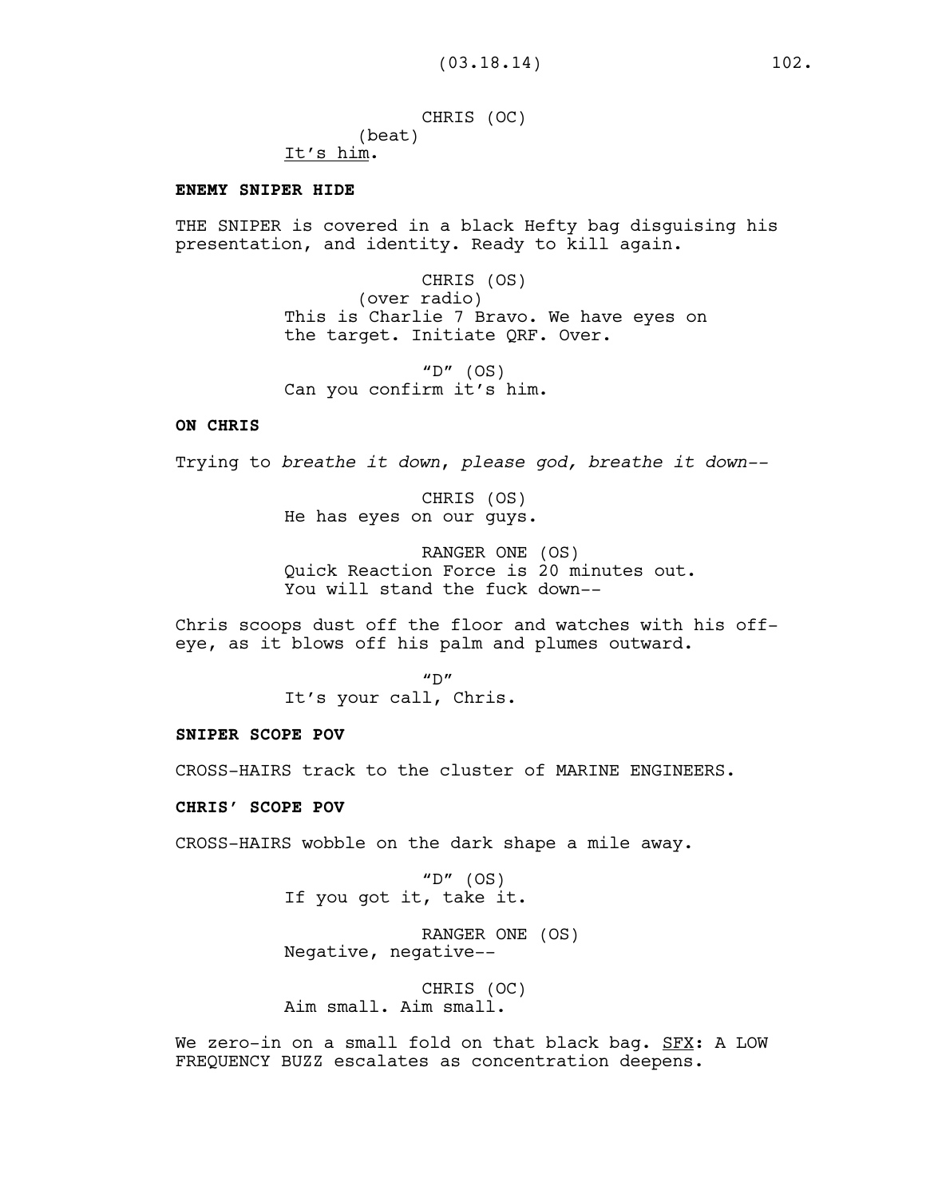CHRIS (OC)
(beat)
It's him.

**ENEMY SNIPER HIDE**

THE SNIPER is covered in a black Hefty bag disguising his presentation, and identity. Ready to kill again.

CHRIS (OS)
(over radio)
This is Charlie 7 Bravo. We have eyes on the target. Initiate QRF. Over.

"D" (OS)
Can you confirm it's him.

**ON CHRIS**

Trying to *breathe it down*, *please god, breathe it down*--

CHRIS (OS)
He has eyes on our guys.

RANGER ONE (OS)
Quick Reaction Force is 20 minutes out. You will stand the fuck down--

Chris scoops dust off the floor and watches with his off-eye, as it blows off his palm and plumes outward.

"D"
It's your call, Chris.

**SNIPER SCOPE POV**

CROSS-HAIRS track to the cluster of MARINE ENGINEERS.

**CHRIS' SCOPE POV**

CROSS-HAIRS wobble on the dark shape a mile away.

"D" (OS)
If you got it, take it.

RANGER ONE (OS)
Negative, negative--

CHRIS (OC)
Aim small. Aim small.

We zero-in on a small fold on that black bag. SFX: A LOW FREQUENCY BUZZ escalates as concentration deepens.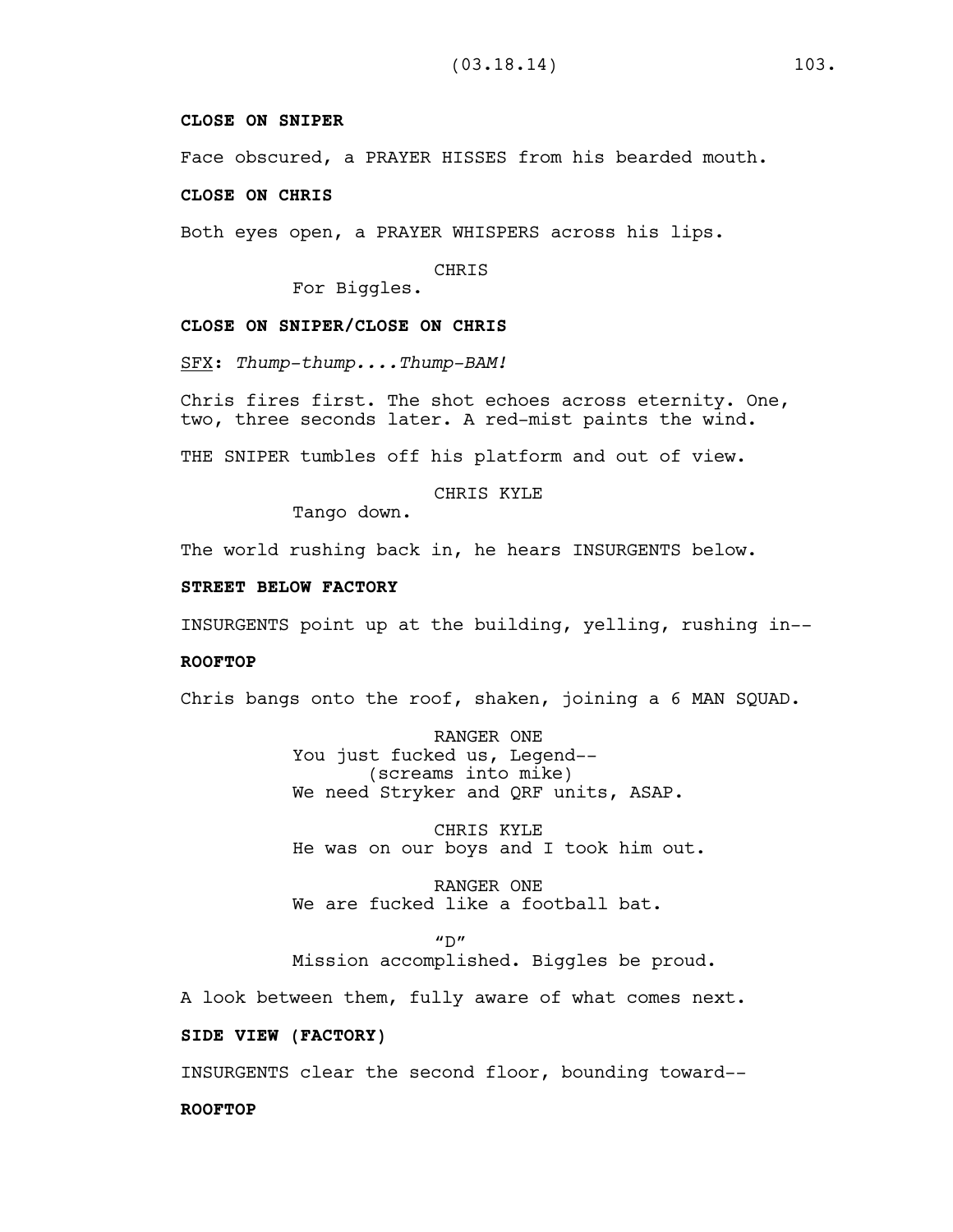**CLOSE ON SNIPER**

Face obscured, a PRAYER HISSES from his bearded mouth.

**CLOSE ON CHRIS**

Both eyes open, a PRAYER WHISPERS across his lips.

CHRIS
For Biggles.

**CLOSE ON SNIPER/CLOSE ON CHRIS**

SFX: *Thump-thump....Thump-BAM!*

Chris fires first. The shot echoes across eternity. One, two, three seconds later. A red-mist paints the wind.

THE SNIPER tumbles off his platform and out of view.

CHRIS KYLE
Tango down.

The world rushing back in, he hears INSURGENTS below.

**STREET BELOW FACTORY**

INSURGENTS point up at the building, yelling, rushing in--

**ROOFTOP**

Chris bangs onto the roof, shaken, joining a 6 MAN SQUAD.

RANGER ONE
You just fucked us, Legend--
(screams into mike)
We need Stryker and QRF units, ASAP.

CHRIS KYLE
He was on our boys and I took him out.

RANGER ONE
We are fucked like a football bat.

"D"
Mission accomplished. Biggles be proud.

A look between them, fully aware of what comes next.

**SIDE VIEW (FACTORY)**

INSURGENTS clear the second floor, bounding toward--

**ROOFTOP**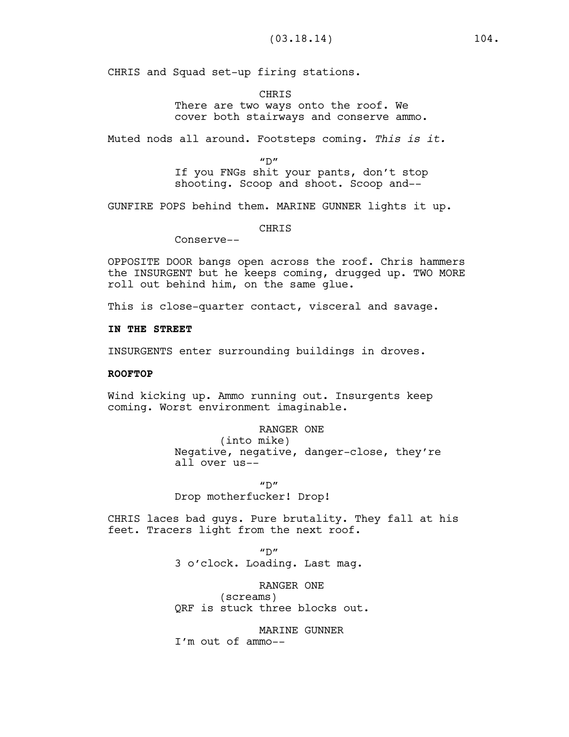CHRIS and Squad set-up firing stations.

CHRIS
There are two ways onto the roof. We cover both stairways and conserve ammo.

Muted nods all around. Footsteps coming. *This is it.*

"D"
If you FNGs shit your pants, don't stop shooting. Scoop and shoot. Scoop and--

GUNFIRE POPS behind them. MARINE GUNNER lights it up.

CHRIS
Conserve--

OPPOSITE DOOR bangs open across the roof. Chris hammers the INSURGENT but he keeps coming, drugged up. TWO MORE roll out behind him, on the same glue.

This is close-quarter contact, visceral and savage.

**IN THE STREET**

INSURGENTS enter surrounding buildings in droves.

**ROOFTOP**

Wind kicking up. Ammo running out. Insurgents keep coming. Worst environment imaginable.

RANGER ONE
(into mike)
Negative, negative, danger-close, they're all over us--

"D"
Drop motherfucker! Drop!

CHRIS laces bad guys. Pure brutality. They fall at his feet. Tracers light from the next roof.

"D"
3 o'clock. Loading. Last mag.

RANGER ONE
(screams)
QRF is stuck three blocks out.

MARINE GUNNER
I'm out of ammo--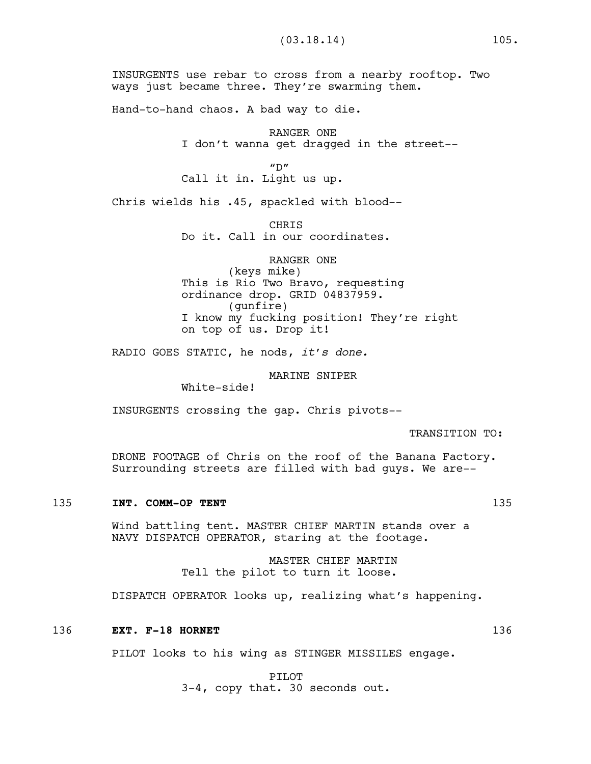INSURGENTS use rebar to cross from a nearby rooftop. Two ways just became three. They're swarming them.

Hand-to-hand chaos. A bad way to die.

RANGER ONE
I don't wanna get dragged in the street--

"D"
Call it in. Light us up.

Chris wields his .45, spackled with blood--

CHRIS
Do it. Call in our coordinates.

RANGER ONE
(keys mike)
This is Rio Two Bravo, requesting ordinance drop. GRID 04837959.
(gunfire)
I know my fucking position! They're right on top of us. Drop it!

RADIO GOES STATIC, he nods, *it's done.*

MARINE SNIPER
White-side!

INSURGENTS crossing the gap. Chris pivots--

TRANSITION TO:

DRONE FOOTAGE of Chris on the roof of the Banana Factory. Surrounding streets are filled with bad guys. We are--

135 **INT. COMM-OP TENT** 135

Wind battling tent. MASTER CHIEF MARTIN stands over a NAVY DISPATCH OPERATOR, staring at the footage.

MASTER CHIEF MARTIN
Tell the pilot to turn it loose.

DISPATCH OPERATOR looks up, realizing what's happening.

136 **EXT. F-18 HORNET** 136

PILOT looks to his wing as STINGER MISSILES engage.

PILOT
3-4, copy that. 30 seconds out.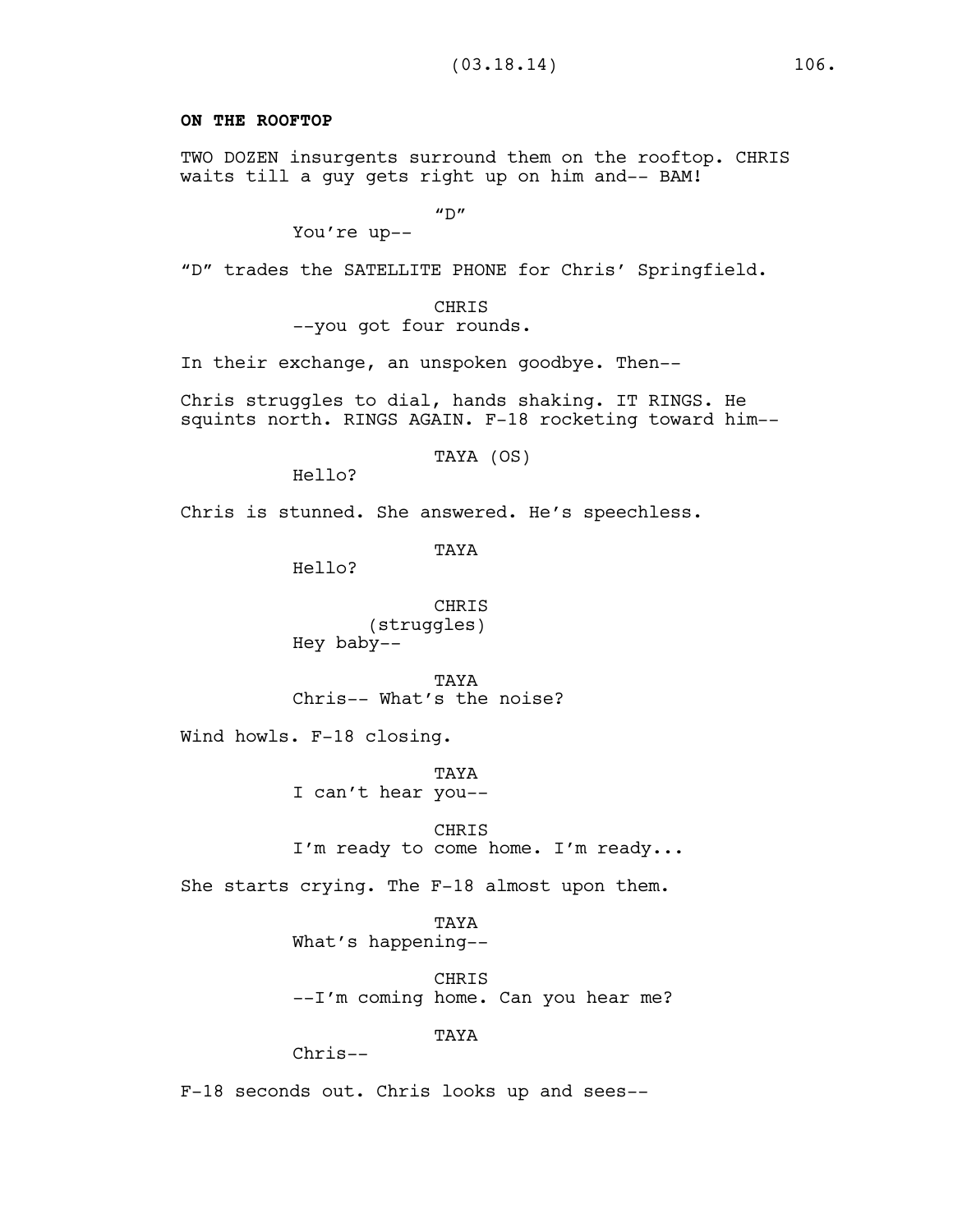**ON THE ROOFTOP**

TWO DOZEN insurgents surround them on the rooftop. CHRIS waits till a guy gets right up on him and-- BAM!

"D"
You're up--

"D" trades the SATELLITE PHONE for Chris' Springfield.

CHRIS
--you got four rounds.

In their exchange, an unspoken goodbye. Then--

Chris struggles to dial, hands shaking. IT RINGS. He squints north. RINGS AGAIN. F-18 rocketing toward him--

TAYA (OS)
Hello?

Chris is stunned. She answered. He's speechless.

TAYA
Hello?

CHRIS
(struggles)
Hey baby--

TAYA
Chris-- What's the noise?

Wind howls. F-18 closing.

TAYA
I can't hear you--

CHRIS
I'm ready to come home. I'm ready...

She starts crying. The F-18 almost upon them.

TAYA
What's happening--

CHRIS
--I'm coming home. Can you hear me?

TAYA
Chris--

F-18 seconds out. Chris looks up and sees--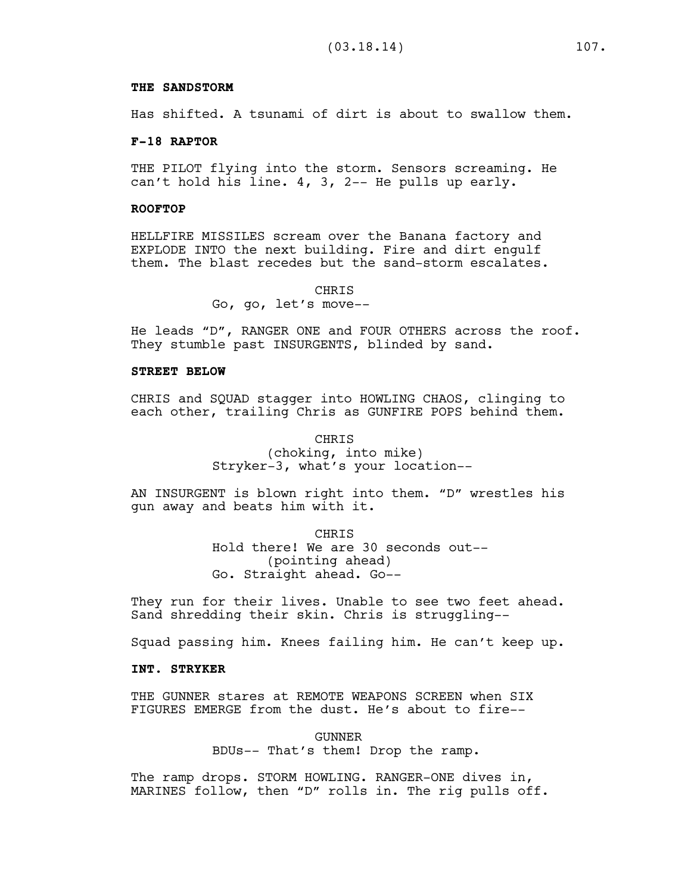**THE SANDSTORM**

Has shifted. A tsunami of dirt is about to swallow them.

**F-18 RAPTOR**

THE PILOT flying into the storm. Sensors screaming. He can't hold his line. 4, 3, 2-- He pulls up early.

**ROOFTOP**

HELLFIRE MISSILES scream over the Banana factory and EXPLODE INTO the next building. Fire and dirt engulf them. The blast recedes but the sand-storm escalates.

CHRIS
Go, go, let's move--

He leads "D", RANGER ONE and FOUR OTHERS across the roof. They stumble past INSURGENTS, blinded by sand.

**STREET BELOW**

CHRIS and SQUAD stagger into HOWLING CHAOS, clinging to each other, trailing Chris as GUNFIRE POPS behind them.

CHRIS
(choking, into mike)
Stryker-3, what's your location--

AN INSURGENT is blown right into them. "D" wrestles his gun away and beats him with it.

CHRIS
Hold there! We are 30 seconds out--
(pointing ahead)
Go. Straight ahead. Go--

They run for their lives. Unable to see two feet ahead. Sand shredding their skin. Chris is struggling--

Squad passing him. Knees failing him. He can't keep up.

**INT. STRYKER**

THE GUNNER stares at REMOTE WEAPONS SCREEN when SIX FIGURES EMERGE from the dust. He's about to fire--

GUNNER
BDUs-- That's them! Drop the ramp.

The ramp drops. STORM HOWLING. RANGER-ONE dives in, MARINES follow, then "D" rolls in. The rig pulls off.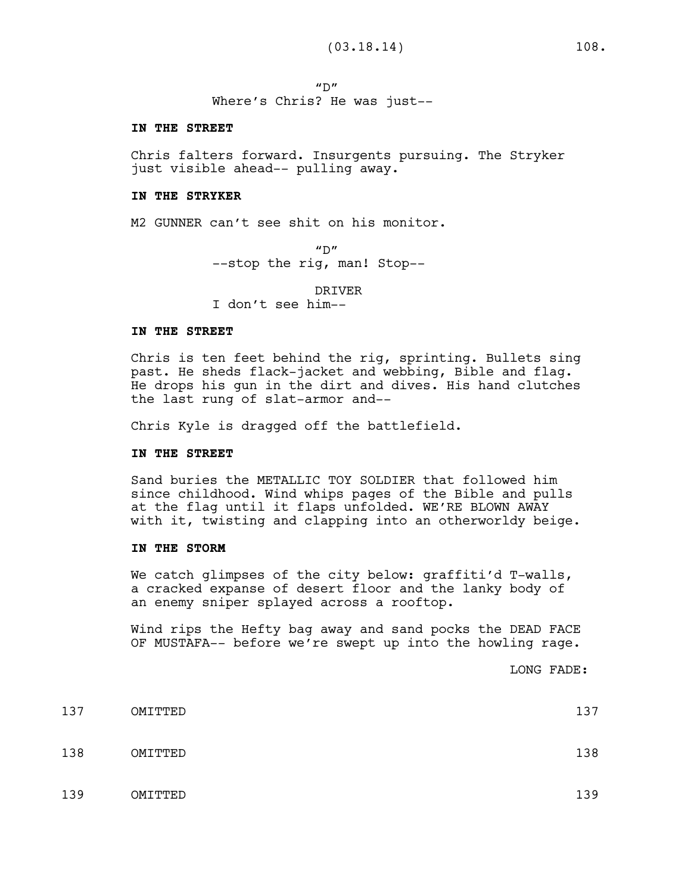"D"
Where's Chris? He was just--

**IN THE STREET**

Chris falters forward. Insurgents pursuing. The Stryker just visible ahead-- pulling away.

**IN THE STRYKER**

M2 GUNNER can't see shit on his monitor.

"D"
--stop the rig, man! Stop--

DRIVER
I don't see him--

**IN THE STREET**

Chris is ten feet behind the rig, sprinting. Bullets sing past. He sheds flack-jacket and webbing, Bible and flag. He drops his gun in the dirt and dives. His hand clutches the last rung of slat-armor and--

Chris Kyle is dragged off the battlefield.

**IN THE STREET**

Sand buries the METALLIC TOY SOLDIER that followed him since childhood. Wind whips pages of the Bible and pulls at the flag until it flaps unfolded. WE'RE BLOWN AWAY with it, twisting and clapping into an otherworldy beige.

**IN THE STORM**

We catch glimpses of the city below: graffiti'd T-walls, a cracked expanse of desert floor and the lanky body of an enemy sniper splayed across a rooftop.

Wind rips the Hefty bag away and sand pocks the DEAD FACE OF MUSTAFA-- before we're swept up into the howling rage.

LONG FADE:

137 OMITTED 137

138 OMITTED 138

139 OMITTED 139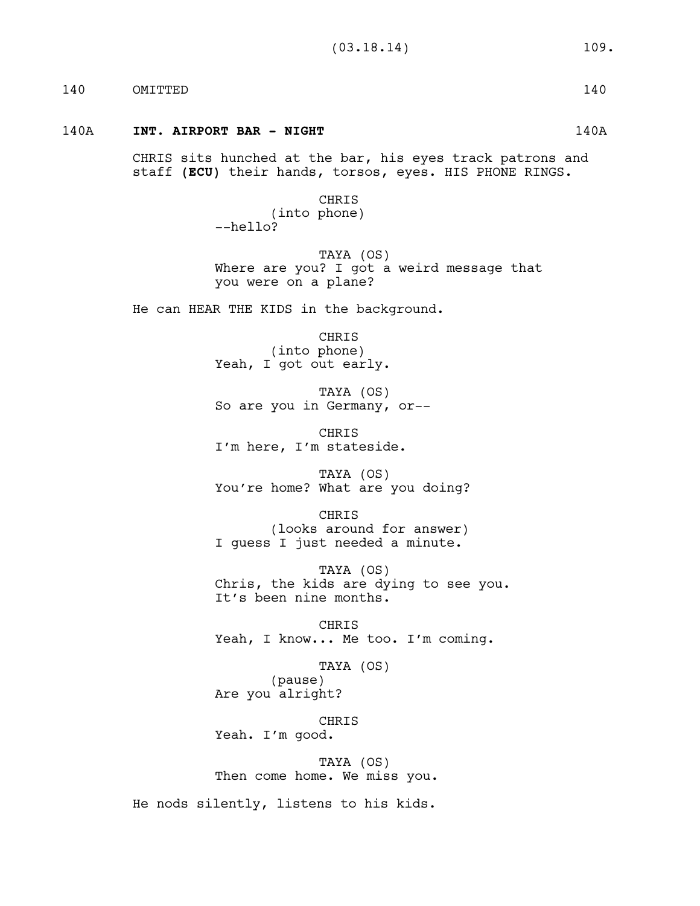140 OMITTED 140

140A **INT. AIRPORT BAR - NIGHT** 140A

CHRIS sits hunched at the bar, his eyes track patrons and staff **(ECU)** their hands, torsos, eyes. HIS PHONE RINGS.

CHRIS
(into phone)
--hello?

TAYA (OS)
Where are you? I got a weird message that you were on a plane?

He can HEAR THE KIDS in the background.

CHRIS
(into phone)
Yeah, I got out early.

TAYA (OS)
So are you in Germany, or--

CHRIS
I'm here, I'm stateside.

TAYA (OS)
You're home? What are you doing?

CHRIS
(looks around for answer)
I guess I just needed a minute.

TAYA (OS)
Chris, the kids are dying to see you. It's been nine months.

CHRIS
Yeah, I know... Me too. I'm coming.

TAYA (OS)
(pause)
Are you alright?

CHRIS
Yeah. I'm good.

TAYA (OS)
Then come home. We miss you.

He nods silently, listens to his kids.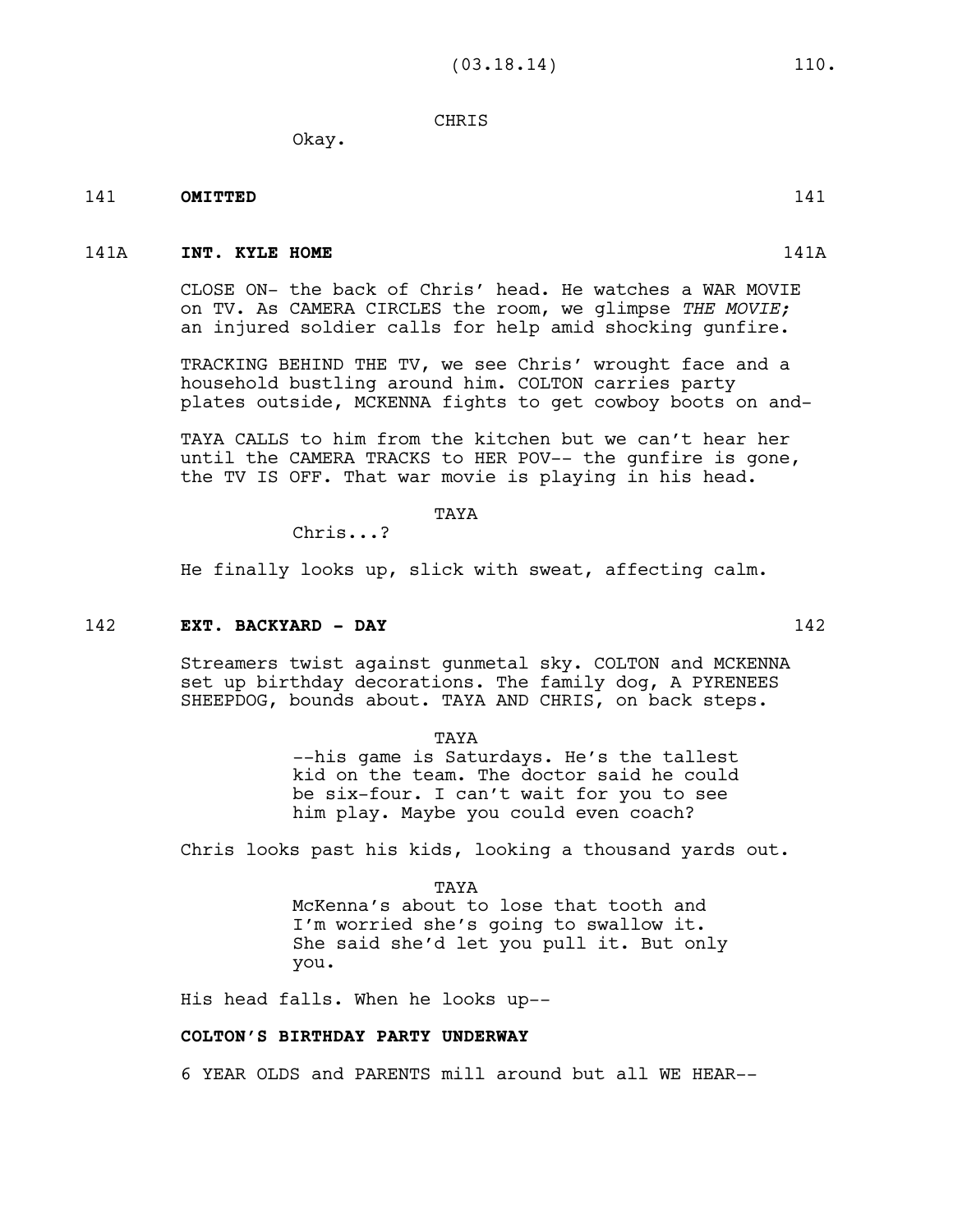CHRIS

Okay.

141 **OMITTED** 141

141A **INT. KYLE HOME** 141A

CLOSE ON- the back of Chris' head. He watches a WAR MOVIE on TV. As CAMERA CIRCLES the room, we glimpse *THE MOVIE;* an injured soldier calls for help amid shocking gunfire.

TRACKING BEHIND THE TV, we see Chris' wrought face and a household bustling around him. COLTON carries party plates outside, MCKENNA fights to get cowboy boots on and-

TAYA CALLS to him from the kitchen but we can't hear her until the CAMERA TRACKS to HER POV-- the gunfire is gone, the TV IS OFF. That war movie is playing in his head.

TAYA

Chris...?

He finally looks up, slick with sweat, affecting calm.

142 **EXT. BACKYARD - DAY** 142

Streamers twist against gunmetal sky. COLTON and MCKENNA set up birthday decorations. The family dog, A PYRENEES SHEEPDOG, bounds about. TAYA AND CHRIS, on back steps.

TAYA

--his game is Saturdays. He's the tallest kid on the team. The doctor said he could be six-four. I can't wait for you to see him play. Maybe you could even coach?

Chris looks past his kids, looking a thousand yards out.

TAYA

McKenna's about to lose that tooth and I'm worried she's going to swallow it. She said she'd let you pull it. But only you.

His head falls. When he looks up--

**COLTON'S BIRTHDAY PARTY UNDERWAY**

6 YEAR OLDS and PARENTS mill around but all WE HEAR--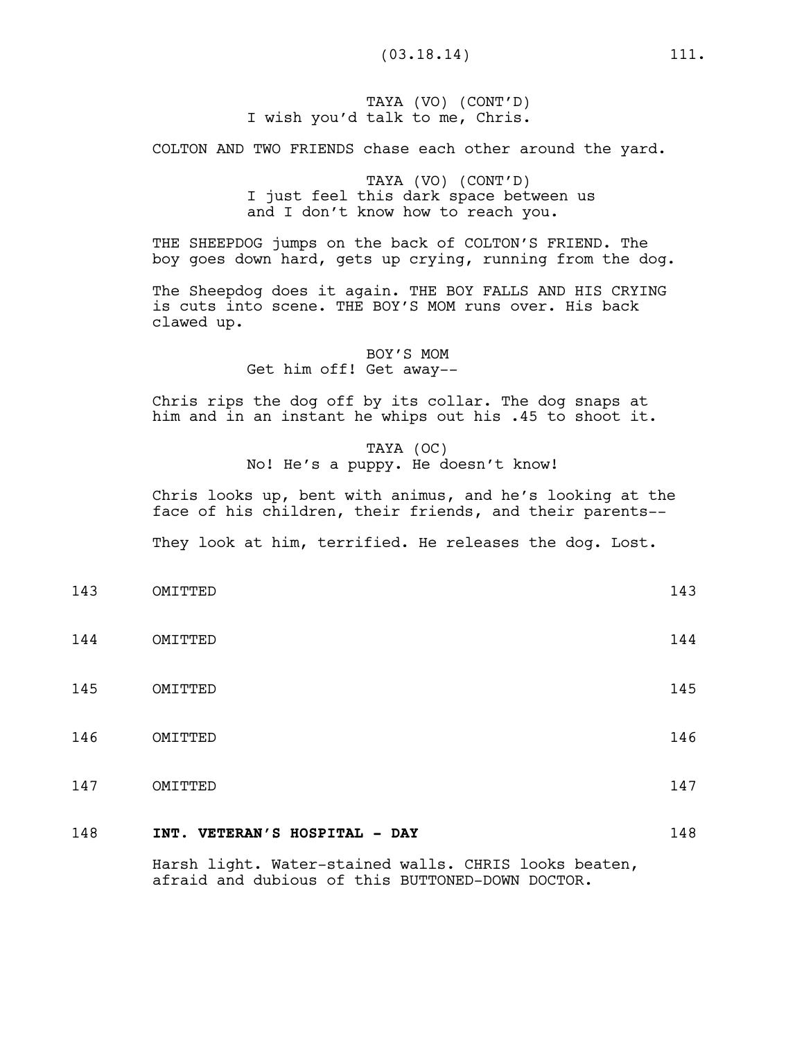TAYA (VO) (CONT'D)
I wish you'd talk to me, Chris.

COLTON AND TWO FRIENDS chase each other around the yard.

TAYA (VO) (CONT'D)
I just feel this dark space between us and I don't know how to reach you.

THE SHEEPDOG jumps on the back of COLTON'S FRIEND. The boy goes down hard, gets up crying, running from the dog.

The Sheepdog does it again. THE BOY FALLS AND HIS CRYING is cuts into scene. THE BOY'S MOM runs over. His back clawed up.

BOY'S MOM
Get him off! Get away--

Chris rips the dog off by its collar. The dog snaps at him and in an instant he whips out his .45 to shoot it.

TAYA (OC)
No! He's a puppy. He doesn't know!

Chris looks up, bent with animus, and he's looking at the face of his children, their friends, and their parents--

They look at him, terrified. He releases the dog. Lost.

143 OMITTED 143

144 OMITTED 144

145 OMITTED 145

146 OMITTED 146

147 OMITTED 147

148 **INT. VETERAN'S HOSPITAL - DAY** 148

Harsh light. Water-stained walls. CHRIS looks beaten, afraid and dubious of this BUTTONED-DOWN DOCTOR.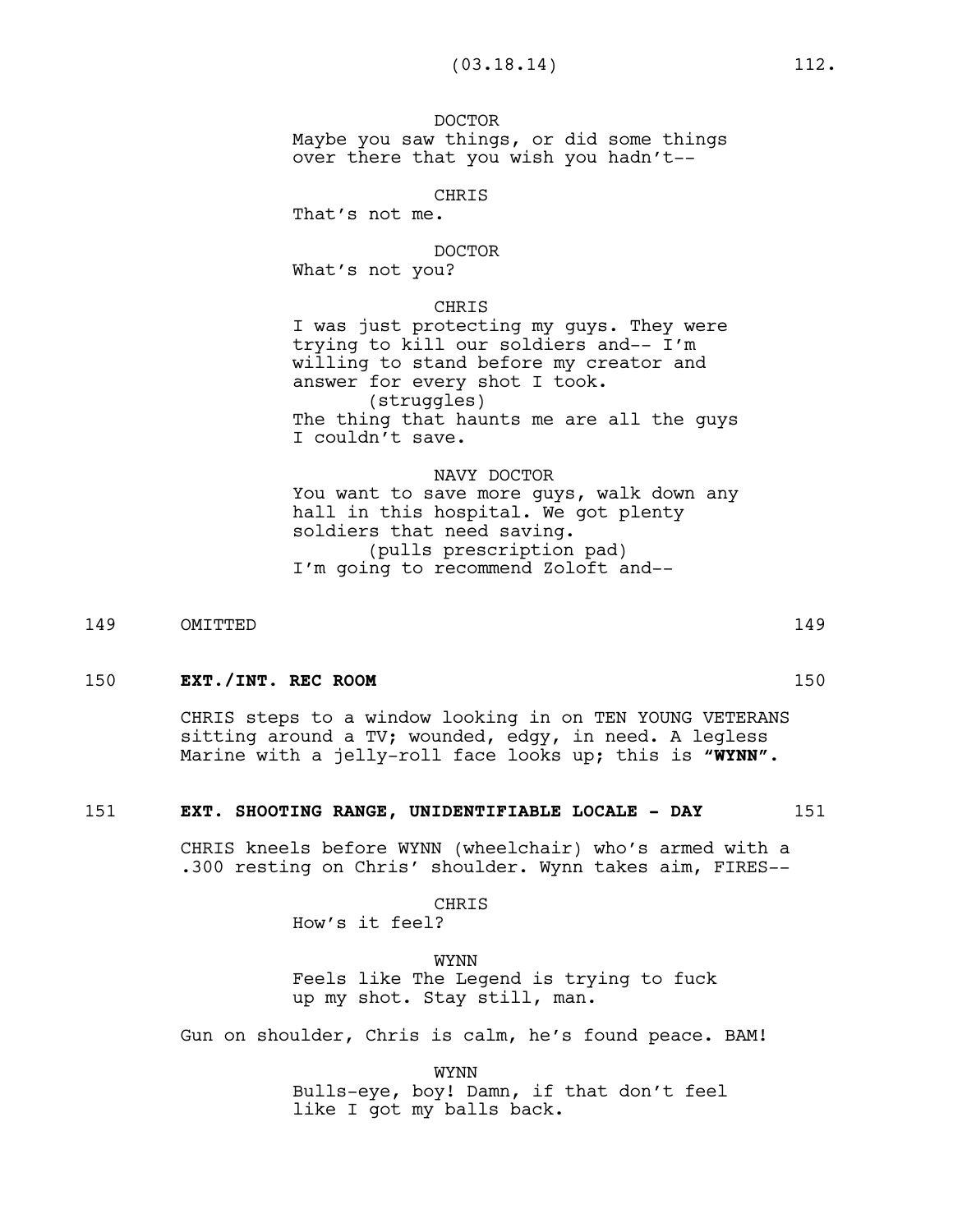DOCTOR
Maybe you saw things, or did some things over there that you wish you hadn't--

CHRIS
That's not me.

DOCTOR
What's not you?

CHRIS
I was just protecting my guys. They were trying to kill our soldiers and-- I'm willing to stand before my creator and answer for every shot I took.
(struggles)
The thing that haunts me are all the guys I couldn't save.

NAVY DOCTOR
You want to save more guys, walk down any hall in this hospital. We got plenty soldiers that need saving.
(pulls prescription pad)
I'm going to recommend Zoloft and--

149 OMITTED 149

150 **EXT./INT. REC ROOM** 150

CHRIS steps to a window looking in on TEN YOUNG VETERANS sitting around a TV; wounded, edgy, in need. A legless Marine with a jelly-roll face looks up; this is **"WYNN"**.

151 **EXT. SHOOTING RANGE, UNIDENTIFIABLE LOCALE - DAY** 151

CHRIS kneels before WYNN (wheelchair) who's armed with a .300 resting on Chris' shoulder. Wynn takes aim, FIRES--

CHRIS
How's it feel?

WYNN
Feels like The Legend is trying to fuck up my shot. Stay still, man.

Gun on shoulder, Chris is calm, he's found peace. BAM!

WYNN
Bulls-eye, boy! Damn, if that don't feel like I got my balls back.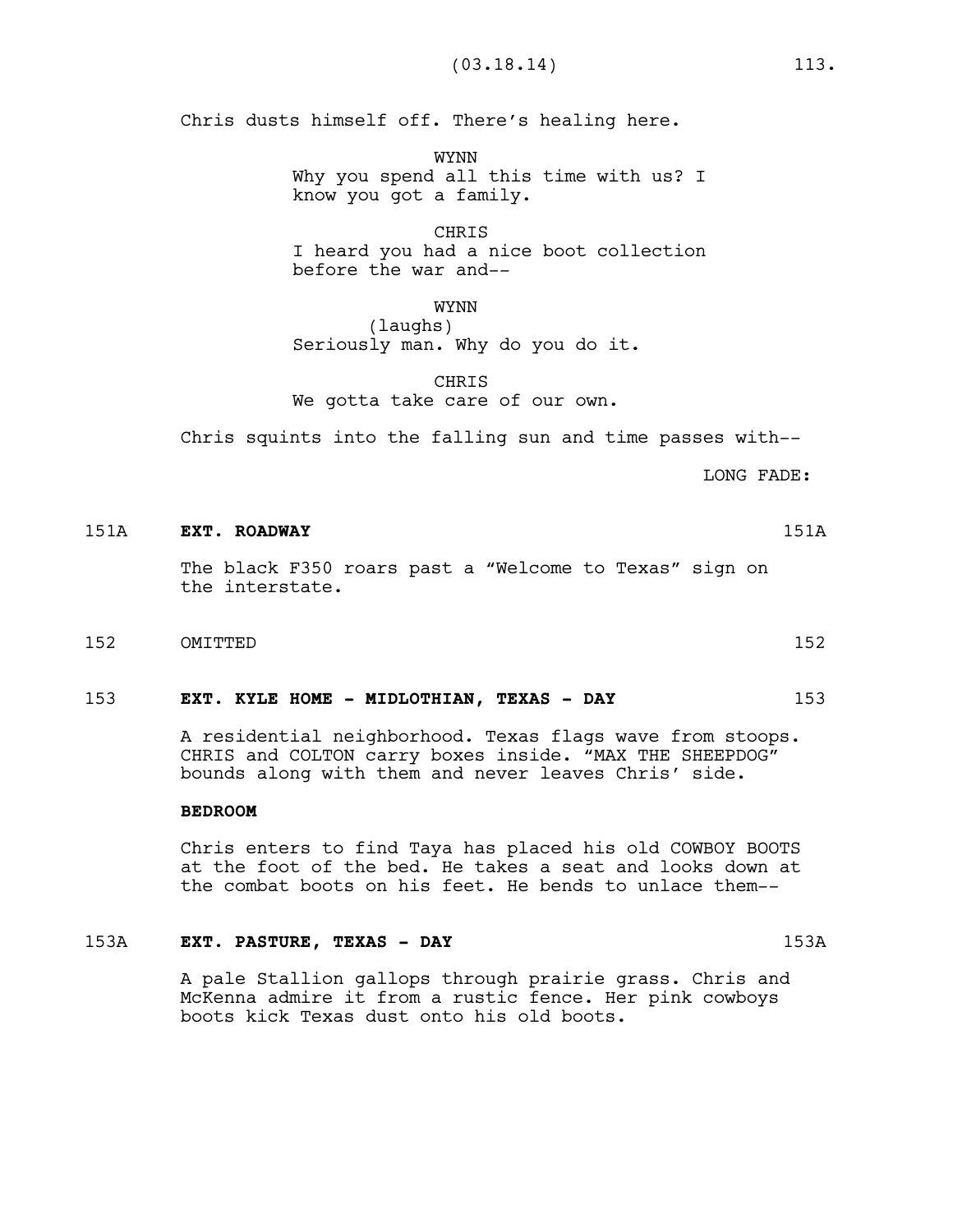Chris dusts himself off. There's healing here.

WYNN
Why you spend all this time with us? I know you got a family.

CHRIS
I heard you had a nice boot collection before the war and--

WYNN
(laughs)
Seriously man. Why do you do it.

CHRIS
We gotta take care of our own.

Chris squints into the falling sun and time passes with--

LONG FADE:

151A **EXT. ROADWAY** 151A

The black F350 roars past a "Welcome to Texas" sign on the interstate.

152 OMITTED 152

153 **EXT. KYLE HOME - MIDLOTHIAN, TEXAS - DAY** 153

A residential neighborhood. Texas flags wave from stoops. CHRIS and COLTON carry boxes inside. "MAX THE SHEEPDOG" bounds along with them and never leaves Chris' side.

**BEDROOM**

Chris enters to find Taya has placed his old COWBOY BOOTS at the foot of the bed. He takes a seat and looks down at the combat boots on his feet. He bends to unlace them--

153A **EXT. PASTURE, TEXAS - DAY** 153A

A pale Stallion gallops through prairie grass. Chris and McKenna admire it from a rustic fence. Her pink cowboys boots kick Texas dust onto his old boots.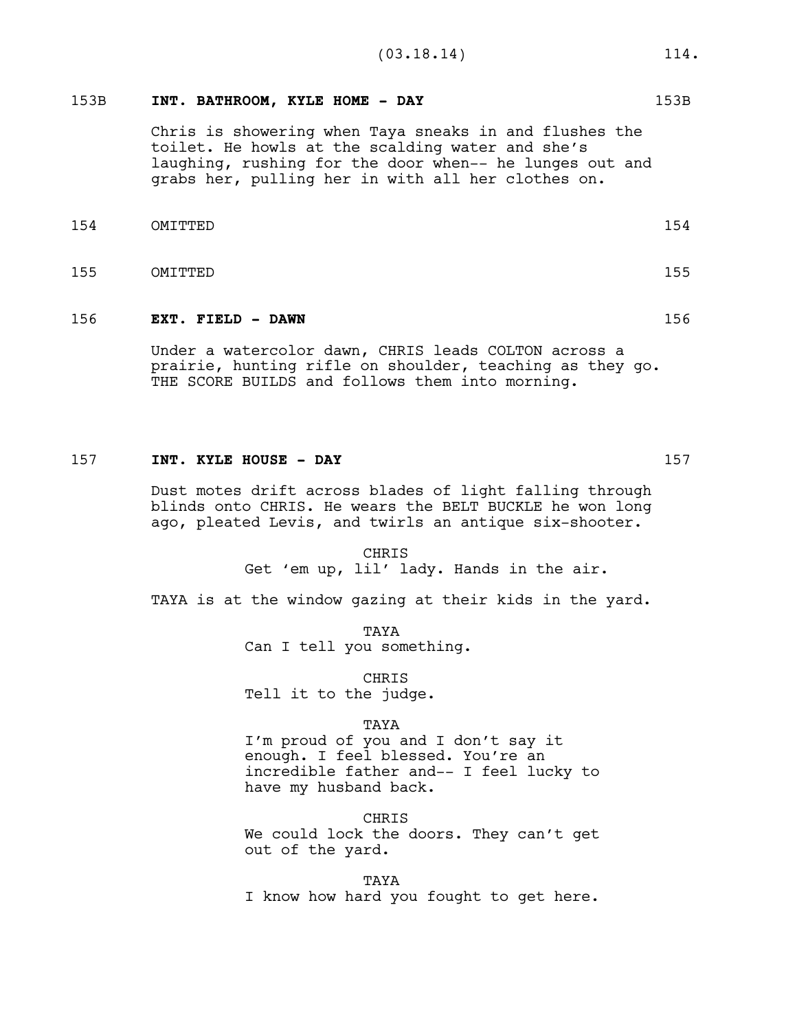153B **INT. BATHROOM, KYLE HOME - DAY** 153B

Chris is showering when Taya sneaks in and flushes the toilet. He howls at the scalding water and she's laughing, rushing for the door when-- he lunges out and grabs her, pulling her in with all her clothes on.

154 OMITTED 154

155 OMITTED 155

156 **EXT. FIELD - DAWN** 156

Under a watercolor dawn, CHRIS leads COLTON across a prairie, hunting rifle on shoulder, teaching as they go. THE SCORE BUILDS and follows them into morning.

157 **INT. KYLE HOUSE - DAY** 157

Dust motes drift across blades of light falling through blinds onto CHRIS. He wears the BELT BUCKLE he won long ago, pleated Levis, and twirls an antique six-shooter.

CHRIS
Get 'em up, lil' lady. Hands in the air.

TAYA is at the window gazing at their kids in the yard.

TAYA
Can I tell you something.

CHRIS
Tell it to the judge.

TAYA
I'm proud of you and I don't say it enough. I feel blessed. You're an incredible father and-- I feel lucky to have my husband back.

CHRIS
We could lock the doors. They can't get out of the yard.

TAYA
I know how hard you fought to get here.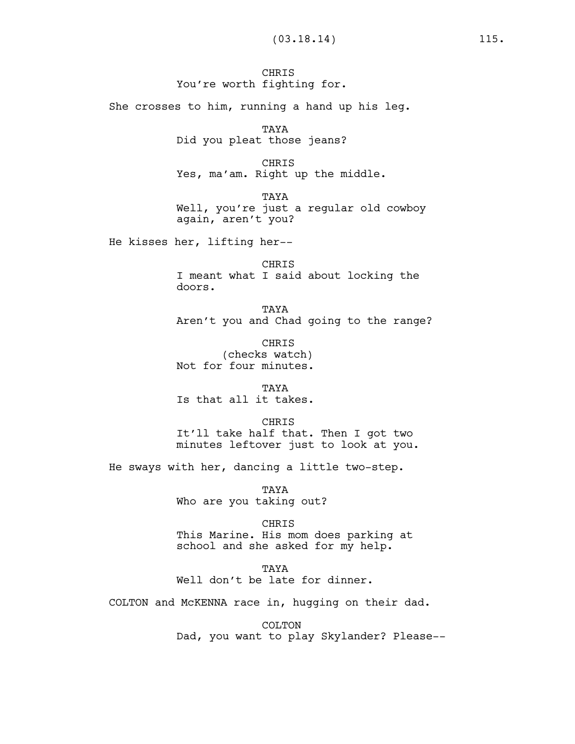CHRIS
You're worth fighting for.

She crosses to him, running a hand up his leg.

TAYA
Did you pleat those jeans?

CHRIS
Yes, ma'am. Right up the middle.

TAYA
Well, you're just a regular old cowboy again, aren't you?

He kisses her, lifting her--

CHRIS
I meant what I said about locking the doors.

TAYA
Aren't you and Chad going to the range?

CHRIS
(checks watch)
Not for four minutes.

TAYA
Is that all it takes.

CHRIS
It'll take half that. Then I got two minutes leftover just to look at you.

He sways with her, dancing a little two-step.

TAYA
Who are you taking out?

CHRIS
This Marine. His mom does parking at school and she asked for my help.

TAYA
Well don't be late for dinner.

COLTON and McKENNA race in, hugging on their dad.

COLTON
Dad, you want to play Skylander? Please--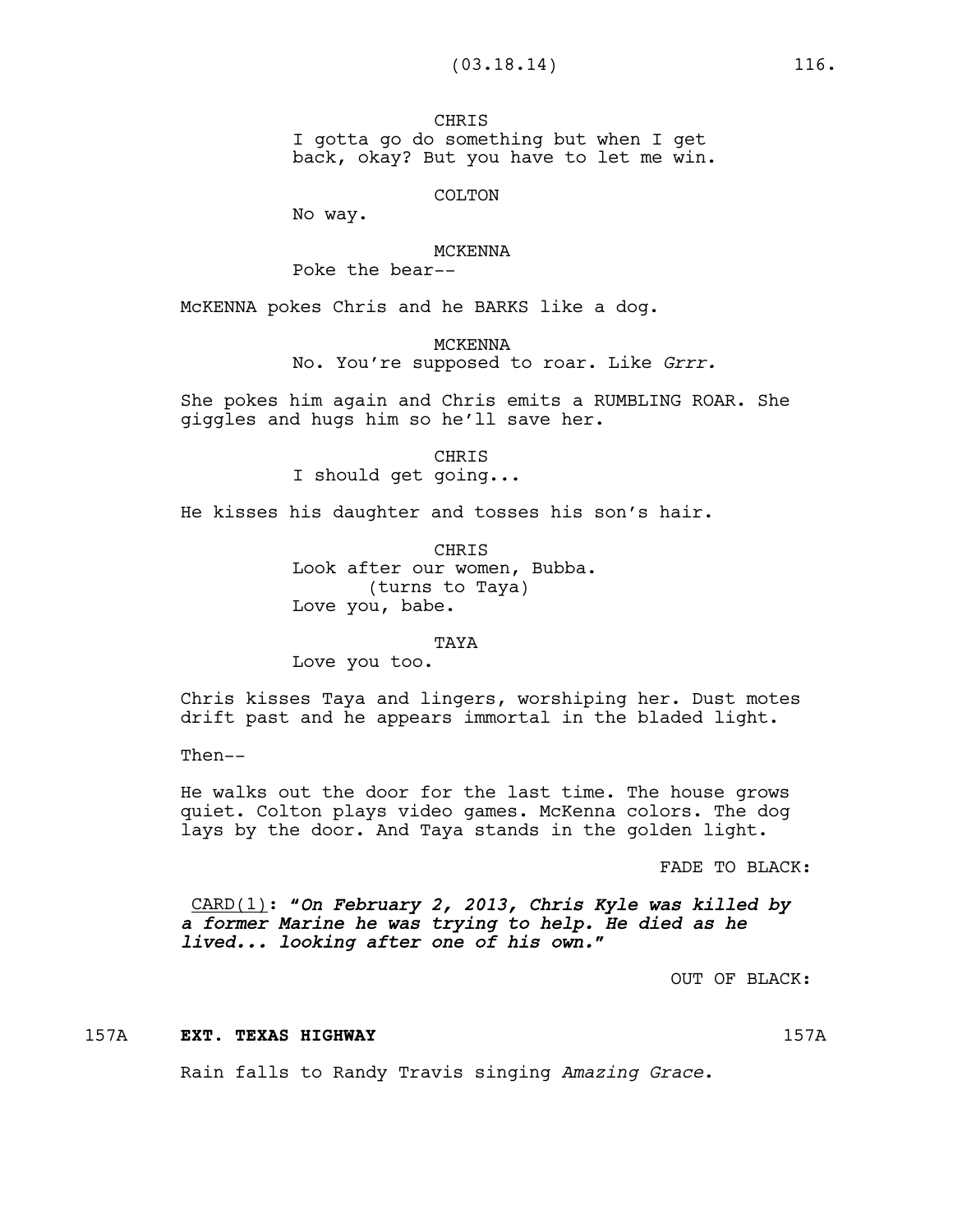CHRIS
I gotta go do something but when I get back, okay? But you have to let me win.

COLTON
No way.

MCKENNA
Poke the bear--

McKENNA pokes Chris and he BARKS like a dog.

MCKENNA
No. You're supposed to roar. Like *Grrr.*

She pokes him again and Chris emits a RUMBLING ROAR. She giggles and hugs him so he'll save her.

CHRIS
I should get going...

He kisses his daughter and tosses his son's hair.

CHRIS
Look after our women, Bubba.
(turns to Taya)
Love you, babe.

TAYA
Love you too.

Chris kisses Taya and lingers, worshiping her. Dust motes drift past and he appears immortal in the bladed light.

Then--

He walks out the door for the last time. The house grows quiet. Colton plays video games. McKenna colors. The dog lays by the door. And Taya stands in the golden light.

FADE TO BLACK:

CARD(1): ***"On February 2, 2013, Chris Kyle was killed by a former Marine he was trying to help. He died as he lived... looking after one of his own."***

OUT OF BLACK:

157A **EXT. TEXAS HIGHWAY** 157A

Rain falls to Randy Travis singing *Amazing Grace*.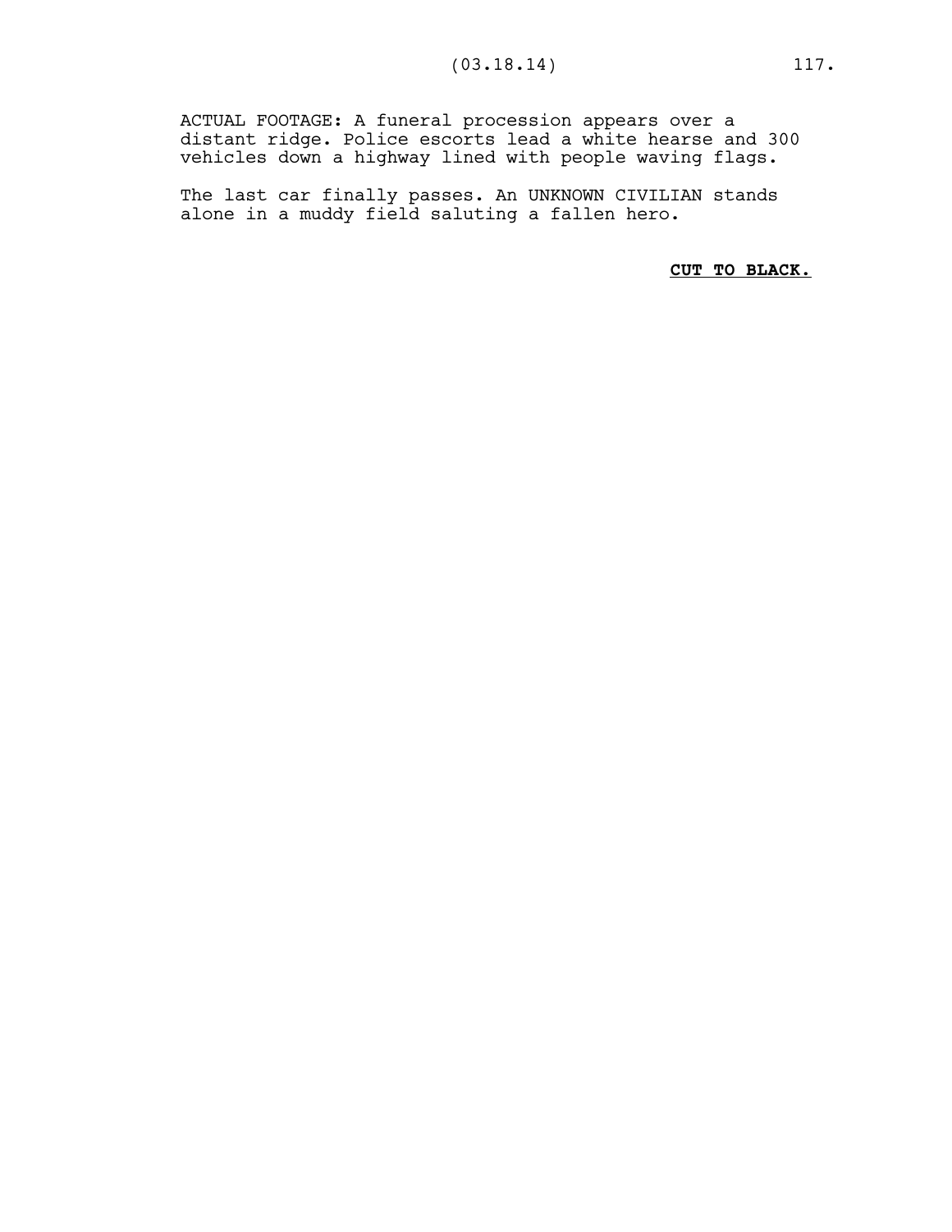ACTUAL FOOTAGE: A funeral procession appears over a distant ridge. Police escorts lead a white hearse and 300 vehicles down a highway lined with people waving flags.

The last car finally passes. An UNKNOWN CIVILIAN stands alone in a muddy field saluting a fallen hero.

**CUT TO BLACK.**